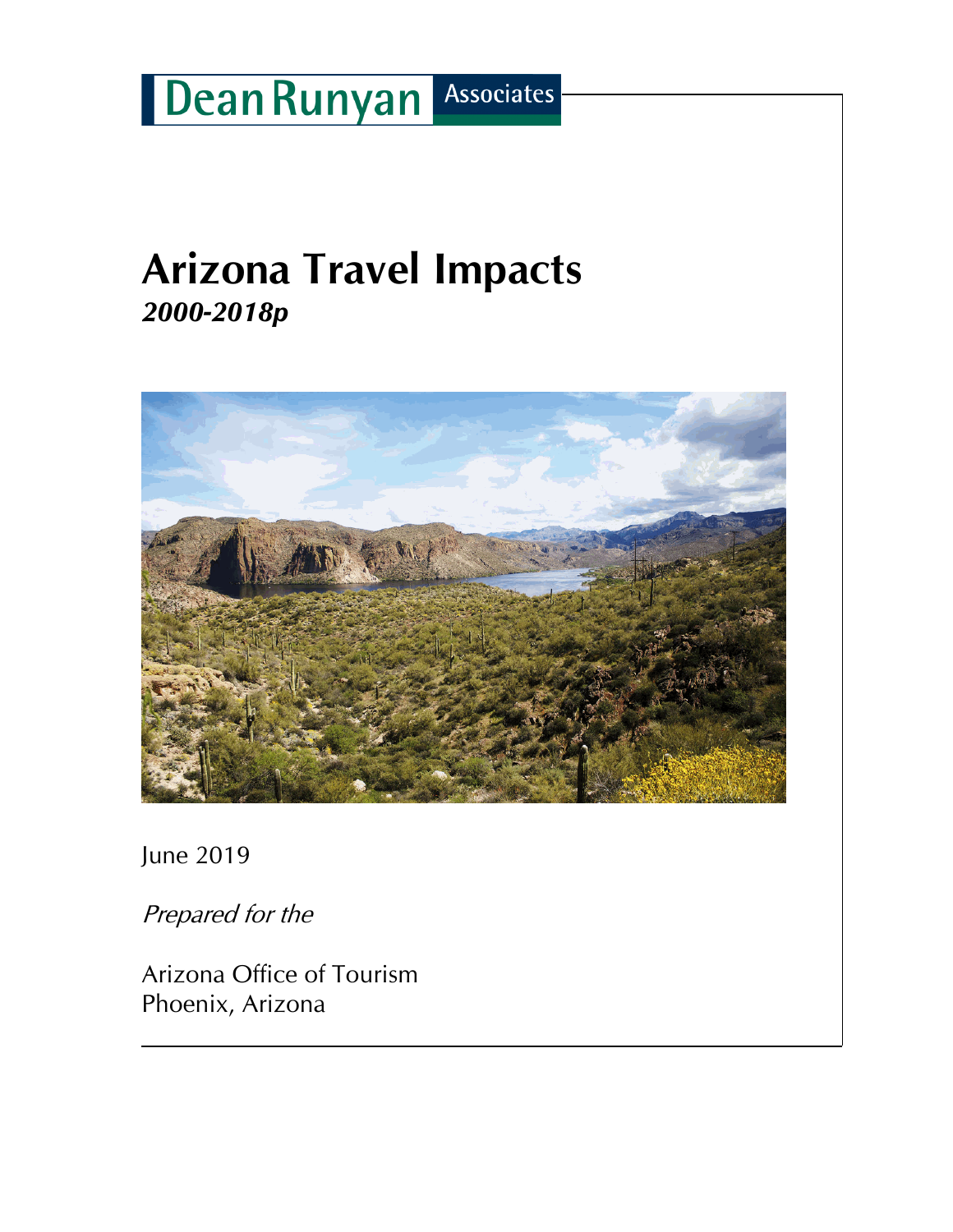Dean Runyan Associates

# Arizona Travel Impacts

***2000-2018p***

June 2019

*Prepared for the*

Arizona Office of Tourism
Phoenix, Arizona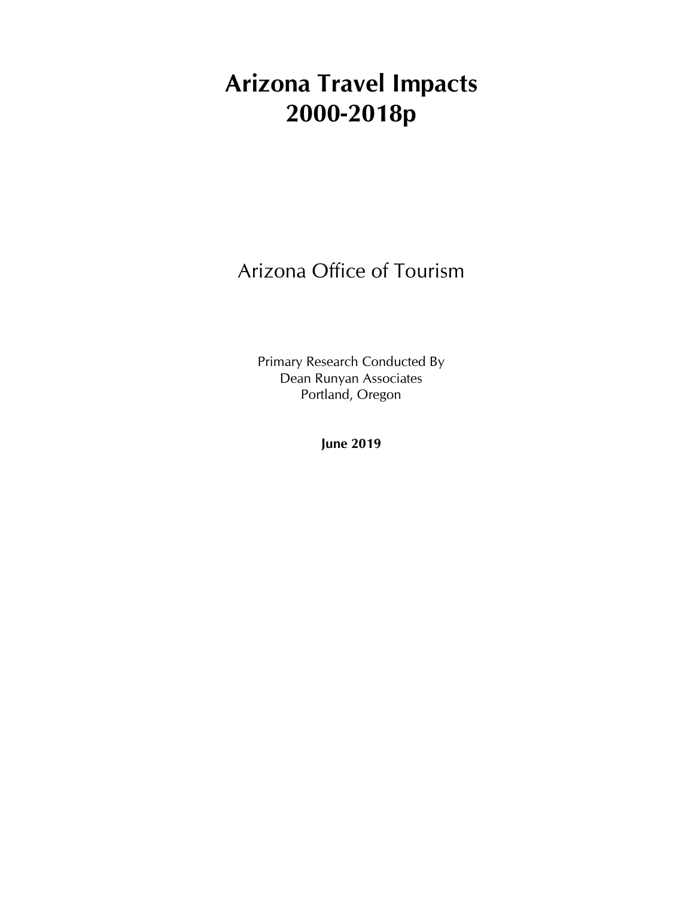# Arizona Travel Impacts
# 2000-2018p

Arizona Office of Tourism

Primary Research Conducted By
Dean Runyan Associates
Portland, Oregon

**June 2019**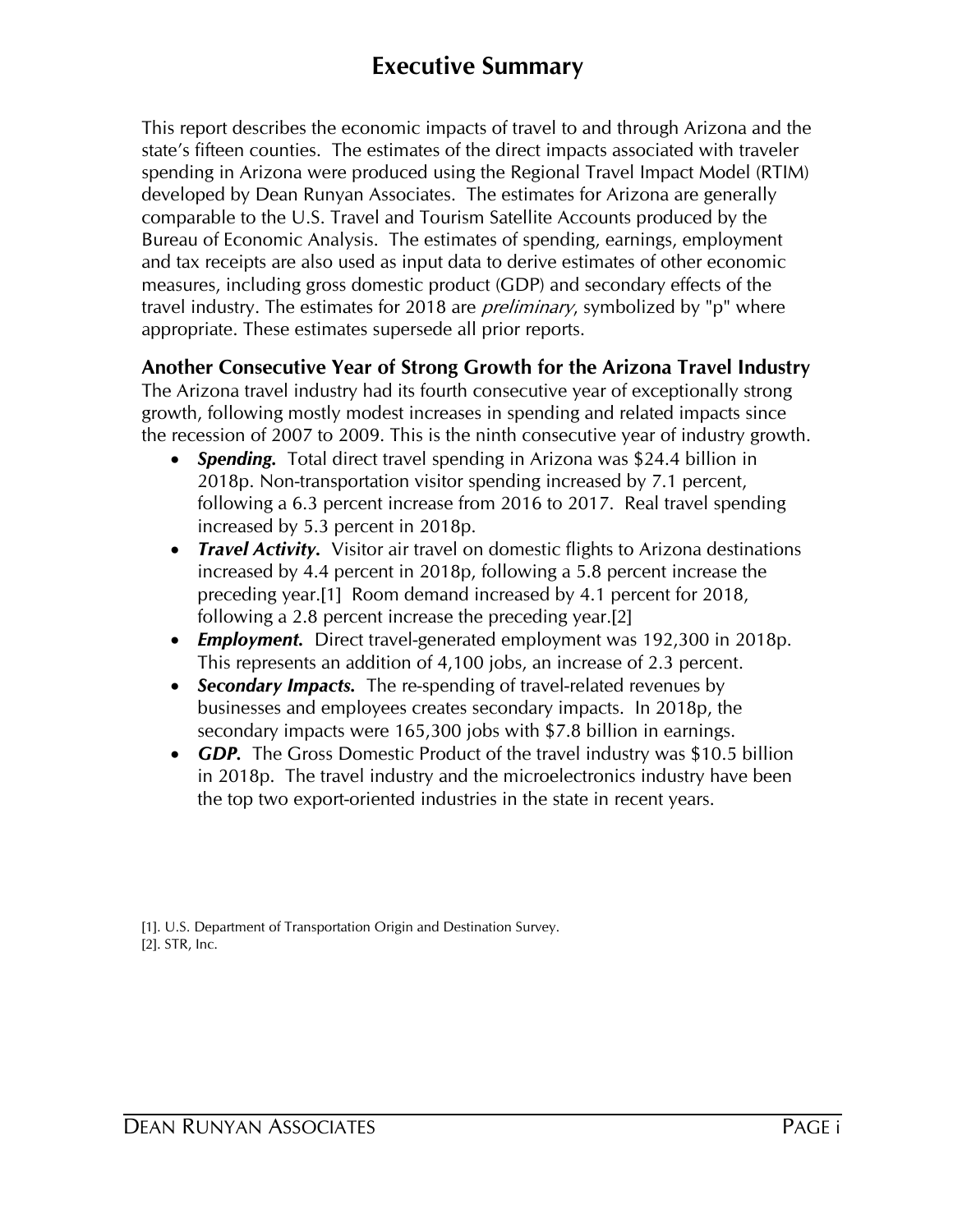# Executive Summary

This report describes the economic impacts of travel to and through Arizona and the state's fifteen counties. The estimates of the direct impacts associated with traveler spending in Arizona were produced using the Regional Travel Impact Model (RTIM) developed by Dean Runyan Associates. The estimates for Arizona are generally comparable to the U.S. Travel and Tourism Satellite Accounts produced by the Bureau of Economic Analysis. The estimates of spending, earnings, employment and tax receipts are also used as input data to derive estimates of other economic measures, including gross domestic product (GDP) and secondary effects of the travel industry. The estimates for 2018 are *preliminary*, symbolized by "p" where appropriate. These estimates supersede all prior reports.

## Another Consecutive Year of Strong Growth for the Arizona Travel Industry

The Arizona travel industry had its fourth consecutive year of exceptionally strong growth, following mostly modest increases in spending and related impacts since the recession of 2007 to 2009. This is the ninth consecutive year of industry growth.

- ***Spending.*** Total direct travel spending in Arizona was $24.4 billion in 2018p. Non-transportation visitor spending increased by 7.1 percent, following a 6.3 percent increase from 2016 to 2017. Real travel spending increased by 5.3 percent in 2018p.
- ***Travel Activity.*** Visitor air travel on domestic flights to Arizona destinations increased by 4.4 percent in 2018p, following a 5.8 percent increase the preceding year.[1] Room demand increased by 4.1 percent for 2018, following a 2.8 percent increase the preceding year.[2]
- ***Employment.*** Direct travel-generated employment was 192,300 in 2018p. This represents an addition of 4,100 jobs, an increase of 2.3 percent.
- ***Secondary Impacts.*** The re-spending of travel-related revenues by businesses and employees creates secondary impacts. In 2018p, the secondary impacts were 165,300 jobs with $7.8 billion in earnings.
- ***GDP.*** The Gross Domestic Product of the travel industry was $10.5 billion in 2018p. The travel industry and the microelectronics industry have been the top two export-oriented industries in the state in recent years.

[1]. U.S. Department of Transportation Origin and Destination Survey.
[2]. STR, Inc.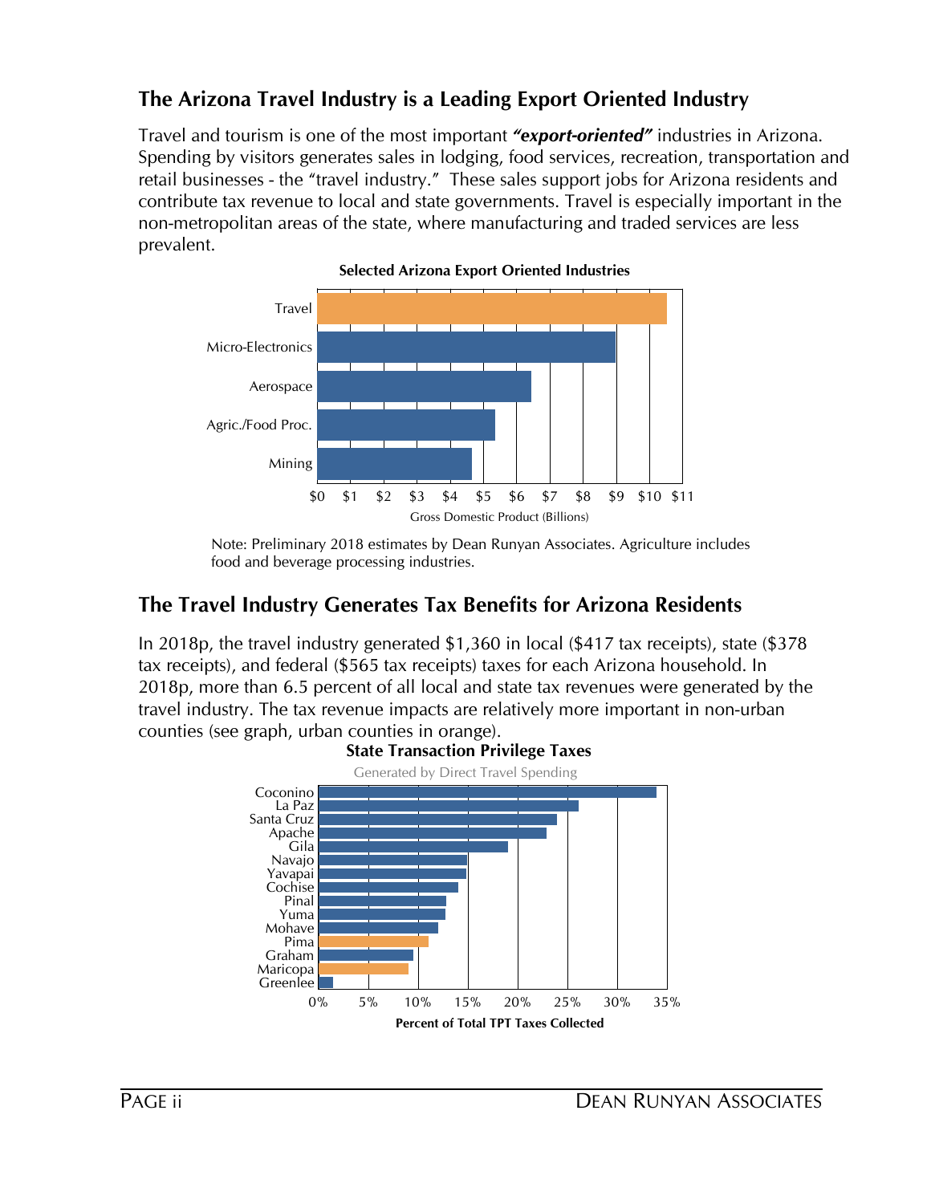## The Arizona Travel Industry is a Leading Export Oriented Industry

Travel and tourism is one of the most important ***"export-oriented"*** industries in Arizona. Spending by visitors generates sales in lodging, food services, recreation, transportation and retail businesses - the "travel industry." These sales support jobs for Arizona residents and contribute tax revenue to local and state governments. Travel is especially important in the non-metropolitan areas of the state, where manufacturing and traded services are less prevalent.

**Selected Arizona Export Oriented Industries**

Travel, Micro-Electronics, Aerospace, Agric./Food Proc., Mining

$0 $1 $2 $3 $4 $5 $6 $7 $8 $9 $10 $11

Gross Domestic Product (Billions)

Note: Preliminary 2018 estimates by Dean Runyan Associates. Agriculture includes food and beverage processing industries.

## The Travel Industry Generates Tax Benefits for Arizona Residents

In 2018p, the travel industry generated $1,360 in local ($417 tax receipts), state ($378 tax receipts), and federal ($565 tax receipts) taxes for each Arizona household. In 2018p, more than 6.5 percent of all local and state tax revenues were generated by the travel industry. The tax revenue impacts are relatively more important in non-urban counties (see graph, urban counties in orange).

**State Transaction Privilege Taxes**

Generated by Direct Travel Spending

Coconino, La Paz, Santa Cruz, Apache, Gila, Navajo, Yavapai, Cochise, Pinal, Yuma, Mohave, Pima, Graham, Maricopa, Greenlee

0% 5% 10% 15% 20% 25% 30% 35%

**Percent of Total TPT Taxes Collected**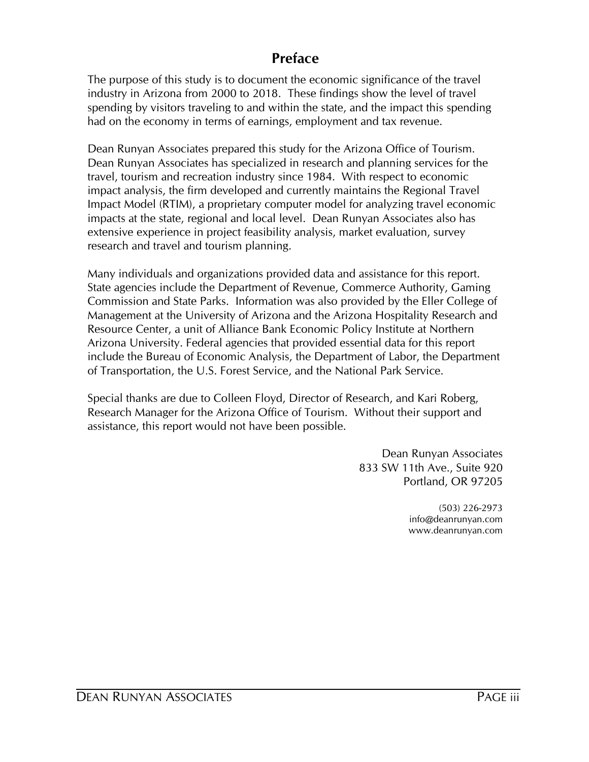# Preface

The purpose of this study is to document the economic significance of the travel industry in Arizona from 2000 to 2018. These findings show the level of travel spending by visitors traveling to and within the state, and the impact this spending had on the economy in terms of earnings, employment and tax revenue.

Dean Runyan Associates prepared this study for the Arizona Office of Tourism. Dean Runyan Associates has specialized in research and planning services for the travel, tourism and recreation industry since 1984. With respect to economic impact analysis, the firm developed and currently maintains the Regional Travel Impact Model (RTIM), a proprietary computer model for analyzing travel economic impacts at the state, regional and local level. Dean Runyan Associates also has extensive experience in project feasibility analysis, market evaluation, survey research and travel and tourism planning.

Many individuals and organizations provided data and assistance for this report. State agencies include the Department of Revenue, Commerce Authority, Gaming Commission and State Parks. Information was also provided by the Eller College of Management at the University of Arizona and the Arizona Hospitality Research and Resource Center, a unit of Alliance Bank Economic Policy Institute at Northern Arizona University. Federal agencies that provided essential data for this report include the Bureau of Economic Analysis, the Department of Labor, the Department of Transportation, the U.S. Forest Service, and the National Park Service.

Special thanks are due to Colleen Floyd, Director of Research, and Kari Roberg, Research Manager for the Arizona Office of Tourism. Without their support and assistance, this report would not have been possible.

Dean Runyan Associates
833 SW 11th Ave., Suite 920
Portland, OR 97205

(503) 226-2973
info@deanrunyan.com
www.deanrunyan.com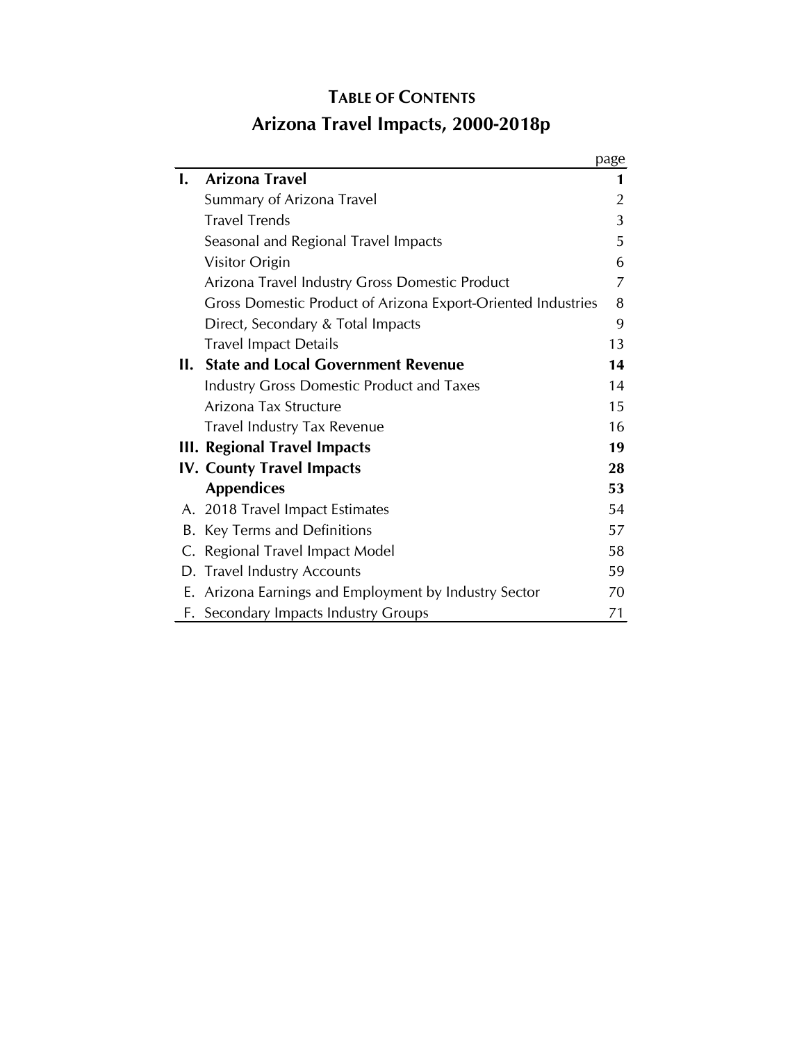# TABLE OF CONTENTS

## Arizona Travel Impacts, 2000-2018p

| | | page |
|---|---|---|
| **I.** | **Arizona Travel** | **1** |
| | Summary of Arizona Travel | 2 |
| | Travel Trends | 3 |
| | Seasonal and Regional Travel Impacts | 5 |
| | Visitor Origin | 6 |
| | Arizona Travel Industry Gross Domestic Product | 7 |
| | Gross Domestic Product of Arizona Export-Oriented Industries | 8 |
| | Direct, Secondary & Total Impacts | 9 |
| | Travel Impact Details | 13 |
| **II.** | **State and Local Government Revenue** | **14** |
| | Industry Gross Domestic Product and Taxes | 14 |
| | Arizona Tax Structure | 15 |
| | Travel Industry Tax Revenue | 16 |
| **III.** | **Regional Travel Impacts** | **19** |
| **IV.** | **County Travel Impacts** | **28** |
| | **Appendices** | **53** |
| A. | 2018 Travel Impact Estimates | 54 |
| B. | Key Terms and Definitions | 57 |
| C. | Regional Travel Impact Model | 58 |
| D. | Travel Industry Accounts | 59 |
| E. | Arizona Earnings and Employment by Industry Sector | 70 |
| F. | Secondary Impacts Industry Groups | 71 |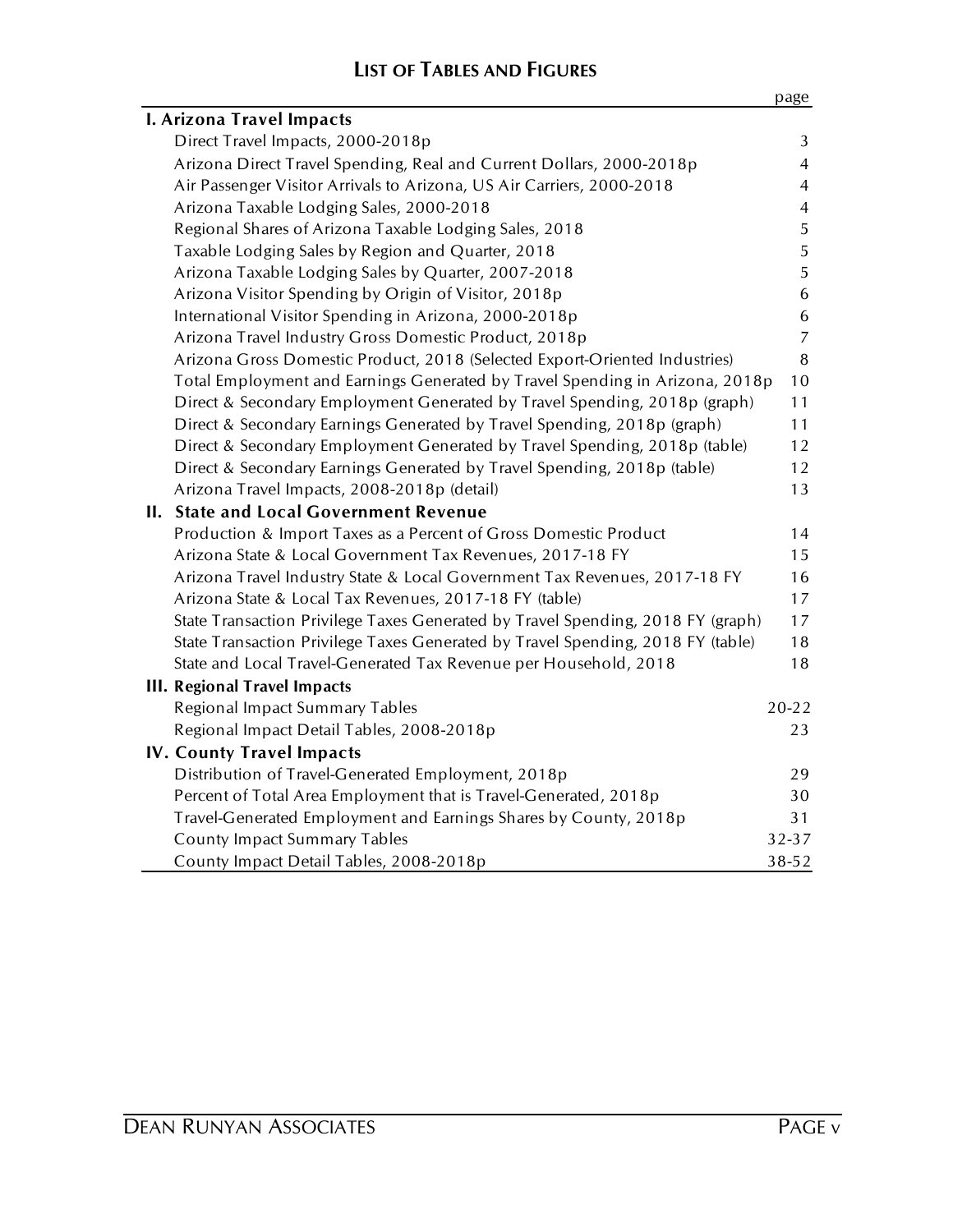# LIST OF TABLES AND FIGURES

| | page |
|---|---|
| **I. Arizona Travel Impacts** | |
| Direct Travel Impacts, 2000-2018p | 3 |
| Arizona Direct Travel Spending, Real and Current Dollars, 2000-2018p | 4 |
| Air Passenger Visitor Arrivals to Arizona, US Air Carriers, 2000-2018 | 4 |
| Arizona Taxable Lodging Sales, 2000-2018 | 4 |
| Regional Shares of Arizona Taxable Lodging Sales, 2018 | 5 |
| Taxable Lodging Sales by Region and Quarter, 2018 | 5 |
| Arizona Taxable Lodging Sales by Quarter, 2007-2018 | 5 |
| Arizona Visitor Spending by Origin of Visitor, 2018p | 6 |
| International Visitor Spending in Arizona, 2000-2018p | 6 |
| Arizona Travel Industry Gross Domestic Product, 2018p | 7 |
| Arizona Gross Domestic Product, 2018 (Selected Export-Oriented Industries) | 8 |
| Total Employment and Earnings Generated by Travel Spending in Arizona, 2018p | 10 |
| Direct & Secondary Employment Generated by Travel Spending, 2018p (graph) | 11 |
| Direct & Secondary Earnings Generated by Travel Spending, 2018p (graph) | 11 |
| Direct & Secondary Employment Generated by Travel Spending, 2018p (table) | 12 |
| Direct & Secondary Earnings Generated by Travel Spending, 2018p (table) | 12 |
| Arizona Travel Impacts, 2008-2018p (detail) | 13 |
| **II. State and Local Government Revenue** | |
| Production & Import Taxes as a Percent of Gross Domestic Product | 14 |
| Arizona State & Local Government Tax Revenues, 2017-18 FY | 15 |
| Arizona Travel Industry State & Local Government Tax Revenues, 2017-18 FY | 16 |
| Arizona State & Local Tax Revenues, 2017-18 FY (table) | 17 |
| State Transaction Privilege Taxes Generated by Travel Spending, 2018 FY (graph) | 17 |
| State Transaction Privilege Taxes Generated by Travel Spending, 2018 FY (table) | 18 |
| State and Local Travel-Generated Tax Revenue per Household, 2018 | 18 |
| **III. Regional Travel Impacts** | |
| Regional Impact Summary Tables | 20-22 |
| Regional Impact Detail Tables, 2008-2018p | 23 |
| **IV. County Travel Impacts** | |
| Distribution of Travel-Generated Employment, 2018p | 29 |
| Percent of Total Area Employment that is Travel-Generated, 2018p | 30 |
| Travel-Generated Employment and Earnings Shares by County, 2018p | 31 |
| County Impact Summary Tables | 32-37 |
| County Impact Detail Tables, 2008-2018p | 38-52 |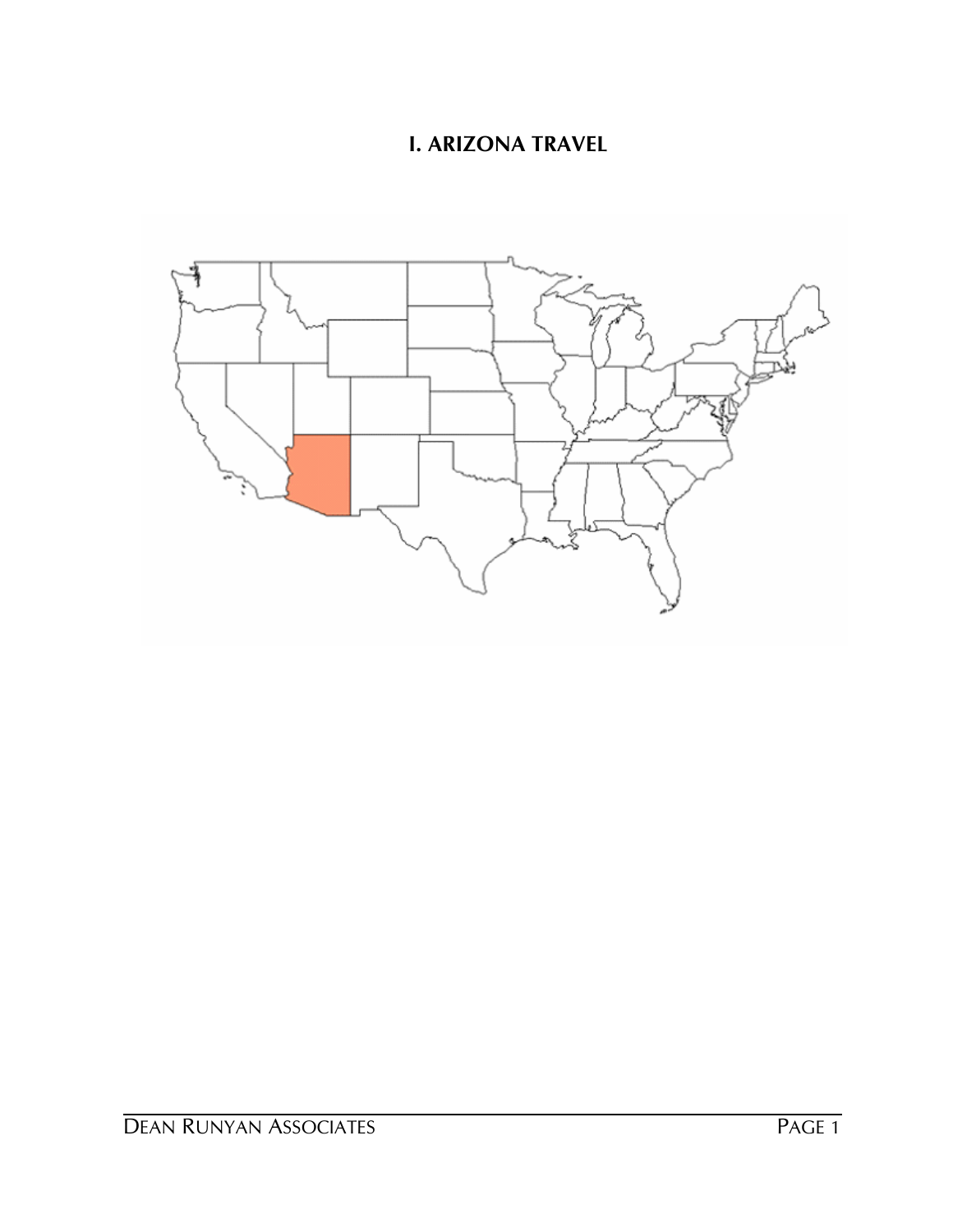# I. ARIZONA TRAVEL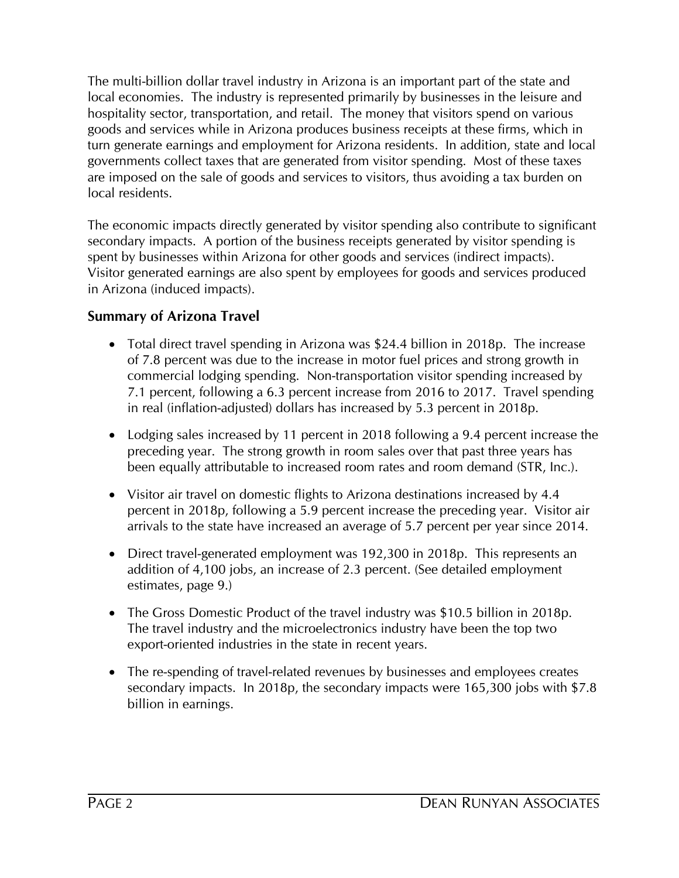The multi-billion dollar travel industry in Arizona is an important part of the state and local economies. The industry is represented primarily by businesses in the leisure and hospitality sector, transportation, and retail. The money that visitors spend on various goods and services while in Arizona produces business receipts at these firms, which in turn generate earnings and employment for Arizona residents. In addition, state and local governments collect taxes that are generated from visitor spending. Most of these taxes are imposed on the sale of goods and services to visitors, thus avoiding a tax burden on local residents.

The economic impacts directly generated by visitor spending also contribute to significant secondary impacts. A portion of the business receipts generated by visitor spending is spent by businesses within Arizona for other goods and services (indirect impacts). Visitor generated earnings are also spent by employees for goods and services produced in Arizona (induced impacts).

## Summary of Arizona Travel

- Total direct travel spending in Arizona was $24.4 billion in 2018p. The increase of 7.8 percent was due to the increase in motor fuel prices and strong growth in commercial lodging spending. Non-transportation visitor spending increased by 7.1 percent, following a 6.3 percent increase from 2016 to 2017. Travel spending in real (inflation-adjusted) dollars has increased by 5.3 percent in 2018p.

- Lodging sales increased by 11 percent in 2018 following a 9.4 percent increase the preceding year. The strong growth in room sales over that past three years has been equally attributable to increased room rates and room demand (STR, Inc.).

- Visitor air travel on domestic flights to Arizona destinations increased by 4.4 percent in 2018p, following a 5.9 percent increase the preceding year. Visitor air arrivals to the state have increased an average of 5.7 percent per year since 2014.

- Direct travel-generated employment was 192,300 in 2018p. This represents an addition of 4,100 jobs, an increase of 2.3 percent. (See detailed employment estimates, page 9.)

- The Gross Domestic Product of the travel industry was $10.5 billion in 2018p. The travel industry and the microelectronics industry have been the top two export-oriented industries in the state in recent years.

- The re-spending of travel-related revenues by businesses and employees creates secondary impacts. In 2018p, the secondary impacts were 165,300 jobs with $7.8 billion in earnings.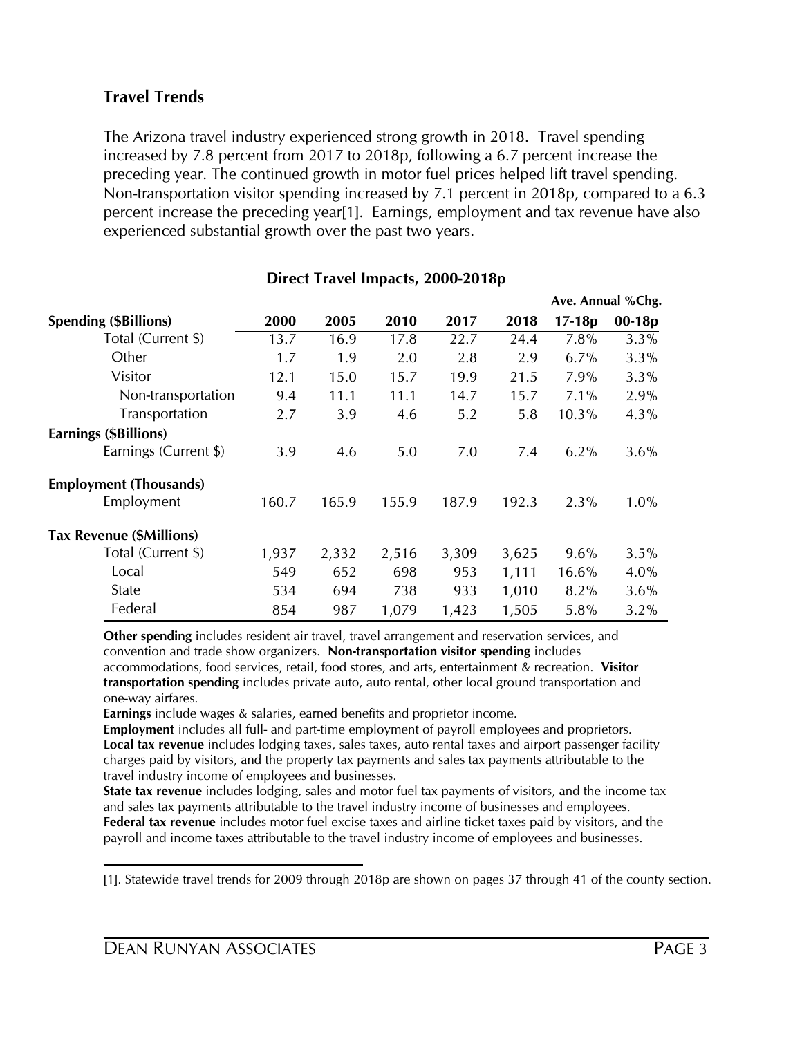## Travel Trends

The Arizona travel industry experienced strong growth in 2018. Travel spending increased by 7.8 percent from 2017 to 2018p, following a 6.7 percent increase the preceding year. The continued growth in motor fuel prices helped lift travel spending. Non-transportation visitor spending increased by 7.1 percent in 2018p, compared to a 6.3 percent increase the preceding year[1]. Earnings, employment and tax revenue have also experienced substantial growth over the past two years.

### Direct Travel Impacts, 2000-2018p

| | | | | | | Ave. Annual %Chg. | |
|---|---|---|---|---|---|---|---|
| **Spending ($Billions)** | **2000** | **2005** | **2010** | **2017** | **2018** | **17-18p** | **00-18p** |
| Total (Current $) | 13.7 | 16.9 | 17.8 | 22.7 | 24.4 | 7.8% | 3.3% |
| Other | 1.7 | 1.9 | 2.0 | 2.8 | 2.9 | 6.7% | 3.3% |
| Visitor | 12.1 | 15.0 | 15.7 | 19.9 | 21.5 | 7.9% | 3.3% |
| Non-transportation | 9.4 | 11.1 | 11.1 | 14.7 | 15.7 | 7.1% | 2.9% |
| Transportation | 2.7 | 3.9 | 4.6 | 5.2 | 5.8 | 10.3% | 4.3% |
| **Earnings ($Billions)** | | | | | | | |
| Earnings (Current $) | 3.9 | 4.6 | 5.0 | 7.0 | 7.4 | 6.2% | 3.6% |
| **Employment (Thousands)** | | | | | | | |
| Employment | 160.7 | 165.9 | 155.9 | 187.9 | 192.3 | 2.3% | 1.0% |
| **Tax Revenue ($Millions)** | | | | | | | |
| Total (Current $) | 1,937 | 2,332 | 2,516 | 3,309 | 3,625 | 9.6% | 3.5% |
| Local | 549 | 652 | 698 | 953 | 1,111 | 16.6% | 4.0% |
| State | 534 | 694 | 738 | 933 | 1,010 | 8.2% | 3.6% |
| Federal | 854 | 987 | 1,079 | 1,423 | 1,505 | 5.8% | 3.2% |

**Other spending** includes resident air travel, travel arrangement and reservation services, and convention and trade show organizers. **Non-transportation visitor spending** includes accommodations, food services, retail, food stores, and arts, entertainment & recreation. **Visitor transportation spending** includes private auto, auto rental, other local ground transportation and one-way airfares.

**Earnings** include wages & salaries, earned benefits and proprietor income.

**Employment** includes all full- and part-time employment of payroll employees and proprietors.

**Local tax revenue** includes lodging taxes, sales taxes, auto rental taxes and airport passenger facility charges paid by visitors, and the property tax payments and sales tax payments attributable to the travel industry income of employees and businesses.

**State tax revenue** includes lodging, sales and motor fuel tax payments of visitors, and the income tax and sales tax payments attributable to the travel industry income of businesses and employees.

**Federal tax revenue** includes motor fuel excise taxes and airline ticket taxes paid by visitors, and the payroll and income taxes attributable to the travel industry income of employees and businesses.

---

[1]. Statewide travel trends for 2009 through 2018p are shown on pages 37 through 41 of the county section.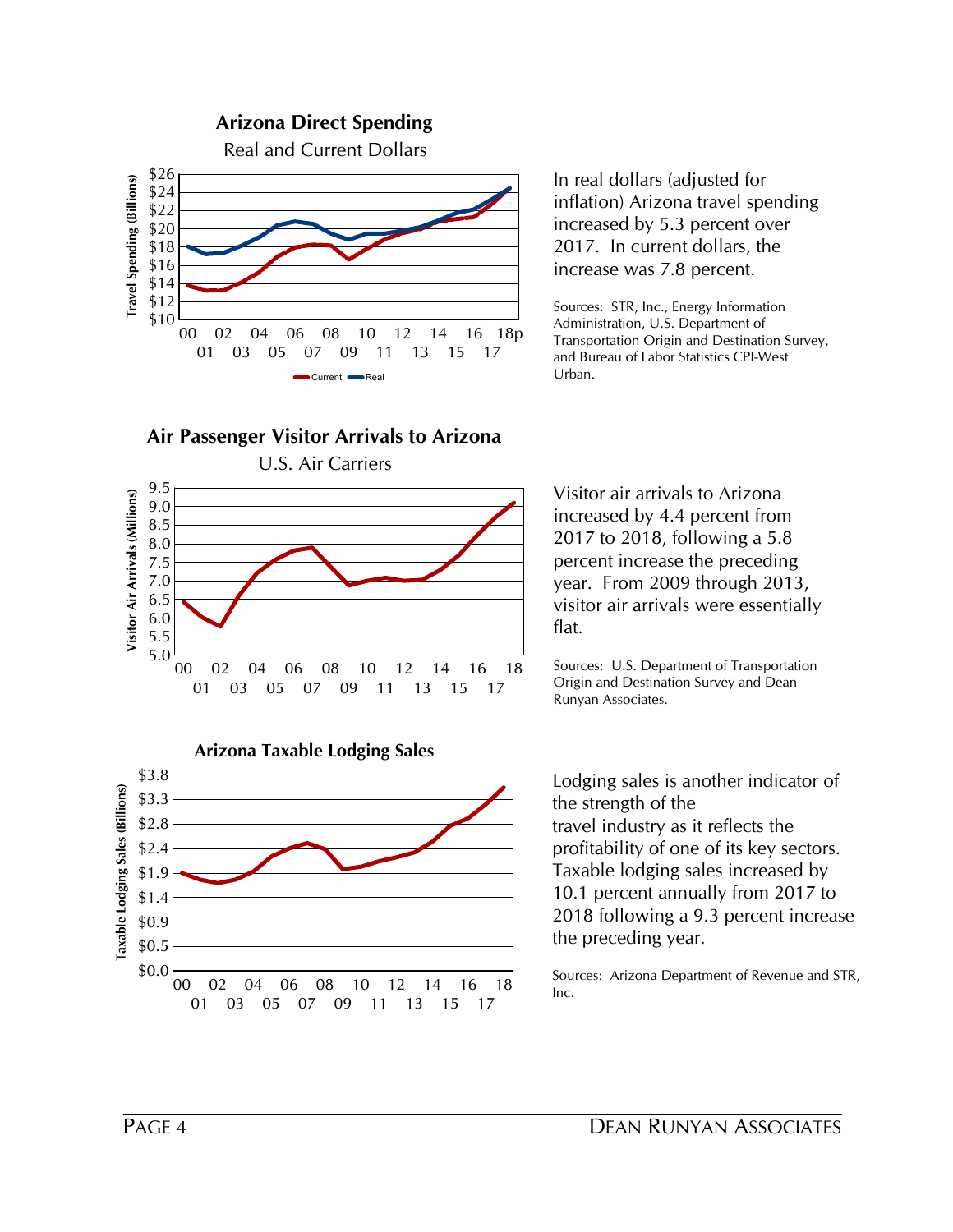**Arizona Direct Spending**

Real and Current Dollars

In real dollars (adjusted for inflation) Arizona travel spending increased by 5.3 percent over 2017. In current dollars, the increase was 7.8 percent.

Sources: STR, Inc., Energy Information Administration, U.S. Department of Transportation Origin and Destination Survey, and Bureau of Labor Statistics CPI-West Urban.

**Air Passenger Visitor Arrivals to Arizona**

U.S. Air Carriers

Visitor air arrivals to Arizona increased by 4.4 percent from 2017 to 2018, following a 5.8 percent increase the preceding year. From 2009 through 2013, visitor air arrivals were essentially flat.

Sources: U.S. Department of Transportation Origin and Destination Survey and Dean Runyan Associates.

**Arizona Taxable Lodging Sales**

Lodging sales is another indicator of the strength of the travel industry as it reflects the profitability of one of its key sectors. Taxable lodging sales increased by 10.1 percent annually from 2017 to 2018 following a 9.3 percent increase the preceding year.

Sources: Arizona Department of Revenue and STR, Inc.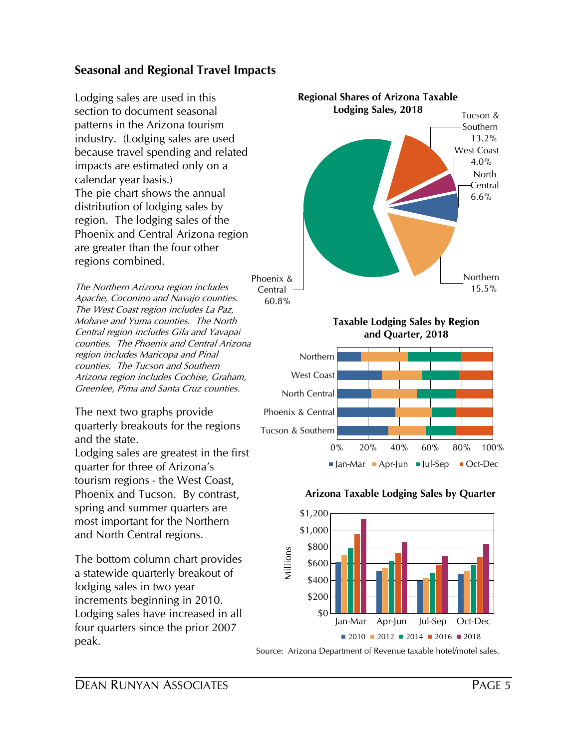## Seasonal and Regional Travel Impacts

Lodging sales are used in this section to document seasonal patterns in the Arizona tourism industry. (Lodging sales are used because travel spending and related impacts are estimated only on a calendar year basis.) The pie chart shows the annual distribution of lodging sales by region. The lodging sales of the Phoenix and Central Arizona region are greater than the four other regions combined.

*The Northern Arizona region includes Apache, Coconino and Navajo counties. The West Coast region includes La Paz, Mohave and Yuma counties. The North Central region includes Gila and Yavapai counties. The Phoenix and Central Arizona region includes Maricopa and Pinal counties. The Tucson and Southern Arizona region includes Cochise, Graham, Greenlee, Pima and Santa Cruz counties.*

The next two graphs provide quarterly breakouts for the regions and the state. Lodging sales are greatest in the first quarter for three of Arizona's tourism regions - the West Coast, Phoenix and Tucson. By contrast, spring and summer quarters are most important for the Northern and North Central regions.

The bottom column chart provides a statewide quarterly breakout of lodging sales in two year increments beginning in 2010. Lodging sales have increased in all four quarters since the prior 2007 peak.

**Regional Shares of Arizona Taxable Lodging Sales, 2018**

| Region | Share |
|---|---|
| Phoenix & Central | 60.8% |
| Northern | 15.5% |
| Tucson & Southern | 13.2% |
| North Central | 6.6% |
| West Coast | 4.0% |

**Taxable Lodging Sales by Region and Quarter, 2018**

**Arizona Taxable Lodging Sales by Quarter**

Source: Arizona Department of Revenue taxable hotel/motel sales.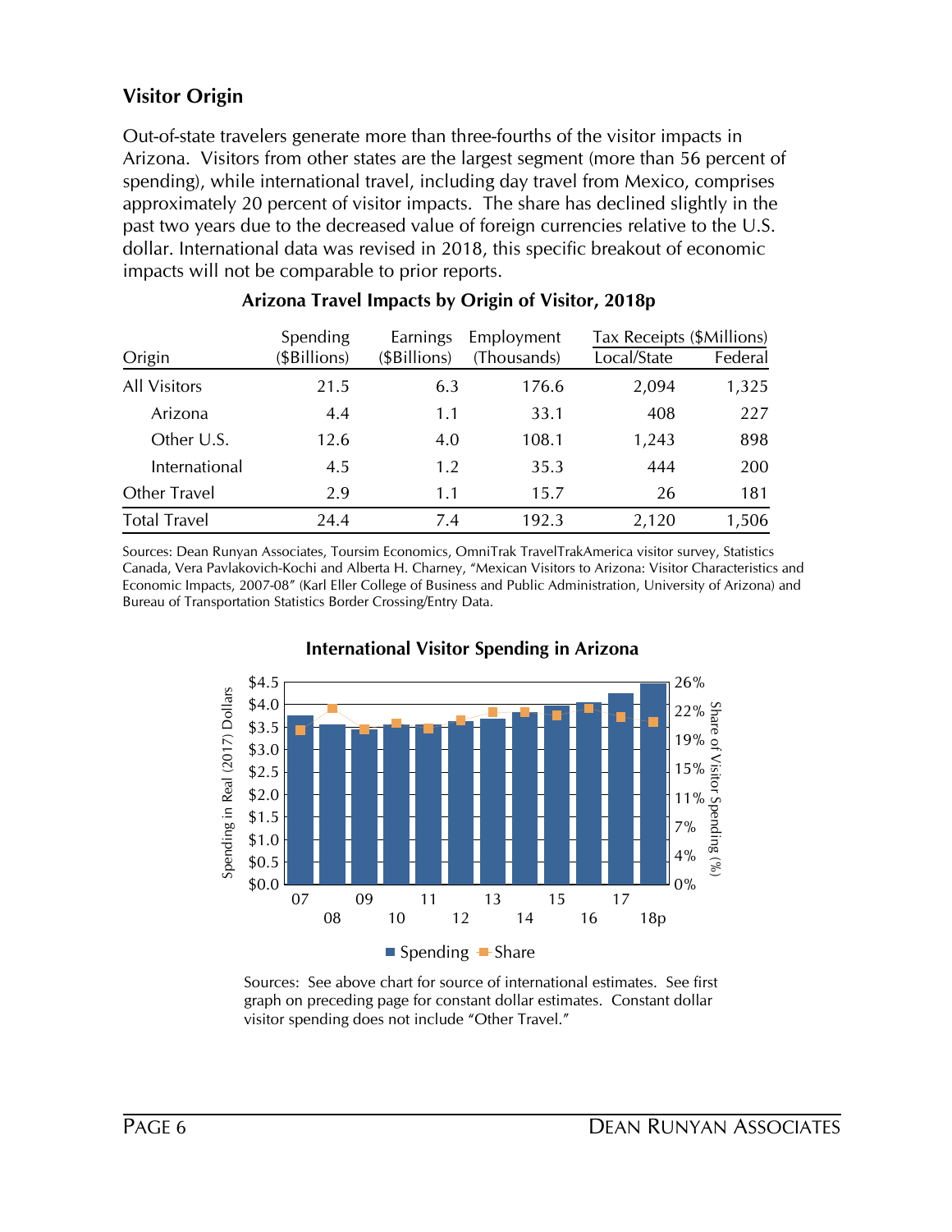## Visitor Origin

Out-of-state travelers generate more than three-fourths of the visitor impacts in Arizona. Visitors from other states are the largest segment (more than 56 percent of spending), while international travel, including day travel from Mexico, comprises approximately 20 percent of visitor impacts. The share has declined slightly in the past two years due to the decreased value of foreign currencies relative to the U.S. dollar. International data was revised in 2018, this specific breakout of economic impacts will not be comparable to prior reports.

**Arizona Travel Impacts by Origin of Visitor, 2018p**

| Origin | Spending ($Billions) | Earnings ($Billions) | Employment (Thousands) | Tax Receipts ($Millions) Local/State | Federal |
|---|---|---|---|---|---|
| All Visitors | 21.5 | 6.3 | 176.6 | 2,094 | 1,325 |
| Arizona | 4.4 | 1.1 | 33.1 | 408 | 227 |
| Other U.S. | 12.6 | 4.0 | 108.1 | 1,243 | 898 |
| International | 4.5 | 1.2 | 35.3 | 444 | 200 |
| Other Travel | 2.9 | 1.1 | 15.7 | 26 | 181 |
| Total Travel | 24.4 | 7.4 | 192.3 | 2,120 | 1,506 |

Sources: Dean Runyan Associates, Toursim Economics, OmniTrak TravelTrakAmerica visitor survey, Statistics Canada, Vera Pavlakovich-Kochi and Alberta H. Charney, "Mexican Visitors to Arizona: Visitor Characteristics and Economic Impacts, 2007-08" (Karl Eller College of Business and Public Administration, University of Arizona) and Bureau of Transportation Statistics Border Crossing/Entry Data.

**International Visitor Spending in Arizona**

Sources: See above chart for source of international estimates. See first graph on preceding page for constant dollar estimates. Constant dollar visitor spending does not include "Other Travel."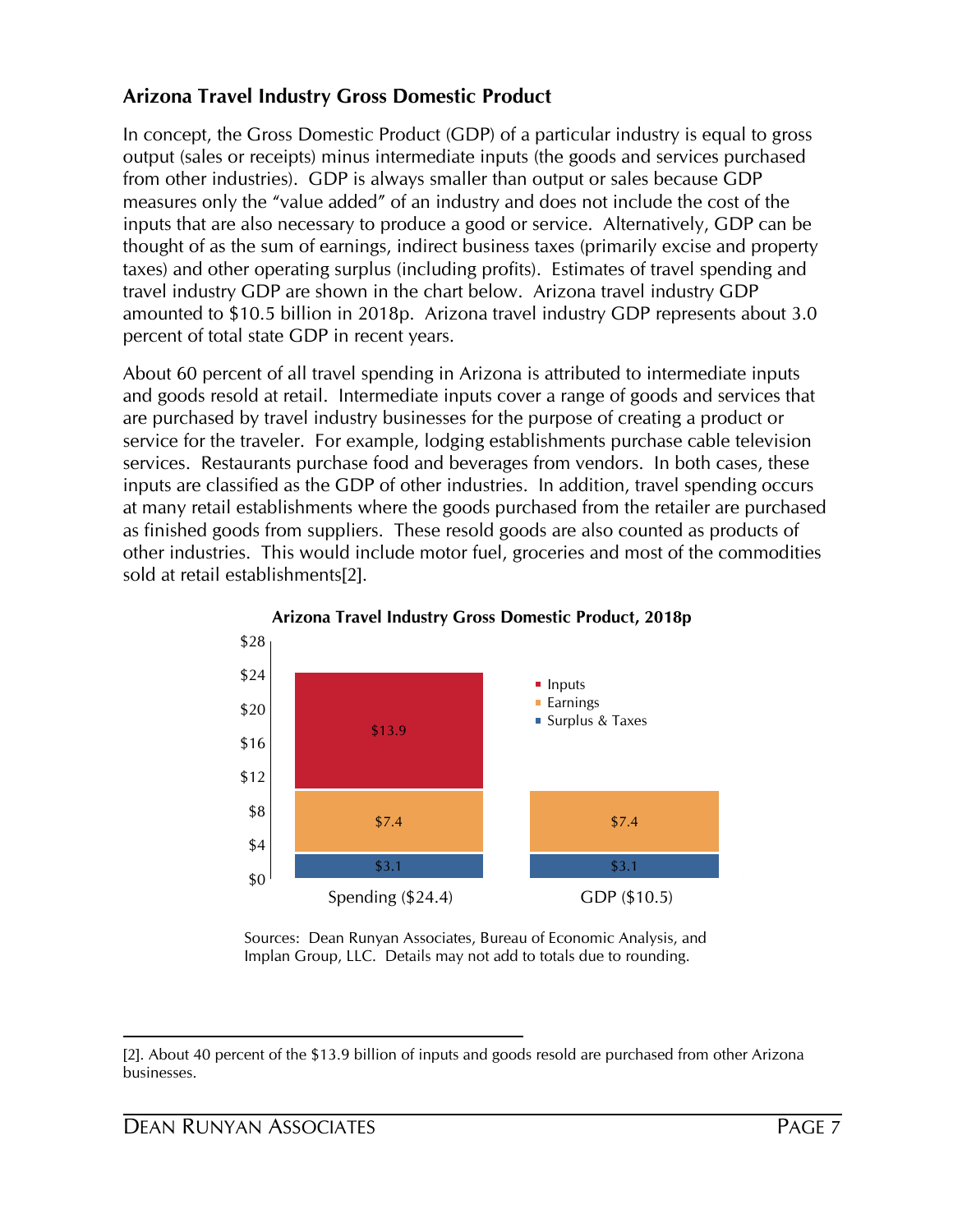## Arizona Travel Industry Gross Domestic Product

In concept, the Gross Domestic Product (GDP) of a particular industry is equal to gross output (sales or receipts) minus intermediate inputs (the goods and services purchased from other industries). GDP is always smaller than output or sales because GDP measures only the "value added" of an industry and does not include the cost of the inputs that are also necessary to produce a good or service. Alternatively, GDP can be thought of as the sum of earnings, indirect business taxes (primarily excise and property taxes) and other operating surplus (including profits). Estimates of travel spending and travel industry GDP are shown in the chart below. Arizona travel industry GDP amounted to $10.5 billion in 2018p. Arizona travel industry GDP represents about 3.0 percent of total state GDP in recent years.

About 60 percent of all travel spending in Arizona is attributed to intermediate inputs and goods resold at retail. Intermediate inputs cover a range of goods and services that are purchased by travel industry businesses for the purpose of creating a product or service for the traveler. For example, lodging establishments purchase cable television services. Restaurants purchase food and beverages from vendors. In both cases, these inputs are classified as the GDP of other industries. In addition, travel spending occurs at many retail establishments where the goods purchased from the retailer are purchased as finished goods from suppliers. These resold goods are also counted as products of other industries. This would include motor fuel, groceries and most of the commodities sold at retail establishments[2].

**Arizona Travel Industry Gross Domestic Product, 2018p**

| | Spending ($24.4) | GDP ($10.5) |
|---|---|---|
| Inputs | $13.9 | |
| Earnings | $7.4 | $7.4 |
| Surplus & Taxes | $3.1 | $3.1 |

Sources: Dean Runyan Associates, Bureau of Economic Analysis, and Implan Group, LLC. Details may not add to totals due to rounding.

[2]. About 40 percent of the $13.9 billion of inputs and goods resold are purchased from other Arizona businesses.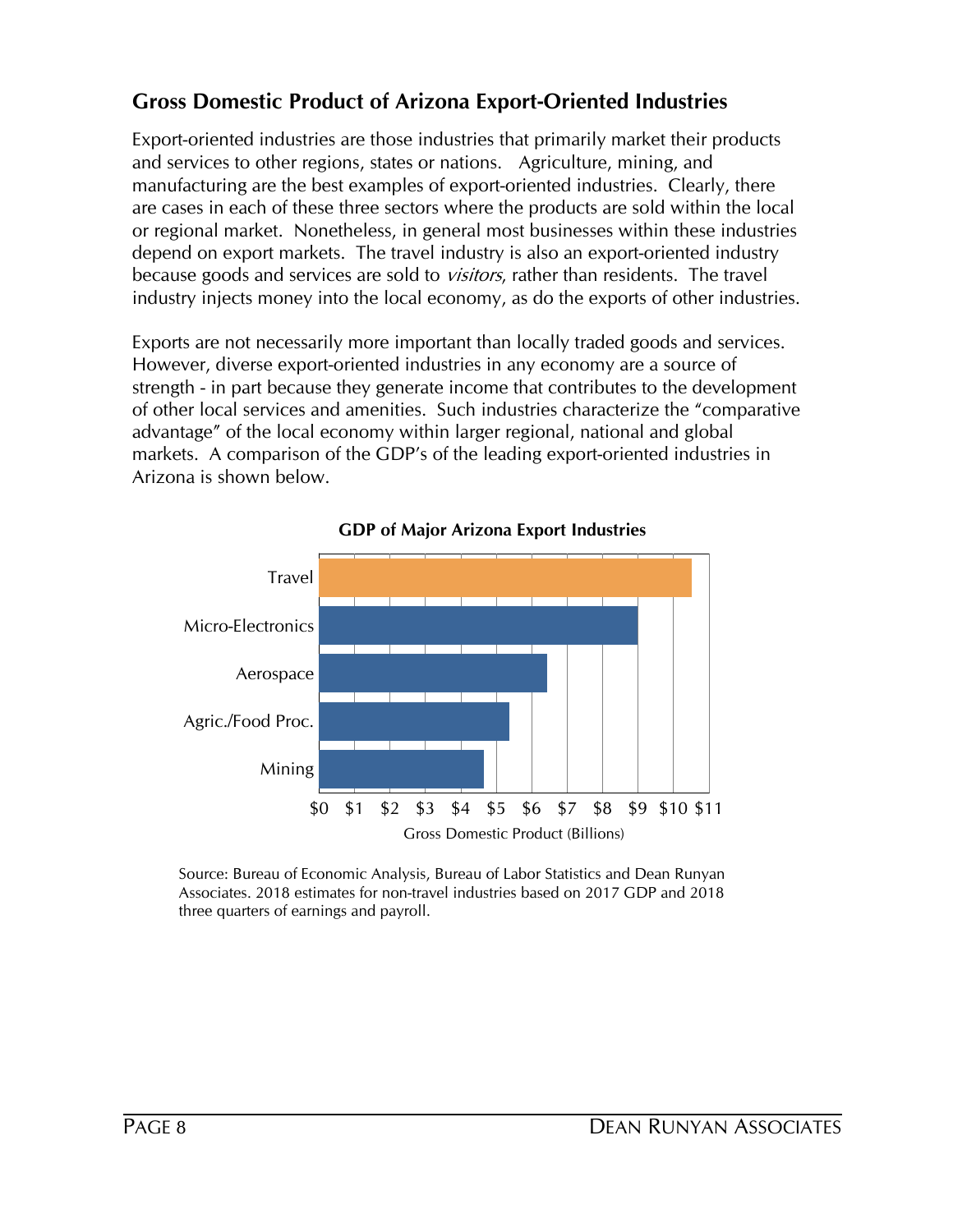## Gross Domestic Product of Arizona Export-Oriented Industries

Export-oriented industries are those industries that primarily market their products and services to other regions, states or nations. Agriculture, mining, and manufacturing are the best examples of export-oriented industries. Clearly, there are cases in each of these three sectors where the products are sold within the local or regional market. Nonetheless, in general most businesses within these industries depend on export markets. The travel industry is also an export-oriented industry because goods and services are sold to *visitors*, rather than residents. The travel industry injects money into the local economy, as do the exports of other industries.

Exports are not necessarily more important than locally traded goods and services. However, diverse export-oriented industries in any economy are a source of strength - in part because they generate income that contributes to the development of other local services and amenities. Such industries characterize the "comparative advantage" of the local economy within larger regional, national and global markets. A comparison of the GDP's of the leading export-oriented industries in Arizona is shown below.

**GDP of Major Arizona Export Industries**

| Industry | Gross Domestic Product (Billions) |
|---|---|
| Travel | ~$10.5 |
| Micro-Electronics | ~$9.0 |
| Aerospace | ~$6.4 |
| Agric./Food Proc. | ~$5.3 |
| Mining | ~$4.6 |

Source: Bureau of Economic Analysis, Bureau of Labor Statistics and Dean Runyan Associates. 2018 estimates for non-travel industries based on 2017 GDP and 2018 three quarters of earnings and payroll.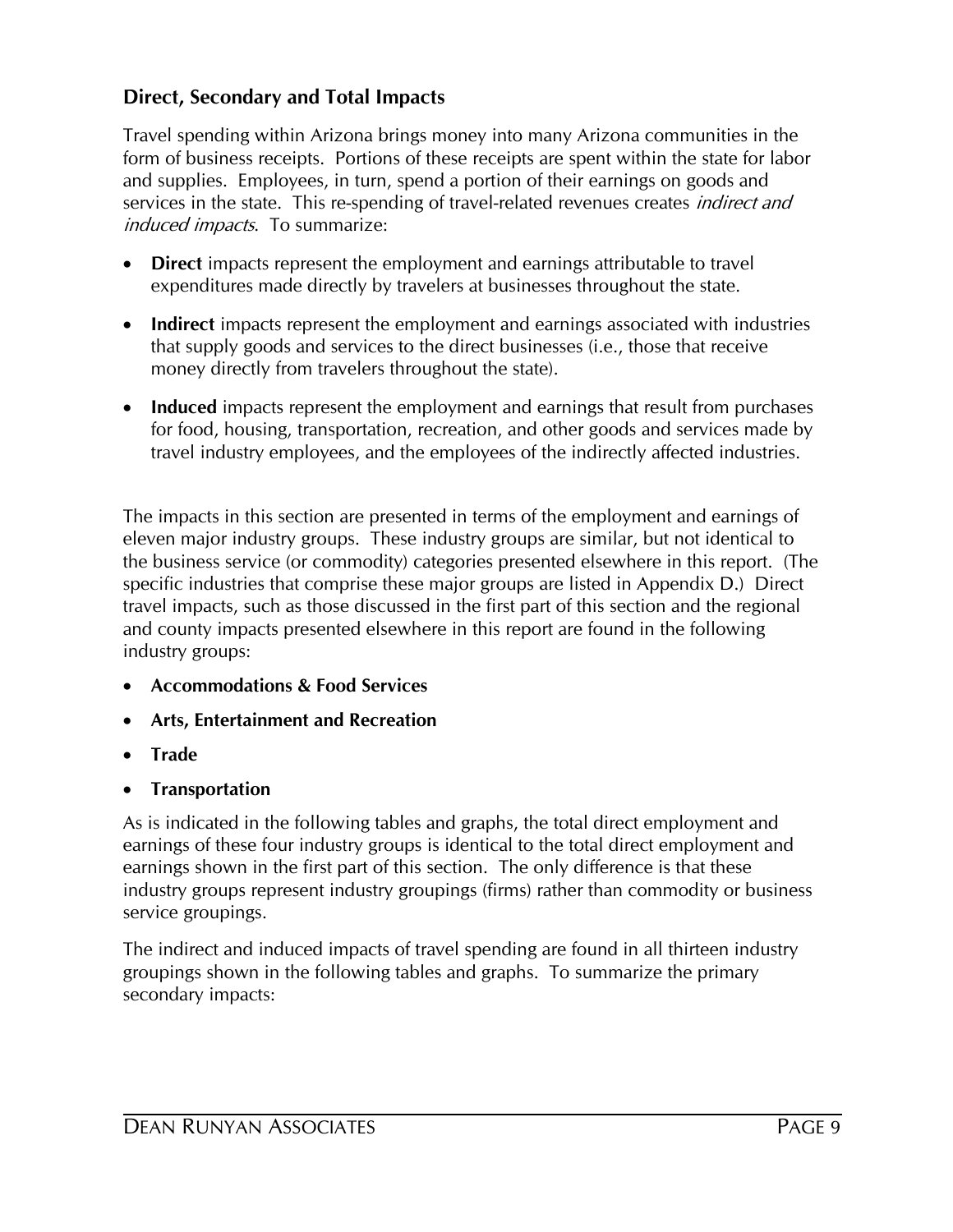### Direct, Secondary and Total Impacts

Travel spending within Arizona brings money into many Arizona communities in the form of business receipts. Portions of these receipts are spent within the state for labor and supplies. Employees, in turn, spend a portion of their earnings on goods and services in the state. This re-spending of travel-related revenues creates *indirect and induced impacts*. To summarize:

- **Direct** impacts represent the employment and earnings attributable to travel expenditures made directly by travelers at businesses throughout the state.
- **Indirect** impacts represent the employment and earnings associated with industries that supply goods and services to the direct businesses (i.e., those that receive money directly from travelers throughout the state).
- **Induced** impacts represent the employment and earnings that result from purchases for food, housing, transportation, recreation, and other goods and services made by travel industry employees, and the employees of the indirectly affected industries.

The impacts in this section are presented in terms of the employment and earnings of eleven major industry groups. These industry groups are similar, but not identical to the business service (or commodity) categories presented elsewhere in this report. (The specific industries that comprise these major groups are listed in Appendix D.) Direct travel impacts, such as those discussed in the first part of this section and the regional and county impacts presented elsewhere in this report are found in the following industry groups:

- **Accommodations & Food Services**
- **Arts, Entertainment and Recreation**
- **Trade**
- **Transportation**

As is indicated in the following tables and graphs, the total direct employment and earnings of these four industry groups is identical to the total direct employment and earnings shown in the first part of this section. The only difference is that these industry groups represent industry groupings (firms) rather than commodity or business service groupings.

The indirect and induced impacts of travel spending are found in all thirteen industry groupings shown in the following tables and graphs. To summarize the primary secondary impacts: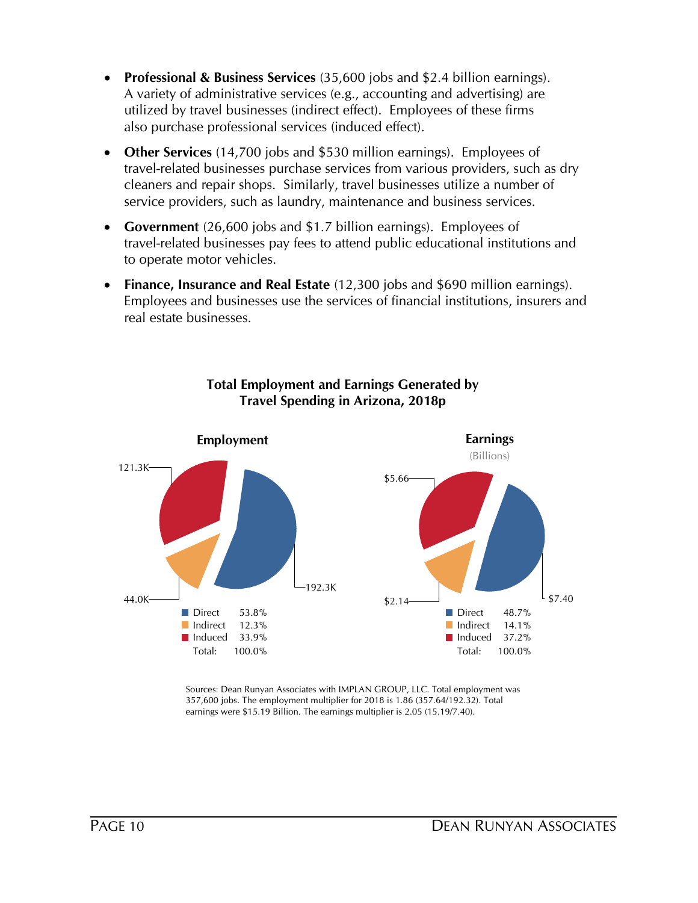- **Professional & Business Services** (35,600 jobs and $2.4 billion earnings). A variety of administrative services (e.g., accounting and advertising) are utilized by travel businesses (indirect effect). Employees of these firms also purchase professional services (induced effect).
- **Other Services** (14,700 jobs and $530 million earnings). Employees of travel-related businesses purchase services from various providers, such as dry cleaners and repair shops. Similarly, travel businesses utilize a number of service providers, such as laundry, maintenance and business services.
- **Government** (26,600 jobs and $1.7 billion earnings). Employees of travel-related businesses pay fees to attend public educational institutions and to operate motor vehicles.
- **Finance, Insurance and Real Estate** (12,300 jobs and $690 million earnings). Employees and businesses use the services of financial institutions, insurers and real estate businesses.

**Total Employment and Earnings Generated by Travel Spending in Arizona, 2018p**

**Employment**

| | Jobs | Share |
|---|---|---|
| Direct | 192.3K | 53.8% |
| Indirect | 44.0K | 12.3% |
| Induced | 121.3K | 33.9% |
| Total: | | 100.0% |

**Earnings** (Billions)

| | Earnings | Share |
|---|---|---|
| Direct | $7.40 | 48.7% |
| Indirect | $2.14 | 14.1% |
| Induced | $5.66 | 37.2% |
| Total: | | 100.0% |

Sources: Dean Runyan Associates with IMPLAN GROUP, LLC. Total employment was 357,600 jobs. The employment multiplier for 2018 is 1.86 (357.64/192.32). Total earnings were $15.19 Billion. The earnings multiplier is 2.05 (15.19/7.40).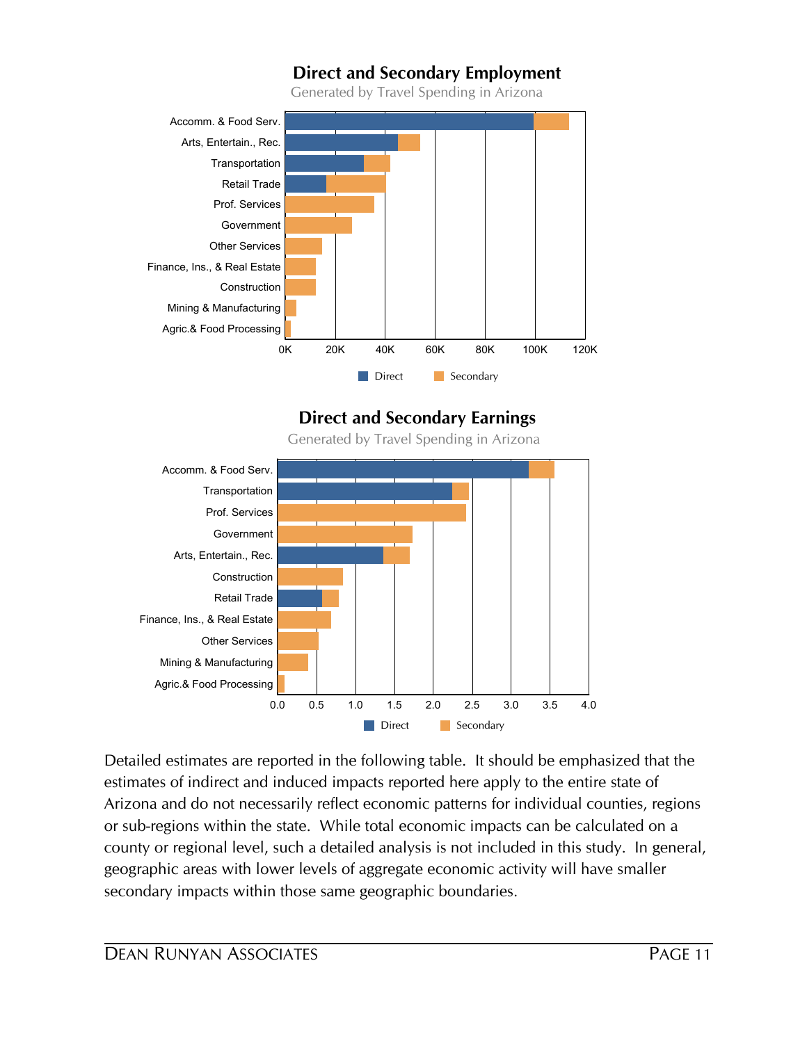## Direct and Secondary Employment

Generated by Travel Spending in Arizona

## Direct and Secondary Earnings

Generated by Travel Spending in Arizona

Detailed estimates are reported in the following table. It should be emphasized that the estimates of indirect and induced impacts reported here apply to the entire state of Arizona and do not necessarily reflect economic patterns for individual counties, regions or sub-regions within the state. While total economic impacts can be calculated on a county or regional level, such a detailed analysis is not included in this study. In general, geographic areas with lower levels of aggregate economic activity will have smaller secondary impacts within those same geographic boundaries.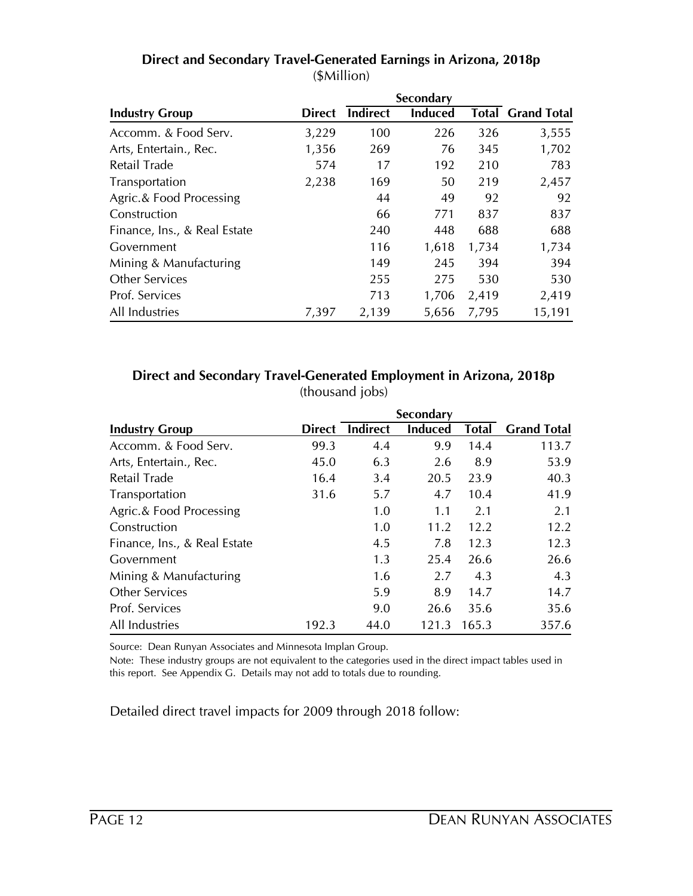**Direct and Secondary Travel-Generated Earnings in Arizona, 2018p**
($Million)

| Industry Group | Direct | Secondary | | | Grand Total |
|---|---|---|---|---|---|
| | | Indirect | Induced | Total | |
| Accomm. & Food Serv. | 3,229 | 100 | 226 | 326 | 3,555 |
| Arts, Entertain., Rec. | 1,356 | 269 | 76 | 345 | 1,702 |
| Retail Trade | 574 | 17 | 192 | 210 | 783 |
| Transportation | 2,238 | 169 | 50 | 219 | 2,457 |
| Agric.& Food Processing | | 44 | 49 | 92 | 92 |
| Construction | | 66 | 771 | 837 | 837 |
| Finance, Ins., & Real Estate | | 240 | 448 | 688 | 688 |
| Government | | 116 | 1,618 | 1,734 | 1,734 |
| Mining & Manufacturing | | 149 | 245 | 394 | 394 |
| Other Services | | 255 | 275 | 530 | 530 |
| Prof. Services | | 713 | 1,706 | 2,419 | 2,419 |
| All Industries | 7,397 | 2,139 | 5,656 | 7,795 | 15,191 |

**Direct and Secondary Travel-Generated Employment in Arizona, 2018p**
(thousand jobs)

| Industry Group | Direct | Secondary | | | Grand Total |
|---|---|---|---|---|---|
| | | Indirect | Induced | Total | |
| Accomm. & Food Serv. | 99.3 | 4.4 | 9.9 | 14.4 | 113.7 |
| Arts, Entertain., Rec. | 45.0 | 6.3 | 2.6 | 8.9 | 53.9 |
| Retail Trade | 16.4 | 3.4 | 20.5 | 23.9 | 40.3 |
| Transportation | 31.6 | 5.7 | 4.7 | 10.4 | 41.9 |
| Agric.& Food Processing | | 1.0 | 1.1 | 2.1 | 2.1 |
| Construction | | 1.0 | 11.2 | 12.2 | 12.2 |
| Finance, Ins., & Real Estate | | 4.5 | 7.8 | 12.3 | 12.3 |
| Government | | 1.3 | 25.4 | 26.6 | 26.6 |
| Mining & Manufacturing | | 1.6 | 2.7 | 4.3 | 4.3 |
| Other Services | | 5.9 | 8.9 | 14.7 | 14.7 |
| Prof. Services | | 9.0 | 26.6 | 35.6 | 35.6 |
| All Industries | 192.3 | 44.0 | 121.3 | 165.3 | 357.6 |

Source: Dean Runyan Associates and Minnesota Implan Group.

Note: These industry groups are not equivalent to the categories used in the direct impact tables used in this report. See Appendix G. Details may not add to totals due to rounding.

Detailed direct travel impacts for 2009 through 2018 follow: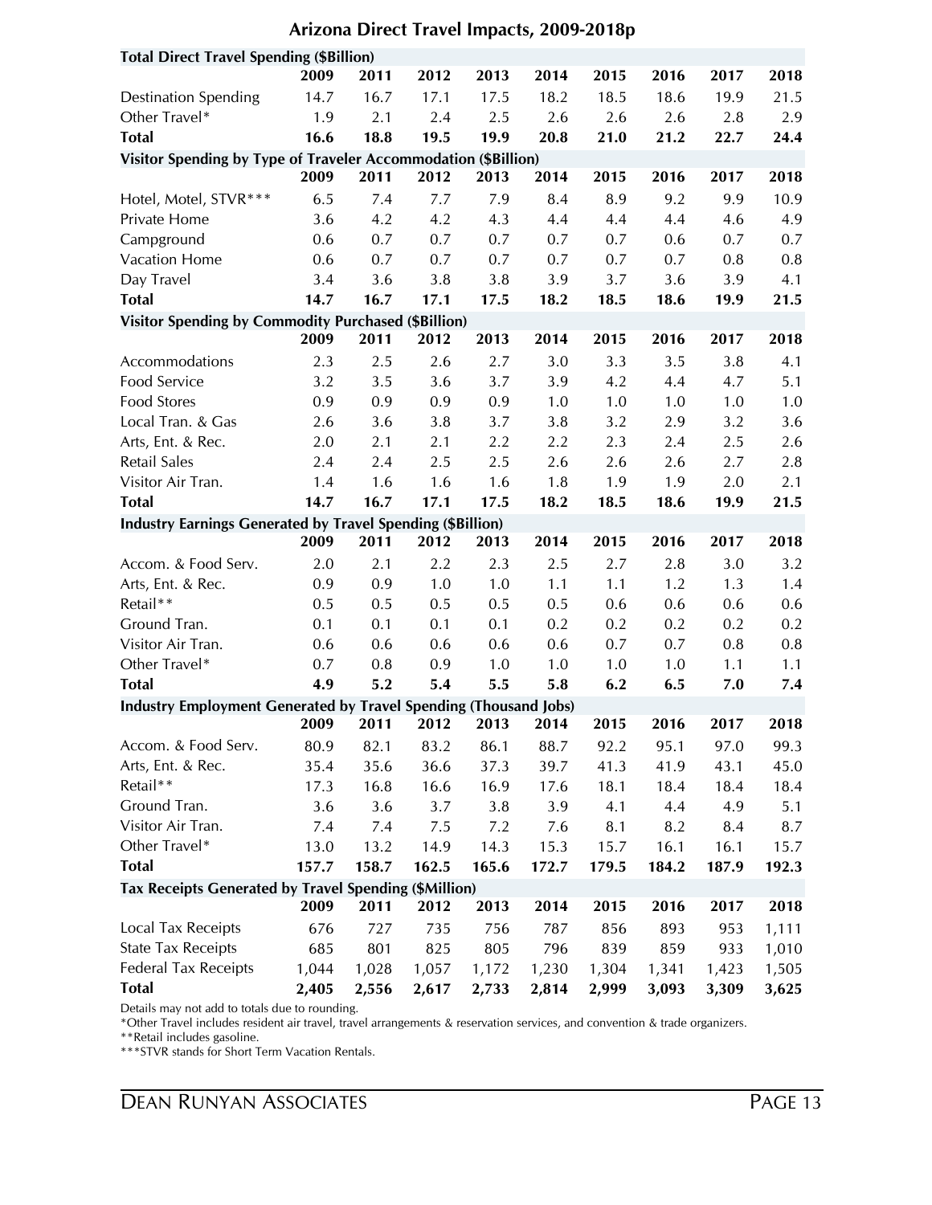## Arizona Direct Travel Impacts, 2009-2018p

| Total Direct Travel Spending ($Billion) | 2009 | 2011 | 2012 | 2013 | 2014 | 2015 | 2016 | 2017 | 2018 |
|---|---|---|---|---|---|---|---|---|---|
| Destination Spending | 14.7 | 16.7 | 17.1 | 17.5 | 18.2 | 18.5 | 18.6 | 19.9 | 21.5 |
| Other Travel* | 1.9 | 2.1 | 2.4 | 2.5 | 2.6 | 2.6 | 2.6 | 2.8 | 2.9 |
| **Total** | **16.6** | **18.8** | **19.5** | **19.9** | **20.8** | **21.0** | **21.2** | **22.7** | **24.4** |

| Visitor Spending by Type of Traveler Accommodation ($Billion) | 2009 | 2011 | 2012 | 2013 | 2014 | 2015 | 2016 | 2017 | 2018 |
|---|---|---|---|---|---|---|---|---|---|
| Hotel, Motel, STVR*** | 6.5 | 7.4 | 7.7 | 7.9 | 8.4 | 8.9 | 9.2 | 9.9 | 10.9 |
| Private Home | 3.6 | 4.2 | 4.2 | 4.3 | 4.4 | 4.4 | 4.4 | 4.6 | 4.9 |
| Campground | 0.6 | 0.7 | 0.7 | 0.7 | 0.7 | 0.7 | 0.6 | 0.7 | 0.7 |
| Vacation Home | 0.6 | 0.7 | 0.7 | 0.7 | 0.7 | 0.7 | 0.7 | 0.8 | 0.8 |
| Day Travel | 3.4 | 3.6 | 3.8 | 3.8 | 3.9 | 3.7 | 3.6 | 3.9 | 4.1 |
| **Total** | **14.7** | **16.7** | **17.1** | **17.5** | **18.2** | **18.5** | **18.6** | **19.9** | **21.5** |

| Visitor Spending by Commodity Purchased ($Billion) | 2009 | 2011 | 2012 | 2013 | 2014 | 2015 | 2016 | 2017 | 2018 |
|---|---|---|---|---|---|---|---|---|---|
| Accommodations | 2.3 | 2.5 | 2.6 | 2.7 | 3.0 | 3.3 | 3.5 | 3.8 | 4.1 |
| Food Service | 3.2 | 3.5 | 3.6 | 3.7 | 3.9 | 4.2 | 4.4 | 4.7 | 5.1 |
| Food Stores | 0.9 | 0.9 | 0.9 | 0.9 | 1.0 | 1.0 | 1.0 | 1.0 | 1.0 |
| Local Tran. & Gas | 2.6 | 3.6 | 3.8 | 3.7 | 3.8 | 3.2 | 2.9 | 3.2 | 3.6 |
| Arts, Ent. & Rec. | 2.0 | 2.1 | 2.1 | 2.2 | 2.2 | 2.3 | 2.4 | 2.5 | 2.6 |
| Retail Sales | 2.4 | 2.4 | 2.5 | 2.5 | 2.6 | 2.6 | 2.6 | 2.7 | 2.8 |
| Visitor Air Tran. | 1.4 | 1.6 | 1.6 | 1.6 | 1.8 | 1.9 | 1.9 | 2.0 | 2.1 |
| **Total** | **14.7** | **16.7** | **17.1** | **17.5** | **18.2** | **18.5** | **18.6** | **19.9** | **21.5** |

| Industry Earnings Generated by Travel Spending ($Billion) | 2009 | 2011 | 2012 | 2013 | 2014 | 2015 | 2016 | 2017 | 2018 |
|---|---|---|---|---|---|---|---|---|---|
| Accom. & Food Serv. | 2.0 | 2.1 | 2.2 | 2.3 | 2.5 | 2.7 | 2.8 | 3.0 | 3.2 |
| Arts, Ent. & Rec. | 0.9 | 0.9 | 1.0 | 1.0 | 1.1 | 1.1 | 1.2 | 1.3 | 1.4 |
| Retail** | 0.5 | 0.5 | 0.5 | 0.5 | 0.5 | 0.6 | 0.6 | 0.6 | 0.6 |
| Ground Tran. | 0.1 | 0.1 | 0.1 | 0.1 | 0.2 | 0.2 | 0.2 | 0.2 | 0.2 |
| Visitor Air Tran. | 0.6 | 0.6 | 0.6 | 0.6 | 0.6 | 0.7 | 0.7 | 0.8 | 0.8 |
| Other Travel* | 0.7 | 0.8 | 0.9 | 1.0 | 1.0 | 1.0 | 1.0 | 1.1 | 1.1 |
| **Total** | **4.9** | **5.2** | **5.4** | **5.5** | **5.8** | **6.2** | **6.5** | **7.0** | **7.4** |

| Industry Employment Generated by Travel Spending (Thousand Jobs) | 2009 | 2011 | 2012 | 2013 | 2014 | 2015 | 2016 | 2017 | 2018 |
|---|---|---|---|---|---|---|---|---|---|
| Accom. & Food Serv. | 80.9 | 82.1 | 83.2 | 86.1 | 88.7 | 92.2 | 95.1 | 97.0 | 99.3 |
| Arts, Ent. & Rec. | 35.4 | 35.6 | 36.6 | 37.3 | 39.7 | 41.3 | 41.9 | 43.1 | 45.0 |
| Retail** | 17.3 | 16.8 | 16.6 | 16.9 | 17.6 | 18.1 | 18.4 | 18.4 | 18.4 |
| Ground Tran. | 3.6 | 3.6 | 3.7 | 3.8 | 3.9 | 4.1 | 4.4 | 4.9 | 5.1 |
| Visitor Air Tran. | 7.4 | 7.4 | 7.5 | 7.2 | 7.6 | 8.1 | 8.2 | 8.4 | 8.7 |
| Other Travel* | 13.0 | 13.2 | 14.9 | 14.3 | 15.3 | 15.7 | 16.1 | 16.1 | 15.7 |
| **Total** | **157.7** | **158.7** | **162.5** | **165.6** | **172.7** | **179.5** | **184.2** | **187.9** | **192.3** |

| Tax Receipts Generated by Travel Spending ($Million) | 2009 | 2011 | 2012 | 2013 | 2014 | 2015 | 2016 | 2017 | 2018 |
|---|---|---|---|---|---|---|---|---|---|
| Local Tax Receipts | 676 | 727 | 735 | 756 | 787 | 856 | 893 | 953 | 1,111 |
| State Tax Receipts | 685 | 801 | 825 | 805 | 796 | 839 | 859 | 933 | 1,010 |
| Federal Tax Receipts | 1,044 | 1,028 | 1,057 | 1,172 | 1,230 | 1,304 | 1,341 | 1,423 | 1,505 |
| **Total** | **2,405** | **2,556** | **2,617** | **2,733** | **2,814** | **2,999** | **3,093** | **3,309** | **3,625** |

Details may not add to totals due to rounding.

*Other Travel includes resident air travel, travel arrangements & reservation services, and convention & trade organizers.

**Retail includes gasoline.

***STVR stands for Short Term Vacation Rentals.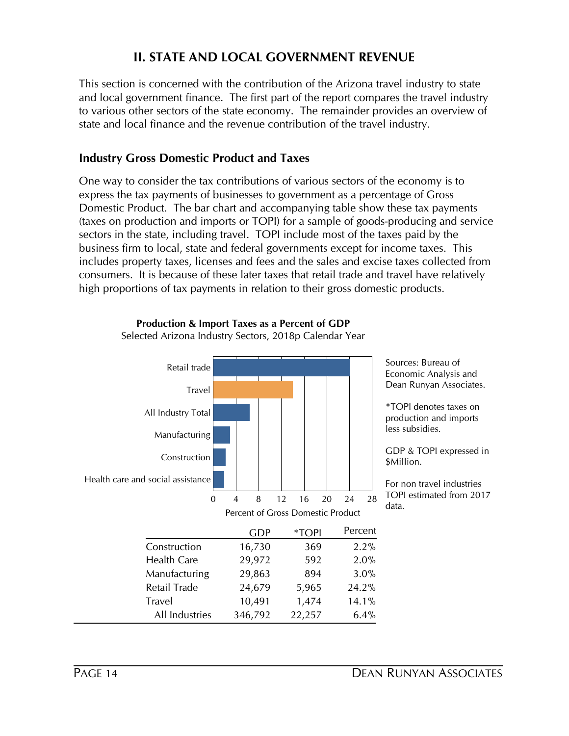## II. STATE AND LOCAL GOVERNMENT REVENUE

This section is concerned with the contribution of the Arizona travel industry to state and local government finance. The first part of the report compares the travel industry to various other sectors of the state economy. The remainder provides an overview of state and local finance and the revenue contribution of the travel industry.

### Industry Gross Domestic Product and Taxes

One way to consider the tax contributions of various sectors of the economy is to express the tax payments of businesses to government as a percentage of Gross Domestic Product. The bar chart and accompanying table show these tax payments (taxes on production and imports or TOPI) for a sample of goods-producing and service sectors in the state, including travel. TOPI include most of the taxes paid by the business firm to local, state and federal governments except for income taxes. This includes property taxes, licenses and fees and the sales and excise taxes collected from consumers. It is because of these later taxes that retail trade and travel have relatively high proportions of tax payments in relation to their gross domestic products.

**Production & Import Taxes as a Percent of GDP**

Selected Arizona Industry Sectors, 2018p Calendar Year

| | GDP | *TOPI | Percent |
|---|---|---|---|
| Construction | 16,730 | 369 | 2.2% |
| Health Care | 29,972 | 592 | 2.0% |
| Manufacturing | 29,863 | 894 | 3.0% |
| Retail Trade | 24,679 | 5,965 | 24.2% |
| Travel | 10,491 | 1,474 | 14.1% |
| All Industries | 346,792 | 22,257 | 6.4% |

Sources: Bureau of Economic Analysis and Dean Runyan Associates.

*TOPI denotes taxes on production and imports less subsidies.

GDP & TOPI expressed in $Million.

For non travel industries TOPI estimated from 2017 data.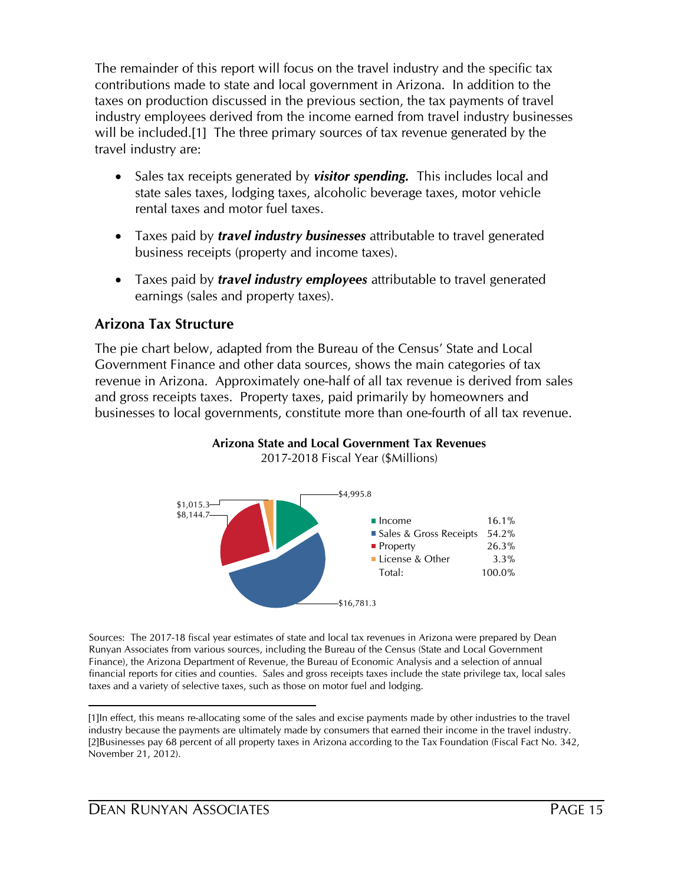The remainder of this report will focus on the travel industry and the specific tax contributions made to state and local government in Arizona. In addition to the taxes on production discussed in the previous section, the tax payments of travel industry employees derived from the income earned from travel industry businesses will be included.[1] The three primary sources of tax revenue generated by the travel industry are:

- Sales tax receipts generated by ***visitor spending.*** This includes local and state sales taxes, lodging taxes, alcoholic beverage taxes, motor vehicle rental taxes and motor fuel taxes.
- Taxes paid by ***travel industry businesses*** attributable to travel generated business receipts (property and income taxes).
- Taxes paid by ***travel industry employees*** attributable to travel generated earnings (sales and property taxes).

## Arizona Tax Structure

The pie chart below, adapted from the Bureau of the Census' State and Local Government Finance and other data sources, shows the main categories of tax revenue in Arizona. Approximately one-half of all tax revenue is derived from sales and gross receipts taxes. Property taxes, paid primarily by homeowners and businesses to local governments, constitute more than one-fourth of all tax revenue.

**Arizona State and Local Government Tax Revenues**
2017-2018 Fiscal Year ($Millions)

| Category | $Millions | Share |
|---|---|---|
| Income | $4,995.8 | 16.1% |
| Sales & Gross Receipts | $16,781.3 | 54.2% |
| Property | $8,144.7 | 26.3% |
| License & Other | $1,015.3 | 3.3% |
| Total: | | 100.0% |

Sources: The 2017-18 fiscal year estimates of state and local tax revenues in Arizona were prepared by Dean Runyan Associates from various sources, including the Bureau of the Census (State and Local Government Finance), the Arizona Department of Revenue, the Bureau of Economic Analysis and a selection of annual financial reports for cities and counties. Sales and gross receipts taxes include the state privilege tax, local sales taxes and a variety of selective taxes, such as those on motor fuel and lodging.

---

[1]In effect, this means re-allocating some of the sales and excise payments made by other industries to the travel industry because the payments are ultimately made by consumers that earned their income in the travel industry.
[2]Businesses pay 68 percent of all property taxes in Arizona according to the Tax Foundation (Fiscal Fact No. 342, November 21, 2012).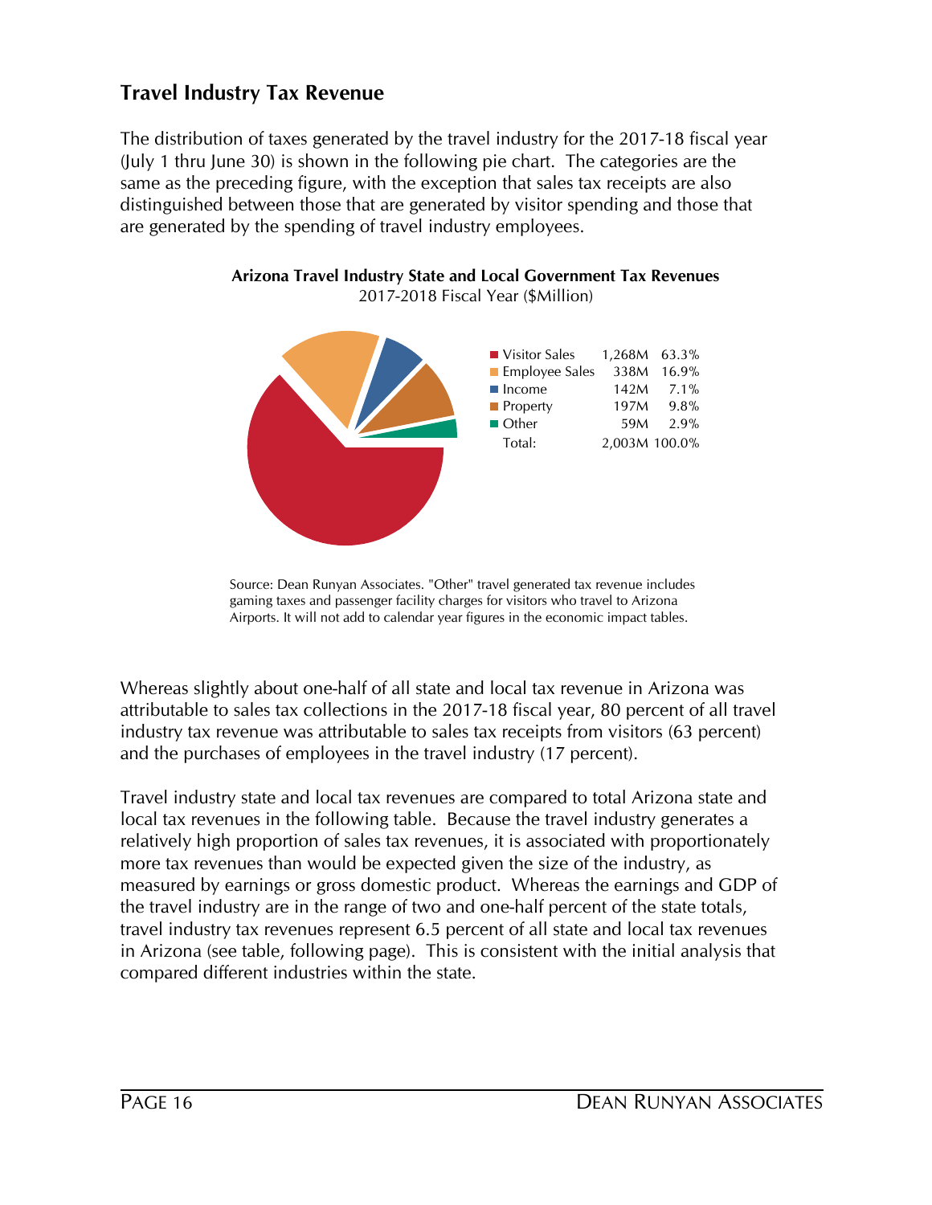## Travel Industry Tax Revenue

The distribution of taxes generated by the travel industry for the 2017-18 fiscal year (July 1 thru June 30) is shown in the following pie chart. The categories are the same as the preceding figure, with the exception that sales tax receipts are also distinguished between those that are generated by visitor spending and those that are generated by the spending of travel industry employees.

**Arizona Travel Industry State and Local Government Tax Revenues**
2017-2018 Fiscal Year ($Million)

| Category | Amount | Share |
|---|---|---|
| Visitor Sales | 1,268M | 63.3% |
| Employee Sales | 338M | 16.9% |
| Income | 142M | 7.1% |
| Property | 197M | 9.8% |
| Other | 59M | 2.9% |
| Total: | 2,003M | 100.0% |

Source: Dean Runyan Associates. "Other" travel generated tax revenue includes gaming taxes and passenger facility charges for visitors who travel to Arizona Airports. It will not add to calendar year figures in the economic impact tables.

Whereas slightly about one-half of all state and local tax revenue in Arizona was attributable to sales tax collections in the 2017-18 fiscal year, 80 percent of all travel industry tax revenue was attributable to sales tax receipts from visitors (63 percent) and the purchases of employees in the travel industry (17 percent).

Travel industry state and local tax revenues are compared to total Arizona state and local tax revenues in the following table. Because the travel industry generates a relatively high proportion of sales tax revenues, it is associated with proportionately more tax revenues than would be expected given the size of the industry, as measured by earnings or gross domestic product. Whereas the earnings and GDP of the travel industry are in the range of two and one-half percent of the state totals, travel industry tax revenues represent 6.5 percent of all state and local tax revenues in Arizona (see table, following page). This is consistent with the initial analysis that compared different industries within the state.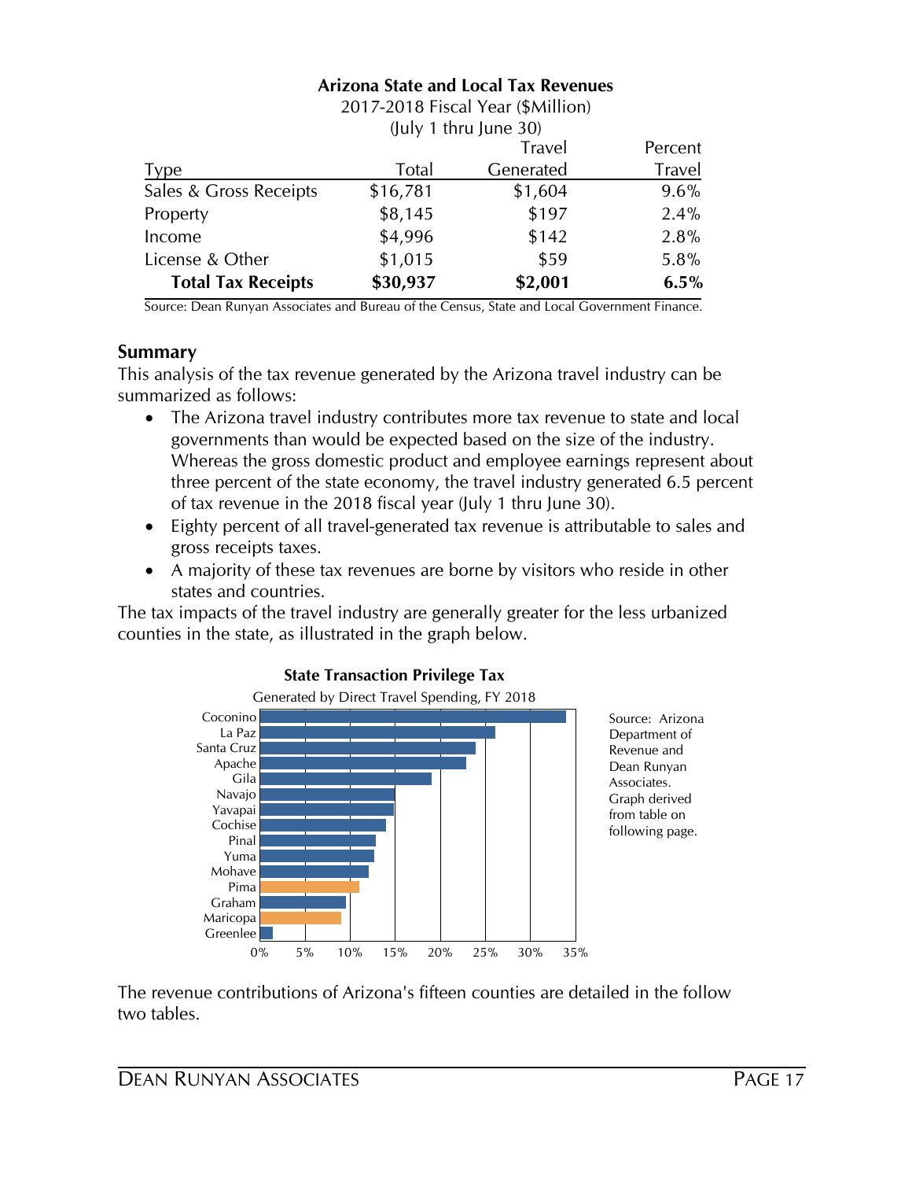**Arizona State and Local Tax Revenues**
2017-2018 Fiscal Year ($Million)
(July 1 thru June 30)

| Type | Total | Travel Generated | Percent Travel |
|---|---|---|---|
| Sales & Gross Receipts | $16,781 | $1,604 | 9.6% |
| Property | $8,145 | $197 | 2.4% |
| Income | $4,996 | $142 | 2.8% |
| License & Other | $1,015 | $59 | 5.8% |
| **Total Tax Receipts** | **$30,937** | **$2,001** | **6.5%** |

Source: Dean Runyan Associates and Bureau of the Census, State and Local Government Finance.

## Summary

This analysis of the tax revenue generated by the Arizona travel industry can be summarized as follows:

- The Arizona travel industry contributes more tax revenue to state and local governments than would be expected based on the size of the industry. Whereas the gross domestic product and employee earnings represent about three percent of the state economy, the travel industry generated 6.5 percent of tax revenue in the 2018 fiscal year (July 1 thru June 30).
- Eighty percent of all travel-generated tax revenue is attributable to sales and gross receipts taxes.
- A majority of these tax revenues are borne by visitors who reside in other states and countries.

The tax impacts of the travel industry are generally greater for the less urbanized counties in the state, as illustrated in the graph below.

**State Transaction Privilege Tax**
Generated by Direct Travel Spending, FY 2018

Coconino, La Paz, Santa Cruz, Apache, Gila, Navajo, Yavapai, Cochise, Pinal, Yuma, Mohave, Pima, Graham, Maricopa, Greenlee

0% 5% 10% 15% 20% 25% 30% 35%

Source: Arizona Department of Revenue and Dean Runyan Associates. Graph derived from table on following page.

The revenue contributions of Arizona's fifteen counties are detailed in the follow two tables.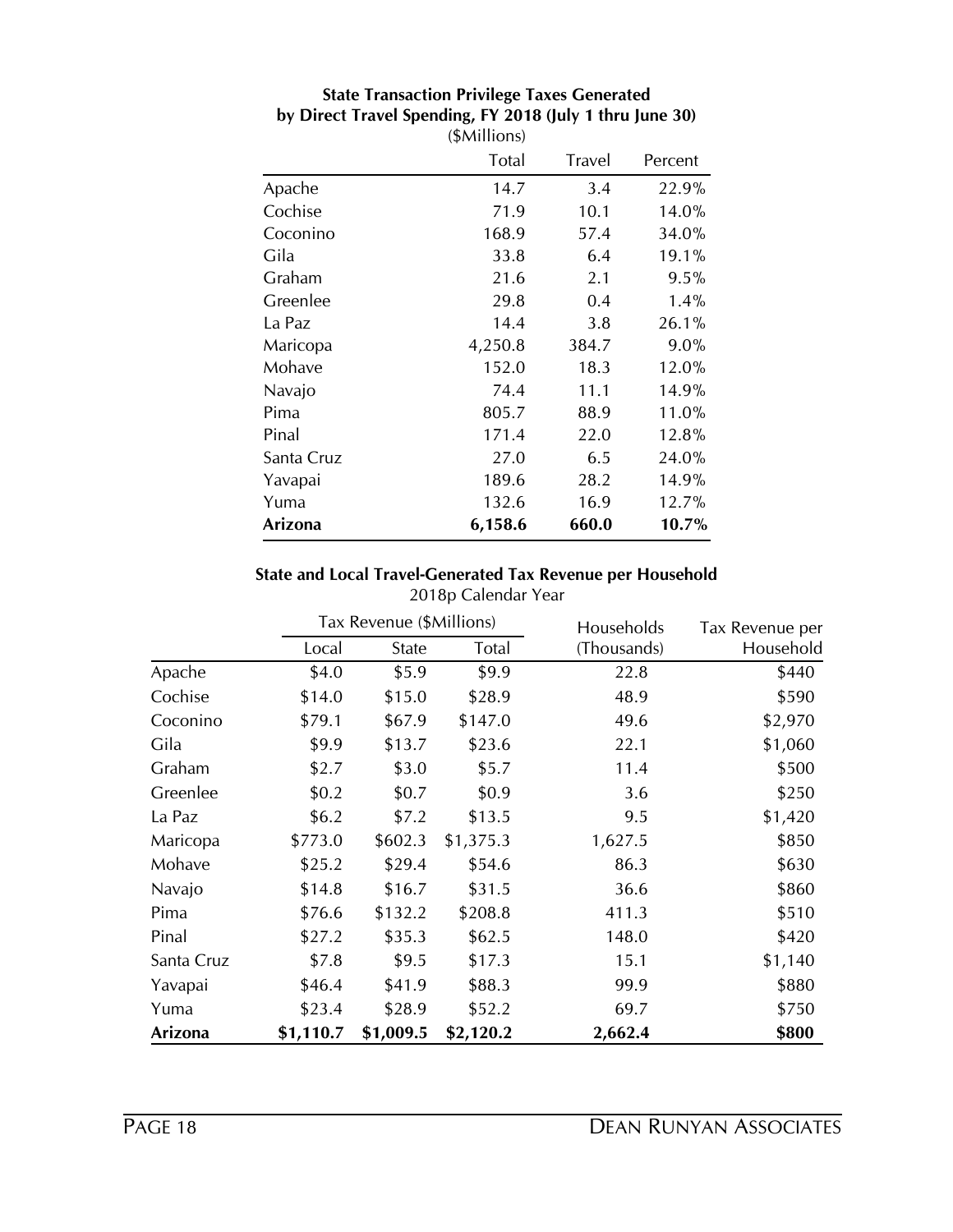### State Transaction Privilege Taxes Generated by Direct Travel Spending, FY 2018 (July 1 thru June 30)

($Millions)

| | Total | Travel | Percent |
|---|---|---|---|
| Apache | 14.7 | 3.4 | 22.9% |
| Cochise | 71.9 | 10.1 | 14.0% |
| Coconino | 168.9 | 57.4 | 34.0% |
| Gila | 33.8 | 6.4 | 19.1% |
| Graham | 21.6 | 2.1 | 9.5% |
| Greenlee | 29.8 | 0.4 | 1.4% |
| La Paz | 14.4 | 3.8 | 26.1% |
| Maricopa | 4,250.8 | 384.7 | 9.0% |
| Mohave | 152.0 | 18.3 | 12.0% |
| Navajo | 74.4 | 11.1 | 14.9% |
| Pima | 805.7 | 88.9 | 11.0% |
| Pinal | 171.4 | 22.0 | 12.8% |
| Santa Cruz | 27.0 | 6.5 | 24.0% |
| Yavapai | 189.6 | 28.2 | 14.9% |
| Yuma | 132.6 | 16.9 | 12.7% |
| **Arizona** | **6,158.6** | **660.0** | **10.7%** |

### State and Local Travel-Generated Tax Revenue per Household

2018p Calendar Year

| | Tax Revenue ($Millions) | | | Households | Tax Revenue per |
|---|---|---|---|---|---|
| | Local | State | Total | (Thousands) | Household |
| Apache | $4.0 | $5.9 | $9.9 | 22.8 | $440 |
| Cochise | $14.0 | $15.0 | $28.9 | 48.9 | $590 |
| Coconino | $79.1 | $67.9 | $147.0 | 49.6 | $2,970 |
| Gila | $9.9 | $13.7 | $23.6 | 22.1 | $1,060 |
| Graham | $2.7 | $3.0 | $5.7 | 11.4 | $500 |
| Greenlee | $0.2 | $0.7 | $0.9 | 3.6 | $250 |
| La Paz | $6.2 | $7.2 | $13.5 | 9.5 | $1,420 |
| Maricopa | $773.0 | $602.3 | $1,375.3 | 1,627.5 | $850 |
| Mohave | $25.2 | $29.4 | $54.6 | 86.3 | $630 |
| Navajo | $14.8 | $16.7 | $31.5 | 36.6 | $860 |
| Pima | $76.6 | $132.2 | $208.8 | 411.3 | $510 |
| Pinal | $27.2 | $35.3 | $62.5 | 148.0 | $420 |
| Santa Cruz | $7.8 | $9.5 | $17.3 | 15.1 | $1,140 |
| Yavapai | $46.4 | $41.9 | $88.3 | 99.9 | $880 |
| Yuma | $23.4 | $28.9 | $52.2 | 69.7 | $750 |
| **Arizona** | **$1,110.7** | **$1,009.5** | **$2,120.2** | **2,662.4** | **$800** |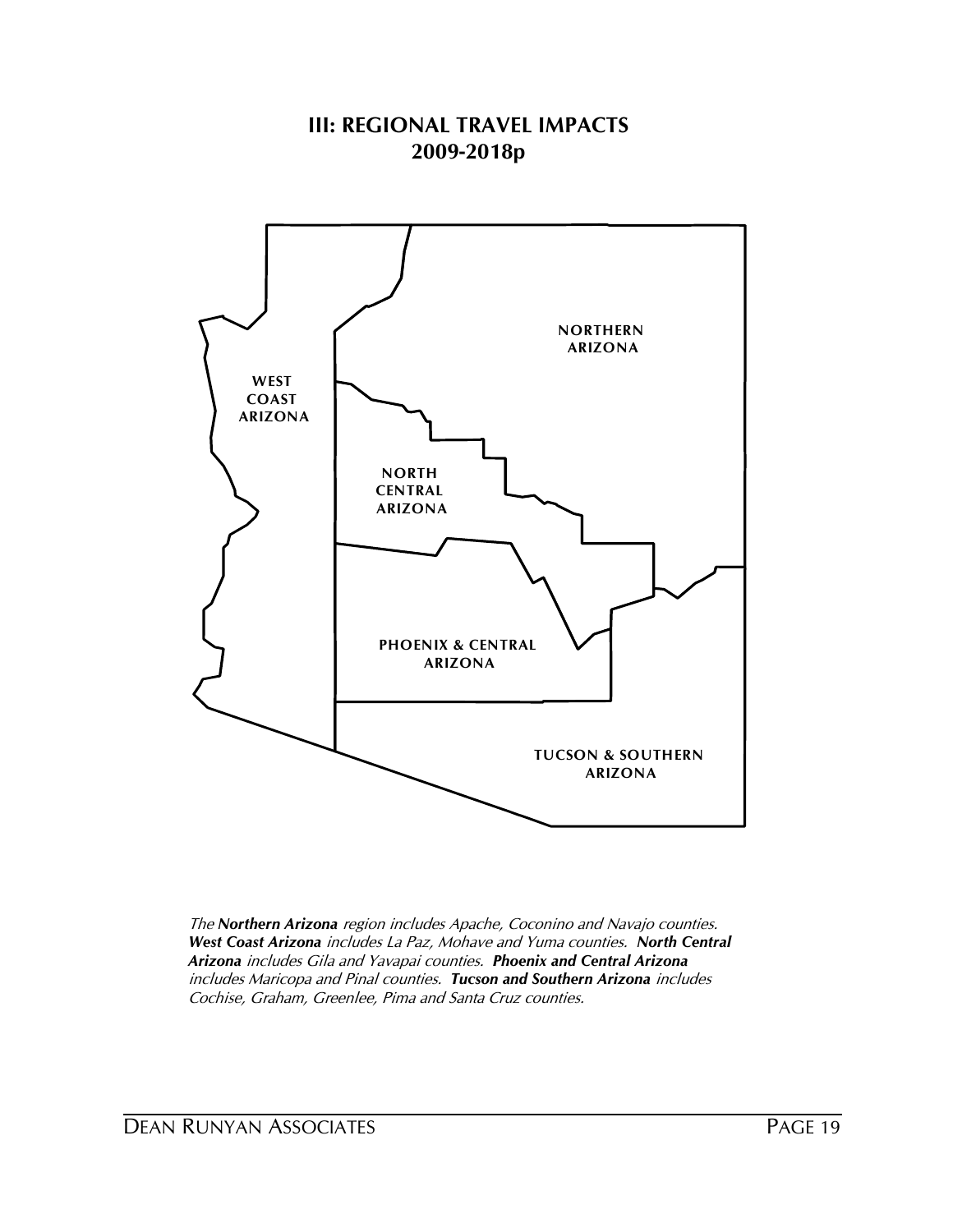# III: REGIONAL TRAVEL IMPACTS 2009-2018p

WEST COAST ARIZONA

NORTHERN ARIZONA

NORTH CENTRAL ARIZONA

PHOENIX & CENTRAL ARIZONA

TUCSON & SOUTHERN ARIZONA

*The **Northern Arizona** region includes Apache, Coconino and Navajo counties. **West Coast Arizona** includes La Paz, Mohave and Yuma counties. **North Central Arizona** includes Gila and Yavapai counties. **Phoenix and Central Arizona** includes Maricopa and Pinal counties. **Tucson and Southern Arizona** includes Cochise, Graham, Greenlee, Pima and Santa Cruz counties.*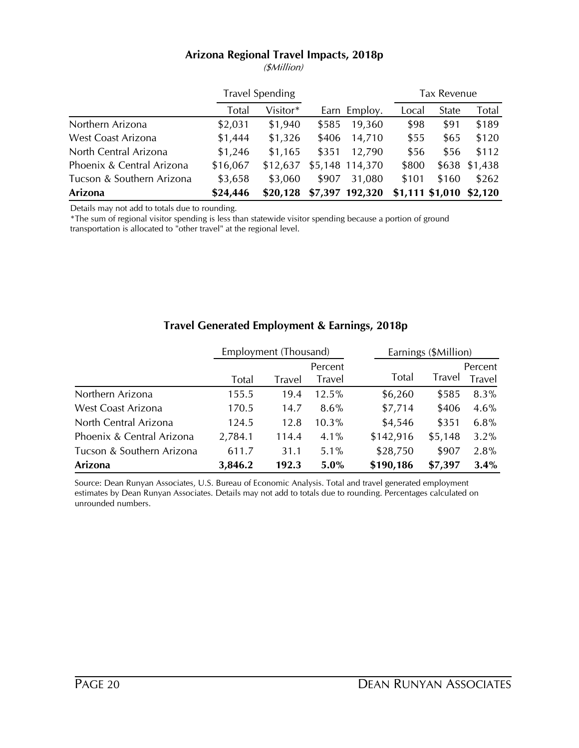## Arizona Regional Travel Impacts, 2018p

*($Million)*

| | Travel Spending | | | | Tax Revenue | | |
|---|---|---|---|---|---|---|---|
| | Total | Visitor* | Earn | Employ. | Local | State | Total |
| Northern Arizona | $2,031 | $1,940 | $585 | 19,360 | $98 | $91 | $189 |
| West Coast Arizona | $1,444 | $1,326 | $406 | 14,710 | $55 | $65 | $120 |
| North Central Arizona | $1,246 | $1,165 | $351 | 12,790 | $56 | $56 | $112 |
| Phoenix & Central Arizona | $16,067 | $12,637 | $5,148 | 114,370 | $800 | $638 | $1,438 |
| Tucson & Southern Arizona | $3,658 | $3,060 | $907 | 31,080 | $101 | $160 | $262 |
| **Arizona** | **$24,446** | **$20,128** | **$7,397** | **192,320** | **$1,111** | **$1,010** | **$2,120** |

Details may not add to totals due to rounding.

*The sum of regional visitor spending is less than statewide visitor spending because a portion of ground transportation is allocated to "other travel" at the regional level.

## Travel Generated Employment & Earnings, 2018p

| | Employment (Thousand) | | | Earnings ($Million) | | |
|---|---|---|---|---|---|---|
| | Total | Travel | Percent Travel | Total | Travel | Percent Travel |
| Northern Arizona | 155.5 | 19.4 | 12.5% | $6,260 | $585 | 8.3% |
| West Coast Arizona | 170.5 | 14.7 | 8.6% | $7,714 | $406 | 4.6% |
| North Central Arizona | 124.5 | 12.8 | 10.3% | $4,546 | $351 | 6.8% |
| Phoenix & Central Arizona | 2,784.1 | 114.4 | 4.1% | $142,916 | $5,148 | 3.2% |
| Tucson & Southern Arizona | 611.7 | 31.1 | 5.1% | $28,750 | $907 | 2.8% |
| **Arizona** | **3,846.2** | **192.3** | **5.0%** | **$190,186** | **$7,397** | **3.4%** |

Source: Dean Runyan Associates, U.S. Bureau of Economic Analysis. Total and travel generated employment estimates by Dean Runyan Associates. Details may not add to totals due to rounding. Percentages calculated on unrounded numbers.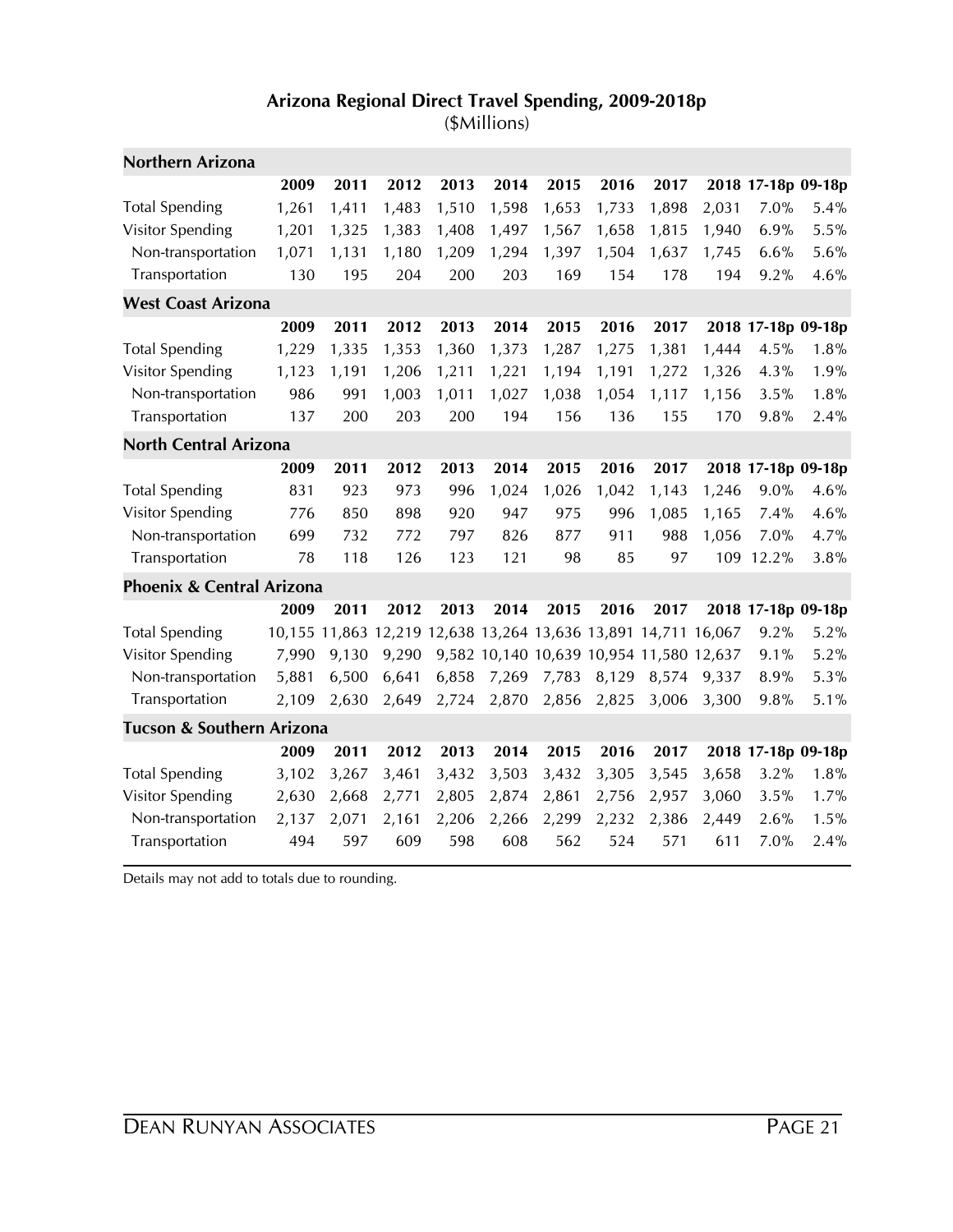## Arizona Regional Direct Travel Spending, 2009-2018p

($Millions)

| **Northern Arizona** | | | | | | | | | | | |
|---|---|---|---|---|---|---|---|---|---|---|---|
| | **2009** | **2011** | **2012** | **2013** | **2014** | **2015** | **2016** | **2017** | **2018** | **17-18p** | **09-18p** |
| Total Spending | 1,261 | 1,411 | 1,483 | 1,510 | 1,598 | 1,653 | 1,733 | 1,898 | 2,031 | 7.0% | 5.4% |
| Visitor Spending | 1,201 | 1,325 | 1,383 | 1,408 | 1,497 | 1,567 | 1,658 | 1,815 | 1,940 | 6.9% | 5.5% |
| Non-transportation | 1,071 | 1,131 | 1,180 | 1,209 | 1,294 | 1,397 | 1,504 | 1,637 | 1,745 | 6.6% | 5.6% |
| Transportation | 130 | 195 | 204 | 200 | 203 | 169 | 154 | 178 | 194 | 9.2% | 4.6% |
| **West Coast Arizona** | | | | | | | | | | | |
| | **2009** | **2011** | **2012** | **2013** | **2014** | **2015** | **2016** | **2017** | **2018** | **17-18p** | **09-18p** |
| Total Spending | 1,229 | 1,335 | 1,353 | 1,360 | 1,373 | 1,287 | 1,275 | 1,381 | 1,444 | 4.5% | 1.8% |
| Visitor Spending | 1,123 | 1,191 | 1,206 | 1,211 | 1,221 | 1,194 | 1,191 | 1,272 | 1,326 | 4.3% | 1.9% |
| Non-transportation | 986 | 991 | 1,003 | 1,011 | 1,027 | 1,038 | 1,054 | 1,117 | 1,156 | 3.5% | 1.8% |
| Transportation | 137 | 200 | 203 | 200 | 194 | 156 | 136 | 155 | 170 | 9.8% | 2.4% |
| **North Central Arizona** | | | | | | | | | | | |
| | **2009** | **2011** | **2012** | **2013** | **2014** | **2015** | **2016** | **2017** | **2018** | **17-18p** | **09-18p** |
| Total Spending | 831 | 923 | 973 | 996 | 1,024 | 1,026 | 1,042 | 1,143 | 1,246 | 9.0% | 4.6% |
| Visitor Spending | 776 | 850 | 898 | 920 | 947 | 975 | 996 | 1,085 | 1,165 | 7.4% | 4.6% |
| Non-transportation | 699 | 732 | 772 | 797 | 826 | 877 | 911 | 988 | 1,056 | 7.0% | 4.7% |
| Transportation | 78 | 118 | 126 | 123 | 121 | 98 | 85 | 97 | 109 | 12.2% | 3.8% |
| **Phoenix & Central Arizona** | | | | | | | | | | | |
| | **2009** | **2011** | **2012** | **2013** | **2014** | **2015** | **2016** | **2017** | **2018** | **17-18p** | **09-18p** |
| Total Spending | 10,155 | 11,863 | 12,219 | 12,638 | 13,264 | 13,636 | 13,891 | 14,711 | 16,067 | 9.2% | 5.2% |
| Visitor Spending | 7,990 | 9,130 | 9,290 | 9,582 | 10,140 | 10,639 | 10,954 | 11,580 | 12,637 | 9.1% | 5.2% |
| Non-transportation | 5,881 | 6,500 | 6,641 | 6,858 | 7,269 | 7,783 | 8,129 | 8,574 | 9,337 | 8.9% | 5.3% |
| Transportation | 2,109 | 2,630 | 2,649 | 2,724 | 2,870 | 2,856 | 2,825 | 3,006 | 3,300 | 9.8% | 5.1% |
| **Tucson & Southern Arizona** | | | | | | | | | | | |
| | **2009** | **2011** | **2012** | **2013** | **2014** | **2015** | **2016** | **2017** | **2018** | **17-18p** | **09-18p** |
| Total Spending | 3,102 | 3,267 | 3,461 | 3,432 | 3,503 | 3,432 | 3,305 | 3,545 | 3,658 | 3.2% | 1.8% |
| Visitor Spending | 2,630 | 2,668 | 2,771 | 2,805 | 2,874 | 2,861 | 2,756 | 2,957 | 3,060 | 3.5% | 1.7% |
| Non-transportation | 2,137 | 2,071 | 2,161 | 2,206 | 2,266 | 2,299 | 2,232 | 2,386 | 2,449 | 2.6% | 1.5% |
| Transportation | 494 | 597 | 609 | 598 | 608 | 562 | 524 | 571 | 611 | 7.0% | 2.4% |

Details may not add to totals due to rounding.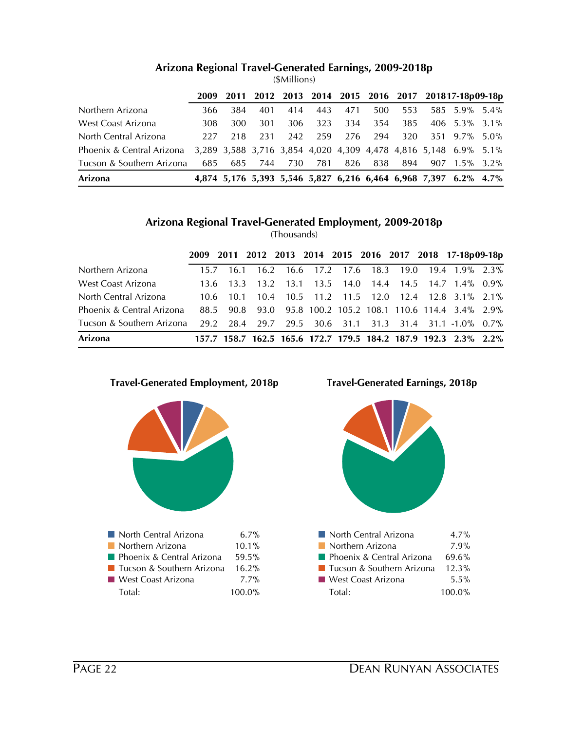## Arizona Regional Travel-Generated Earnings, 2009-2018p

($Millions)

| | 2009 | 2011 | 2012 | 2013 | 2014 | 2015 | 2016 | 2017 | 2018 | 17-18p | 09-18p |
|---|---|---|---|---|---|---|---|---|---|---|---|
| Northern Arizona | 366 | 384 | 401 | 414 | 443 | 471 | 500 | 553 | 585 | 5.9% | 5.4% |
| West Coast Arizona | 308 | 300 | 301 | 306 | 323 | 334 | 354 | 385 | 406 | 5.3% | 3.1% |
| North Central Arizona | 227 | 218 | 231 | 242 | 259 | 276 | 294 | 320 | 351 | 9.7% | 5.0% |
| Phoenix & Central Arizona | 3,289 | 3,588 | 3,716 | 3,854 | 4,020 | 4,309 | 4,478 | 4,816 | 5,148 | 6.9% | 5.1% |
| Tucson & Southern Arizona | 685 | 685 | 744 | 730 | 781 | 826 | 838 | 894 | 907 | 1.5% | 3.2% |
| **Arizona** | **4,874** | **5,176** | **5,393** | **5,546** | **5,827** | **6,216** | **6,464** | **6,968** | **7,397** | **6.2%** | **4.7%** |

## Arizona Regional Travel-Generated Employment, 2009-2018p

(Thousands)

| | 2009 | 2011 | 2012 | 2013 | 2014 | 2015 | 2016 | 2017 | 2018 | 17-18p | 09-18p |
|---|---|---|---|---|---|---|---|---|---|---|---|
| Northern Arizona | 15.7 | 16.1 | 16.2 | 16.6 | 17.2 | 17.6 | 18.3 | 19.0 | 19.4 | 1.9% | 2.3% |
| West Coast Arizona | 13.6 | 13.3 | 13.2 | 13.1 | 13.5 | 14.0 | 14.4 | 14.5 | 14.7 | 1.4% | 0.9% |
| North Central Arizona | 10.6 | 10.1 | 10.4 | 10.5 | 11.2 | 11.5 | 12.0 | 12.4 | 12.8 | 3.1% | 2.1% |
| Phoenix & Central Arizona | 88.5 | 90.8 | 93.0 | 95.8 | 100.2 | 105.2 | 108.1 | 110.6 | 114.4 | 3.4% | 2.9% |
| Tucson & Southern Arizona | 29.2 | 28.4 | 29.7 | 29.5 | 30.6 | 31.1 | 31.3 | 31.4 | 31.1 | -1.0% | 0.7% |
| **Arizona** | **157.7** | **158.7** | **162.5** | **165.6** | **172.7** | **179.5** | **184.2** | **187.9** | **192.3** | **2.3%** | **2.2%** |

### Travel-Generated Employment, 2018p

| | |
|---|---|
| North Central Arizona | 6.7% |
| Northern Arizona | 10.1% |
| Phoenix & Central Arizona | 59.5% |
| Tucson & Southern Arizona | 16.2% |
| West Coast Arizona | 7.7% |
| Total: | 100.0% |

### Travel-Generated Earnings, 2018p

| | |
|---|---|
| North Central Arizona | 4.7% |
| Northern Arizona | 7.9% |
| Phoenix & Central Arizona | 69.6% |
| Tucson & Southern Arizona | 12.3% |
| West Coast Arizona | 5.5% |
| Total: | 100.0% |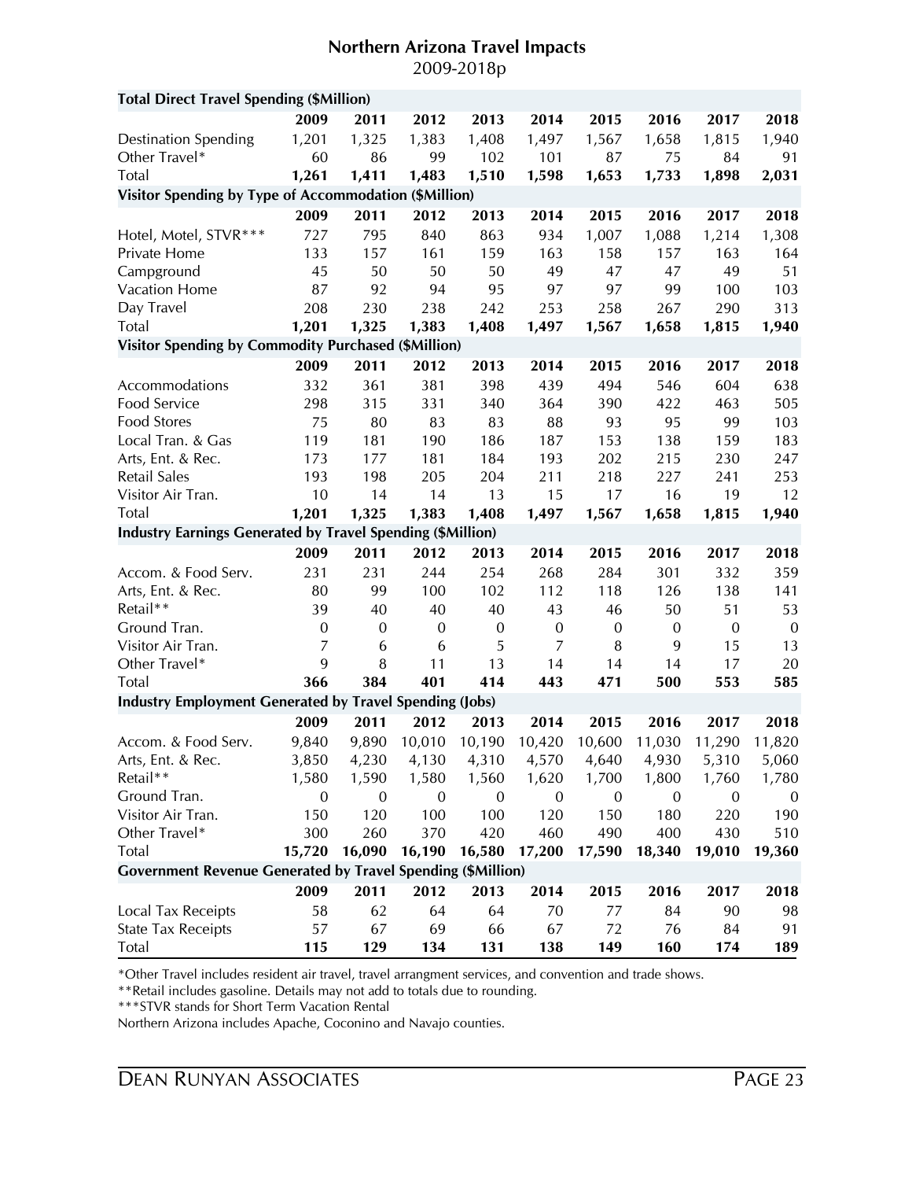## Northern Arizona Travel Impacts

2009-2018p

| **Total Direct Travel Spending ($Million)** | | | | | | | | | |
|---|---|---|---|---|---|---|---|---|---|
| | **2009** | **2011** | **2012** | **2013** | **2014** | **2015** | **2016** | **2017** | **2018** |
| Destination Spending | 1,201 | 1,325 | 1,383 | 1,408 | 1,497 | 1,567 | 1,658 | 1,815 | 1,940 |
| Other Travel* | 60 | 86 | 99 | 102 | 101 | 87 | 75 | 84 | 91 |
| Total | **1,261** | **1,411** | **1,483** | **1,510** | **1,598** | **1,653** | **1,733** | **1,898** | **2,031** |
| **Visitor Spending by Type of Accommodation ($Million)** | | | | | | | | | |
| | **2009** | **2011** | **2012** | **2013** | **2014** | **2015** | **2016** | **2017** | **2018** |
| Hotel, Motel, STVR*** | 727 | 795 | 840 | 863 | 934 | 1,007 | 1,088 | 1,214 | 1,308 |
| Private Home | 133 | 157 | 161 | 159 | 163 | 158 | 157 | 163 | 164 |
| Campground | 45 | 50 | 50 | 50 | 49 | 47 | 47 | 49 | 51 |
| Vacation Home | 87 | 92 | 94 | 95 | 97 | 97 | 99 | 100 | 103 |
| Day Travel | 208 | 230 | 238 | 242 | 253 | 258 | 267 | 290 | 313 |
| Total | **1,201** | **1,325** | **1,383** | **1,408** | **1,497** | **1,567** | **1,658** | **1,815** | **1,940** |
| **Visitor Spending by Commodity Purchased ($Million)** | | | | | | | | | |
| | **2009** | **2011** | **2012** | **2013** | **2014** | **2015** | **2016** | **2017** | **2018** |
| Accommodations | 332 | 361 | 381 | 398 | 439 | 494 | 546 | 604 | 638 |
| Food Service | 298 | 315 | 331 | 340 | 364 | 390 | 422 | 463 | 505 |
| Food Stores | 75 | 80 | 83 | 83 | 88 | 93 | 95 | 99 | 103 |
| Local Tran. & Gas | 119 | 181 | 190 | 186 | 187 | 153 | 138 | 159 | 183 |
| Arts, Ent. & Rec. | 173 | 177 | 181 | 184 | 193 | 202 | 215 | 230 | 247 |
| Retail Sales | 193 | 198 | 205 | 204 | 211 | 218 | 227 | 241 | 253 |
| Visitor Air Tran. | 10 | 14 | 14 | 13 | 15 | 17 | 16 | 19 | 12 |
| Total | **1,201** | **1,325** | **1,383** | **1,408** | **1,497** | **1,567** | **1,658** | **1,815** | **1,940** |
| **Industry Earnings Generated by Travel Spending ($Million)** | | | | | | | | | |
| | **2009** | **2011** | **2012** | **2013** | **2014** | **2015** | **2016** | **2017** | **2018** |
| Accom. & Food Serv. | 231 | 231 | 244 | 254 | 268 | 284 | 301 | 332 | 359 |
| Arts, Ent. & Rec. | 80 | 99 | 100 | 102 | 112 | 118 | 126 | 138 | 141 |
| Retail** | 39 | 40 | 40 | 40 | 43 | 46 | 50 | 51 | 53 |
| Ground Tran. | 0 | 0 | 0 | 0 | 0 | 0 | 0 | 0 | 0 |
| Visitor Air Tran. | 7 | 6 | 6 | 5 | 7 | 8 | 9 | 15 | 13 |
| Other Travel* | 9 | 8 | 11 | 13 | 14 | 14 | 14 | 17 | 20 |
| Total | **366** | **384** | **401** | **414** | **443** | **471** | **500** | **553** | **585** |
| **Industry Employment Generated by Travel Spending (Jobs)** | | | | | | | | | |
| | **2009** | **2011** | **2012** | **2013** | **2014** | **2015** | **2016** | **2017** | **2018** |
| Accom. & Food Serv. | 9,840 | 9,890 | 10,010 | 10,190 | 10,420 | 10,600 | 11,030 | 11,290 | 11,820 |
| Arts, Ent. & Rec. | 3,850 | 4,230 | 4,130 | 4,310 | 4,570 | 4,640 | 4,930 | 5,310 | 5,060 |
| Retail** | 1,580 | 1,590 | 1,580 | 1,560 | 1,620 | 1,700 | 1,800 | 1,760 | 1,780 |
| Ground Tran. | 0 | 0 | 0 | 0 | 0 | 0 | 0 | 0 | 0 |
| Visitor Air Tran. | 150 | 120 | 100 | 100 | 120 | 150 | 180 | 220 | 190 |
| Other Travel* | 300 | 260 | 370 | 420 | 460 | 490 | 400 | 430 | 510 |
| Total | **15,720** | **16,090** | **16,190** | **16,580** | **17,200** | **17,590** | **18,340** | **19,010** | **19,360** |
| **Government Revenue Generated by Travel Spending ($Million)** | | | | | | | | | |
| | **2009** | **2011** | **2012** | **2013** | **2014** | **2015** | **2016** | **2017** | **2018** |
| Local Tax Receipts | 58 | 62 | 64 | 64 | 70 | 77 | 84 | 90 | 98 |
| State Tax Receipts | 57 | 67 | 69 | 66 | 67 | 72 | 76 | 84 | 91 |
| Total | **115** | **129** | **134** | **131** | **138** | **149** | **160** | **174** | **189** |

*Other Travel includes resident air travel, travel arrangment services, and convention and trade shows.

**Retail includes gasoline. Details may not add to totals due to rounding.

***STVR stands for Short Term Vacation Rental

Northern Arizona includes Apache, Coconino and Navajo counties.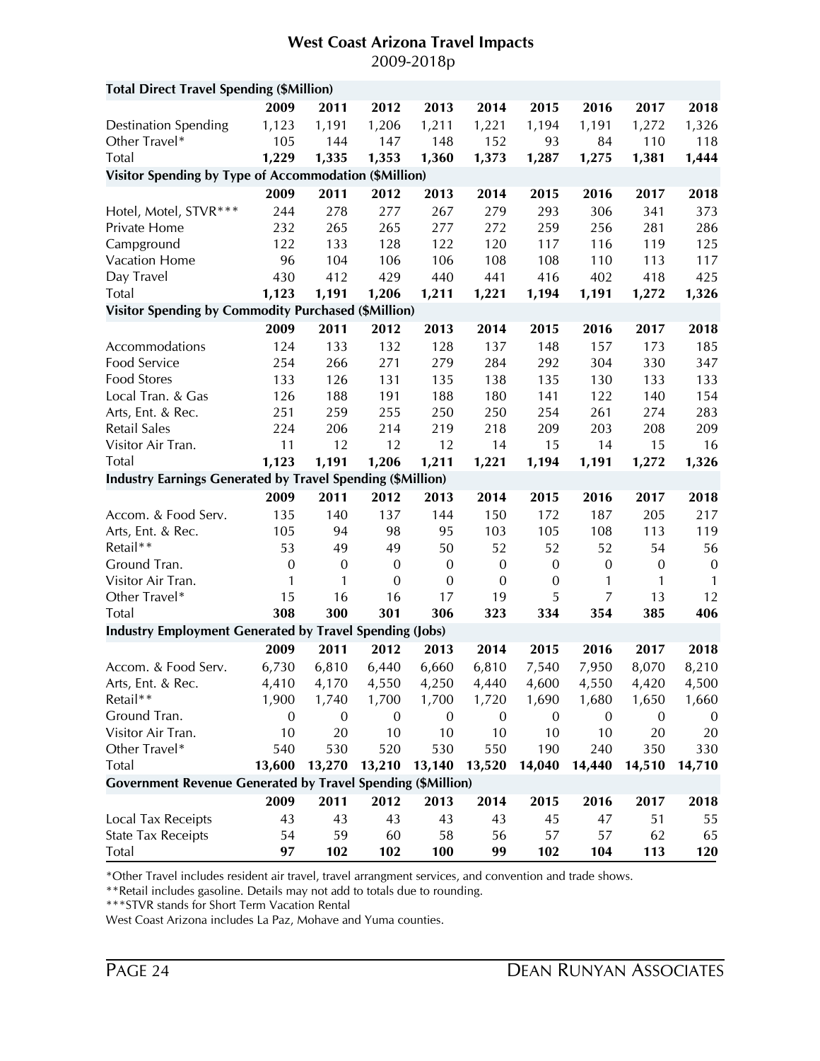# West Coast Arizona Travel Impacts

2009-2018p

| Total Direct Travel Spending ($Million) | | | | | | | | | |
|---|---|---|---|---|---|---|---|---|---|
| | **2009** | **2011** | **2012** | **2013** | **2014** | **2015** | **2016** | **2017** | **2018** |
| Destination Spending | 1,123 | 1,191 | 1,206 | 1,211 | 1,221 | 1,194 | 1,191 | 1,272 | 1,326 |
| Other Travel* | 105 | 144 | 147 | 148 | 152 | 93 | 84 | 110 | 118 |
| Total | **1,229** | **1,335** | **1,353** | **1,360** | **1,373** | **1,287** | **1,275** | **1,381** | **1,444** |
| **Visitor Spending by Type of Accommodation ($Million)** | | | | | | | | | |
| | **2009** | **2011** | **2012** | **2013** | **2014** | **2015** | **2016** | **2017** | **2018** |
| Hotel, Motel, STVR*** | 244 | 278 | 277 | 267 | 279 | 293 | 306 | 341 | 373 |
| Private Home | 232 | 265 | 265 | 277 | 272 | 259 | 256 | 281 | 286 |
| Campground | 122 | 133 | 128 | 122 | 120 | 117 | 116 | 119 | 125 |
| Vacation Home | 96 | 104 | 106 | 106 | 108 | 108 | 110 | 113 | 117 |
| Day Travel | 430 | 412 | 429 | 440 | 441 | 416 | 402 | 418 | 425 |
| Total | **1,123** | **1,191** | **1,206** | **1,211** | **1,221** | **1,194** | **1,191** | **1,272** | **1,326** |
| **Visitor Spending by Commodity Purchased ($Million)** | | | | | | | | | |
| | **2009** | **2011** | **2012** | **2013** | **2014** | **2015** | **2016** | **2017** | **2018** |
| Accommodations | 124 | 133 | 132 | 128 | 137 | 148 | 157 | 173 | 185 |
| Food Service | 254 | 266 | 271 | 279 | 284 | 292 | 304 | 330 | 347 |
| Food Stores | 133 | 126 | 131 | 135 | 138 | 135 | 130 | 133 | 133 |
| Local Tran. & Gas | 126 | 188 | 191 | 188 | 180 | 141 | 122 | 140 | 154 |
| Arts, Ent. & Rec. | 251 | 259 | 255 | 250 | 250 | 254 | 261 | 274 | 283 |
| Retail Sales | 224 | 206 | 214 | 219 | 218 | 209 | 203 | 208 | 209 |
| Visitor Air Tran. | 11 | 12 | 12 | 12 | 14 | 15 | 14 | 15 | 16 |
| Total | **1,123** | **1,191** | **1,206** | **1,211** | **1,221** | **1,194** | **1,191** | **1,272** | **1,326** |
| **Industry Earnings Generated by Travel Spending ($Million)** | | | | | | | | | |
| | **2009** | **2011** | **2012** | **2013** | **2014** | **2015** | **2016** | **2017** | **2018** |
| Accom. & Food Serv. | 135 | 140 | 137 | 144 | 150 | 172 | 187 | 205 | 217 |
| Arts, Ent. & Rec. | 105 | 94 | 98 | 95 | 103 | 105 | 108 | 113 | 119 |
| Retail** | 53 | 49 | 49 | 50 | 52 | 52 | 52 | 54 | 56 |
| Ground Tran. | 0 | 0 | 0 | 0 | 0 | 0 | 0 | 0 | 0 |
| Visitor Air Tran. | 1 | 1 | 0 | 0 | 0 | 0 | 1 | 1 | 1 |
| Other Travel* | 15 | 16 | 16 | 17 | 19 | 5 | 7 | 13 | 12 |
| Total | **308** | **300** | **301** | **306** | **323** | **334** | **354** | **385** | **406** |
| **Industry Employment Generated by Travel Spending (Jobs)** | | | | | | | | | |
| | **2009** | **2011** | **2012** | **2013** | **2014** | **2015** | **2016** | **2017** | **2018** |
| Accom. & Food Serv. | 6,730 | 6,810 | 6,440 | 6,660 | 6,810 | 7,540 | 7,950 | 8,070 | 8,210 |
| Arts, Ent. & Rec. | 4,410 | 4,170 | 4,550 | 4,250 | 4,440 | 4,600 | 4,550 | 4,420 | 4,500 |
| Retail** | 1,900 | 1,740 | 1,700 | 1,700 | 1,720 | 1,690 | 1,680 | 1,650 | 1,660 |
| Ground Tran. | 0 | 0 | 0 | 0 | 0 | 0 | 0 | 0 | 0 |
| Visitor Air Tran. | 10 | 20 | 10 | 10 | 10 | 10 | 10 | 20 | 20 |
| Other Travel* | 540 | 530 | 520 | 530 | 550 | 190 | 240 | 350 | 330 |
| Total | **13,600** | **13,270** | **13,210** | **13,140** | **13,520** | **14,040** | **14,440** | **14,510** | **14,710** |
| **Government Revenue Generated by Travel Spending ($Million)** | | | | | | | | | |
| | **2009** | **2011** | **2012** | **2013** | **2014** | **2015** | **2016** | **2017** | **2018** |
| Local Tax Receipts | 43 | 43 | 43 | 43 | 43 | 45 | 47 | 51 | 55 |
| State Tax Receipts | 54 | 59 | 60 | 58 | 56 | 57 | 57 | 62 | 65 |
| Total | **97** | **102** | **102** | **100** | **99** | **102** | **104** | **113** | **120** |

*Other Travel includes resident air travel, travel arrangment services, and convention and trade shows.

**Retail includes gasoline. Details may not add to totals due to rounding.

***STVR stands for Short Term Vacation Rental

West Coast Arizona includes La Paz, Mohave and Yuma counties.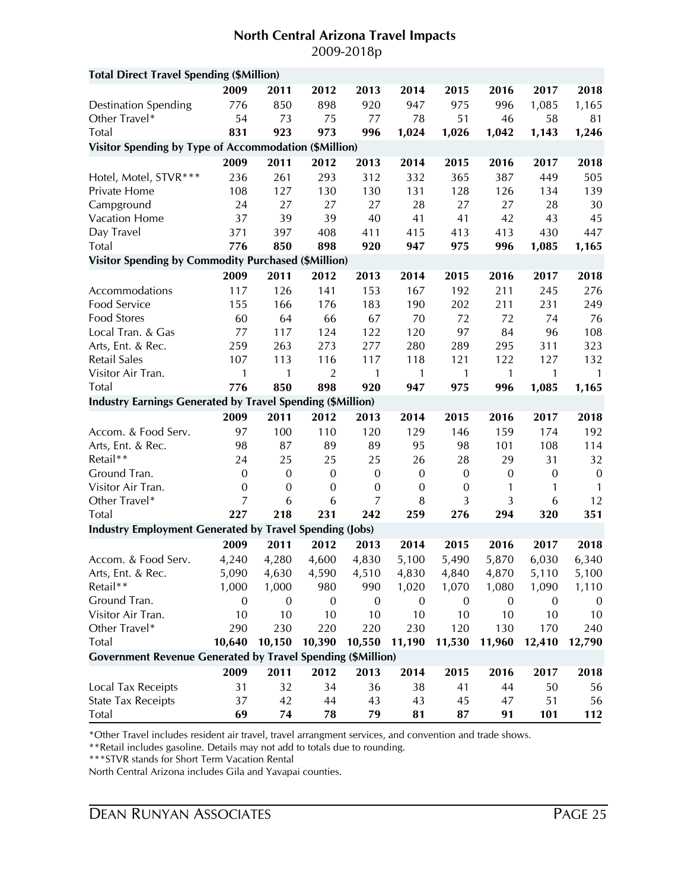## North Central Arizona Travel Impacts

2009-2018p

| **Total Direct Travel Spending ($Million)** | | | | | | | | | |
|---|---|---|---|---|---|---|---|---|---|
| | **2009** | **2011** | **2012** | **2013** | **2014** | **2015** | **2016** | **2017** | **2018** |
| Destination Spending | 776 | 850 | 898 | 920 | 947 | 975 | 996 | 1,085 | 1,165 |
| Other Travel* | 54 | 73 | 75 | 77 | 78 | 51 | 46 | 58 | 81 |
| Total | **831** | **923** | **973** | **996** | **1,024** | **1,026** | **1,042** | **1,143** | **1,246** |
| **Visitor Spending by Type of Accommodation ($Million)** | | | | | | | | | |
| | **2009** | **2011** | **2012** | **2013** | **2014** | **2015** | **2016** | **2017** | **2018** |
| Hotel, Motel, STVR*** | 236 | 261 | 293 | 312 | 332 | 365 | 387 | 449 | 505 |
| Private Home | 108 | 127 | 130 | 130 | 131 | 128 | 126 | 134 | 139 |
| Campground | 24 | 27 | 27 | 27 | 28 | 27 | 27 | 28 | 30 |
| Vacation Home | 37 | 39 | 39 | 40 | 41 | 41 | 42 | 43 | 45 |
| Day Travel | 371 | 397 | 408 | 411 | 415 | 413 | 413 | 430 | 447 |
| Total | **776** | **850** | **898** | **920** | **947** | **975** | **996** | **1,085** | **1,165** |
| **Visitor Spending by Commodity Purchased ($Million)** | | | | | | | | | |
| | **2009** | **2011** | **2012** | **2013** | **2014** | **2015** | **2016** | **2017** | **2018** |
| Accommodations | 117 | 126 | 141 | 153 | 167 | 192 | 211 | 245 | 276 |
| Food Service | 155 | 166 | 176 | 183 | 190 | 202 | 211 | 231 | 249 |
| Food Stores | 60 | 64 | 66 | 67 | 70 | 72 | 72 | 74 | 76 |
| Local Tran. & Gas | 77 | 117 | 124 | 122 | 120 | 97 | 84 | 96 | 108 |
| Arts, Ent. & Rec. | 259 | 263 | 273 | 277 | 280 | 289 | 295 | 311 | 323 |
| Retail Sales | 107 | 113 | 116 | 117 | 118 | 121 | 122 | 127 | 132 |
| Visitor Air Tran. | 1 | 1 | 2 | 1 | 1 | 1 | 1 | 1 | 1 |
| Total | **776** | **850** | **898** | **920** | **947** | **975** | **996** | **1,085** | **1,165** |
| **Industry Earnings Generated by Travel Spending ($Million)** | | | | | | | | | |
| | **2009** | **2011** | **2012** | **2013** | **2014** | **2015** | **2016** | **2017** | **2018** |
| Accom. & Food Serv. | 97 | 100 | 110 | 120 | 129 | 146 | 159 | 174 | 192 |
| Arts, Ent. & Rec. | 98 | 87 | 89 | 89 | 95 | 98 | 101 | 108 | 114 |
| Retail** | 24 | 25 | 25 | 25 | 26 | 28 | 29 | 31 | 32 |
| Ground Tran. | 0 | 0 | 0 | 0 | 0 | 0 | 0 | 0 | 0 |
| Visitor Air Tran. | 0 | 0 | 0 | 0 | 0 | 0 | 1 | 1 | 1 |
| Other Travel* | 7 | 6 | 6 | 7 | 8 | 3 | 3 | 6 | 12 |
| Total | **227** | **218** | **231** | **242** | **259** | **276** | **294** | **320** | **351** |
| **Industry Employment Generated by Travel Spending (Jobs)** | | | | | | | | | |
| | **2009** | **2011** | **2012** | **2013** | **2014** | **2015** | **2016** | **2017** | **2018** |
| Accom. & Food Serv. | 4,240 | 4,280 | 4,600 | 4,830 | 5,100 | 5,490 | 5,870 | 6,030 | 6,340 |
| Arts, Ent. & Rec. | 5,090 | 4,630 | 4,590 | 4,510 | 4,830 | 4,840 | 4,870 | 5,110 | 5,100 |
| Retail** | 1,000 | 1,000 | 980 | 990 | 1,020 | 1,070 | 1,080 | 1,090 | 1,110 |
| Ground Tran. | 0 | 0 | 0 | 0 | 0 | 0 | 0 | 0 | 0 |
| Visitor Air Tran. | 10 | 10 | 10 | 10 | 10 | 10 | 10 | 10 | 10 |
| Other Travel* | 290 | 230 | 220 | 220 | 230 | 120 | 130 | 170 | 240 |
| Total | **10,640** | **10,150** | **10,390** | **10,550** | **11,190** | **11,530** | **11,960** | **12,410** | **12,790** |
| **Government Revenue Generated by Travel Spending ($Million)** | | | | | | | | | |
| | **2009** | **2011** | **2012** | **2013** | **2014** | **2015** | **2016** | **2017** | **2018** |
| Local Tax Receipts | 31 | 32 | 34 | 36 | 38 | 41 | 44 | 50 | 56 |
| State Tax Receipts | 37 | 42 | 44 | 43 | 43 | 45 | 47 | 51 | 56 |
| Total | **69** | **74** | **78** | **79** | **81** | **87** | **91** | **101** | **112** |

*Other Travel includes resident air travel, travel arrangment services, and convention and trade shows.

**Retail includes gasoline. Details may not add to totals due to rounding.

***STVR stands for Short Term Vacation Rental

North Central Arizona includes Gila and Yavapai counties.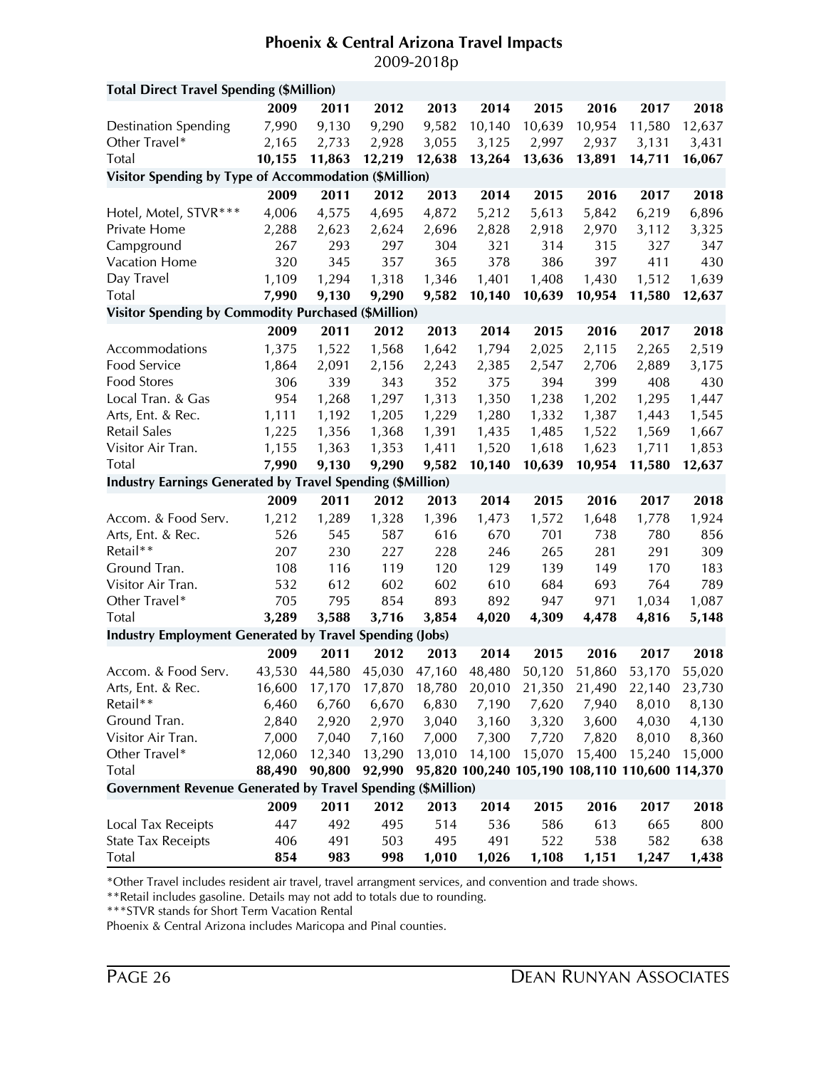## Phoenix & Central Arizona Travel Impacts

2009-2018p

| **Total Direct Travel Spending ($Million)** | | | | | | | | | |
|---|---|---|---|---|---|---|---|---|---|
| | **2009** | **2011** | **2012** | **2013** | **2014** | **2015** | **2016** | **2017** | **2018** |
| Destination Spending | 7,990 | 9,130 | 9,290 | 9,582 | 10,140 | 10,639 | 10,954 | 11,580 | 12,637 |
| Other Travel* | 2,165 | 2,733 | 2,928 | 3,055 | 3,125 | 2,997 | 2,937 | 3,131 | 3,431 |
| Total | **10,155** | **11,863** | **12,219** | **12,638** | **13,264** | **13,636** | **13,891** | **14,711** | **16,067** |
| **Visitor Spending by Type of Accommodation ($Million)** | | | | | | | | | |
| | **2009** | **2011** | **2012** | **2013** | **2014** | **2015** | **2016** | **2017** | **2018** |
| Hotel, Motel, STVR*** | 4,006 | 4,575 | 4,695 | 4,872 | 5,212 | 5,613 | 5,842 | 6,219 | 6,896 |
| Private Home | 2,288 | 2,623 | 2,624 | 2,696 | 2,828 | 2,918 | 2,970 | 3,112 | 3,325 |
| Campground | 267 | 293 | 297 | 304 | 321 | 314 | 315 | 327 | 347 |
| Vacation Home | 320 | 345 | 357 | 365 | 378 | 386 | 397 | 411 | 430 |
| Day Travel | 1,109 | 1,294 | 1,318 | 1,346 | 1,401 | 1,408 | 1,430 | 1,512 | 1,639 |
| Total | **7,990** | **9,130** | **9,290** | **9,582** | **10,140** | **10,639** | **10,954** | **11,580** | **12,637** |
| **Visitor Spending by Commodity Purchased ($Million)** | | | | | | | | | |
| | **2009** | **2011** | **2012** | **2013** | **2014** | **2015** | **2016** | **2017** | **2018** |
| Accommodations | 1,375 | 1,522 | 1,568 | 1,642 | 1,794 | 2,025 | 2,115 | 2,265 | 2,519 |
| Food Service | 1,864 | 2,091 | 2,156 | 2,243 | 2,385 | 2,547 | 2,706 | 2,889 | 3,175 |
| Food Stores | 306 | 339 | 343 | 352 | 375 | 394 | 399 | 408 | 430 |
| Local Tran. & Gas | 954 | 1,268 | 1,297 | 1,313 | 1,350 | 1,238 | 1,202 | 1,295 | 1,447 |
| Arts, Ent. & Rec. | 1,111 | 1,192 | 1,205 | 1,229 | 1,280 | 1,332 | 1,387 | 1,443 | 1,545 |
| Retail Sales | 1,225 | 1,356 | 1,368 | 1,391 | 1,435 | 1,485 | 1,522 | 1,569 | 1,667 |
| Visitor Air Tran. | 1,155 | 1,363 | 1,353 | 1,411 | 1,520 | 1,618 | 1,623 | 1,711 | 1,853 |
| Total | **7,990** | **9,130** | **9,290** | **9,582** | **10,140** | **10,639** | **10,954** | **11,580** | **12,637** |
| **Industry Earnings Generated by Travel Spending ($Million)** | | | | | | | | | |
| | **2009** | **2011** | **2012** | **2013** | **2014** | **2015** | **2016** | **2017** | **2018** |
| Accom. & Food Serv. | 1,212 | 1,289 | 1,328 | 1,396 | 1,473 | 1,572 | 1,648 | 1,778 | 1,924 |
| Arts, Ent. & Rec. | 526 | 545 | 587 | 616 | 670 | 701 | 738 | 780 | 856 |
| Retail** | 207 | 230 | 227 | 228 | 246 | 265 | 281 | 291 | 309 |
| Ground Tran. | 108 | 116 | 119 | 120 | 129 | 139 | 149 | 170 | 183 |
| Visitor Air Tran. | 532 | 612 | 602 | 602 | 610 | 684 | 693 | 764 | 789 |
| Other Travel* | 705 | 795 | 854 | 893 | 892 | 947 | 971 | 1,034 | 1,087 |
| Total | **3,289** | **3,588** | **3,716** | **3,854** | **4,020** | **4,309** | **4,478** | **4,816** | **5,148** |
| **Industry Employment Generated by Travel Spending (Jobs)** | | | | | | | | | |
| | **2009** | **2011** | **2012** | **2013** | **2014** | **2015** | **2016** | **2017** | **2018** |
| Accom. & Food Serv. | 43,530 | 44,580 | 45,030 | 47,160 | 48,480 | 50,120 | 51,860 | 53,170 | 55,020 |
| Arts, Ent. & Rec. | 16,600 | 17,170 | 17,870 | 18,780 | 20,010 | 21,350 | 21,490 | 22,140 | 23,730 |
| Retail** | 6,460 | 6,760 | 6,670 | 6,830 | 7,190 | 7,620 | 7,940 | 8,010 | 8,130 |
| Ground Tran. | 2,840 | 2,920 | 2,970 | 3,040 | 3,160 | 3,320 | 3,600 | 4,030 | 4,130 |
| Visitor Air Tran. | 7,000 | 7,040 | 7,160 | 7,000 | 7,300 | 7,720 | 7,820 | 8,010 | 8,360 |
| Other Travel* | 12,060 | 12,340 | 13,290 | 13,010 | 14,100 | 15,070 | 15,400 | 15,240 | 15,000 |
| Total | **88,490** | **90,800** | **92,990** | **95,820** | **100,240** | **105,190** | **108,110** | **110,600** | **114,370** |
| **Government Revenue Generated by Travel Spending ($Million)** | | | | | | | | | |
| | **2009** | **2011** | **2012** | **2013** | **2014** | **2015** | **2016** | **2017** | **2018** |
| Local Tax Receipts | 447 | 492 | 495 | 514 | 536 | 586 | 613 | 665 | 800 |
| State Tax Receipts | 406 | 491 | 503 | 495 | 491 | 522 | 538 | 582 | 638 |
| Total | **854** | **983** | **998** | **1,010** | **1,026** | **1,108** | **1,151** | **1,247** | **1,438** |

*Other Travel includes resident air travel, travel arrangment services, and convention and trade shows.

**Retail includes gasoline. Details may not add to totals due to rounding.

***STVR stands for Short Term Vacation Rental

Phoenix & Central Arizona includes Maricopa and Pinal counties.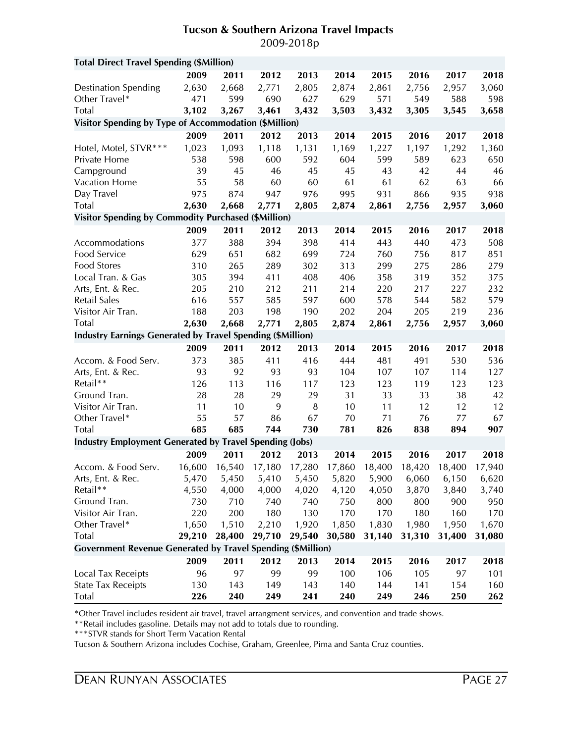## Tucson & Southern Arizona Travel Impacts
2009-2018p

| Total Direct Travel Spending ($Million) | | | | | | | | | |
|---|---|---|---|---|---|---|---|---|---|
| | **2009** | **2011** | **2012** | **2013** | **2014** | **2015** | **2016** | **2017** | **2018** |
| Destination Spending | 2,630 | 2,668 | 2,771 | 2,805 | 2,874 | 2,861 | 2,756 | 2,957 | 3,060 |
| Other Travel* | 471 | 599 | 690 | 627 | 629 | 571 | 549 | 588 | 598 |
| Total | **3,102** | **3,267** | **3,461** | **3,432** | **3,503** | **3,432** | **3,305** | **3,545** | **3,658** |
| **Visitor Spending by Type of Accommodation ($Million)** | | | | | | | | | |
| | **2009** | **2011** | **2012** | **2013** | **2014** | **2015** | **2016** | **2017** | **2018** |
| Hotel, Motel, STVR*** | 1,023 | 1,093 | 1,118 | 1,131 | 1,169 | 1,227 | 1,197 | 1,292 | 1,360 |
| Private Home | 538 | 598 | 600 | 592 | 604 | 599 | 589 | 623 | 650 |
| Campground | 39 | 45 | 46 | 45 | 45 | 43 | 42 | 44 | 46 |
| Vacation Home | 55 | 58 | 60 | 60 | 61 | 61 | 62 | 63 | 66 |
| Day Travel | 975 | 874 | 947 | 976 | 995 | 931 | 866 | 935 | 938 |
| Total | **2,630** | **2,668** | **2,771** | **2,805** | **2,874** | **2,861** | **2,756** | **2,957** | **3,060** |
| **Visitor Spending by Commodity Purchased ($Million)** | | | | | | | | | |
| | **2009** | **2011** | **2012** | **2013** | **2014** | **2015** | **2016** | **2017** | **2018** |
| Accommodations | 377 | 388 | 394 | 398 | 414 | 443 | 440 | 473 | 508 |
| Food Service | 629 | 651 | 682 | 699 | 724 | 760 | 756 | 817 | 851 |
| Food Stores | 310 | 265 | 289 | 302 | 313 | 299 | 275 | 286 | 279 |
| Local Tran. & Gas | 305 | 394 | 411 | 408 | 406 | 358 | 319 | 352 | 375 |
| Arts, Ent. & Rec. | 205 | 210 | 212 | 211 | 214 | 220 | 217 | 227 | 232 |
| Retail Sales | 616 | 557 | 585 | 597 | 600 | 578 | 544 | 582 | 579 |
| Visitor Air Tran. | 188 | 203 | 198 | 190 | 202 | 204 | 205 | 219 | 236 |
| Total | **2,630** | **2,668** | **2,771** | **2,805** | **2,874** | **2,861** | **2,756** | **2,957** | **3,060** |
| **Industry Earnings Generated by Travel Spending ($Million)** | | | | | | | | | |
| | **2009** | **2011** | **2012** | **2013** | **2014** | **2015** | **2016** | **2017** | **2018** |
| Accom. & Food Serv. | 373 | 385 | 411 | 416 | 444 | 481 | 491 | 530 | 536 |
| Arts, Ent. & Rec. | 93 | 92 | 93 | 93 | 104 | 107 | 107 | 114 | 127 |
| Retail** | 126 | 113 | 116 | 117 | 123 | 123 | 119 | 123 | 123 |
| Ground Tran. | 28 | 28 | 29 | 29 | 31 | 33 | 33 | 38 | 42 |
| Visitor Air Tran. | 11 | 10 | 9 | 8 | 10 | 11 | 12 | 12 | 12 |
| Other Travel* | 55 | 57 | 86 | 67 | 70 | 71 | 76 | 77 | 67 |
| Total | **685** | **685** | **744** | **730** | **781** | **826** | **838** | **894** | **907** |
| **Industry Employment Generated by Travel Spending (Jobs)** | | | | | | | | | |
| | **2009** | **2011** | **2012** | **2013** | **2014** | **2015** | **2016** | **2017** | **2018** |
| Accom. & Food Serv. | 16,600 | 16,540 | 17,180 | 17,280 | 17,860 | 18,400 | 18,420 | 18,400 | 17,940 |
| Arts, Ent. & Rec. | 5,470 | 5,450 | 5,410 | 5,450 | 5,820 | 5,900 | 6,060 | 6,150 | 6,620 |
| Retail** | 4,550 | 4,000 | 4,000 | 4,020 | 4,120 | 4,050 | 3,870 | 3,840 | 3,740 |
| Ground Tran. | 730 | 710 | 740 | 740 | 750 | 800 | 800 | 900 | 950 |
| Visitor Air Tran. | 220 | 200 | 180 | 130 | 170 | 170 | 180 | 160 | 170 |
| Other Travel* | 1,650 | 1,510 | 2,210 | 1,920 | 1,850 | 1,830 | 1,980 | 1,950 | 1,670 |
| Total | **29,210** | **28,400** | **29,710** | **29,540** | **30,580** | **31,140** | **31,310** | **31,400** | **31,080** |
| **Government Revenue Generated by Travel Spending ($Million)** | | | | | | | | | |
| | **2009** | **2011** | **2012** | **2013** | **2014** | **2015** | **2016** | **2017** | **2018** |
| Local Tax Receipts | 96 | 97 | 99 | 99 | 100 | 106 | 105 | 97 | 101 |
| State Tax Receipts | 130 | 143 | 149 | 143 | 140 | 144 | 141 | 154 | 160 |
| Total | **226** | **240** | **249** | **241** | **240** | **249** | **246** | **250** | **262** |

*Other Travel includes resident air travel, travel arrangment services, and convention and trade shows.

**Retail includes gasoline. Details may not add to totals due to rounding.

***STVR stands for Short Term Vacation Rental

Tucson & Southern Arizona includes Cochise, Graham, Greenlee, Pima and Santa Cruz counties.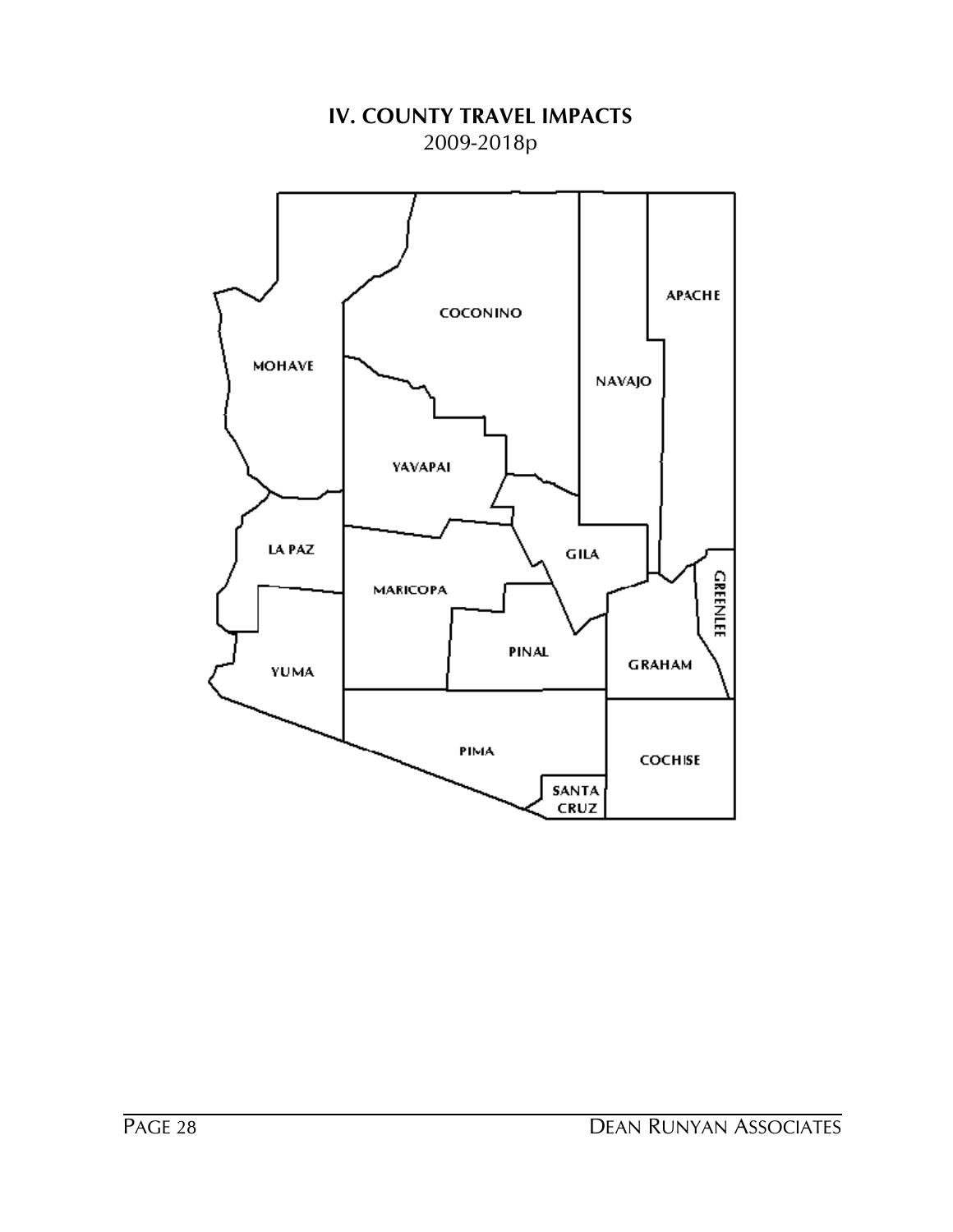# IV. COUNTY TRAVEL IMPACTS

2009-2018p

MOHAVE

COCONINO

NAVAJO

APACHE

YAVAPAI

LA PAZ

MARICOPA

GILA

GREENLEE

YUMA

PINAL

GRAHAM

PIMA

COCHISE

SANTA CRUZ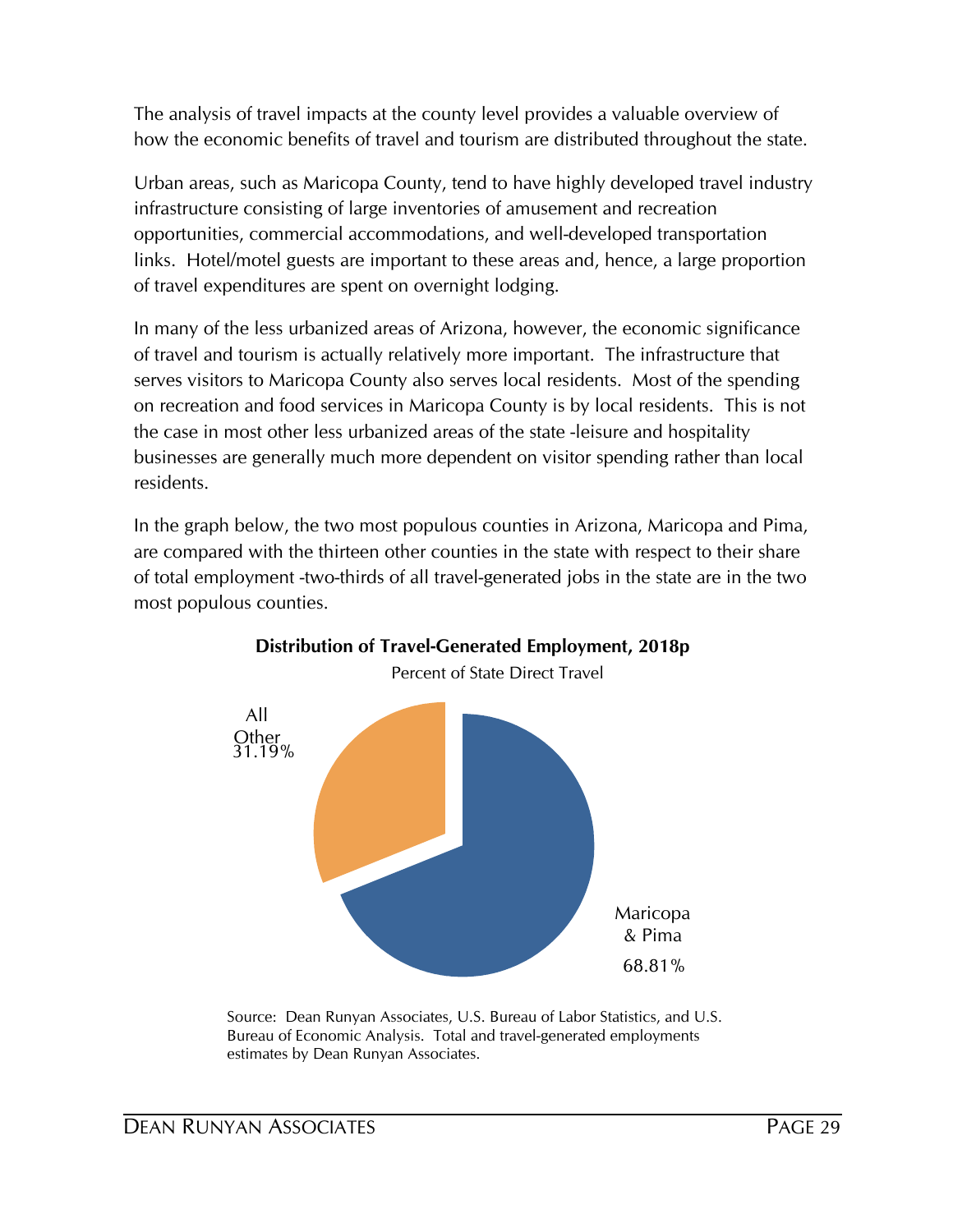The analysis of travel impacts at the county level provides a valuable overview of how the economic benefits of travel and tourism are distributed throughout the state.

Urban areas, such as Maricopa County, tend to have highly developed travel industry infrastructure consisting of large inventories of amusement and recreation opportunities, commercial accommodations, and well-developed transportation links. Hotel/motel guests are important to these areas and, hence, a large proportion of travel expenditures are spent on overnight lodging.

In many of the less urbanized areas of Arizona, however, the economic significance of travel and tourism is actually relatively more important. The infrastructure that serves visitors to Maricopa County also serves local residents. Most of the spending on recreation and food services in Maricopa County is by local residents. This is not the case in most other less urbanized areas of the state -leisure and hospitality businesses are generally much more dependent on visitor spending rather than local residents.

In the graph below, the two most populous counties in Arizona, Maricopa and Pima, are compared with the thirteen other counties in the state with respect to their share of total employment -two-thirds of all travel-generated jobs in the state are in the two most populous counties.

**Distribution of Travel-Generated Employment, 2018p**

Percent of State Direct Travel

All Other 31.19%

Maricopa & Pima 68.81%

Source: Dean Runyan Associates, U.S. Bureau of Labor Statistics, and U.S. Bureau of Economic Analysis. Total and travel-generated employments estimates by Dean Runyan Associates.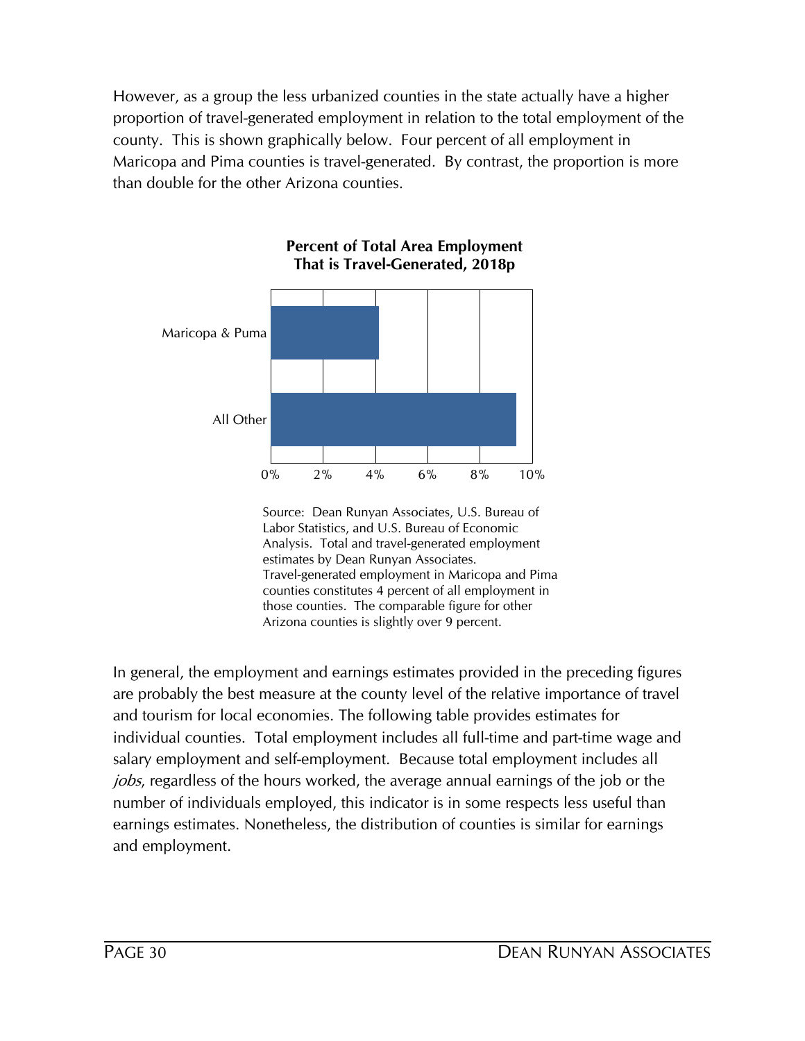However, as a group the less urbanized counties in the state actually have a higher proportion of travel-generated employment in relation to the total employment of the county. This is shown graphically below. Four percent of all employment in Maricopa and Pima counties is travel-generated. By contrast, the proportion is more than double for the other Arizona counties.

**Percent of Total Area Employment That is Travel-Generated, 2018p**

| | |
|---|---|
| Maricopa & Puma | |
| All Other | |

0% 2% 4% 6% 8% 10%

Source: Dean Runyan Associates, U.S. Bureau of Labor Statistics, and U.S. Bureau of Economic Analysis. Total and travel-generated employment estimates by Dean Runyan Associates.
Travel-generated employment in Maricopa and Pima counties constitutes 4 percent of all employment in those counties. The comparable figure for other Arizona counties is slightly over 9 percent.

In general, the employment and earnings estimates provided in the preceding figures are probably the best measure at the county level of the relative importance of travel and tourism for local economies. The following table provides estimates for individual counties. Total employment includes all full-time and part-time wage and salary employment and self-employment. Because total employment includes all *jobs*, regardless of the hours worked, the average annual earnings of the job or the number of individuals employed, this indicator is in some respects less useful than earnings estimates. Nonetheless, the distribution of counties is similar for earnings and employment.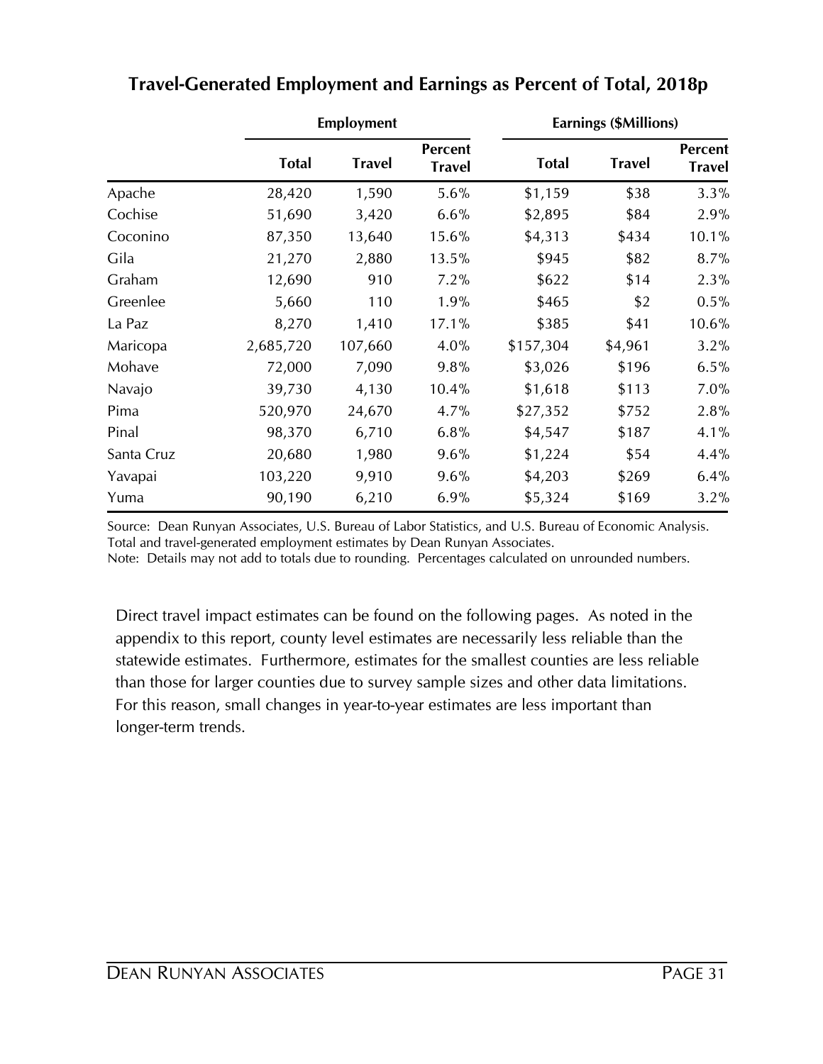## Travel-Generated Employment and Earnings as Percent of Total, 2018p

| | Employment | | | Earnings ($Millions) | | |
|---|---|---|---|---|---|---|
| | Total | Travel | Percent Travel | Total | Travel | Percent Travel |
| Apache | 28,420 | 1,590 | 5.6% | $1,159 | $38 | 3.3% |
| Cochise | 51,690 | 3,420 | 6.6% | $2,895 | $84 | 2.9% |
| Coconino | 87,350 | 13,640 | 15.6% | $4,313 | $434 | 10.1% |
| Gila | 21,270 | 2,880 | 13.5% | $945 | $82 | 8.7% |
| Graham | 12,690 | 910 | 7.2% | $622 | $14 | 2.3% |
| Greenlee | 5,660 | 110 | 1.9% | $465 | $2 | 0.5% |
| La Paz | 8,270 | 1,410 | 17.1% | $385 | $41 | 10.6% |
| Maricopa | 2,685,720 | 107,660 | 4.0% | $157,304 | $4,961 | 3.2% |
| Mohave | 72,000 | 7,090 | 9.8% | $3,026 | $196 | 6.5% |
| Navajo | 39,730 | 4,130 | 10.4% | $1,618 | $113 | 7.0% |
| Pima | 520,970 | 24,670 | 4.7% | $27,352 | $752 | 2.8% |
| Pinal | 98,370 | 6,710 | 6.8% | $4,547 | $187 | 4.1% |
| Santa Cruz | 20,680 | 1,980 | 9.6% | $1,224 | $54 | 4.4% |
| Yavapai | 103,220 | 9,910 | 9.6% | $4,203 | $269 | 6.4% |
| Yuma | 90,190 | 6,210 | 6.9% | $5,324 | $169 | 3.2% |

Source: Dean Runyan Associates, U.S. Bureau of Labor Statistics, and U.S. Bureau of Economic Analysis. Total and travel-generated employment estimates by Dean Runyan Associates.
Note: Details may not add to totals due to rounding. Percentages calculated on unrounded numbers.

Direct travel impact estimates can be found on the following pages. As noted in the appendix to this report, county level estimates are necessarily less reliable than the statewide estimates. Furthermore, estimates for the smallest counties are less reliable than those for larger counties due to survey sample sizes and other data limitations. For this reason, small changes in year-to-year estimates are less important than longer-term trends.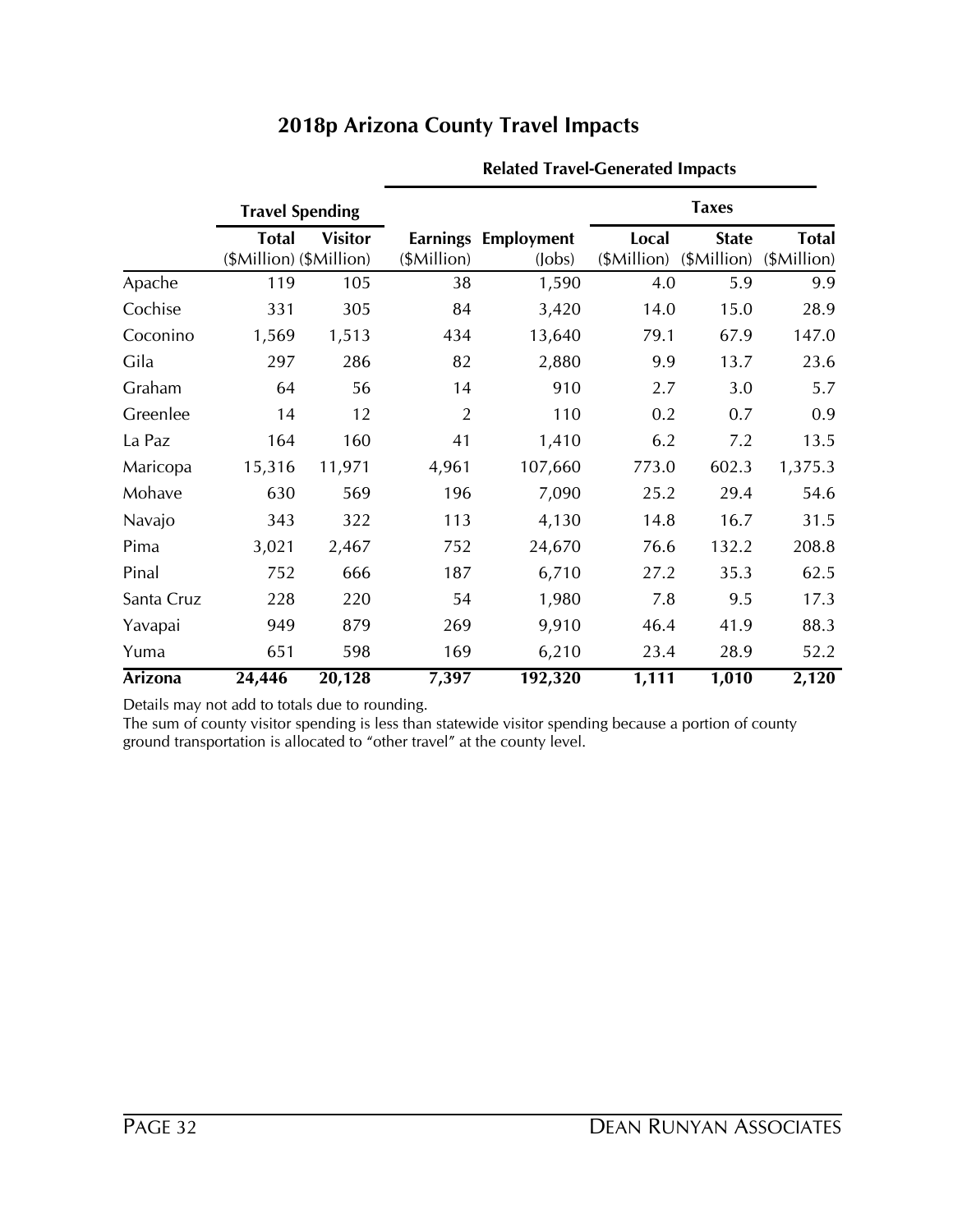## 2018p Arizona County Travel Impacts

| | Travel Spending | | Related Travel-Generated Impacts | | | | |
|---|---|---|---|---|---|---|---|
| | | | | | Taxes | | |
| | Total ($Million) | Visitor ($Million) | Earnings ($Million) | Employment (Jobs) | Local ($Million) | State ($Million) | Total ($Million) |
| Apache | 119 | 105 | 38 | 1,590 | 4.0 | 5.9 | 9.9 |
| Cochise | 331 | 305 | 84 | 3,420 | 14.0 | 15.0 | 28.9 |
| Coconino | 1,569 | 1,513 | 434 | 13,640 | 79.1 | 67.9 | 147.0 |
| Gila | 297 | 286 | 82 | 2,880 | 9.9 | 13.7 | 23.6 |
| Graham | 64 | 56 | 14 | 910 | 2.7 | 3.0 | 5.7 |
| Greenlee | 14 | 12 | 2 | 110 | 0.2 | 0.7 | 0.9 |
| La Paz | 164 | 160 | 41 | 1,410 | 6.2 | 7.2 | 13.5 |
| Maricopa | 15,316 | 11,971 | 4,961 | 107,660 | 773.0 | 602.3 | 1,375.3 |
| Mohave | 630 | 569 | 196 | 7,090 | 25.2 | 29.4 | 54.6 |
| Navajo | 343 | 322 | 113 | 4,130 | 14.8 | 16.7 | 31.5 |
| Pima | 3,021 | 2,467 | 752 | 24,670 | 76.6 | 132.2 | 208.8 |
| Pinal | 752 | 666 | 187 | 6,710 | 27.2 | 35.3 | 62.5 |
| Santa Cruz | 228 | 220 | 54 | 1,980 | 7.8 | 9.5 | 17.3 |
| Yavapai | 949 | 879 | 269 | 9,910 | 46.4 | 41.9 | 88.3 |
| Yuma | 651 | 598 | 169 | 6,210 | 23.4 | 28.9 | 52.2 |
| **Arizona** | **24,446** | **20,128** | **7,397** | **192,320** | **1,111** | **1,010** | **2,120** |

Details may not add to totals due to rounding.
The sum of county visitor spending is less than statewide visitor spending because a portion of county ground transportation is allocated to "other travel" at the county level.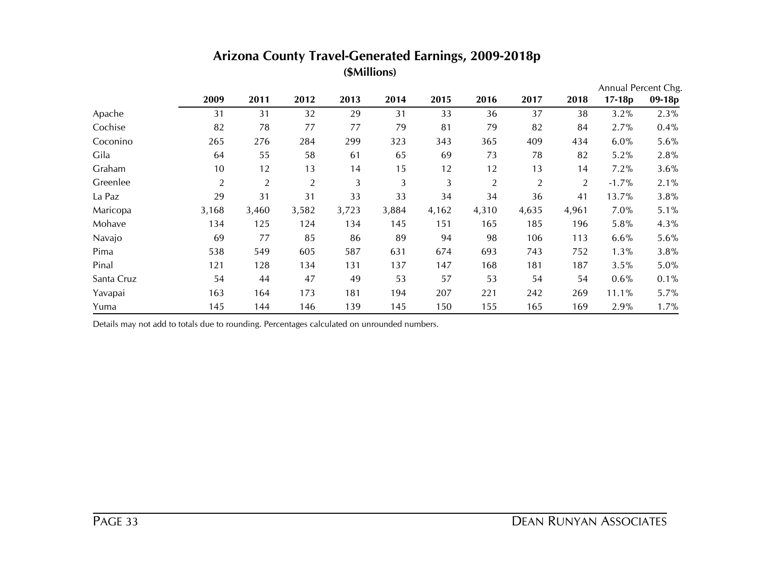## Arizona County Travel-Generated Earnings, 2009-2018p

**($Millions)**

| | 2009 | 2011 | 2012 | 2013 | 2014 | 2015 | 2016 | 2017 | 2018 | Annual Percent Chg. 17-18p | 09-18p |
|---|---|---|---|---|---|---|---|---|---|---|---|
| Apache | 31 | 31 | 32 | 29 | 31 | 33 | 36 | 37 | 38 | 3.2% | 2.3% |
| Cochise | 82 | 78 | 77 | 77 | 79 | 81 | 79 | 82 | 84 | 2.7% | 0.4% |
| Coconino | 265 | 276 | 284 | 299 | 323 | 343 | 365 | 409 | 434 | 6.0% | 5.6% |
| Gila | 64 | 55 | 58 | 61 | 65 | 69 | 73 | 78 | 82 | 5.2% | 2.8% |
| Graham | 10 | 12 | 13 | 14 | 15 | 12 | 12 | 13 | 14 | 7.2% | 3.6% |
| Greenlee | 2 | 2 | 2 | 3 | 3 | 3 | 2 | 2 | 2 | -1.7% | 2.1% |
| La Paz | 29 | 31 | 31 | 33 | 33 | 34 | 34 | 36 | 41 | 13.7% | 3.8% |
| Maricopa | 3,168 | 3,460 | 3,582 | 3,723 | 3,884 | 4,162 | 4,310 | 4,635 | 4,961 | 7.0% | 5.1% |
| Mohave | 134 | 125 | 124 | 134 | 145 | 151 | 165 | 185 | 196 | 5.8% | 4.3% |
| Navajo | 69 | 77 | 85 | 86 | 89 | 94 | 98 | 106 | 113 | 6.6% | 5.6% |
| Pima | 538 | 549 | 605 | 587 | 631 | 674 | 693 | 743 | 752 | 1.3% | 3.8% |
| Pinal | 121 | 128 | 134 | 131 | 137 | 147 | 168 | 181 | 187 | 3.5% | 5.0% |
| Santa Cruz | 54 | 44 | 47 | 49 | 53 | 57 | 53 | 54 | 54 | 0.6% | 0.1% |
| Yavapai | 163 | 164 | 173 | 181 | 194 | 207 | 221 | 242 | 269 | 11.1% | 5.7% |
| Yuma | 145 | 144 | 146 | 139 | 145 | 150 | 155 | 165 | 169 | 2.9% | 1.7% |

Details may not add to totals due to rounding. Percentages calculated on unrounded numbers.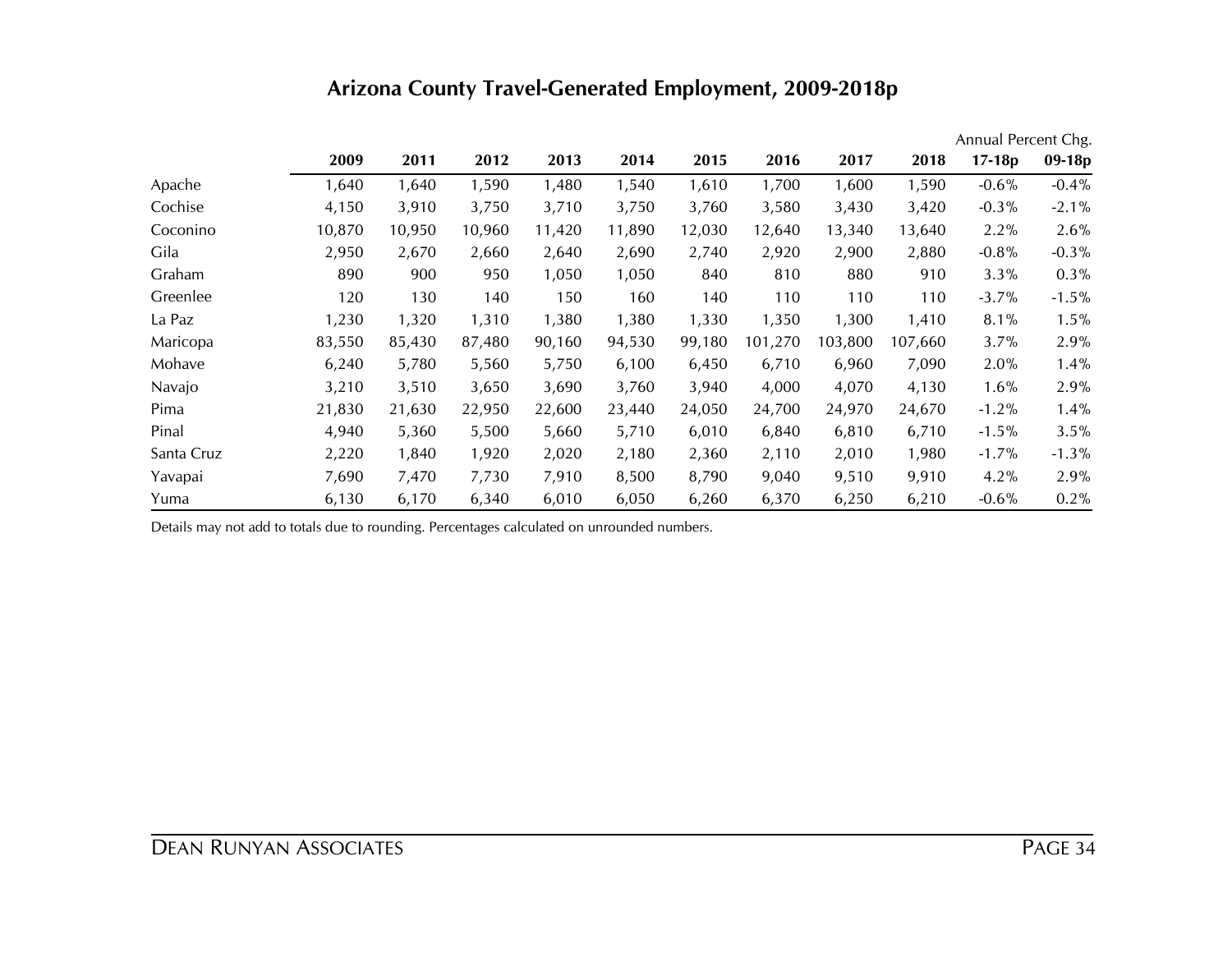# Arizona County Travel-Generated Employment, 2009-2018p

| | 2009 | 2011 | 2012 | 2013 | 2014 | 2015 | 2016 | 2017 | 2018 | Annual Percent Chg. 17-18p | 09-18p |
|---|---|---|---|---|---|---|---|---|---|---|---|
| Apache | 1,640 | 1,640 | 1,590 | 1,480 | 1,540 | 1,610 | 1,700 | 1,600 | 1,590 | -0.6% | -0.4% |
| Cochise | 4,150 | 3,910 | 3,750 | 3,710 | 3,750 | 3,760 | 3,580 | 3,430 | 3,420 | -0.3% | -2.1% |
| Coconino | 10,870 | 10,950 | 10,960 | 11,420 | 11,890 | 12,030 | 12,640 | 13,340 | 13,640 | 2.2% | 2.6% |
| Gila | 2,950 | 2,670 | 2,660 | 2,640 | 2,690 | 2,740 | 2,920 | 2,900 | 2,880 | -0.8% | -0.3% |
| Graham | 890 | 900 | 950 | 1,050 | 1,050 | 840 | 810 | 880 | 910 | 3.3% | 0.3% |
| Greenlee | 120 | 130 | 140 | 150 | 160 | 140 | 110 | 110 | 110 | -3.7% | -1.5% |
| La Paz | 1,230 | 1,320 | 1,310 | 1,380 | 1,380 | 1,330 | 1,350 | 1,300 | 1,410 | 8.1% | 1.5% |
| Maricopa | 83,550 | 85,430 | 87,480 | 90,160 | 94,530 | 99,180 | 101,270 | 103,800 | 107,660 | 3.7% | 2.9% |
| Mohave | 6,240 | 5,780 | 5,560 | 5,750 | 6,100 | 6,450 | 6,710 | 6,960 | 7,090 | 2.0% | 1.4% |
| Navajo | 3,210 | 3,510 | 3,650 | 3,690 | 3,760 | 3,940 | 4,000 | 4,070 | 4,130 | 1.6% | 2.9% |
| Pima | 21,830 | 21,630 | 22,950 | 22,600 | 23,440 | 24,050 | 24,700 | 24,970 | 24,670 | -1.2% | 1.4% |
| Pinal | 4,940 | 5,360 | 5,500 | 5,660 | 5,710 | 6,010 | 6,840 | 6,810 | 6,710 | -1.5% | 3.5% |
| Santa Cruz | 2,220 | 1,840 | 1,920 | 2,020 | 2,180 | 2,360 | 2,110 | 2,010 | 1,980 | -1.7% | -1.3% |
| Yavapai | 7,690 | 7,470 | 7,730 | 7,910 | 8,500 | 8,790 | 9,040 | 9,510 | 9,910 | 4.2% | 2.9% |
| Yuma | 6,130 | 6,170 | 6,340 | 6,010 | 6,050 | 6,260 | 6,370 | 6,250 | 6,210 | -0.6% | 0.2% |

Details may not add to totals due to rounding. Percentages calculated on unrounded numbers.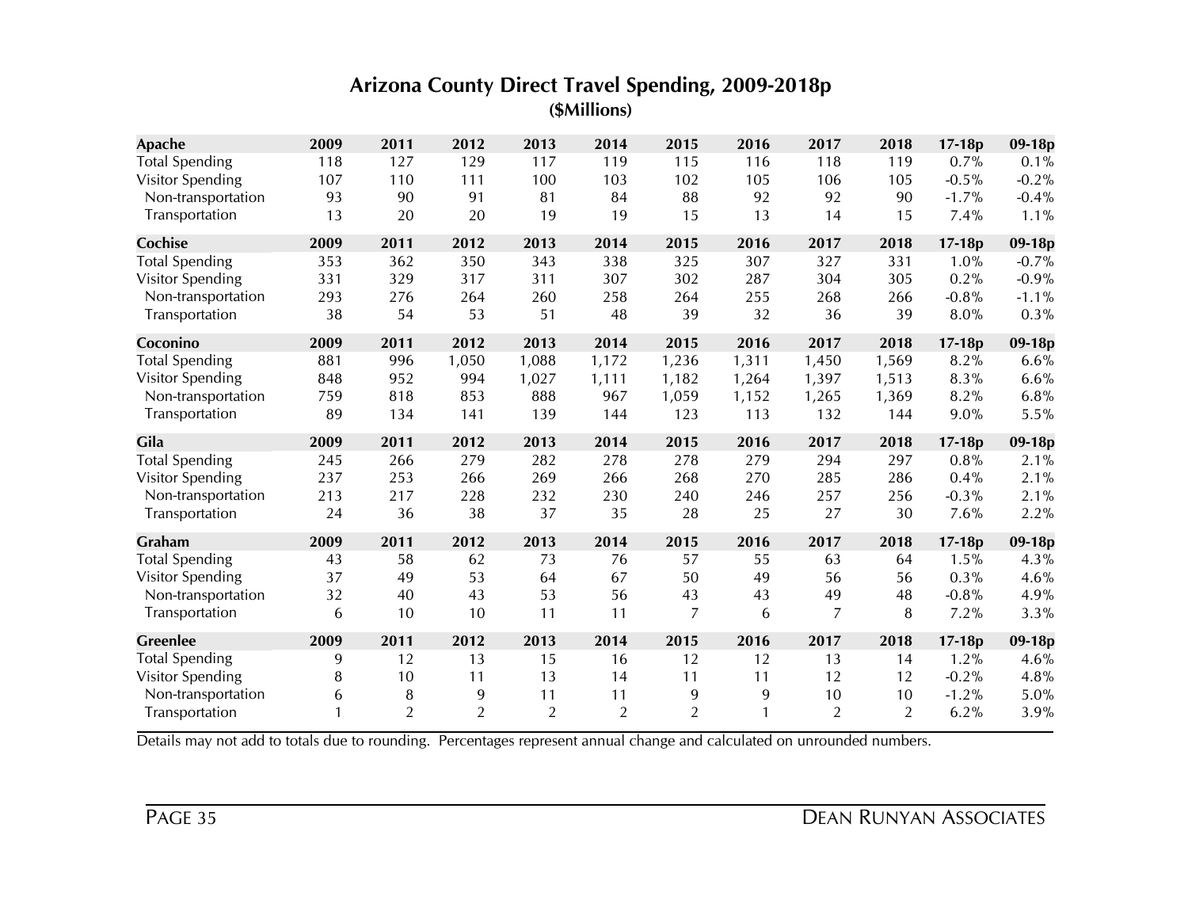# Arizona County Direct Travel Spending, 2009-2018p

**($Millions)**

| Apache | 2009 | 2011 | 2012 | 2013 | 2014 | 2015 | 2016 | 2017 | 2018 | 17-18p | 09-18p |
|---|---|---|---|---|---|---|---|---|---|---|---|
| Total Spending | 118 | 127 | 129 | 117 | 119 | 115 | 116 | 118 | 119 | 0.7% | 0.1% |
| Visitor Spending | 107 | 110 | 111 | 100 | 103 | 102 | 105 | 106 | 105 | -0.5% | -0.2% |
| Non-transportation | 93 | 90 | 91 | 81 | 84 | 88 | 92 | 92 | 90 | -1.7% | -0.4% |
| Transportation | 13 | 20 | 20 | 19 | 19 | 15 | 13 | 14 | 15 | 7.4% | 1.1% |
| **Cochise** | **2009** | **2011** | **2012** | **2013** | **2014** | **2015** | **2016** | **2017** | **2018** | **17-18p** | **09-18p** |
| Total Spending | 353 | 362 | 350 | 343 | 338 | 325 | 307 | 327 | 331 | 1.0% | -0.7% |
| Visitor Spending | 331 | 329 | 317 | 311 | 307 | 302 | 287 | 304 | 305 | 0.2% | -0.9% |
| Non-transportation | 293 | 276 | 264 | 260 | 258 | 264 | 255 | 268 | 266 | -0.8% | -1.1% |
| Transportation | 38 | 54 | 53 | 51 | 48 | 39 | 32 | 36 | 39 | 8.0% | 0.3% |
| **Coconino** | **2009** | **2011** | **2012** | **2013** | **2014** | **2015** | **2016** | **2017** | **2018** | **17-18p** | **09-18p** |
| Total Spending | 881 | 996 | 1,050 | 1,088 | 1,172 | 1,236 | 1,311 | 1,450 | 1,569 | 8.2% | 6.6% |
| Visitor Spending | 848 | 952 | 994 | 1,027 | 1,111 | 1,182 | 1,264 | 1,397 | 1,513 | 8.3% | 6.6% |
| Non-transportation | 759 | 818 | 853 | 888 | 967 | 1,059 | 1,152 | 1,265 | 1,369 | 8.2% | 6.8% |
| Transportation | 89 | 134 | 141 | 139 | 144 | 123 | 113 | 132 | 144 | 9.0% | 5.5% |
| **Gila** | **2009** | **2011** | **2012** | **2013** | **2014** | **2015** | **2016** | **2017** | **2018** | **17-18p** | **09-18p** |
| Total Spending | 245 | 266 | 279 | 282 | 278 | 278 | 279 | 294 | 297 | 0.8% | 2.1% |
| Visitor Spending | 237 | 253 | 266 | 269 | 266 | 268 | 270 | 285 | 286 | 0.4% | 2.1% |
| Non-transportation | 213 | 217 | 228 | 232 | 230 | 240 | 246 | 257 | 256 | -0.3% | 2.1% |
| Transportation | 24 | 36 | 38 | 37 | 35 | 28 | 25 | 27 | 30 | 7.6% | 2.2% |
| **Graham** | **2009** | **2011** | **2012** | **2013** | **2014** | **2015** | **2016** | **2017** | **2018** | **17-18p** | **09-18p** |
| Total Spending | 43 | 58 | 62 | 73 | 76 | 57 | 55 | 63 | 64 | 1.5% | 4.3% |
| Visitor Spending | 37 | 49 | 53 | 64 | 67 | 50 | 49 | 56 | 56 | 0.3% | 4.6% |
| Non-transportation | 32 | 40 | 43 | 53 | 56 | 43 | 43 | 49 | 48 | -0.8% | 4.9% |
| Transportation | 6 | 10 | 10 | 11 | 11 | 7 | 6 | 7 | 8 | 7.2% | 3.3% |
| **Greenlee** | **2009** | **2011** | **2012** | **2013** | **2014** | **2015** | **2016** | **2017** | **2018** | **17-18p** | **09-18p** |
| Total Spending | 9 | 12 | 13 | 15 | 16 | 12 | 12 | 13 | 14 | 1.2% | 4.6% |
| Visitor Spending | 8 | 10 | 11 | 13 | 14 | 11 | 11 | 12 | 12 | -0.2% | 4.8% |
| Non-transportation | 6 | 8 | 9 | 11 | 11 | 9 | 9 | 10 | 10 | -1.2% | 5.0% |
| Transportation | 1 | 2 | 2 | 2 | 2 | 2 | 1 | 2 | 2 | 6.2% | 3.9% |

Details may not add to totals due to rounding. Percentages represent annual change and calculated on unrounded numbers.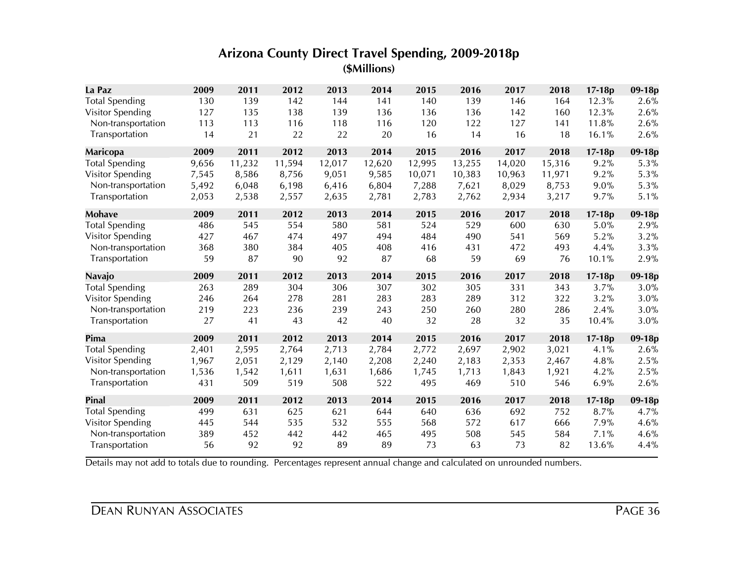# Arizona County Direct Travel Spending, 2009-2018p

**($Millions)**

| La Paz | 2009 | 2011 | 2012 | 2013 | 2014 | 2015 | 2016 | 2017 | 2018 | 17-18p | 09-18p |
|---|---|---|---|---|---|---|---|---|---|---|---|
| Total Spending | 130 | 139 | 142 | 144 | 141 | 140 | 139 | 146 | 164 | 12.3% | 2.6% |
| Visitor Spending | 127 | 135 | 138 | 139 | 136 | 136 | 136 | 142 | 160 | 12.3% | 2.6% |
| Non-transportation | 113 | 113 | 116 | 118 | 116 | 120 | 122 | 127 | 141 | 11.8% | 2.6% |
| Transportation | 14 | 21 | 22 | 22 | 20 | 16 | 14 | 16 | 18 | 16.1% | 2.6% |
| **Maricopa** | **2009** | **2011** | **2012** | **2013** | **2014** | **2015** | **2016** | **2017** | **2018** | **17-18p** | **09-18p** |
| Total Spending | 9,656 | 11,232 | 11,594 | 12,017 | 12,620 | 12,995 | 13,255 | 14,020 | 15,316 | 9.2% | 5.3% |
| Visitor Spending | 7,545 | 8,586 | 8,756 | 9,051 | 9,585 | 10,071 | 10,383 | 10,963 | 11,971 | 9.2% | 5.3% |
| Non-transportation | 5,492 | 6,048 | 6,198 | 6,416 | 6,804 | 7,288 | 7,621 | 8,029 | 8,753 | 9.0% | 5.3% |
| Transportation | 2,053 | 2,538 | 2,557 | 2,635 | 2,781 | 2,783 | 2,762 | 2,934 | 3,217 | 9.7% | 5.1% |
| **Mohave** | **2009** | **2011** | **2012** | **2013** | **2014** | **2015** | **2016** | **2017** | **2018** | **17-18p** | **09-18p** |
| Total Spending | 486 | 545 | 554 | 580 | 581 | 524 | 529 | 600 | 630 | 5.0% | 2.9% |
| Visitor Spending | 427 | 467 | 474 | 497 | 494 | 484 | 490 | 541 | 569 | 5.2% | 3.2% |
| Non-transportation | 368 | 380 | 384 | 405 | 408 | 416 | 431 | 472 | 493 | 4.4% | 3.3% |
| Transportation | 59 | 87 | 90 | 92 | 87 | 68 | 59 | 69 | 76 | 10.1% | 2.9% |
| **Navajo** | **2009** | **2011** | **2012** | **2013** | **2014** | **2015** | **2016** | **2017** | **2018** | **17-18p** | **09-18p** |
| Total Spending | 263 | 289 | 304 | 306 | 307 | 302 | 305 | 331 | 343 | 3.7% | 3.0% |
| Visitor Spending | 246 | 264 | 278 | 281 | 283 | 283 | 289 | 312 | 322 | 3.2% | 3.0% |
| Non-transportation | 219 | 223 | 236 | 239 | 243 | 250 | 260 | 280 | 286 | 2.4% | 3.0% |
| Transportation | 27 | 41 | 43 | 42 | 40 | 32 | 28 | 32 | 35 | 10.4% | 3.0% |
| **Pima** | **2009** | **2011** | **2012** | **2013** | **2014** | **2015** | **2016** | **2017** | **2018** | **17-18p** | **09-18p** |
| Total Spending | 2,401 | 2,595 | 2,764 | 2,713 | 2,784 | 2,772 | 2,697 | 2,902 | 3,021 | 4.1% | 2.6% |
| Visitor Spending | 1,967 | 2,051 | 2,129 | 2,140 | 2,208 | 2,240 | 2,183 | 2,353 | 2,467 | 4.8% | 2.5% |
| Non-transportation | 1,536 | 1,542 | 1,611 | 1,631 | 1,686 | 1,745 | 1,713 | 1,843 | 1,921 | 4.2% | 2.5% |
| Transportation | 431 | 509 | 519 | 508 | 522 | 495 | 469 | 510 | 546 | 6.9% | 2.6% |
| **Pinal** | **2009** | **2011** | **2012** | **2013** | **2014** | **2015** | **2016** | **2017** | **2018** | **17-18p** | **09-18p** |
| Total Spending | 499 | 631 | 625 | 621 | 644 | 640 | 636 | 692 | 752 | 8.7% | 4.7% |
| Visitor Spending | 445 | 544 | 535 | 532 | 555 | 568 | 572 | 617 | 666 | 7.9% | 4.6% |
| Non-transportation | 389 | 452 | 442 | 442 | 465 | 495 | 508 | 545 | 584 | 7.1% | 4.6% |
| Transportation | 56 | 92 | 92 | 89 | 89 | 73 | 63 | 73 | 82 | 13.6% | 4.4% |

Details may not add to totals due to rounding. Percentages represent annual change and calculated on unrounded numbers.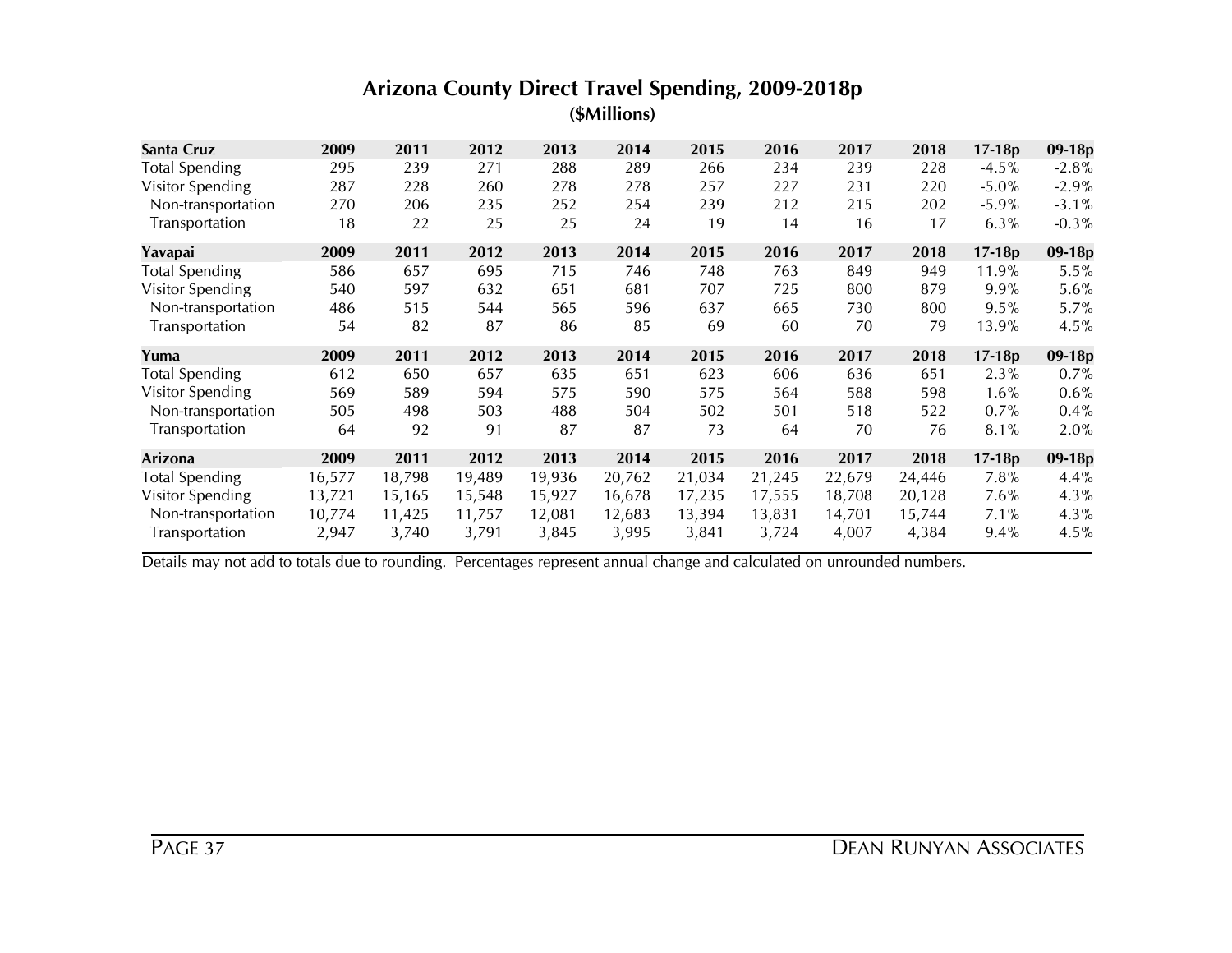## Arizona County Direct Travel Spending, 2009-2018p

**($Millions)**

| Santa Cruz | 2009 | 2011 | 2012 | 2013 | 2014 | 2015 | 2016 | 2017 | 2018 | 17-18p | 09-18p |
|---|---|---|---|---|---|---|---|---|---|---|---|
| Total Spending | 295 | 239 | 271 | 288 | 289 | 266 | 234 | 239 | 228 | -4.5% | -2.8% |
| Visitor Spending | 287 | 228 | 260 | 278 | 278 | 257 | 227 | 231 | 220 | -5.0% | -2.9% |
| Non-transportation | 270 | 206 | 235 | 252 | 254 | 239 | 212 | 215 | 202 | -5.9% | -3.1% |
| Transportation | 18 | 22 | 25 | 25 | 24 | 19 | 14 | 16 | 17 | 6.3% | -0.3% |
| **Yavapai** | **2009** | **2011** | **2012** | **2013** | **2014** | **2015** | **2016** | **2017** | **2018** | **17-18p** | **09-18p** |
| Total Spending | 586 | 657 | 695 | 715 | 746 | 748 | 763 | 849 | 949 | 11.9% | 5.5% |
| Visitor Spending | 540 | 597 | 632 | 651 | 681 | 707 | 725 | 800 | 879 | 9.9% | 5.6% |
| Non-transportation | 486 | 515 | 544 | 565 | 596 | 637 | 665 | 730 | 800 | 9.5% | 5.7% |
| Transportation | 54 | 82 | 87 | 86 | 85 | 69 | 60 | 70 | 79 | 13.9% | 4.5% |
| **Yuma** | **2009** | **2011** | **2012** | **2013** | **2014** | **2015** | **2016** | **2017** | **2018** | **17-18p** | **09-18p** |
| Total Spending | 612 | 650 | 657 | 635 | 651 | 623 | 606 | 636 | 651 | 2.3% | 0.7% |
| Visitor Spending | 569 | 589 | 594 | 575 | 590 | 575 | 564 | 588 | 598 | 1.6% | 0.6% |
| Non-transportation | 505 | 498 | 503 | 488 | 504 | 502 | 501 | 518 | 522 | 0.7% | 0.4% |
| Transportation | 64 | 92 | 91 | 87 | 87 | 73 | 64 | 70 | 76 | 8.1% | 2.0% |
| **Arizona** | **2009** | **2011** | **2012** | **2013** | **2014** | **2015** | **2016** | **2017** | **2018** | **17-18p** | **09-18p** |
| Total Spending | 16,577 | 18,798 | 19,489 | 19,936 | 20,762 | 21,034 | 21,245 | 22,679 | 24,446 | 7.8% | 4.4% |
| Visitor Spending | 13,721 | 15,165 | 15,548 | 15,927 | 16,678 | 17,235 | 17,555 | 18,708 | 20,128 | 7.6% | 4.3% |
| Non-transportation | 10,774 | 11,425 | 11,757 | 12,081 | 12,683 | 13,394 | 13,831 | 14,701 | 15,744 | 7.1% | 4.3% |
| Transportation | 2,947 | 3,740 | 3,791 | 3,845 | 3,995 | 3,841 | 3,724 | 4,007 | 4,384 | 9.4% | 4.5% |

Details may not add to totals due to rounding. Percentages represent annual change and calculated on unrounded numbers.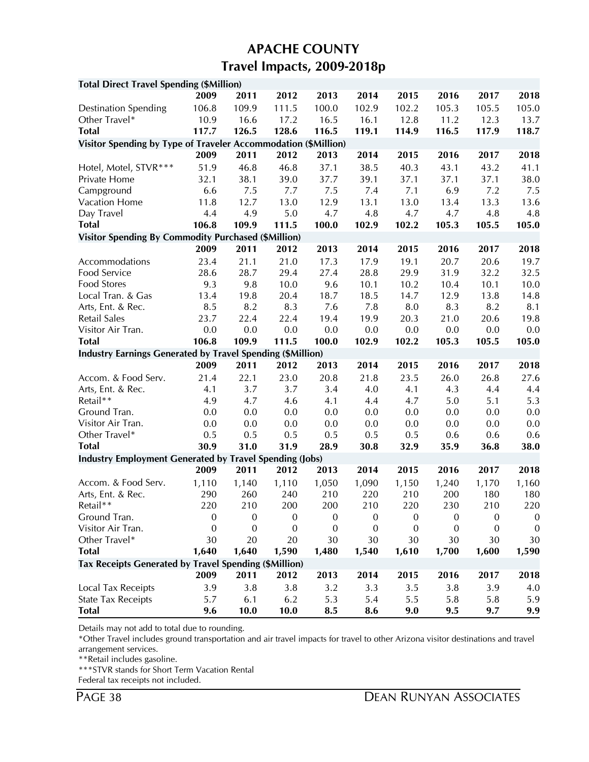# APACHE COUNTY

## Travel Impacts, 2009-2018p

| **Total Direct Travel Spending ($Million)** | | | | | | | | | |
|---|---|---|---|---|---|---|---|---|---|
| | **2009** | **2011** | **2012** | **2013** | **2014** | **2015** | **2016** | **2017** | **2018** |
| Destination Spending | 106.8 | 109.9 | 111.5 | 100.0 | 102.9 | 102.2 | 105.3 | 105.5 | 105.0 |
| Other Travel* | 10.9 | 16.6 | 17.2 | 16.5 | 16.1 | 12.8 | 11.2 | 12.3 | 13.7 |
| **Total** | **117.7** | **126.5** | **128.6** | **116.5** | **119.1** | **114.9** | **116.5** | **117.9** | **118.7** |
| **Visitor Spending by Type of Traveler Accommodation ($Million)** | | | | | | | | | |
| | **2009** | **2011** | **2012** | **2013** | **2014** | **2015** | **2016** | **2017** | **2018** |
| Hotel, Motel, STVR*** | 51.9 | 46.8 | 46.8 | 37.1 | 38.5 | 40.3 | 43.1 | 43.2 | 41.1 |
| Private Home | 32.1 | 38.1 | 39.0 | 37.7 | 39.1 | 37.1 | 37.1 | 37.1 | 38.0 |
| Campground | 6.6 | 7.5 | 7.7 | 7.5 | 7.4 | 7.1 | 6.9 | 7.2 | 7.5 |
| Vacation Home | 11.8 | 12.7 | 13.0 | 12.9 | 13.1 | 13.0 | 13.4 | 13.3 | 13.6 |
| Day Travel | 4.4 | 4.9 | 5.0 | 4.7 | 4.8 | 4.7 | 4.7 | 4.8 | 4.8 |
| **Total** | **106.8** | **109.9** | **111.5** | **100.0** | **102.9** | **102.2** | **105.3** | **105.5** | **105.0** |
| **Visitor Spending By Commodity Purchased ($Million)** | | | | | | | | | |
| | **2009** | **2011** | **2012** | **2013** | **2014** | **2015** | **2016** | **2017** | **2018** |
| Accommodations | 23.4 | 21.1 | 21.0 | 17.3 | 17.9 | 19.1 | 20.7 | 20.6 | 19.7 |
| Food Service | 28.6 | 28.7 | 29.4 | 27.4 | 28.8 | 29.9 | 31.9 | 32.2 | 32.5 |
| Food Stores | 9.3 | 9.8 | 10.0 | 9.6 | 10.1 | 10.2 | 10.4 | 10.1 | 10.0 |
| Local Tran. & Gas | 13.4 | 19.8 | 20.4 | 18.7 | 18.5 | 14.7 | 12.9 | 13.8 | 14.8 |
| Arts, Ent. & Rec. | 8.5 | 8.2 | 8.3 | 7.6 | 7.8 | 8.0 | 8.3 | 8.2 | 8.1 |
| Retail Sales | 23.7 | 22.4 | 22.4 | 19.4 | 19.9 | 20.3 | 21.0 | 20.6 | 19.8 |
| Visitor Air Tran. | 0.0 | 0.0 | 0.0 | 0.0 | 0.0 | 0.0 | 0.0 | 0.0 | 0.0 |
| **Total** | **106.8** | **109.9** | **111.5** | **100.0** | **102.9** | **102.2** | **105.3** | **105.5** | **105.0** |
| **Industry Earnings Generated by Travel Spending ($Million)** | | | | | | | | | |
| | **2009** | **2011** | **2012** | **2013** | **2014** | **2015** | **2016** | **2017** | **2018** |
| Accom. & Food Serv. | 21.4 | 22.1 | 23.0 | 20.8 | 21.8 | 23.5 | 26.0 | 26.8 | 27.6 |
| Arts, Ent. & Rec. | 4.1 | 3.7 | 3.7 | 3.4 | 4.0 | 4.1 | 4.3 | 4.4 | 4.4 |
| Retail** | 4.9 | 4.7 | 4.6 | 4.1 | 4.4 | 4.7 | 5.0 | 5.1 | 5.3 |
| Ground Tran. | 0.0 | 0.0 | 0.0 | 0.0 | 0.0 | 0.0 | 0.0 | 0.0 | 0.0 |
| Visitor Air Tran. | 0.0 | 0.0 | 0.0 | 0.0 | 0.0 | 0.0 | 0.0 | 0.0 | 0.0 |
| Other Travel* | 0.5 | 0.5 | 0.5 | 0.5 | 0.5 | 0.5 | 0.6 | 0.6 | 0.6 |
| **Total** | **30.9** | **31.0** | **31.9** | **28.9** | **30.8** | **32.9** | **35.9** | **36.8** | **38.0** |
| **Industry Employment Generated by Travel Spending (Jobs)** | | | | | | | | | |
| | **2009** | **2011** | **2012** | **2013** | **2014** | **2015** | **2016** | **2017** | **2018** |
| Accom. & Food Serv. | 1,110 | 1,140 | 1,110 | 1,050 | 1,090 | 1,150 | 1,240 | 1,170 | 1,160 |
| Arts, Ent. & Rec. | 290 | 260 | 240 | 210 | 220 | 210 | 200 | 180 | 180 |
| Retail** | 220 | 210 | 200 | 200 | 210 | 220 | 230 | 210 | 220 |
| Ground Tran. | 0 | 0 | 0 | 0 | 0 | 0 | 0 | 0 | 0 |
| Visitor Air Tran. | 0 | 0 | 0 | 0 | 0 | 0 | 0 | 0 | 0 |
| Other Travel* | 30 | 20 | 20 | 30 | 30 | 30 | 30 | 30 | 30 |
| **Total** | **1,640** | **1,640** | **1,590** | **1,480** | **1,540** | **1,610** | **1,700** | **1,600** | **1,590** |
| **Tax Receipts Generated by Travel Spending ($Million)** | | | | | | | | | |
| | **2009** | **2011** | **2012** | **2013** | **2014** | **2015** | **2016** | **2017** | **2018** |
| Local Tax Receipts | 3.9 | 3.8 | 3.8 | 3.2 | 3.3 | 3.5 | 3.8 | 3.9 | 4.0 |
| State Tax Receipts | 5.7 | 6.1 | 6.2 | 5.3 | 5.4 | 5.5 | 5.8 | 5.8 | 5.9 |
| **Total** | **9.6** | **10.0** | **10.0** | **8.5** | **8.6** | **9.0** | **9.5** | **9.7** | **9.9** |

Details may not add to total due to rounding.

*Other Travel includes ground transportation and air travel impacts for travel to other Arizona visitor destinations and travel arrangement services.

**Retail includes gasoline.

***STVR stands for Short Term Vacation Rental

Federal tax receipts not included.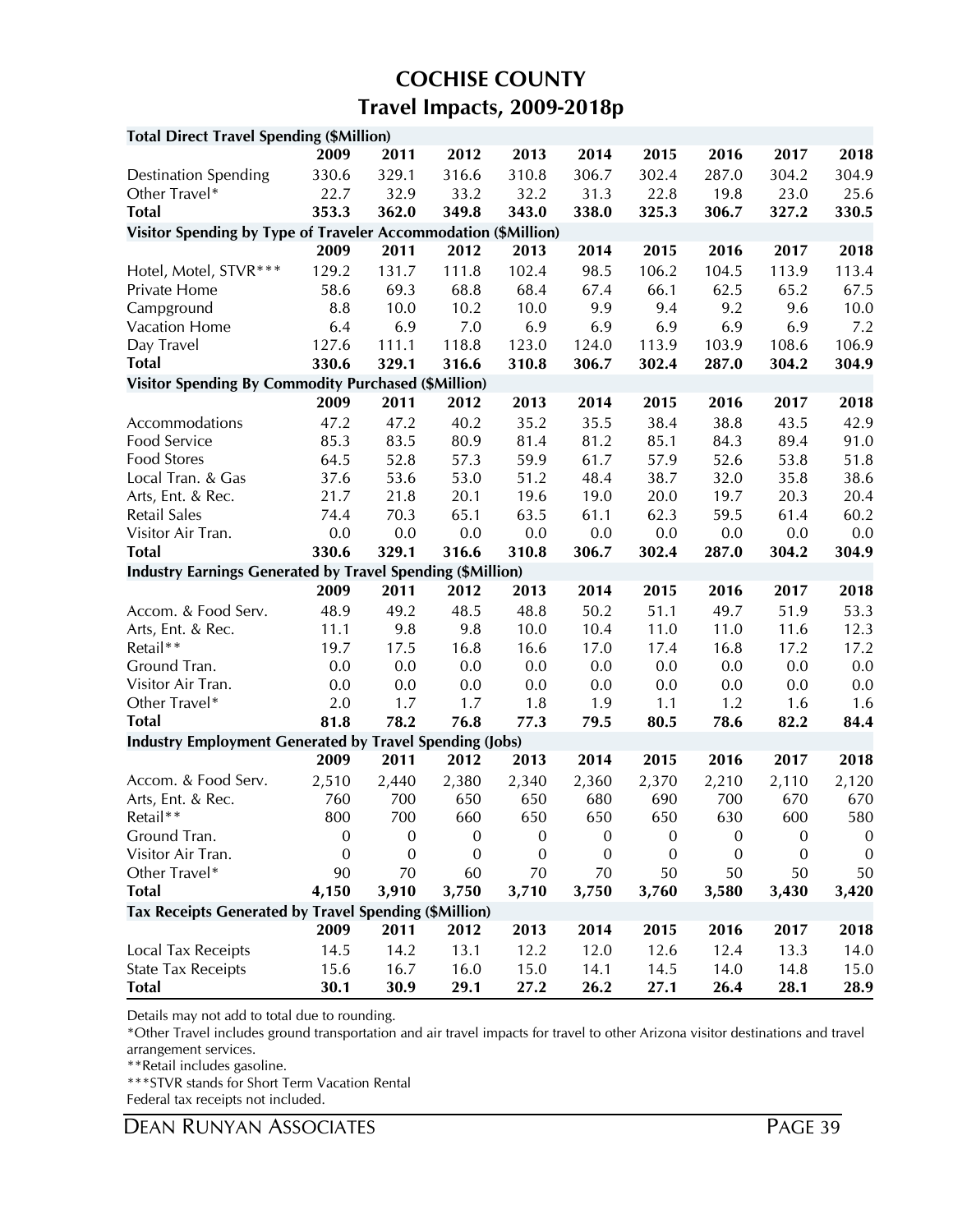# COCHISE COUNTY

## Travel Impacts, 2009-2018p

| Total Direct Travel Spending ($Million) | | | | | | | | | |
|---|---|---|---|---|---|---|---|---|---|
| | **2009** | **2011** | **2012** | **2013** | **2014** | **2015** | **2016** | **2017** | **2018** |
| Destination Spending | 330.6 | 329.1 | 316.6 | 310.8 | 306.7 | 302.4 | 287.0 | 304.2 | 304.9 |
| Other Travel* | 22.7 | 32.9 | 33.2 | 32.2 | 31.3 | 22.8 | 19.8 | 23.0 | 25.6 |
| **Total** | **353.3** | **362.0** | **349.8** | **343.0** | **338.0** | **325.3** | **306.7** | **327.2** | **330.5** |
| **Visitor Spending by Type of Traveler Accommodation ($Million)** | | | | | | | | | |
| | **2009** | **2011** | **2012** | **2013** | **2014** | **2015** | **2016** | **2017** | **2018** |
| Hotel, Motel, STVR*** | 129.2 | 131.7 | 111.8 | 102.4 | 98.5 | 106.2 | 104.5 | 113.9 | 113.4 |
| Private Home | 58.6 | 69.3 | 68.8 | 68.4 | 67.4 | 66.1 | 62.5 | 65.2 | 67.5 |
| Campground | 8.8 | 10.0 | 10.2 | 10.0 | 9.9 | 9.4 | 9.2 | 9.6 | 10.0 |
| Vacation Home | 6.4 | 6.9 | 7.0 | 6.9 | 6.9 | 6.9 | 6.9 | 6.9 | 7.2 |
| Day Travel | 127.6 | 111.1 | 118.8 | 123.0 | 124.0 | 113.9 | 103.9 | 108.6 | 106.9 |
| **Total** | **330.6** | **329.1** | **316.6** | **310.8** | **306.7** | **302.4** | **287.0** | **304.2** | **304.9** |
| **Visitor Spending By Commodity Purchased ($Million)** | | | | | | | | | |
| | **2009** | **2011** | **2012** | **2013** | **2014** | **2015** | **2016** | **2017** | **2018** |
| Accommodations | 47.2 | 47.2 | 40.2 | 35.2 | 35.5 | 38.4 | 38.8 | 43.5 | 42.9 |
| Food Service | 85.3 | 83.5 | 80.9 | 81.4 | 81.2 | 85.1 | 84.3 | 89.4 | 91.0 |
| Food Stores | 64.5 | 52.8 | 57.3 | 59.9 | 61.7 | 57.9 | 52.6 | 53.8 | 51.8 |
| Local Tran. & Gas | 37.6 | 53.6 | 53.0 | 51.2 | 48.4 | 38.7 | 32.0 | 35.8 | 38.6 |
| Arts, Ent. & Rec. | 21.7 | 21.8 | 20.1 | 19.6 | 19.0 | 20.0 | 19.7 | 20.3 | 20.4 |
| Retail Sales | 74.4 | 70.3 | 65.1 | 63.5 | 61.1 | 62.3 | 59.5 | 61.4 | 60.2 |
| Visitor Air Tran. | 0.0 | 0.0 | 0.0 | 0.0 | 0.0 | 0.0 | 0.0 | 0.0 | 0.0 |
| **Total** | **330.6** | **329.1** | **316.6** | **310.8** | **306.7** | **302.4** | **287.0** | **304.2** | **304.9** |
| **Industry Earnings Generated by Travel Spending ($Million)** | | | | | | | | | |
| | **2009** | **2011** | **2012** | **2013** | **2014** | **2015** | **2016** | **2017** | **2018** |
| Accom. & Food Serv. | 48.9 | 49.2 | 48.5 | 48.8 | 50.2 | 51.1 | 49.7 | 51.9 | 53.3 |
| Arts, Ent. & Rec. | 11.1 | 9.8 | 9.8 | 10.0 | 10.4 | 11.0 | 11.0 | 11.6 | 12.3 |
| Retail** | 19.7 | 17.5 | 16.8 | 16.6 | 17.0 | 17.4 | 16.8 | 17.2 | 17.2 |
| Ground Tran. | 0.0 | 0.0 | 0.0 | 0.0 | 0.0 | 0.0 | 0.0 | 0.0 | 0.0 |
| Visitor Air Tran. | 0.0 | 0.0 | 0.0 | 0.0 | 0.0 | 0.0 | 0.0 | 0.0 | 0.0 |
| Other Travel* | 2.0 | 1.7 | 1.7 | 1.8 | 1.9 | 1.1 | 1.2 | 1.6 | 1.6 |
| **Total** | **81.8** | **78.2** | **76.8** | **77.3** | **79.5** | **80.5** | **78.6** | **82.2** | **84.4** |
| **Industry Employment Generated by Travel Spending (Jobs)** | | | | | | | | | |
| | **2009** | **2011** | **2012** | **2013** | **2014** | **2015** | **2016** | **2017** | **2018** |
| Accom. & Food Serv. | 2,510 | 2,440 | 2,380 | 2,340 | 2,360 | 2,370 | 2,210 | 2,110 | 2,120 |
| Arts, Ent. & Rec. | 760 | 700 | 650 | 650 | 680 | 690 | 700 | 670 | 670 |
| Retail** | 800 | 700 | 660 | 650 | 650 | 650 | 630 | 600 | 580 |
| Ground Tran. | 0 | 0 | 0 | 0 | 0 | 0 | 0 | 0 | 0 |
| Visitor Air Tran. | 0 | 0 | 0 | 0 | 0 | 0 | 0 | 0 | 0 |
| Other Travel* | 90 | 70 | 60 | 70 | 70 | 50 | 50 | 50 | 50 |
| **Total** | **4,150** | **3,910** | **3,750** | **3,710** | **3,750** | **3,760** | **3,580** | **3,430** | **3,420** |
| **Tax Receipts Generated by Travel Spending ($Million)** | | | | | | | | | |
| | **2009** | **2011** | **2012** | **2013** | **2014** | **2015** | **2016** | **2017** | **2018** |
| Local Tax Receipts | 14.5 | 14.2 | 13.1 | 12.2 | 12.0 | 12.6 | 12.4 | 13.3 | 14.0 |
| State Tax Receipts | 15.6 | 16.7 | 16.0 | 15.0 | 14.1 | 14.5 | 14.0 | 14.8 | 15.0 |
| **Total** | **30.1** | **30.9** | **29.1** | **27.2** | **26.2** | **27.1** | **26.4** | **28.1** | **28.9** |

Details may not add to total due to rounding.

*Other Travel includes ground transportation and air travel impacts for travel to other Arizona visitor destinations and travel arrangement services.

**Retail includes gasoline.

***STVR stands for Short Term Vacation Rental

Federal tax receipts not included.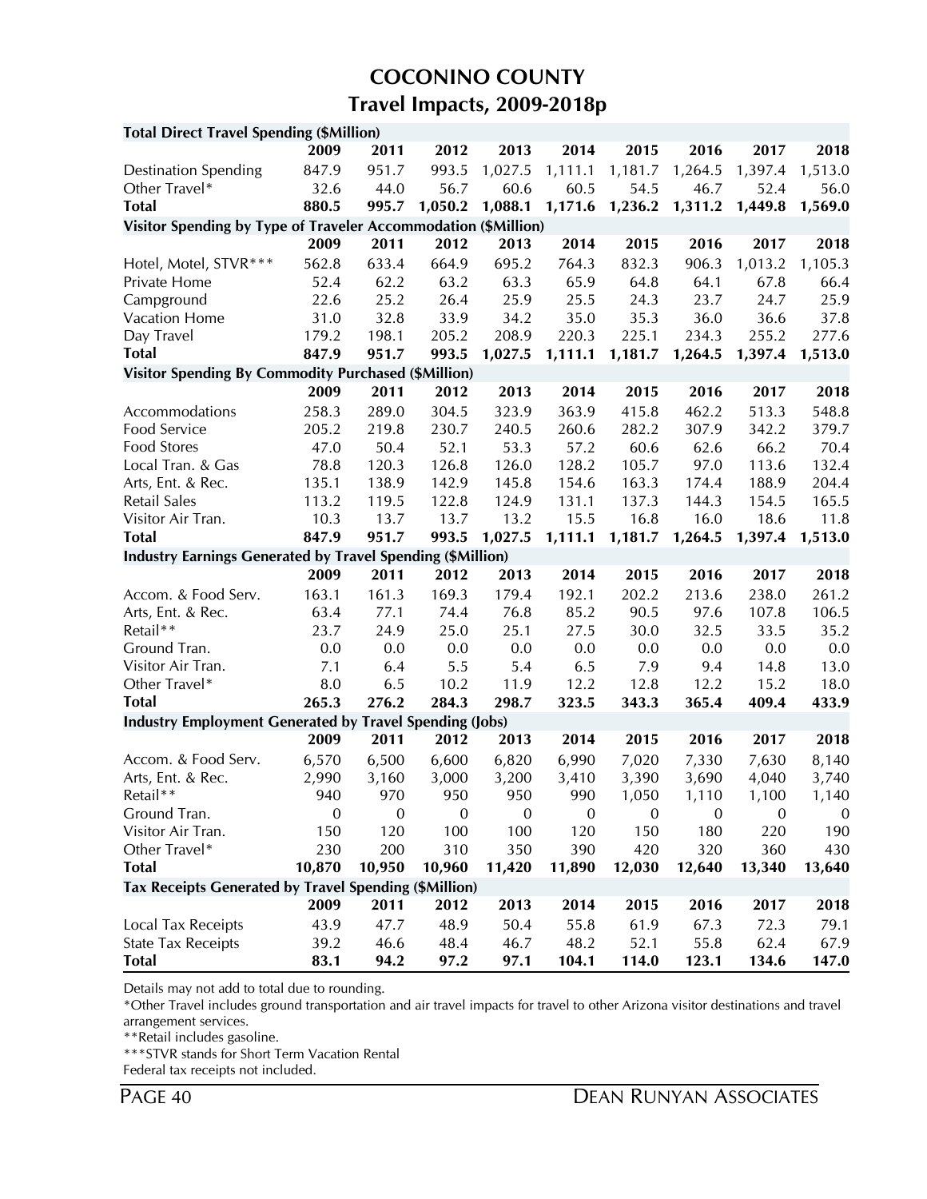# COCONINO COUNTY

## Travel Impacts, 2009-2018p

| **Total Direct Travel Spending ($Million)** | | | | | | | | | |
|---|---|---|---|---|---|---|---|---|---|
| | **2009** | **2011** | **2012** | **2013** | **2014** | **2015** | **2016** | **2017** | **2018** |
| Destination Spending | 847.9 | 951.7 | 993.5 | 1,027.5 | 1,111.1 | 1,181.7 | 1,264.5 | 1,397.4 | 1,513.0 |
| Other Travel* | 32.6 | 44.0 | 56.7 | 60.6 | 60.5 | 54.5 | 46.7 | 52.4 | 56.0 |
| **Total** | **880.5** | **995.7** | **1,050.2** | **1,088.1** | **1,171.6** | **1,236.2** | **1,311.2** | **1,449.8** | **1,569.0** |
| **Visitor Spending by Type of Traveler Accommodation ($Million)** | | | | | | | | | |
| | **2009** | **2011** | **2012** | **2013** | **2014** | **2015** | **2016** | **2017** | **2018** |
| Hotel, Motel, STVR*** | 562.8 | 633.4 | 664.9 | 695.2 | 764.3 | 832.3 | 906.3 | 1,013.2 | 1,105.3 |
| Private Home | 52.4 | 62.2 | 63.2 | 63.3 | 65.9 | 64.8 | 64.1 | 67.8 | 66.4 |
| Campground | 22.6 | 25.2 | 26.4 | 25.9 | 25.5 | 24.3 | 23.7 | 24.7 | 25.9 |
| Vacation Home | 31.0 | 32.8 | 33.9 | 34.2 | 35.0 | 35.3 | 36.0 | 36.6 | 37.8 |
| Day Travel | 179.2 | 198.1 | 205.2 | 208.9 | 220.3 | 225.1 | 234.3 | 255.2 | 277.6 |
| **Total** | **847.9** | **951.7** | **993.5** | **1,027.5** | **1,111.1** | **1,181.7** | **1,264.5** | **1,397.4** | **1,513.0** |
| **Visitor Spending By Commodity Purchased ($Million)** | | | | | | | | | |
| | **2009** | **2011** | **2012** | **2013** | **2014** | **2015** | **2016** | **2017** | **2018** |
| Accommodations | 258.3 | 289.0 | 304.5 | 323.9 | 363.9 | 415.8 | 462.2 | 513.3 | 548.8 |
| Food Service | 205.2 | 219.8 | 230.7 | 240.5 | 260.6 | 282.2 | 307.9 | 342.2 | 379.7 |
| Food Stores | 47.0 | 50.4 | 52.1 | 53.3 | 57.2 | 60.6 | 62.6 | 66.2 | 70.4 |
| Local Tran. & Gas | 78.8 | 120.3 | 126.8 | 126.0 | 128.2 | 105.7 | 97.0 | 113.6 | 132.4 |
| Arts, Ent. & Rec. | 135.1 | 138.9 | 142.9 | 145.8 | 154.6 | 163.3 | 174.4 | 188.9 | 204.4 |
| Retail Sales | 113.2 | 119.5 | 122.8 | 124.9 | 131.1 | 137.3 | 144.3 | 154.5 | 165.5 |
| Visitor Air Tran. | 10.3 | 13.7 | 13.7 | 13.2 | 15.5 | 16.8 | 16.0 | 18.6 | 11.8 |
| **Total** | **847.9** | **951.7** | **993.5** | **1,027.5** | **1,111.1** | **1,181.7** | **1,264.5** | **1,397.4** | **1,513.0** |
| **Industry Earnings Generated by Travel Spending ($Million)** | | | | | | | | | |
| | **2009** | **2011** | **2012** | **2013** | **2014** | **2015** | **2016** | **2017** | **2018** |
| Accom. & Food Serv. | 163.1 | 161.3 | 169.3 | 179.4 | 192.1 | 202.2 | 213.6 | 238.0 | 261.2 |
| Arts, Ent. & Rec. | 63.4 | 77.1 | 74.4 | 76.8 | 85.2 | 90.5 | 97.6 | 107.8 | 106.5 |
| Retail** | 23.7 | 24.9 | 25.0 | 25.1 | 27.5 | 30.0 | 32.5 | 33.5 | 35.2 |
| Ground Tran. | 0.0 | 0.0 | 0.0 | 0.0 | 0.0 | 0.0 | 0.0 | 0.0 | 0.0 |
| Visitor Air Tran. | 7.1 | 6.4 | 5.5 | 5.4 | 6.5 | 7.9 | 9.4 | 14.8 | 13.0 |
| Other Travel* | 8.0 | 6.5 | 10.2 | 11.9 | 12.2 | 12.8 | 12.2 | 15.2 | 18.0 |
| **Total** | **265.3** | **276.2** | **284.3** | **298.7** | **323.5** | **343.3** | **365.4** | **409.4** | **433.9** |
| **Industry Employment Generated by Travel Spending (Jobs)** | | | | | | | | | |
| | **2009** | **2011** | **2012** | **2013** | **2014** | **2015** | **2016** | **2017** | **2018** |
| Accom. & Food Serv. | 6,570 | 6,500 | 6,600 | 6,820 | 6,990 | 7,020 | 7,330 | 7,630 | 8,140 |
| Arts, Ent. & Rec. | 2,990 | 3,160 | 3,000 | 3,200 | 3,410 | 3,390 | 3,690 | 4,040 | 3,740 |
| Retail** | 940 | 970 | 950 | 950 | 990 | 1,050 | 1,110 | 1,100 | 1,140 |
| Ground Tran. | 0 | 0 | 0 | 0 | 0 | 0 | 0 | 0 | 0 |
| Visitor Air Tran. | 150 | 120 | 100 | 100 | 120 | 150 | 180 | 220 | 190 |
| Other Travel* | 230 | 200 | 310 | 350 | 390 | 420 | 320 | 360 | 430 |
| **Total** | **10,870** | **10,950** | **10,960** | **11,420** | **11,890** | **12,030** | **12,640** | **13,340** | **13,640** |
| **Tax Receipts Generated by Travel Spending ($Million)** | | | | | | | | | |
| | **2009** | **2011** | **2012** | **2013** | **2014** | **2015** | **2016** | **2017** | **2018** |
| Local Tax Receipts | 43.9 | 47.7 | 48.9 | 50.4 | 55.8 | 61.9 | 67.3 | 72.3 | 79.1 |
| State Tax Receipts | 39.2 | 46.6 | 48.4 | 46.7 | 48.2 | 52.1 | 55.8 | 62.4 | 67.9 |
| **Total** | **83.1** | **94.2** | **97.2** | **97.1** | **104.1** | **114.0** | **123.1** | **134.6** | **147.0** |

Details may not add to total due to rounding.

*Other Travel includes ground transportation and air travel impacts for travel to other Arizona visitor destinations and travel arrangement services.

**Retail includes gasoline.

***STVR stands for Short Term Vacation Rental

Federal tax receipts not included.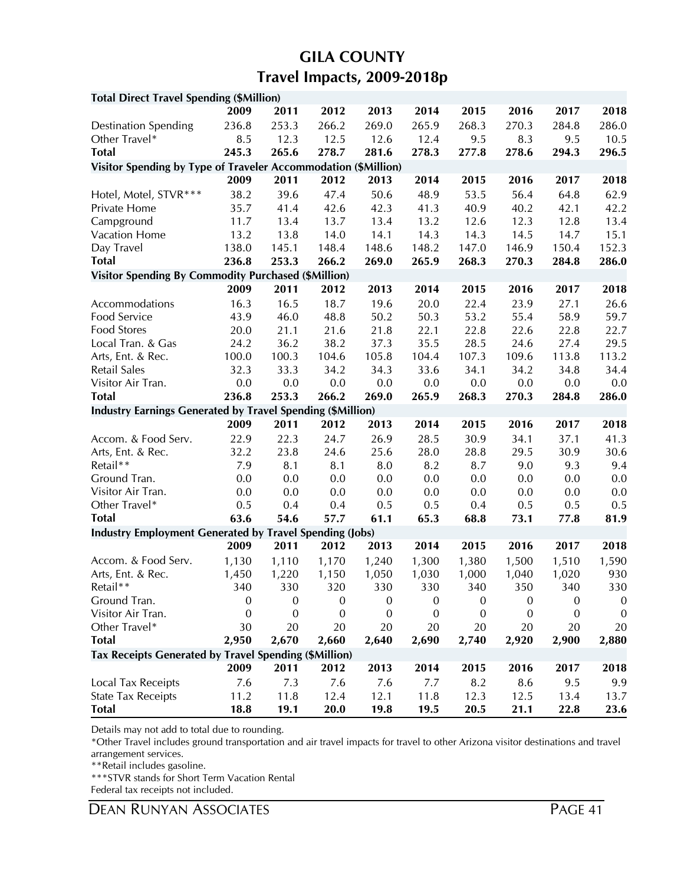# GILA COUNTY

## Travel Impacts, 2009-2018p

| Total Direct Travel Spending ($Million) | | | | | | | | | |
|---|---|---|---|---|---|---|---|---|---|
| | 2009 | 2011 | 2012 | 2013 | 2014 | 2015 | 2016 | 2017 | 2018 |
| Destination Spending | 236.8 | 253.3 | 266.2 | 269.0 | 265.9 | 268.3 | 270.3 | 284.8 | 286.0 |
| Other Travel* | 8.5 | 12.3 | 12.5 | 12.6 | 12.4 | 9.5 | 8.3 | 9.5 | 10.5 |
| **Total** | **245.3** | **265.6** | **278.7** | **281.6** | **278.3** | **277.8** | **278.6** | **294.3** | **296.5** |
| **Visitor Spending by Type of Traveler Accommodation ($Million)** | | | | | | | | | |
| | 2009 | 2011 | 2012 | 2013 | 2014 | 2015 | 2016 | 2017 | 2018 |
| Hotel, Motel, STVR*** | 38.2 | 39.6 | 47.4 | 50.6 | 48.9 | 53.5 | 56.4 | 64.8 | 62.9 |
| Private Home | 35.7 | 41.4 | 42.6 | 42.3 | 41.3 | 40.9 | 40.2 | 42.1 | 42.2 |
| Campground | 11.7 | 13.4 | 13.7 | 13.4 | 13.2 | 12.6 | 12.3 | 12.8 | 13.4 |
| Vacation Home | 13.2 | 13.8 | 14.0 | 14.1 | 14.3 | 14.3 | 14.5 | 14.7 | 15.1 |
| Day Travel | 138.0 | 145.1 | 148.4 | 148.6 | 148.2 | 147.0 | 146.9 | 150.4 | 152.3 |
| **Total** | **236.8** | **253.3** | **266.2** | **269.0** | **265.9** | **268.3** | **270.3** | **284.8** | **286.0** |
| **Visitor Spending By Commodity Purchased ($Million)** | | | | | | | | | |
| | 2009 | 2011 | 2012 | 2013 | 2014 | 2015 | 2016 | 2017 | 2018 |
| Accommodations | 16.3 | 16.5 | 18.7 | 19.6 | 20.0 | 22.4 | 23.9 | 27.1 | 26.6 |
| Food Service | 43.9 | 46.0 | 48.8 | 50.2 | 50.3 | 53.2 | 55.4 | 58.9 | 59.7 |
| Food Stores | 20.0 | 21.1 | 21.6 | 21.8 | 22.1 | 22.8 | 22.6 | 22.8 | 22.7 |
| Local Tran. & Gas | 24.2 | 36.2 | 38.2 | 37.3 | 35.5 | 28.5 | 24.6 | 27.4 | 29.5 |
| Arts, Ent. & Rec. | 100.0 | 100.3 | 104.6 | 105.8 | 104.4 | 107.3 | 109.6 | 113.8 | 113.2 |
| Retail Sales | 32.3 | 33.3 | 34.2 | 34.3 | 33.6 | 34.1 | 34.2 | 34.8 | 34.4 |
| Visitor Air Tran. | 0.0 | 0.0 | 0.0 | 0.0 | 0.0 | 0.0 | 0.0 | 0.0 | 0.0 |
| **Total** | **236.8** | **253.3** | **266.2** | **269.0** | **265.9** | **268.3** | **270.3** | **284.8** | **286.0** |
| **Industry Earnings Generated by Travel Spending ($Million)** | | | | | | | | | |
| | 2009 | 2011 | 2012 | 2013 | 2014 | 2015 | 2016 | 2017 | 2018 |
| Accom. & Food Serv. | 22.9 | 22.3 | 24.7 | 26.9 | 28.5 | 30.9 | 34.1 | 37.1 | 41.3 |
| Arts, Ent. & Rec. | 32.2 | 23.8 | 24.6 | 25.6 | 28.0 | 28.8 | 29.5 | 30.9 | 30.6 |
| Retail** | 7.9 | 8.1 | 8.1 | 8.0 | 8.2 | 8.7 | 9.0 | 9.3 | 9.4 |
| Ground Tran. | 0.0 | 0.0 | 0.0 | 0.0 | 0.0 | 0.0 | 0.0 | 0.0 | 0.0 |
| Visitor Air Tran. | 0.0 | 0.0 | 0.0 | 0.0 | 0.0 | 0.0 | 0.0 | 0.0 | 0.0 |
| Other Travel* | 0.5 | 0.4 | 0.4 | 0.5 | 0.5 | 0.4 | 0.5 | 0.5 | 0.5 |
| **Total** | **63.6** | **54.6** | **57.7** | **61.1** | **65.3** | **68.8** | **73.1** | **77.8** | **81.9** |
| **Industry Employment Generated by Travel Spending (Jobs)** | | | | | | | | | |
| | 2009 | 2011 | 2012 | 2013 | 2014 | 2015 | 2016 | 2017 | 2018 |
| Accom. & Food Serv. | 1,130 | 1,110 | 1,170 | 1,240 | 1,300 | 1,380 | 1,500 | 1,510 | 1,590 |
| Arts, Ent. & Rec. | 1,450 | 1,220 | 1,150 | 1,050 | 1,030 | 1,000 | 1,040 | 1,020 | 930 |
| Retail** | 340 | 330 | 320 | 330 | 330 | 340 | 350 | 340 | 330 |
| Ground Tran. | 0 | 0 | 0 | 0 | 0 | 0 | 0 | 0 | 0 |
| Visitor Air Tran. | 0 | 0 | 0 | 0 | 0 | 0 | 0 | 0 | 0 |
| Other Travel* | 30 | 20 | 20 | 20 | 20 | 20 | 20 | 20 | 20 |
| **Total** | **2,950** | **2,670** | **2,660** | **2,640** | **2,690** | **2,740** | **2,920** | **2,900** | **2,880** |
| **Tax Receipts Generated by Travel Spending ($Million)** | | | | | | | | | |
| | 2009 | 2011 | 2012 | 2013 | 2014 | 2015 | 2016 | 2017 | 2018 |
| Local Tax Receipts | 7.6 | 7.3 | 7.6 | 7.6 | 7.7 | 8.2 | 8.6 | 9.5 | 9.9 |
| State Tax Receipts | 11.2 | 11.8 | 12.4 | 12.1 | 11.8 | 12.3 | 12.5 | 13.4 | 13.7 |
| **Total** | **18.8** | **19.1** | **20.0** | **19.8** | **19.5** | **20.5** | **21.1** | **22.8** | **23.6** |

Details may not add to total due to rounding.

*Other Travel includes ground transportation and air travel impacts for travel to other Arizona visitor destinations and travel arrangement services.

**Retail includes gasoline.

***STVR stands for Short Term Vacation Rental

Federal tax receipts not included.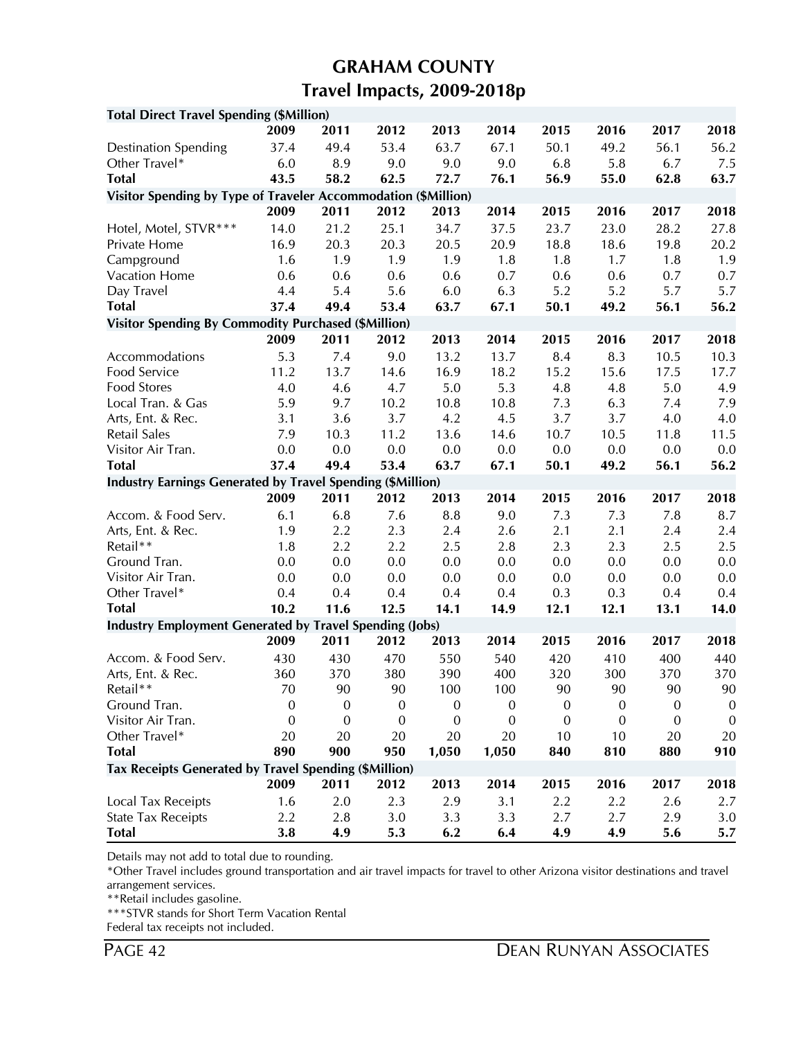# GRAHAM COUNTY
## Travel Impacts, 2009-2018p

| **Total Direct Travel Spending ($Million)** | | | | | | | | | |
|---|---|---|---|---|---|---|---|---|---|
| | **2009** | **2011** | **2012** | **2013** | **2014** | **2015** | **2016** | **2017** | **2018** |
| Destination Spending | 37.4 | 49.4 | 53.4 | 63.7 | 67.1 | 50.1 | 49.2 | 56.1 | 56.2 |
| Other Travel* | 6.0 | 8.9 | 9.0 | 9.0 | 9.0 | 6.8 | 5.8 | 6.7 | 7.5 |
| **Total** | **43.5** | **58.2** | **62.5** | **72.7** | **76.1** | **56.9** | **55.0** | **62.8** | **63.7** |
| **Visitor Spending by Type of Traveler Accommodation ($Million)** | | | | | | | | | |
| | **2009** | **2011** | **2012** | **2013** | **2014** | **2015** | **2016** | **2017** | **2018** |
| Hotel, Motel, STVR*** | 14.0 | 21.2 | 25.1 | 34.7 | 37.5 | 23.7 | 23.0 | 28.2 | 27.8 |
| Private Home | 16.9 | 20.3 | 20.3 | 20.5 | 20.9 | 18.8 | 18.6 | 19.8 | 20.2 |
| Campground | 1.6 | 1.9 | 1.9 | 1.9 | 1.8 | 1.8 | 1.7 | 1.8 | 1.9 |
| Vacation Home | 0.6 | 0.6 | 0.6 | 0.6 | 0.7 | 0.6 | 0.6 | 0.7 | 0.7 |
| Day Travel | 4.4 | 5.4 | 5.6 | 6.0 | 6.3 | 5.2 | 5.2 | 5.7 | 5.7 |
| **Total** | **37.4** | **49.4** | **53.4** | **63.7** | **67.1** | **50.1** | **49.2** | **56.1** | **56.2** |
| **Visitor Spending By Commodity Purchased ($Million)** | | | | | | | | | |
| | **2009** | **2011** | **2012** | **2013** | **2014** | **2015** | **2016** | **2017** | **2018** |
| Accommodations | 5.3 | 7.4 | 9.0 | 13.2 | 13.7 | 8.4 | 8.3 | 10.5 | 10.3 |
| Food Service | 11.2 | 13.7 | 14.6 | 16.9 | 18.2 | 15.2 | 15.6 | 17.5 | 17.7 |
| Food Stores | 4.0 | 4.6 | 4.7 | 5.0 | 5.3 | 4.8 | 4.8 | 5.0 | 4.9 |
| Local Tran. & Gas | 5.9 | 9.7 | 10.2 | 10.8 | 10.8 | 7.3 | 6.3 | 7.4 | 7.9 |
| Arts, Ent. & Rec. | 3.1 | 3.6 | 3.7 | 4.2 | 4.5 | 3.7 | 3.7 | 4.0 | 4.0 |
| Retail Sales | 7.9 | 10.3 | 11.2 | 13.6 | 14.6 | 10.7 | 10.5 | 11.8 | 11.5 |
| Visitor Air Tran. | 0.0 | 0.0 | 0.0 | 0.0 | 0.0 | 0.0 | 0.0 | 0.0 | 0.0 |
| **Total** | **37.4** | **49.4** | **53.4** | **63.7** | **67.1** | **50.1** | **49.2** | **56.1** | **56.2** |
| **Industry Earnings Generated by Travel Spending ($Million)** | | | | | | | | | |
| | **2009** | **2011** | **2012** | **2013** | **2014** | **2015** | **2016** | **2017** | **2018** |
| Accom. & Food Serv. | 6.1 | 6.8 | 7.6 | 8.8 | 9.0 | 7.3 | 7.3 | 7.8 | 8.7 |
| Arts, Ent. & Rec. | 1.9 | 2.2 | 2.3 | 2.4 | 2.6 | 2.1 | 2.1 | 2.4 | 2.4 |
| Retail** | 1.8 | 2.2 | 2.2 | 2.5 | 2.8 | 2.3 | 2.3 | 2.5 | 2.5 |
| Ground Tran. | 0.0 | 0.0 | 0.0 | 0.0 | 0.0 | 0.0 | 0.0 | 0.0 | 0.0 |
| Visitor Air Tran. | 0.0 | 0.0 | 0.0 | 0.0 | 0.0 | 0.0 | 0.0 | 0.0 | 0.0 |
| Other Travel* | 0.4 | 0.4 | 0.4 | 0.4 | 0.4 | 0.3 | 0.3 | 0.4 | 0.4 |
| **Total** | **10.2** | **11.6** | **12.5** | **14.1** | **14.9** | **12.1** | **12.1** | **13.1** | **14.0** |
| **Industry Employment Generated by Travel Spending (Jobs)** | | | | | | | | | |
| | **2009** | **2011** | **2012** | **2013** | **2014** | **2015** | **2016** | **2017** | **2018** |
| Accom. & Food Serv. | 430 | 430 | 470 | 550 | 540 | 420 | 410 | 400 | 440 |
| Arts, Ent. & Rec. | 360 | 370 | 380 | 390 | 400 | 320 | 300 | 370 | 370 |
| Retail** | 70 | 90 | 90 | 100 | 100 | 90 | 90 | 90 | 90 |
| Ground Tran. | 0 | 0 | 0 | 0 | 0 | 0 | 0 | 0 | 0 |
| Visitor Air Tran. | 0 | 0 | 0 | 0 | 0 | 0 | 0 | 0 | 0 |
| Other Travel* | 20 | 20 | 20 | 20 | 20 | 10 | 10 | 20 | 20 |
| **Total** | **890** | **900** | **950** | **1,050** | **1,050** | **840** | **810** | **880** | **910** |
| **Tax Receipts Generated by Travel Spending ($Million)** | | | | | | | | | |
| | **2009** | **2011** | **2012** | **2013** | **2014** | **2015** | **2016** | **2017** | **2018** |
| Local Tax Receipts | 1.6 | 2.0 | 2.3 | 2.9 | 3.1 | 2.2 | 2.2 | 2.6 | 2.7 |
| State Tax Receipts | 2.2 | 2.8 | 3.0 | 3.3 | 3.3 | 2.7 | 2.7 | 2.9 | 3.0 |
| **Total** | **3.8** | **4.9** | **5.3** | **6.2** | **6.4** | **4.9** | **4.9** | **5.6** | **5.7** |

Details may not add to total due to rounding.

*Other Travel includes ground transportation and air travel impacts for travel to other Arizona visitor destinations and travel arrangement services.

**Retail includes gasoline.

***STVR stands for Short Term Vacation Rental

Federal tax receipts not included.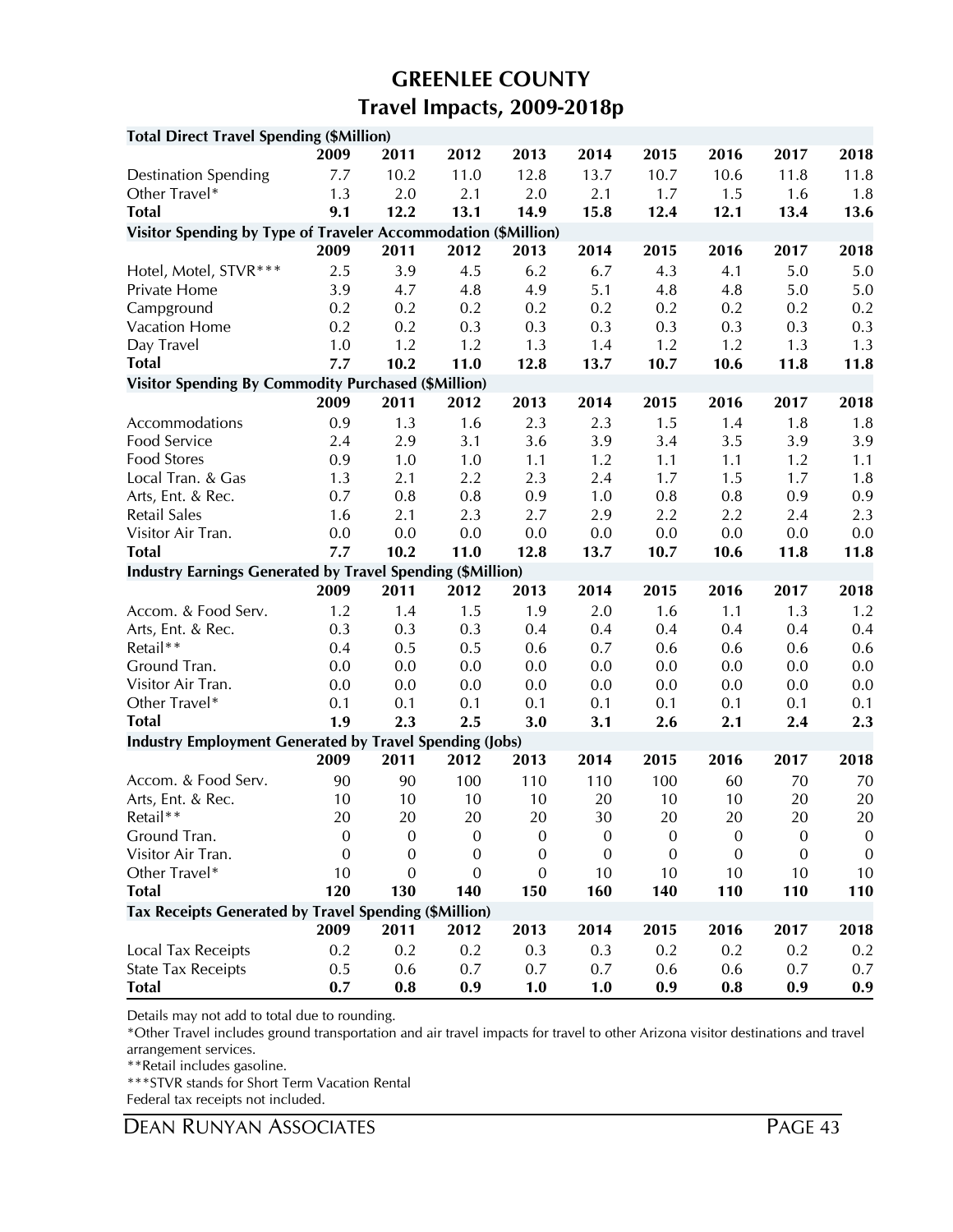# GREENLEE COUNTY

## Travel Impacts, 2009-2018p

| **Total Direct Travel Spending ($Million)** | | | | | | | | | |
|---|---|---|---|---|---|---|---|---|---|
| | **2009** | **2011** | **2012** | **2013** | **2014** | **2015** | **2016** | **2017** | **2018** |
| Destination Spending | 7.7 | 10.2 | 11.0 | 12.8 | 13.7 | 10.7 | 10.6 | 11.8 | 11.8 |
| Other Travel* | 1.3 | 2.0 | 2.1 | 2.0 | 2.1 | 1.7 | 1.5 | 1.6 | 1.8 |
| **Total** | **9.1** | **12.2** | **13.1** | **14.9** | **15.8** | **12.4** | **12.1** | **13.4** | **13.6** |
| **Visitor Spending by Type of Traveler Accommodation ($Million)** | | | | | | | | | |
| | **2009** | **2011** | **2012** | **2013** | **2014** | **2015** | **2016** | **2017** | **2018** |
| Hotel, Motel, STVR*** | 2.5 | 3.9 | 4.5 | 6.2 | 6.7 | 4.3 | 4.1 | 5.0 | 5.0 |
| Private Home | 3.9 | 4.7 | 4.8 | 4.9 | 5.1 | 4.8 | 4.8 | 5.0 | 5.0 |
| Campground | 0.2 | 0.2 | 0.2 | 0.2 | 0.2 | 0.2 | 0.2 | 0.2 | 0.2 |
| Vacation Home | 0.2 | 0.2 | 0.3 | 0.3 | 0.3 | 0.3 | 0.3 | 0.3 | 0.3 |
| Day Travel | 1.0 | 1.2 | 1.2 | 1.3 | 1.4 | 1.2 | 1.2 | 1.3 | 1.3 |
| **Total** | **7.7** | **10.2** | **11.0** | **12.8** | **13.7** | **10.7** | **10.6** | **11.8** | **11.8** |
| **Visitor Spending By Commodity Purchased ($Million)** | | | | | | | | | |
| | **2009** | **2011** | **2012** | **2013** | **2014** | **2015** | **2016** | **2017** | **2018** |
| Accommodations | 0.9 | 1.3 | 1.6 | 2.3 | 2.3 | 1.5 | 1.4 | 1.8 | 1.8 |
| Food Service | 2.4 | 2.9 | 3.1 | 3.6 | 3.9 | 3.4 | 3.5 | 3.9 | 3.9 |
| Food Stores | 0.9 | 1.0 | 1.0 | 1.1 | 1.2 | 1.1 | 1.1 | 1.2 | 1.1 |
| Local Tran. & Gas | 1.3 | 2.1 | 2.2 | 2.3 | 2.4 | 1.7 | 1.5 | 1.7 | 1.8 |
| Arts, Ent. & Rec. | 0.7 | 0.8 | 0.8 | 0.9 | 1.0 | 0.8 | 0.8 | 0.9 | 0.9 |
| Retail Sales | 1.6 | 2.1 | 2.3 | 2.7 | 2.9 | 2.2 | 2.2 | 2.4 | 2.3 |
| Visitor Air Tran. | 0.0 | 0.0 | 0.0 | 0.0 | 0.0 | 0.0 | 0.0 | 0.0 | 0.0 |
| **Total** | **7.7** | **10.2** | **11.0** | **12.8** | **13.7** | **10.7** | **10.6** | **11.8** | **11.8** |
| **Industry Earnings Generated by Travel Spending ($Million)** | | | | | | | | | |
| | **2009** | **2011** | **2012** | **2013** | **2014** | **2015** | **2016** | **2017** | **2018** |
| Accom. & Food Serv. | 1.2 | 1.4 | 1.5 | 1.9 | 2.0 | 1.6 | 1.1 | 1.3 | 1.2 |
| Arts, Ent. & Rec. | 0.3 | 0.3 | 0.3 | 0.4 | 0.4 | 0.4 | 0.4 | 0.4 | 0.4 |
| Retail** | 0.4 | 0.5 | 0.5 | 0.6 | 0.7 | 0.6 | 0.6 | 0.6 | 0.6 |
| Ground Tran. | 0.0 | 0.0 | 0.0 | 0.0 | 0.0 | 0.0 | 0.0 | 0.0 | 0.0 |
| Visitor Air Tran. | 0.0 | 0.0 | 0.0 | 0.0 | 0.0 | 0.0 | 0.0 | 0.0 | 0.0 |
| Other Travel* | 0.1 | 0.1 | 0.1 | 0.1 | 0.1 | 0.1 | 0.1 | 0.1 | 0.1 |
| **Total** | **1.9** | **2.3** | **2.5** | **3.0** | **3.1** | **2.6** | **2.1** | **2.4** | **2.3** |
| **Industry Employment Generated by Travel Spending (Jobs)** | | | | | | | | | |
| | **2009** | **2011** | **2012** | **2013** | **2014** | **2015** | **2016** | **2017** | **2018** |
| Accom. & Food Serv. | 90 | 90 | 100 | 110 | 110 | 100 | 60 | 70 | 70 |
| Arts, Ent. & Rec. | 10 | 10 | 10 | 10 | 20 | 10 | 10 | 20 | 20 |
| Retail** | 20 | 20 | 20 | 20 | 30 | 20 | 20 | 20 | 20 |
| Ground Tran. | 0 | 0 | 0 | 0 | 0 | 0 | 0 | 0 | 0 |
| Visitor Air Tran. | 0 | 0 | 0 | 0 | 0 | 0 | 0 | 0 | 0 |
| Other Travel* | 10 | 0 | 0 | 0 | 10 | 10 | 10 | 10 | 10 |
| **Total** | **120** | **130** | **140** | **150** | **160** | **140** | **110** | **110** | **110** |
| **Tax Receipts Generated by Travel Spending ($Million)** | | | | | | | | | |
| | **2009** | **2011** | **2012** | **2013** | **2014** | **2015** | **2016** | **2017** | **2018** |
| Local Tax Receipts | 0.2 | 0.2 | 0.2 | 0.3 | 0.3 | 0.2 | 0.2 | 0.2 | 0.2 |
| State Tax Receipts | 0.5 | 0.6 | 0.7 | 0.7 | 0.7 | 0.6 | 0.6 | 0.7 | 0.7 |
| **Total** | **0.7** | **0.8** | **0.9** | **1.0** | **1.0** | **0.9** | **0.8** | **0.9** | **0.9** |

Details may not add to total due to rounding.

*Other Travel includes ground transportation and air travel impacts for travel to other Arizona visitor destinations and travel arrangement services.

**Retail includes gasoline.

***STVR stands for Short Term Vacation Rental

Federal tax receipts not included.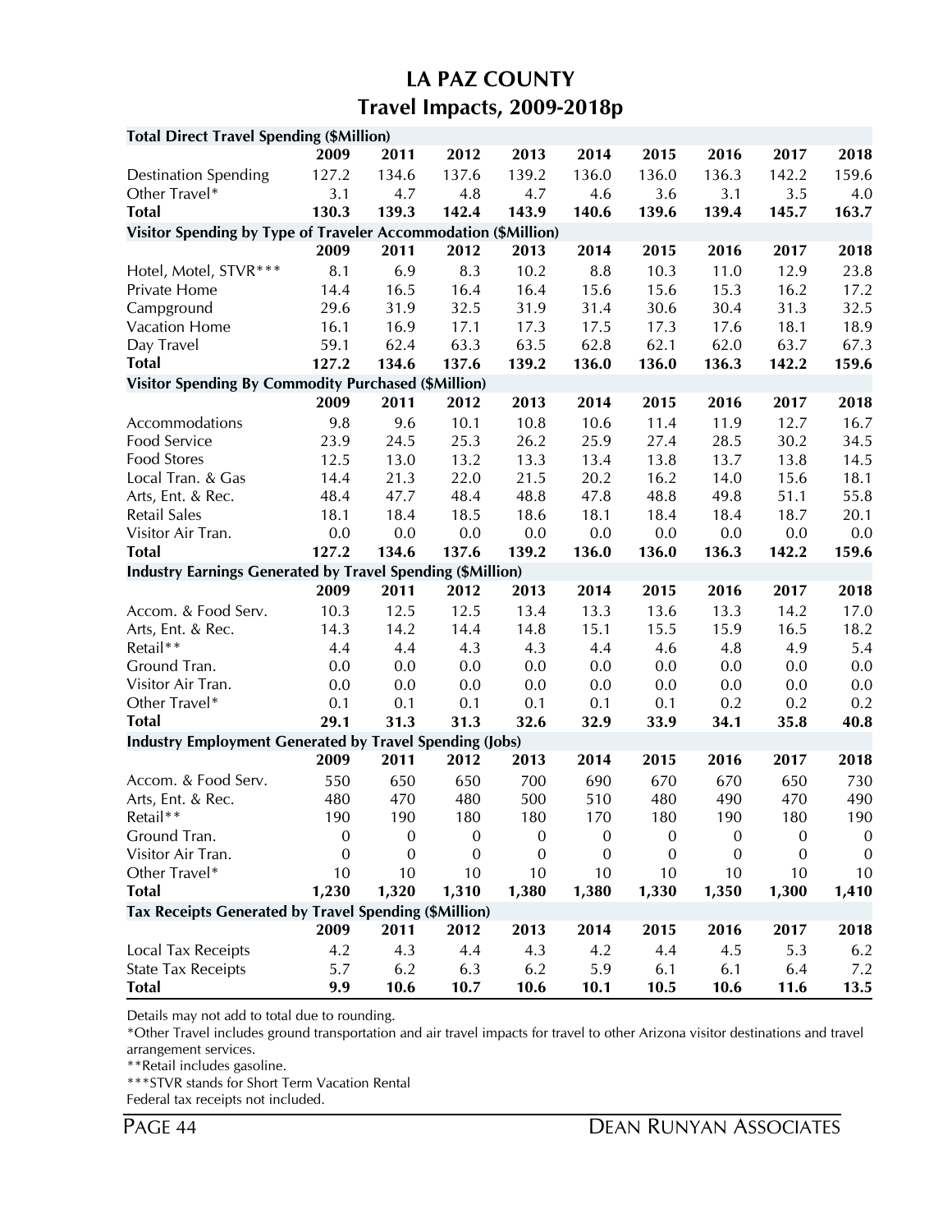# LA PAZ COUNTY
## Travel Impacts, 2009-2018p

| **Total Direct Travel Spending ($Million)** | | | | | | | | | |
|---|---|---|---|---|---|---|---|---|---|
| | **2009** | **2011** | **2012** | **2013** | **2014** | **2015** | **2016** | **2017** | **2018** |
| Destination Spending | 127.2 | 134.6 | 137.6 | 139.2 | 136.0 | 136.0 | 136.3 | 142.2 | 159.6 |
| Other Travel* | 3.1 | 4.7 | 4.8 | 4.7 | 4.6 | 3.6 | 3.1 | 3.5 | 4.0 |
| **Total** | **130.3** | **139.3** | **142.4** | **143.9** | **140.6** | **139.6** | **139.4** | **145.7** | **163.7** |
| **Visitor Spending by Type of Traveler Accommodation ($Million)** | | | | | | | | | |
| | **2009** | **2011** | **2012** | **2013** | **2014** | **2015** | **2016** | **2017** | **2018** |
| Hotel, Motel, STVR*** | 8.1 | 6.9 | 8.3 | 10.2 | 8.8 | 10.3 | 11.0 | 12.9 | 23.8 |
| Private Home | 14.4 | 16.5 | 16.4 | 16.4 | 15.6 | 15.6 | 15.3 | 16.2 | 17.2 |
| Campground | 29.6 | 31.9 | 32.5 | 31.9 | 31.4 | 30.6 | 30.4 | 31.3 | 32.5 |
| Vacation Home | 16.1 | 16.9 | 17.1 | 17.3 | 17.5 | 17.3 | 17.6 | 18.1 | 18.9 |
| Day Travel | 59.1 | 62.4 | 63.3 | 63.5 | 62.8 | 62.1 | 62.0 | 63.7 | 67.3 |
| **Total** | **127.2** | **134.6** | **137.6** | **139.2** | **136.0** | **136.0** | **136.3** | **142.2** | **159.6** |
| **Visitor Spending By Commodity Purchased ($Million)** | | | | | | | | | |
| | **2009** | **2011** | **2012** | **2013** | **2014** | **2015** | **2016** | **2017** | **2018** |
| Accommodations | 9.8 | 9.6 | 10.1 | 10.8 | 10.6 | 11.4 | 11.9 | 12.7 | 16.7 |
| Food Service | 23.9 | 24.5 | 25.3 | 26.2 | 25.9 | 27.4 | 28.5 | 30.2 | 34.5 |
| Food Stores | 12.5 | 13.0 | 13.2 | 13.3 | 13.4 | 13.8 | 13.7 | 13.8 | 14.5 |
| Local Tran. & Gas | 14.4 | 21.3 | 22.0 | 21.5 | 20.2 | 16.2 | 14.0 | 15.6 | 18.1 |
| Arts, Ent. & Rec. | 48.4 | 47.7 | 48.4 | 48.8 | 47.8 | 48.8 | 49.8 | 51.1 | 55.8 |
| Retail Sales | 18.1 | 18.4 | 18.5 | 18.6 | 18.1 | 18.4 | 18.4 | 18.7 | 20.1 |
| Visitor Air Tran. | 0.0 | 0.0 | 0.0 | 0.0 | 0.0 | 0.0 | 0.0 | 0.0 | 0.0 |
| **Total** | **127.2** | **134.6** | **137.6** | **139.2** | **136.0** | **136.0** | **136.3** | **142.2** | **159.6** |
| **Industry Earnings Generated by Travel Spending ($Million)** | | | | | | | | | |
| | **2009** | **2011** | **2012** | **2013** | **2014** | **2015** | **2016** | **2017** | **2018** |
| Accom. & Food Serv. | 10.3 | 12.5 | 12.5 | 13.4 | 13.3 | 13.6 | 13.3 | 14.2 | 17.0 |
| Arts, Ent. & Rec. | 14.3 | 14.2 | 14.4 | 14.8 | 15.1 | 15.5 | 15.9 | 16.5 | 18.2 |
| Retail** | 4.4 | 4.4 | 4.3 | 4.3 | 4.4 | 4.6 | 4.8 | 4.9 | 5.4 |
| Ground Tran. | 0.0 | 0.0 | 0.0 | 0.0 | 0.0 | 0.0 | 0.0 | 0.0 | 0.0 |
| Visitor Air Tran. | 0.0 | 0.0 | 0.0 | 0.0 | 0.0 | 0.0 | 0.0 | 0.0 | 0.0 |
| Other Travel* | 0.1 | 0.1 | 0.1 | 0.1 | 0.1 | 0.1 | 0.2 | 0.2 | 0.2 |
| **Total** | **29.1** | **31.3** | **31.3** | **32.6** | **32.9** | **33.9** | **34.1** | **35.8** | **40.8** |
| **Industry Employment Generated by Travel Spending (Jobs)** | | | | | | | | | |
| | **2009** | **2011** | **2012** | **2013** | **2014** | **2015** | **2016** | **2017** | **2018** |
| Accom. & Food Serv. | 550 | 650 | 650 | 700 | 690 | 670 | 670 | 650 | 730 |
| Arts, Ent. & Rec. | 480 | 470 | 480 | 500 | 510 | 480 | 490 | 470 | 490 |
| Retail** | 190 | 190 | 180 | 180 | 170 | 180 | 190 | 180 | 190 |
| Ground Tran. | 0 | 0 | 0 | 0 | 0 | 0 | 0 | 0 | 0 |
| Visitor Air Tran. | 0 | 0 | 0 | 0 | 0 | 0 | 0 | 0 | 0 |
| Other Travel* | 10 | 10 | 10 | 10 | 10 | 10 | 10 | 10 | 10 |
| **Total** | **1,230** | **1,320** | **1,310** | **1,380** | **1,380** | **1,330** | **1,350** | **1,300** | **1,410** |
| **Tax Receipts Generated by Travel Spending ($Million)** | | | | | | | | | |
| | **2009** | **2011** | **2012** | **2013** | **2014** | **2015** | **2016** | **2017** | **2018** |
| Local Tax Receipts | 4.2 | 4.3 | 4.4 | 4.3 | 4.2 | 4.4 | 4.5 | 5.3 | 6.2 |
| State Tax Receipts | 5.7 | 6.2 | 6.3 | 6.2 | 5.9 | 6.1 | 6.1 | 6.4 | 7.2 |
| **Total** | **9.9** | **10.6** | **10.7** | **10.6** | **10.1** | **10.5** | **10.6** | **11.6** | **13.5** |

Details may not add to total due to rounding.

*Other Travel includes ground transportation and air travel impacts for travel to other Arizona visitor destinations and travel arrangement services.

**Retail includes gasoline.

***STVR stands for Short Term Vacation Rental

Federal tax receipts not included.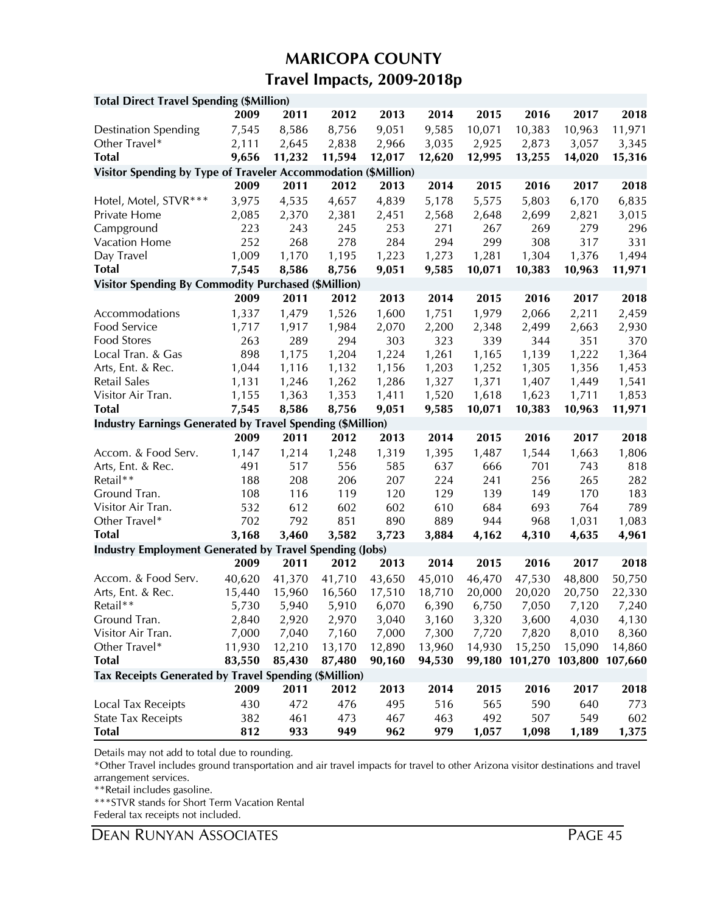# MARICOPA COUNTY
## Travel Impacts, 2009-2018p

| **Total Direct Travel Spending ($Million)** | | | | | | | | | |
|---|---|---|---|---|---|---|---|---|---|
| | **2009** | **2011** | **2012** | **2013** | **2014** | **2015** | **2016** | **2017** | **2018** |
| Destination Spending | 7,545 | 8,586 | 8,756 | 9,051 | 9,585 | 10,071 | 10,383 | 10,963 | 11,971 |
| Other Travel* | 2,111 | 2,645 | 2,838 | 2,966 | 3,035 | 2,925 | 2,873 | 3,057 | 3,345 |
| **Total** | **9,656** | **11,232** | **11,594** | **12,017** | **12,620** | **12,995** | **13,255** | **14,020** | **15,316** |
| **Visitor Spending by Type of Traveler Accommodation ($Million)** | | | | | | | | | |
| | **2009** | **2011** | **2012** | **2013** | **2014** | **2015** | **2016** | **2017** | **2018** |
| Hotel, Motel, STVR*** | 3,975 | 4,535 | 4,657 | 4,839 | 5,178 | 5,575 | 5,803 | 6,170 | 6,835 |
| Private Home | 2,085 | 2,370 | 2,381 | 2,451 | 2,568 | 2,648 | 2,699 | 2,821 | 3,015 |
| Campground | 223 | 243 | 245 | 253 | 271 | 267 | 269 | 279 | 296 |
| Vacation Home | 252 | 268 | 278 | 284 | 294 | 299 | 308 | 317 | 331 |
| Day Travel | 1,009 | 1,170 | 1,195 | 1,223 | 1,273 | 1,281 | 1,304 | 1,376 | 1,494 |
| **Total** | **7,545** | **8,586** | **8,756** | **9,051** | **9,585** | **10,071** | **10,383** | **10,963** | **11,971** |
| **Visitor Spending By Commodity Purchased ($Million)** | | | | | | | | | |
| | **2009** | **2011** | **2012** | **2013** | **2014** | **2015** | **2016** | **2017** | **2018** |
| Accommodations | 1,337 | 1,479 | 1,526 | 1,600 | 1,751 | 1,979 | 2,066 | 2,211 | 2,459 |
| Food Service | 1,717 | 1,917 | 1,984 | 2,070 | 2,200 | 2,348 | 2,499 | 2,663 | 2,930 |
| Food Stores | 263 | 289 | 294 | 303 | 323 | 339 | 344 | 351 | 370 |
| Local Tran. & Gas | 898 | 1,175 | 1,204 | 1,224 | 1,261 | 1,165 | 1,139 | 1,222 | 1,364 |
| Arts, Ent. & Rec. | 1,044 | 1,116 | 1,132 | 1,156 | 1,203 | 1,252 | 1,305 | 1,356 | 1,453 |
| Retail Sales | 1,131 | 1,246 | 1,262 | 1,286 | 1,327 | 1,371 | 1,407 | 1,449 | 1,541 |
| Visitor Air Tran. | 1,155 | 1,363 | 1,353 | 1,411 | 1,520 | 1,618 | 1,623 | 1,711 | 1,853 |
| **Total** | **7,545** | **8,586** | **8,756** | **9,051** | **9,585** | **10,071** | **10,383** | **10,963** | **11,971** |
| **Industry Earnings Generated by Travel Spending ($Million)** | | | | | | | | | |
| | **2009** | **2011** | **2012** | **2013** | **2014** | **2015** | **2016** | **2017** | **2018** |
| Accom. & Food Serv. | 1,147 | 1,214 | 1,248 | 1,319 | 1,395 | 1,487 | 1,544 | 1,663 | 1,806 |
| Arts, Ent. & Rec. | 491 | 517 | 556 | 585 | 637 | 666 | 701 | 743 | 818 |
| Retail** | 188 | 208 | 206 | 207 | 224 | 241 | 256 | 265 | 282 |
| Ground Tran. | 108 | 116 | 119 | 120 | 129 | 139 | 149 | 170 | 183 |
| Visitor Air Tran. | 532 | 612 | 602 | 602 | 610 | 684 | 693 | 764 | 789 |
| Other Travel* | 702 | 792 | 851 | 890 | 889 | 944 | 968 | 1,031 | 1,083 |
| **Total** | **3,168** | **3,460** | **3,582** | **3,723** | **3,884** | **4,162** | **4,310** | **4,635** | **4,961** |
| **Industry Employment Generated by Travel Spending (Jobs)** | | | | | | | | | |
| | **2009** | **2011** | **2012** | **2013** | **2014** | **2015** | **2016** | **2017** | **2018** |
| Accom. & Food Serv. | 40,620 | 41,370 | 41,710 | 43,650 | 45,010 | 46,470 | 47,530 | 48,800 | 50,750 |
| Arts, Ent. & Rec. | 15,440 | 15,960 | 16,560 | 17,510 | 18,710 | 20,000 | 20,020 | 20,750 | 22,330 |
| Retail** | 5,730 | 5,940 | 5,910 | 6,070 | 6,390 | 6,750 | 7,050 | 7,120 | 7,240 |
| Ground Tran. | 2,840 | 2,920 | 2,970 | 3,040 | 3,160 | 3,320 | 3,600 | 4,030 | 4,130 |
| Visitor Air Tran. | 7,000 | 7,040 | 7,160 | 7,000 | 7,300 | 7,720 | 7,820 | 8,010 | 8,360 |
| Other Travel* | 11,930 | 12,210 | 13,170 | 12,890 | 13,960 | 14,930 | 15,250 | 15,090 | 14,860 |
| **Total** | **83,550** | **85,430** | **87,480** | **90,160** | **94,530** | **99,180** | **101,270** | **103,800** | **107,660** |
| **Tax Receipts Generated by Travel Spending ($Million)** | | | | | | | | | |
| | **2009** | **2011** | **2012** | **2013** | **2014** | **2015** | **2016** | **2017** | **2018** |
| Local Tax Receipts | 430 | 472 | 476 | 495 | 516 | 565 | 590 | 640 | 773 |
| State Tax Receipts | 382 | 461 | 473 | 467 | 463 | 492 | 507 | 549 | 602 |
| **Total** | **812** | **933** | **949** | **962** | **979** | **1,057** | **1,098** | **1,189** | **1,375** |

Details may not add to total due to rounding.

*Other Travel includes ground transportation and air travel impacts for travel to other Arizona visitor destinations and travel arrangement services.

**Retail includes gasoline.

***STVR stands for Short Term Vacation Rental

Federal tax receipts not included.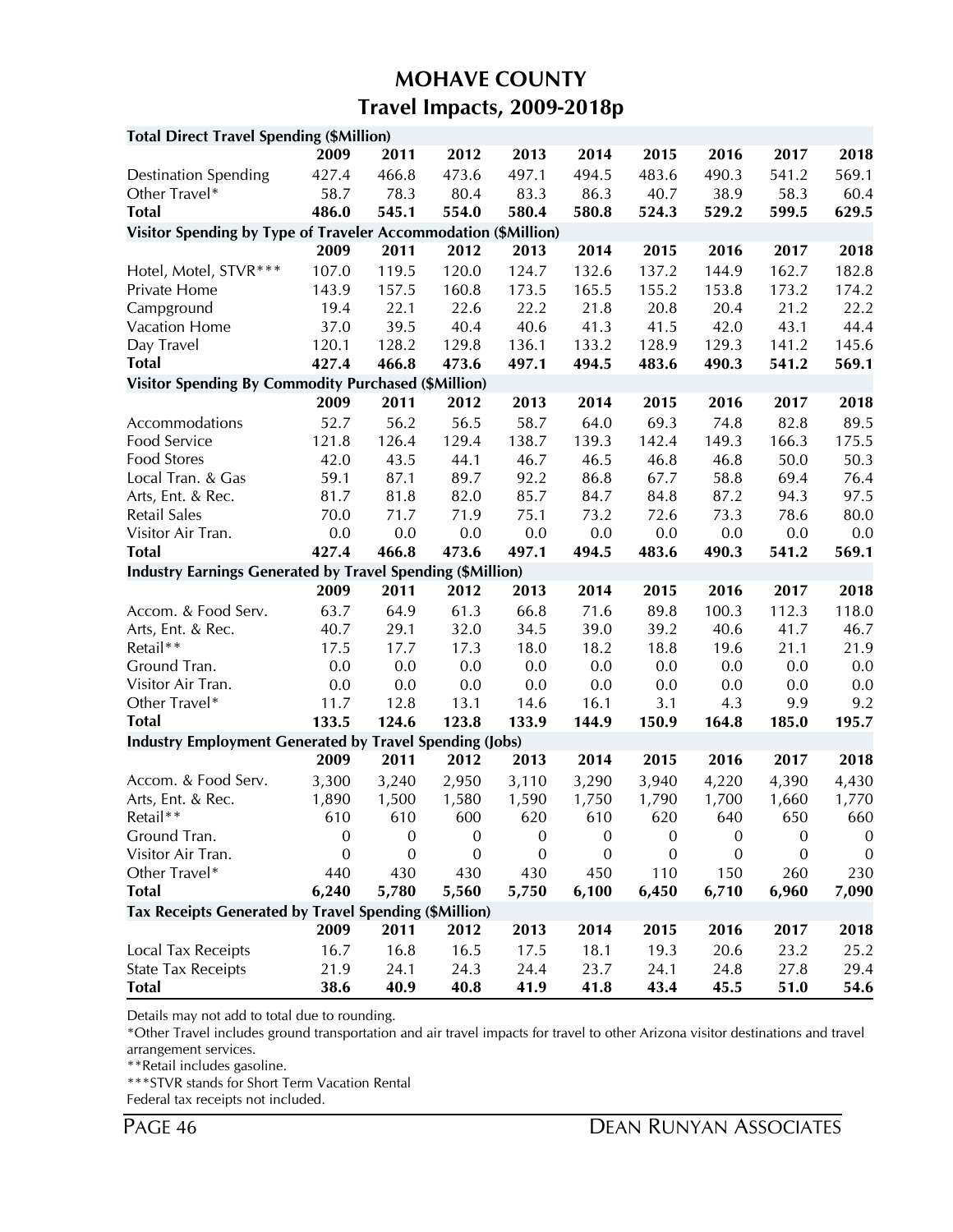# MOHAVE COUNTY
## Travel Impacts, 2009-2018p

| **Total Direct Travel Spending ($Million)** | | | | | | | | | |
|---|---|---|---|---|---|---|---|---|---|
| | **2009** | **2011** | **2012** | **2013** | **2014** | **2015** | **2016** | **2017** | **2018** |
| Destination Spending | 427.4 | 466.8 | 473.6 | 497.1 | 494.5 | 483.6 | 490.3 | 541.2 | 569.1 |
| Other Travel* | 58.7 | 78.3 | 80.4 | 83.3 | 86.3 | 40.7 | 38.9 | 58.3 | 60.4 |
| **Total** | **486.0** | **545.1** | **554.0** | **580.4** | **580.8** | **524.3** | **529.2** | **599.5** | **629.5** |
| **Visitor Spending by Type of Traveler Accommodation ($Million)** | | | | | | | | | |
| | **2009** | **2011** | **2012** | **2013** | **2014** | **2015** | **2016** | **2017** | **2018** |
| Hotel, Motel, STVR*** | 107.0 | 119.5 | 120.0 | 124.7 | 132.6 | 137.2 | 144.9 | 162.7 | 182.8 |
| Private Home | 143.9 | 157.5 | 160.8 | 173.5 | 165.5 | 155.2 | 153.8 | 173.2 | 174.2 |
| Campground | 19.4 | 22.1 | 22.6 | 22.2 | 21.8 | 20.8 | 20.4 | 21.2 | 22.2 |
| Vacation Home | 37.0 | 39.5 | 40.4 | 40.6 | 41.3 | 41.5 | 42.0 | 43.1 | 44.4 |
| Day Travel | 120.1 | 128.2 | 129.8 | 136.1 | 133.2 | 128.9 | 129.3 | 141.2 | 145.6 |
| **Total** | **427.4** | **466.8** | **473.6** | **497.1** | **494.5** | **483.6** | **490.3** | **541.2** | **569.1** |
| **Visitor Spending By Commodity Purchased ($Million)** | | | | | | | | | |
| | **2009** | **2011** | **2012** | **2013** | **2014** | **2015** | **2016** | **2017** | **2018** |
| Accommodations | 52.7 | 56.2 | 56.5 | 58.7 | 64.0 | 69.3 | 74.8 | 82.8 | 89.5 |
| Food Service | 121.8 | 126.4 | 129.4 | 138.7 | 139.3 | 142.4 | 149.3 | 166.3 | 175.5 |
| Food Stores | 42.0 | 43.5 | 44.1 | 46.7 | 46.5 | 46.8 | 46.8 | 50.0 | 50.3 |
| Local Tran. & Gas | 59.1 | 87.1 | 89.7 | 92.2 | 86.8 | 67.7 | 58.8 | 69.4 | 76.4 |
| Arts, Ent. & Rec. | 81.7 | 81.8 | 82.0 | 85.7 | 84.7 | 84.8 | 87.2 | 94.3 | 97.5 |
| Retail Sales | 70.0 | 71.7 | 71.9 | 75.1 | 73.2 | 72.6 | 73.3 | 78.6 | 80.0 |
| Visitor Air Tran. | 0.0 | 0.0 | 0.0 | 0.0 | 0.0 | 0.0 | 0.0 | 0.0 | 0.0 |
| **Total** | **427.4** | **466.8** | **473.6** | **497.1** | **494.5** | **483.6** | **490.3** | **541.2** | **569.1** |
| **Industry Earnings Generated by Travel Spending ($Million)** | | | | | | | | | |
| | **2009** | **2011** | **2012** | **2013** | **2014** | **2015** | **2016** | **2017** | **2018** |
| Accom. & Food Serv. | 63.7 | 64.9 | 61.3 | 66.8 | 71.6 | 89.8 | 100.3 | 112.3 | 118.0 |
| Arts, Ent. & Rec. | 40.7 | 29.1 | 32.0 | 34.5 | 39.0 | 39.2 | 40.6 | 41.7 | 46.7 |
| Retail** | 17.5 | 17.7 | 17.3 | 18.0 | 18.2 | 18.8 | 19.6 | 21.1 | 21.9 |
| Ground Tran. | 0.0 | 0.0 | 0.0 | 0.0 | 0.0 | 0.0 | 0.0 | 0.0 | 0.0 |
| Visitor Air Tran. | 0.0 | 0.0 | 0.0 | 0.0 | 0.0 | 0.0 | 0.0 | 0.0 | 0.0 |
| Other Travel* | 11.7 | 12.8 | 13.1 | 14.6 | 16.1 | 3.1 | 4.3 | 9.9 | 9.2 |
| **Total** | **133.5** | **124.6** | **123.8** | **133.9** | **144.9** | **150.9** | **164.8** | **185.0** | **195.7** |
| **Industry Employment Generated by Travel Spending (Jobs)** | | | | | | | | | |
| | **2009** | **2011** | **2012** | **2013** | **2014** | **2015** | **2016** | **2017** | **2018** |
| Accom. & Food Serv. | 3,300 | 3,240 | 2,950 | 3,110 | 3,290 | 3,940 | 4,220 | 4,390 | 4,430 |
| Arts, Ent. & Rec. | 1,890 | 1,500 | 1,580 | 1,590 | 1,750 | 1,790 | 1,700 | 1,660 | 1,770 |
| Retail** | 610 | 610 | 600 | 620 | 610 | 620 | 640 | 650 | 660 |
| Ground Tran. | 0 | 0 | 0 | 0 | 0 | 0 | 0 | 0 | 0 |
| Visitor Air Tran. | 0 | 0 | 0 | 0 | 0 | 0 | 0 | 0 | 0 |
| Other Travel* | 440 | 430 | 430 | 430 | 450 | 110 | 150 | 260 | 230 |
| **Total** | **6,240** | **5,780** | **5,560** | **5,750** | **6,100** | **6,450** | **6,710** | **6,960** | **7,090** |
| **Tax Receipts Generated by Travel Spending ($Million)** | | | | | | | | | |
| | **2009** | **2011** | **2012** | **2013** | **2014** | **2015** | **2016** | **2017** | **2018** |
| Local Tax Receipts | 16.7 | 16.8 | 16.5 | 17.5 | 18.1 | 19.3 | 20.6 | 23.2 | 25.2 |
| State Tax Receipts | 21.9 | 24.1 | 24.3 | 24.4 | 23.7 | 24.1 | 24.8 | 27.8 | 29.4 |
| **Total** | **38.6** | **40.9** | **40.8** | **41.9** | **41.8** | **43.4** | **45.5** | **51.0** | **54.6** |

Details may not add to total due to rounding.

*Other Travel includes ground transportation and air travel impacts for travel to other Arizona visitor destinations and travel arrangement services.

**Retail includes gasoline.

***STVR stands for Short Term Vacation Rental

Federal tax receipts not included.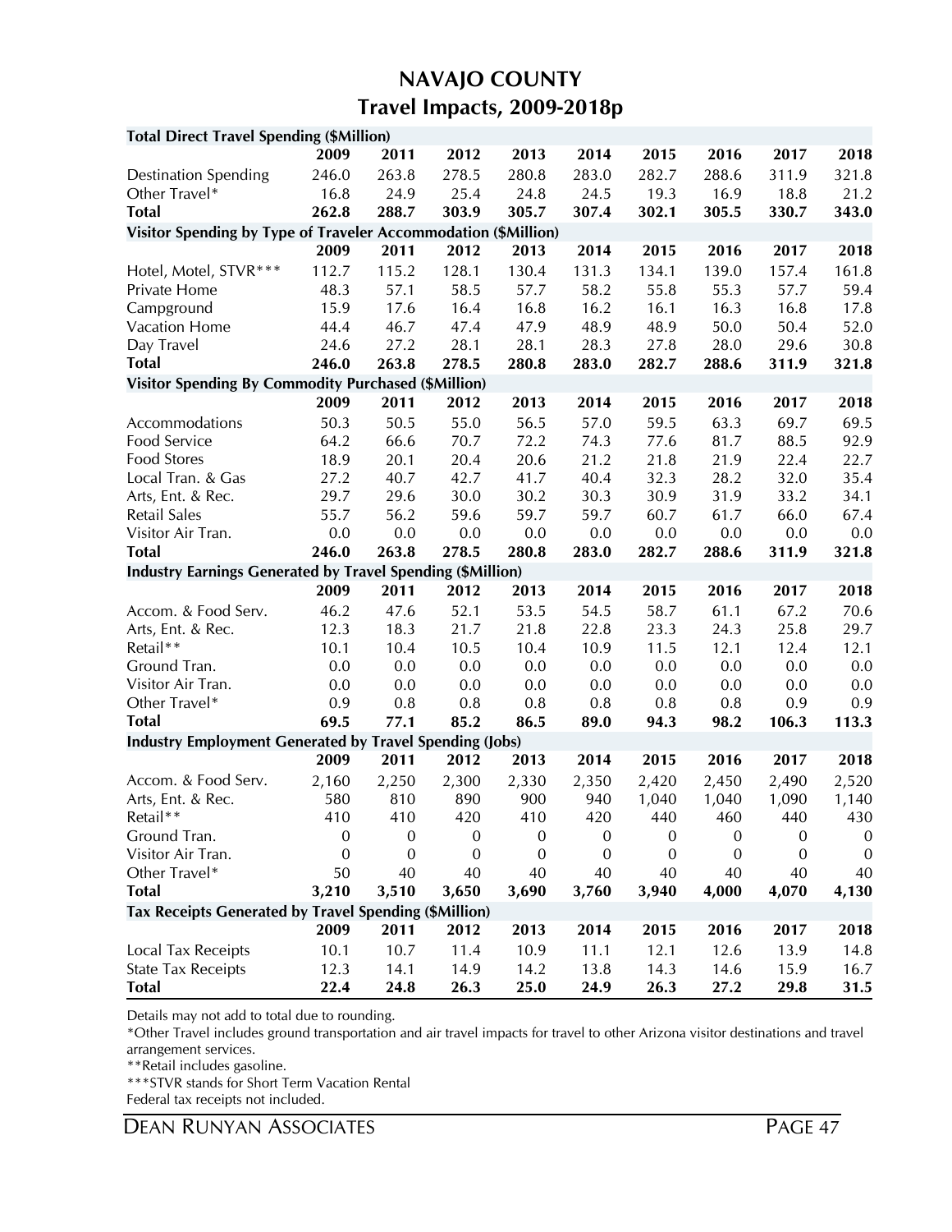# NAVAJO COUNTY
## Travel Impacts, 2009-2018p

| **Total Direct Travel Spending ($Million)** | | | | | | | | | |
|---|---|---|---|---|---|---|---|---|---|
| | **2009** | **2011** | **2012** | **2013** | **2014** | **2015** | **2016** | **2017** | **2018** |
| Destination Spending | 246.0 | 263.8 | 278.5 | 280.8 | 283.0 | 282.7 | 288.6 | 311.9 | 321.8 |
| Other Travel* | 16.8 | 24.9 | 25.4 | 24.8 | 24.5 | 19.3 | 16.9 | 18.8 | 21.2 |
| **Total** | **262.8** | **288.7** | **303.9** | **305.7** | **307.4** | **302.1** | **305.5** | **330.7** | **343.0** |
| **Visitor Spending by Type of Traveler Accommodation ($Million)** | | | | | | | | | |
| | **2009** | **2011** | **2012** | **2013** | **2014** | **2015** | **2016** | **2017** | **2018** |
| Hotel, Motel, STVR*** | 112.7 | 115.2 | 128.1 | 130.4 | 131.3 | 134.1 | 139.0 | 157.4 | 161.8 |
| Private Home | 48.3 | 57.1 | 58.5 | 57.7 | 58.2 | 55.8 | 55.3 | 57.7 | 59.4 |
| Campground | 15.9 | 17.6 | 16.4 | 16.8 | 16.2 | 16.1 | 16.3 | 16.8 | 17.8 |
| Vacation Home | 44.4 | 46.7 | 47.4 | 47.9 | 48.9 | 48.9 | 50.0 | 50.4 | 52.0 |
| Day Travel | 24.6 | 27.2 | 28.1 | 28.1 | 28.3 | 27.8 | 28.0 | 29.6 | 30.8 |
| **Total** | **246.0** | **263.8** | **278.5** | **280.8** | **283.0** | **282.7** | **288.6** | **311.9** | **321.8** |
| **Visitor Spending By Commodity Purchased ($Million)** | | | | | | | | | |
| | **2009** | **2011** | **2012** | **2013** | **2014** | **2015** | **2016** | **2017** | **2018** |
| Accommodations | 50.3 | 50.5 | 55.0 | 56.5 | 57.0 | 59.5 | 63.3 | 69.7 | 69.5 |
| Food Service | 64.2 | 66.6 | 70.7 | 72.2 | 74.3 | 77.6 | 81.7 | 88.5 | 92.9 |
| Food Stores | 18.9 | 20.1 | 20.4 | 20.6 | 21.2 | 21.8 | 21.9 | 22.4 | 22.7 |
| Local Tran. & Gas | 27.2 | 40.7 | 42.7 | 41.7 | 40.4 | 32.3 | 28.2 | 32.0 | 35.4 |
| Arts, Ent. & Rec. | 29.7 | 29.6 | 30.0 | 30.2 | 30.3 | 30.9 | 31.9 | 33.2 | 34.1 |
| Retail Sales | 55.7 | 56.2 | 59.6 | 59.7 | 59.7 | 60.7 | 61.7 | 66.0 | 67.4 |
| Visitor Air Tran. | 0.0 | 0.0 | 0.0 | 0.0 | 0.0 | 0.0 | 0.0 | 0.0 | 0.0 |
| **Total** | **246.0** | **263.8** | **278.5** | **280.8** | **283.0** | **282.7** | **288.6** | **311.9** | **321.8** |
| **Industry Earnings Generated by Travel Spending ($Million)** | | | | | | | | | |
| | **2009** | **2011** | **2012** | **2013** | **2014** | **2015** | **2016** | **2017** | **2018** |
| Accom. & Food Serv. | 46.2 | 47.6 | 52.1 | 53.5 | 54.5 | 58.7 | 61.1 | 67.2 | 70.6 |
| Arts, Ent. & Rec. | 12.3 | 18.3 | 21.7 | 21.8 | 22.8 | 23.3 | 24.3 | 25.8 | 29.7 |
| Retail** | 10.1 | 10.4 | 10.5 | 10.4 | 10.9 | 11.5 | 12.1 | 12.4 | 12.1 |
| Ground Tran. | 0.0 | 0.0 | 0.0 | 0.0 | 0.0 | 0.0 | 0.0 | 0.0 | 0.0 |
| Visitor Air Tran. | 0.0 | 0.0 | 0.0 | 0.0 | 0.0 | 0.0 | 0.0 | 0.0 | 0.0 |
| Other Travel* | 0.9 | 0.8 | 0.8 | 0.8 | 0.8 | 0.8 | 0.8 | 0.9 | 0.9 |
| **Total** | **69.5** | **77.1** | **85.2** | **86.5** | **89.0** | **94.3** | **98.2** | **106.3** | **113.3** |
| **Industry Employment Generated by Travel Spending (Jobs)** | | | | | | | | | |
| | **2009** | **2011** | **2012** | **2013** | **2014** | **2015** | **2016** | **2017** | **2018** |
| Accom. & Food Serv. | 2,160 | 2,250 | 2,300 | 2,330 | 2,350 | 2,420 | 2,450 | 2,490 | 2,520 |
| Arts, Ent. & Rec. | 580 | 810 | 890 | 900 | 940 | 1,040 | 1,040 | 1,090 | 1,140 |
| Retail** | 410 | 410 | 420 | 410 | 420 | 440 | 460 | 440 | 430 |
| Ground Tran. | 0 | 0 | 0 | 0 | 0 | 0 | 0 | 0 | 0 |
| Visitor Air Tran. | 0 | 0 | 0 | 0 | 0 | 0 | 0 | 0 | 0 |
| Other Travel* | 50 | 40 | 40 | 40 | 40 | 40 | 40 | 40 | 40 |
| **Total** | **3,210** | **3,510** | **3,650** | **3,690** | **3,760** | **3,940** | **4,000** | **4,070** | **4,130** |
| **Tax Receipts Generated by Travel Spending ($Million)** | | | | | | | | | |
| | **2009** | **2011** | **2012** | **2013** | **2014** | **2015** | **2016** | **2017** | **2018** |
| Local Tax Receipts | 10.1 | 10.7 | 11.4 | 10.9 | 11.1 | 12.1 | 12.6 | 13.9 | 14.8 |
| State Tax Receipts | 12.3 | 14.1 | 14.9 | 14.2 | 13.8 | 14.3 | 14.6 | 15.9 | 16.7 |
| **Total** | **22.4** | **24.8** | **26.3** | **25.0** | **24.9** | **26.3** | **27.2** | **29.8** | **31.5** |

Details may not add to total due to rounding.

*Other Travel includes ground transportation and air travel impacts for travel to other Arizona visitor destinations and travel arrangement services.

**Retail includes gasoline.

***STVR stands for Short Term Vacation Rental

Federal tax receipts not included.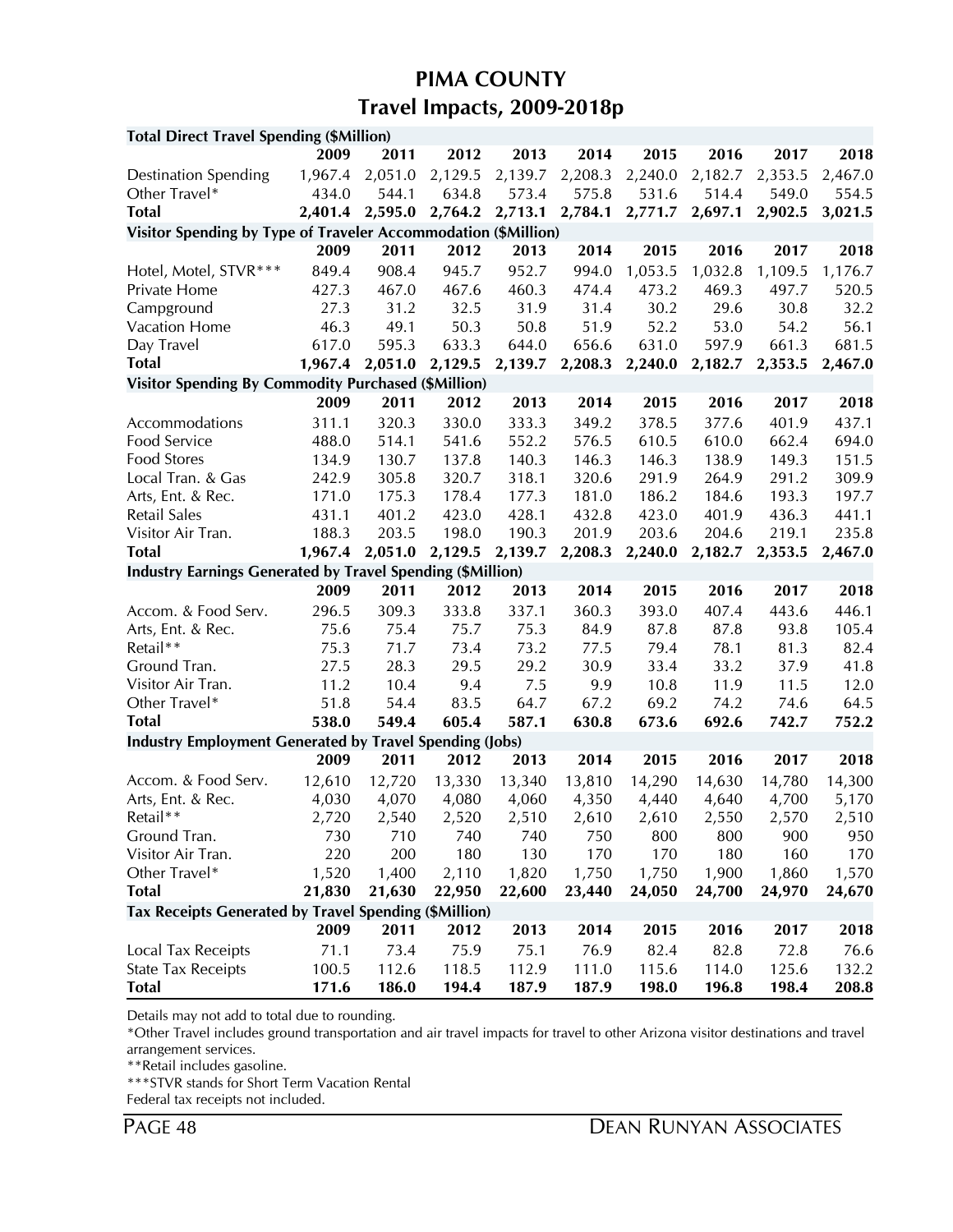# PIMA COUNTY

## Travel Impacts, 2009-2018p

| **Total Direct Travel Spending ($Million)** | | | | | | | | | |
|---|---|---|---|---|---|---|---|---|---|
| | **2009** | **2011** | **2012** | **2013** | **2014** | **2015** | **2016** | **2017** | **2018** |
| Destination Spending | 1,967.4 | 2,051.0 | 2,129.5 | 2,139.7 | 2,208.3 | 2,240.0 | 2,182.7 | 2,353.5 | 2,467.0 |
| Other Travel* | 434.0 | 544.1 | 634.8 | 573.4 | 575.8 | 531.6 | 514.4 | 549.0 | 554.5 |
| **Total** | **2,401.4** | **2,595.0** | **2,764.2** | **2,713.1** | **2,784.1** | **2,771.7** | **2,697.1** | **2,902.5** | **3,021.5** |
| **Visitor Spending by Type of Traveler Accommodation ($Million)** | | | | | | | | | |
| | **2009** | **2011** | **2012** | **2013** | **2014** | **2015** | **2016** | **2017** | **2018** |
| Hotel, Motel, STVR*** | 849.4 | 908.4 | 945.7 | 952.7 | 994.0 | 1,053.5 | 1,032.8 | 1,109.5 | 1,176.7 |
| Private Home | 427.3 | 467.0 | 467.6 | 460.3 | 474.4 | 473.2 | 469.3 | 497.7 | 520.5 |
| Campground | 27.3 | 31.2 | 32.5 | 31.9 | 31.4 | 30.2 | 29.6 | 30.8 | 32.2 |
| Vacation Home | 46.3 | 49.1 | 50.3 | 50.8 | 51.9 | 52.2 | 53.0 | 54.2 | 56.1 |
| Day Travel | 617.0 | 595.3 | 633.3 | 644.0 | 656.6 | 631.0 | 597.9 | 661.3 | 681.5 |
| **Total** | **1,967.4** | **2,051.0** | **2,129.5** | **2,139.7** | **2,208.3** | **2,240.0** | **2,182.7** | **2,353.5** | **2,467.0** |
| **Visitor Spending By Commodity Purchased ($Million)** | | | | | | | | | |
| | **2009** | **2011** | **2012** | **2013** | **2014** | **2015** | **2016** | **2017** | **2018** |
| Accommodations | 311.1 | 320.3 | 330.0 | 333.3 | 349.2 | 378.5 | 377.6 | 401.9 | 437.1 |
| Food Service | 488.0 | 514.1 | 541.6 | 552.2 | 576.5 | 610.5 | 610.0 | 662.4 | 694.0 |
| Food Stores | 134.9 | 130.7 | 137.8 | 140.3 | 146.3 | 146.3 | 138.9 | 149.3 | 151.5 |
| Local Tran. & Gas | 242.9 | 305.8 | 320.7 | 318.1 | 320.6 | 291.9 | 264.9 | 291.2 | 309.9 |
| Arts, Ent. & Rec. | 171.0 | 175.3 | 178.4 | 177.3 | 181.0 | 186.2 | 184.6 | 193.3 | 197.7 |
| Retail Sales | 431.1 | 401.2 | 423.0 | 428.1 | 432.8 | 423.0 | 401.9 | 436.3 | 441.1 |
| Visitor Air Tran. | 188.3 | 203.5 | 198.0 | 190.3 | 201.9 | 203.6 | 204.6 | 219.1 | 235.8 |
| **Total** | **1,967.4** | **2,051.0** | **2,129.5** | **2,139.7** | **2,208.3** | **2,240.0** | **2,182.7** | **2,353.5** | **2,467.0** |
| **Industry Earnings Generated by Travel Spending ($Million)** | | | | | | | | | |
| | **2009** | **2011** | **2012** | **2013** | **2014** | **2015** | **2016** | **2017** | **2018** |
| Accom. & Food Serv. | 296.5 | 309.3 | 333.8 | 337.1 | 360.3 | 393.0 | 407.4 | 443.6 | 446.1 |
| Arts, Ent. & Rec. | 75.6 | 75.4 | 75.7 | 75.3 | 84.9 | 87.8 | 87.8 | 93.8 | 105.4 |
| Retail** | 75.3 | 71.7 | 73.4 | 73.2 | 77.5 | 79.4 | 78.1 | 81.3 | 82.4 |
| Ground Tran. | 27.5 | 28.3 | 29.5 | 29.2 | 30.9 | 33.4 | 33.2 | 37.9 | 41.8 |
| Visitor Air Tran. | 11.2 | 10.4 | 9.4 | 7.5 | 9.9 | 10.8 | 11.9 | 11.5 | 12.0 |
| Other Travel* | 51.8 | 54.4 | 83.5 | 64.7 | 67.2 | 69.2 | 74.2 | 74.6 | 64.5 |
| **Total** | **538.0** | **549.4** | **605.4** | **587.1** | **630.8** | **673.6** | **692.6** | **742.7** | **752.2** |
| **Industry Employment Generated by Travel Spending (Jobs)** | | | | | | | | | |
| | **2009** | **2011** | **2012** | **2013** | **2014** | **2015** | **2016** | **2017** | **2018** |
| Accom. & Food Serv. | 12,610 | 12,720 | 13,330 | 13,340 | 13,810 | 14,290 | 14,630 | 14,780 | 14,300 |
| Arts, Ent. & Rec. | 4,030 | 4,070 | 4,080 | 4,060 | 4,350 | 4,440 | 4,640 | 4,700 | 5,170 |
| Retail** | 2,720 | 2,540 | 2,520 | 2,510 | 2,610 | 2,610 | 2,550 | 2,570 | 2,510 |
| Ground Tran. | 730 | 710 | 740 | 740 | 750 | 800 | 800 | 900 | 950 |
| Visitor Air Tran. | 220 | 200 | 180 | 130 | 170 | 170 | 180 | 160 | 170 |
| Other Travel* | 1,520 | 1,400 | 2,110 | 1,820 | 1,750 | 1,750 | 1,900 | 1,860 | 1,570 |
| **Total** | **21,830** | **21,630** | **22,950** | **22,600** | **23,440** | **24,050** | **24,700** | **24,970** | **24,670** |
| **Tax Receipts Generated by Travel Spending ($Million)** | | | | | | | | | |
| | **2009** | **2011** | **2012** | **2013** | **2014** | **2015** | **2016** | **2017** | **2018** |
| Local Tax Receipts | 71.1 | 73.4 | 75.9 | 75.1 | 76.9 | 82.4 | 82.8 | 72.8 | 76.6 |
| State Tax Receipts | 100.5 | 112.6 | 118.5 | 112.9 | 111.0 | 115.6 | 114.0 | 125.6 | 132.2 |
| **Total** | **171.6** | **186.0** | **194.4** | **187.9** | **187.9** | **198.0** | **196.8** | **198.4** | **208.8** |

Details may not add to total due to rounding.

*Other Travel includes ground transportation and air travel impacts for travel to other Arizona visitor destinations and travel arrangement services.

**Retail includes gasoline.

***STVR stands for Short Term Vacation Rental

Federal tax receipts not included.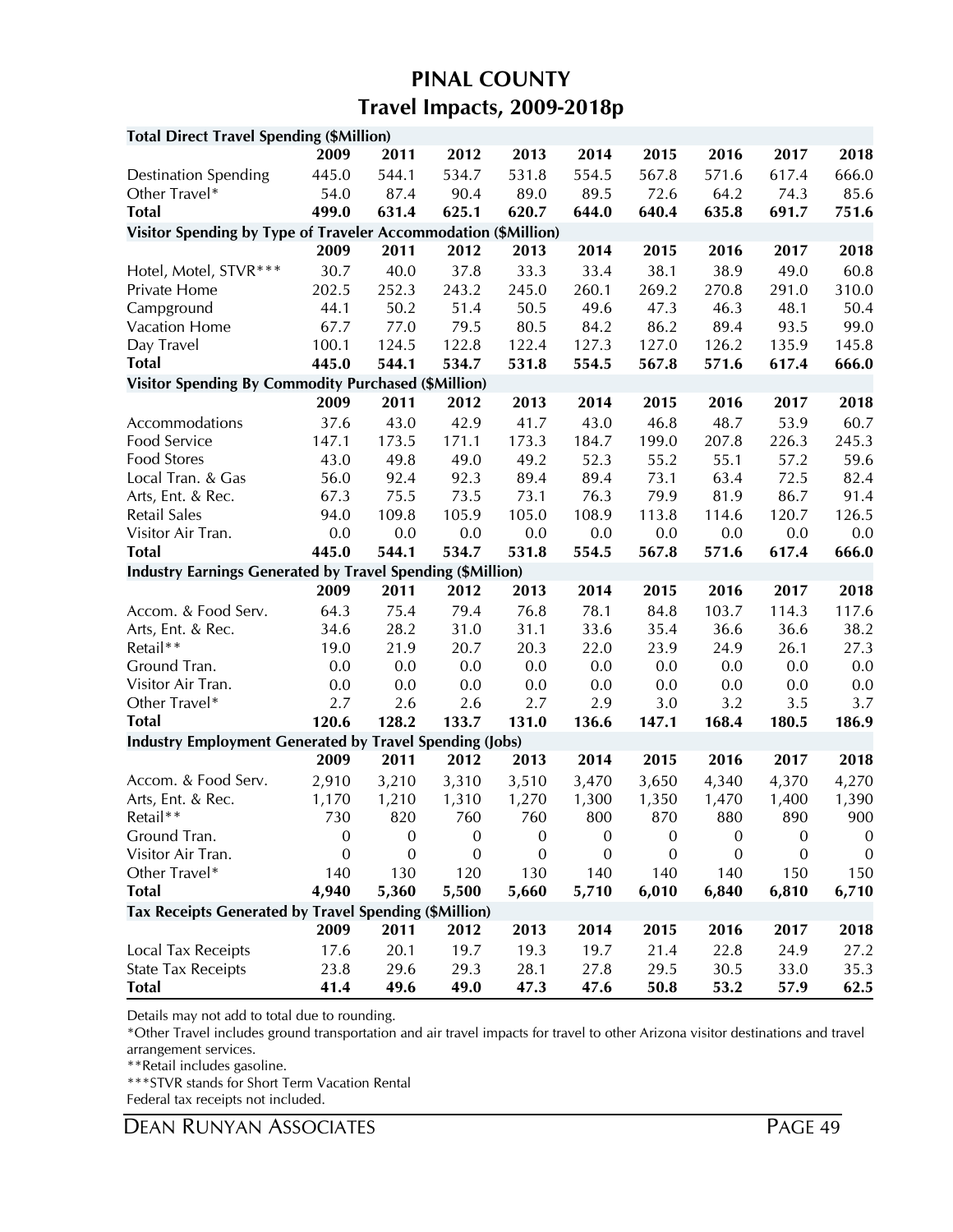# PINAL COUNTY

## Travel Impacts, 2009-2018p

| **Total Direct Travel Spending ($Million)** | | | | | | | | | |
|---|---|---|---|---|---|---|---|---|---|
| | **2009** | **2011** | **2012** | **2013** | **2014** | **2015** | **2016** | **2017** | **2018** |
| Destination Spending | 445.0 | 544.1 | 534.7 | 531.8 | 554.5 | 567.8 | 571.6 | 617.4 | 666.0 |
| Other Travel* | 54.0 | 87.4 | 90.4 | 89.0 | 89.5 | 72.6 | 64.2 | 74.3 | 85.6 |
| **Total** | **499.0** | **631.4** | **625.1** | **620.7** | **644.0** | **640.4** | **635.8** | **691.7** | **751.6** |
| **Visitor Spending by Type of Traveler Accommodation ($Million)** | | | | | | | | | |
| | **2009** | **2011** | **2012** | **2013** | **2014** | **2015** | **2016** | **2017** | **2018** |
| Hotel, Motel, STVR*** | 30.7 | 40.0 | 37.8 | 33.3 | 33.4 | 38.1 | 38.9 | 49.0 | 60.8 |
| Private Home | 202.5 | 252.3 | 243.2 | 245.0 | 260.1 | 269.2 | 270.8 | 291.0 | 310.0 |
| Campground | 44.1 | 50.2 | 51.4 | 50.5 | 49.6 | 47.3 | 46.3 | 48.1 | 50.4 |
| Vacation Home | 67.7 | 77.0 | 79.5 | 80.5 | 84.2 | 86.2 | 89.4 | 93.5 | 99.0 |
| Day Travel | 100.1 | 124.5 | 122.8 | 122.4 | 127.3 | 127.0 | 126.2 | 135.9 | 145.8 |
| **Total** | **445.0** | **544.1** | **534.7** | **531.8** | **554.5** | **567.8** | **571.6** | **617.4** | **666.0** |
| **Visitor Spending By Commodity Purchased ($Million)** | | | | | | | | | |
| | **2009** | **2011** | **2012** | **2013** | **2014** | **2015** | **2016** | **2017** | **2018** |
| Accommodations | 37.6 | 43.0 | 42.9 | 41.7 | 43.0 | 46.8 | 48.7 | 53.9 | 60.7 |
| Food Service | 147.1 | 173.5 | 171.1 | 173.3 | 184.7 | 199.0 | 207.8 | 226.3 | 245.3 |
| Food Stores | 43.0 | 49.8 | 49.0 | 49.2 | 52.3 | 55.2 | 55.1 | 57.2 | 59.6 |
| Local Tran. & Gas | 56.0 | 92.4 | 92.3 | 89.4 | 89.4 | 73.1 | 63.4 | 72.5 | 82.4 |
| Arts, Ent. & Rec. | 67.3 | 75.5 | 73.5 | 73.1 | 76.3 | 79.9 | 81.9 | 86.7 | 91.4 |
| Retail Sales | 94.0 | 109.8 | 105.9 | 105.0 | 108.9 | 113.8 | 114.6 | 120.7 | 126.5 |
| Visitor Air Tran. | 0.0 | 0.0 | 0.0 | 0.0 | 0.0 | 0.0 | 0.0 | 0.0 | 0.0 |
| **Total** | **445.0** | **544.1** | **534.7** | **531.8** | **554.5** | **567.8** | **571.6** | **617.4** | **666.0** |
| **Industry Earnings Generated by Travel Spending ($Million)** | | | | | | | | | |
| | **2009** | **2011** | **2012** | **2013** | **2014** | **2015** | **2016** | **2017** | **2018** |
| Accom. & Food Serv. | 64.3 | 75.4 | 79.4 | 76.8 | 78.1 | 84.8 | 103.7 | 114.3 | 117.6 |
| Arts, Ent. & Rec. | 34.6 | 28.2 | 31.0 | 31.1 | 33.6 | 35.4 | 36.6 | 36.6 | 38.2 |
| Retail** | 19.0 | 21.9 | 20.7 | 20.3 | 22.0 | 23.9 | 24.9 | 26.1 | 27.3 |
| Ground Tran. | 0.0 | 0.0 | 0.0 | 0.0 | 0.0 | 0.0 | 0.0 | 0.0 | 0.0 |
| Visitor Air Tran. | 0.0 | 0.0 | 0.0 | 0.0 | 0.0 | 0.0 | 0.0 | 0.0 | 0.0 |
| Other Travel* | 2.7 | 2.6 | 2.6 | 2.7 | 2.9 | 3.0 | 3.2 | 3.5 | 3.7 |
| **Total** | **120.6** | **128.2** | **133.7** | **131.0** | **136.6** | **147.1** | **168.4** | **180.5** | **186.9** |
| **Industry Employment Generated by Travel Spending (Jobs)** | | | | | | | | | |
| | **2009** | **2011** | **2012** | **2013** | **2014** | **2015** | **2016** | **2017** | **2018** |
| Accom. & Food Serv. | 2,910 | 3,210 | 3,310 | 3,510 | 3,470 | 3,650 | 4,340 | 4,370 | 4,270 |
| Arts, Ent. & Rec. | 1,170 | 1,210 | 1,310 | 1,270 | 1,300 | 1,350 | 1,470 | 1,400 | 1,390 |
| Retail** | 730 | 820 | 760 | 760 | 800 | 870 | 880 | 890 | 900 |
| Ground Tran. | 0 | 0 | 0 | 0 | 0 | 0 | 0 | 0 | 0 |
| Visitor Air Tran. | 0 | 0 | 0 | 0 | 0 | 0 | 0 | 0 | 0 |
| Other Travel* | 140 | 130 | 120 | 130 | 140 | 140 | 140 | 150 | 150 |
| **Total** | **4,940** | **5,360** | **5,500** | **5,660** | **5,710** | **6,010** | **6,840** | **6,810** | **6,710** |
| **Tax Receipts Generated by Travel Spending ($Million)** | | | | | | | | | |
| | **2009** | **2011** | **2012** | **2013** | **2014** | **2015** | **2016** | **2017** | **2018** |
| Local Tax Receipts | 17.6 | 20.1 | 19.7 | 19.3 | 19.7 | 21.4 | 22.8 | 24.9 | 27.2 |
| State Tax Receipts | 23.8 | 29.6 | 29.3 | 28.1 | 27.8 | 29.5 | 30.5 | 33.0 | 35.3 |
| **Total** | **41.4** | **49.6** | **49.0** | **47.3** | **47.6** | **50.8** | **53.2** | **57.9** | **62.5** |

Details may not add to total due to rounding.

*Other Travel includes ground transportation and air travel impacts for travel to other Arizona visitor destinations and travel arrangement services.

**Retail includes gasoline.

***STVR stands for Short Term Vacation Rental

Federal tax receipts not included.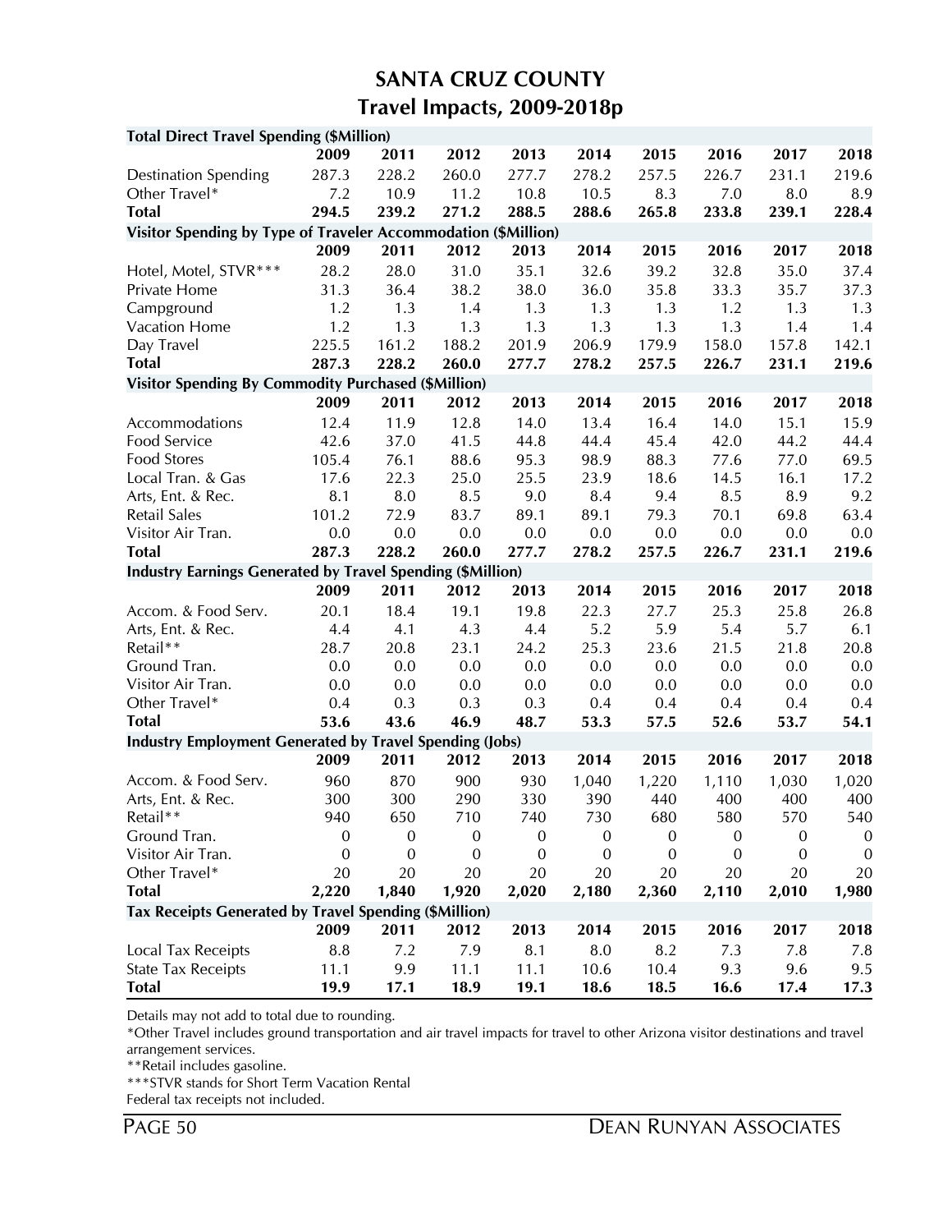# SANTA CRUZ COUNTY

## Travel Impacts, 2009-2018p

| **Total Direct Travel Spending ($Million)** | | | | | | | | | |
|---|---|---|---|---|---|---|---|---|---|
| | **2009** | **2011** | **2012** | **2013** | **2014** | **2015** | **2016** | **2017** | **2018** |
| Destination Spending | 287.3 | 228.2 | 260.0 | 277.7 | 278.2 | 257.5 | 226.7 | 231.1 | 219.6 |
| Other Travel* | 7.2 | 10.9 | 11.2 | 10.8 | 10.5 | 8.3 | 7.0 | 8.0 | 8.9 |
| **Total** | **294.5** | **239.2** | **271.2** | **288.5** | **288.6** | **265.8** | **233.8** | **239.1** | **228.4** |
| **Visitor Spending by Type of Traveler Accommodation ($Million)** | | | | | | | | | |
| | **2009** | **2011** | **2012** | **2013** | **2014** | **2015** | **2016** | **2017** | **2018** |
| Hotel, Motel, STVR*** | 28.2 | 28.0 | 31.0 | 35.1 | 32.6 | 39.2 | 32.8 | 35.0 | 37.4 |
| Private Home | 31.3 | 36.4 | 38.2 | 38.0 | 36.0 | 35.8 | 33.3 | 35.7 | 37.3 |
| Campground | 1.2 | 1.3 | 1.4 | 1.3 | 1.3 | 1.3 | 1.2 | 1.3 | 1.3 |
| Vacation Home | 1.2 | 1.3 | 1.3 | 1.3 | 1.3 | 1.3 | 1.3 | 1.4 | 1.4 |
| Day Travel | 225.5 | 161.2 | 188.2 | 201.9 | 206.9 | 179.9 | 158.0 | 157.8 | 142.1 |
| **Total** | **287.3** | **228.2** | **260.0** | **277.7** | **278.2** | **257.5** | **226.7** | **231.1** | **219.6** |
| **Visitor Spending By Commodity Purchased ($Million)** | | | | | | | | | |
| | **2009** | **2011** | **2012** | **2013** | **2014** | **2015** | **2016** | **2017** | **2018** |
| Accommodations | 12.4 | 11.9 | 12.8 | 14.0 | 13.4 | 16.4 | 14.0 | 15.1 | 15.9 |
| Food Service | 42.6 | 37.0 | 41.5 | 44.8 | 44.4 | 45.4 | 42.0 | 44.2 | 44.4 |
| Food Stores | 105.4 | 76.1 | 88.6 | 95.3 | 98.9 | 88.3 | 77.6 | 77.0 | 69.5 |
| Local Tran. & Gas | 17.6 | 22.3 | 25.0 | 25.5 | 23.9 | 18.6 | 14.5 | 16.1 | 17.2 |
| Arts, Ent. & Rec. | 8.1 | 8.0 | 8.5 | 9.0 | 8.4 | 9.4 | 8.5 | 8.9 | 9.2 |
| Retail Sales | 101.2 | 72.9 | 83.7 | 89.1 | 89.1 | 79.3 | 70.1 | 69.8 | 63.4 |
| Visitor Air Tran. | 0.0 | 0.0 | 0.0 | 0.0 | 0.0 | 0.0 | 0.0 | 0.0 | 0.0 |
| **Total** | **287.3** | **228.2** | **260.0** | **277.7** | **278.2** | **257.5** | **226.7** | **231.1** | **219.6** |
| **Industry Earnings Generated by Travel Spending ($Million)** | | | | | | | | | |
| | **2009** | **2011** | **2012** | **2013** | **2014** | **2015** | **2016** | **2017** | **2018** |
| Accom. & Food Serv. | 20.1 | 18.4 | 19.1 | 19.8 | 22.3 | 27.7 | 25.3 | 25.8 | 26.8 |
| Arts, Ent. & Rec. | 4.4 | 4.1 | 4.3 | 4.4 | 5.2 | 5.9 | 5.4 | 5.7 | 6.1 |
| Retail** | 28.7 | 20.8 | 23.1 | 24.2 | 25.3 | 23.6 | 21.5 | 21.8 | 20.8 |
| Ground Tran. | 0.0 | 0.0 | 0.0 | 0.0 | 0.0 | 0.0 | 0.0 | 0.0 | 0.0 |
| Visitor Air Tran. | 0.0 | 0.0 | 0.0 | 0.0 | 0.0 | 0.0 | 0.0 | 0.0 | 0.0 |
| Other Travel* | 0.4 | 0.3 | 0.3 | 0.3 | 0.4 | 0.4 | 0.4 | 0.4 | 0.4 |
| **Total** | **53.6** | **43.6** | **46.9** | **48.7** | **53.3** | **57.5** | **52.6** | **53.7** | **54.1** |
| **Industry Employment Generated by Travel Spending (Jobs)** | | | | | | | | | |
| | **2009** | **2011** | **2012** | **2013** | **2014** | **2015** | **2016** | **2017** | **2018** |
| Accom. & Food Serv. | 960 | 870 | 900 | 930 | 1,040 | 1,220 | 1,110 | 1,030 | 1,020 |
| Arts, Ent. & Rec. | 300 | 300 | 290 | 330 | 390 | 440 | 400 | 400 | 400 |
| Retail** | 940 | 650 | 710 | 740 | 730 | 680 | 580 | 570 | 540 |
| Ground Tran. | 0 | 0 | 0 | 0 | 0 | 0 | 0 | 0 | 0 |
| Visitor Air Tran. | 0 | 0 | 0 | 0 | 0 | 0 | 0 | 0 | 0 |
| Other Travel* | 20 | 20 | 20 | 20 | 20 | 20 | 20 | 20 | 20 |
| **Total** | **2,220** | **1,840** | **1,920** | **2,020** | **2,180** | **2,360** | **2,110** | **2,010** | **1,980** |
| **Tax Receipts Generated by Travel Spending ($Million)** | | | | | | | | | |
| | **2009** | **2011** | **2012** | **2013** | **2014** | **2015** | **2016** | **2017** | **2018** |
| Local Tax Receipts | 8.8 | 7.2 | 7.9 | 8.1 | 8.0 | 8.2 | 7.3 | 7.8 | 7.8 |
| State Tax Receipts | 11.1 | 9.9 | 11.1 | 11.1 | 10.6 | 10.4 | 9.3 | 9.6 | 9.5 |
| **Total** | **19.9** | **17.1** | **18.9** | **19.1** | **18.6** | **18.5** | **16.6** | **17.4** | **17.3** |

Details may not add to total due to rounding.

*Other Travel includes ground transportation and air travel impacts for travel to other Arizona visitor destinations and travel arrangement services.

**Retail includes gasoline.

***STVR stands for Short Term Vacation Rental

Federal tax receipts not included.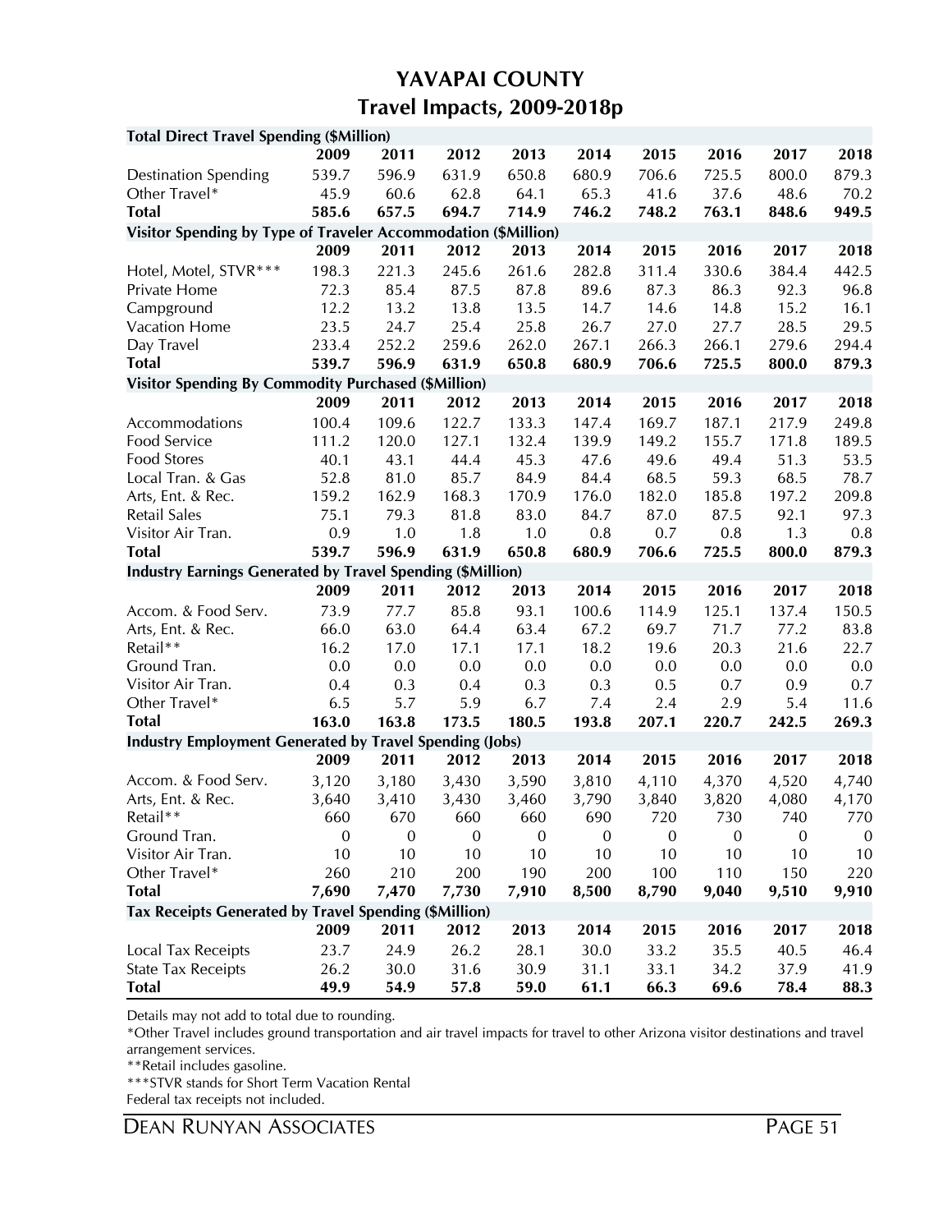# YAVAPAI COUNTY
## Travel Impacts, 2009-2018p

| **Total Direct Travel Spending ($Million)** | | | | | | | | | |
|---|---|---|---|---|---|---|---|---|---|
| | **2009** | **2011** | **2012** | **2013** | **2014** | **2015** | **2016** | **2017** | **2018** |
| Destination Spending | 539.7 | 596.9 | 631.9 | 650.8 | 680.9 | 706.6 | 725.5 | 800.0 | 879.3 |
| Other Travel* | 45.9 | 60.6 | 62.8 | 64.1 | 65.3 | 41.6 | 37.6 | 48.6 | 70.2 |
| **Total** | **585.6** | **657.5** | **694.7** | **714.9** | **746.2** | **748.2** | **763.1** | **848.6** | **949.5** |
| **Visitor Spending by Type of Traveler Accommodation ($Million)** | | | | | | | | | |
| | **2009** | **2011** | **2012** | **2013** | **2014** | **2015** | **2016** | **2017** | **2018** |
| Hotel, Motel, STVR*** | 198.3 | 221.3 | 245.6 | 261.6 | 282.8 | 311.4 | 330.6 | 384.4 | 442.5 |
| Private Home | 72.3 | 85.4 | 87.5 | 87.8 | 89.6 | 87.3 | 86.3 | 92.3 | 96.8 |
| Campground | 12.2 | 13.2 | 13.8 | 13.5 | 14.7 | 14.6 | 14.8 | 15.2 | 16.1 |
| Vacation Home | 23.5 | 24.7 | 25.4 | 25.8 | 26.7 | 27.0 | 27.7 | 28.5 | 29.5 |
| Day Travel | 233.4 | 252.2 | 259.6 | 262.0 | 267.1 | 266.3 | 266.1 | 279.6 | 294.4 |
| **Total** | **539.7** | **596.9** | **631.9** | **650.8** | **680.9** | **706.6** | **725.5** | **800.0** | **879.3** |
| **Visitor Spending By Commodity Purchased ($Million)** | | | | | | | | | |
| | **2009** | **2011** | **2012** | **2013** | **2014** | **2015** | **2016** | **2017** | **2018** |
| Accommodations | 100.4 | 109.6 | 122.7 | 133.3 | 147.4 | 169.7 | 187.1 | 217.9 | 249.8 |
| Food Service | 111.2 | 120.0 | 127.1 | 132.4 | 139.9 | 149.2 | 155.7 | 171.8 | 189.5 |
| Food Stores | 40.1 | 43.1 | 44.4 | 45.3 | 47.6 | 49.6 | 49.4 | 51.3 | 53.5 |
| Local Tran. & Gas | 52.8 | 81.0 | 85.7 | 84.9 | 84.4 | 68.5 | 59.3 | 68.5 | 78.7 |
| Arts, Ent. & Rec. | 159.2 | 162.9 | 168.3 | 170.9 | 176.0 | 182.0 | 185.8 | 197.2 | 209.8 |
| Retail Sales | 75.1 | 79.3 | 81.8 | 83.0 | 84.7 | 87.0 | 87.5 | 92.1 | 97.3 |
| Visitor Air Tran. | 0.9 | 1.0 | 1.8 | 1.0 | 0.8 | 0.7 | 0.8 | 1.3 | 0.8 |
| **Total** | **539.7** | **596.9** | **631.9** | **650.8** | **680.9** | **706.6** | **725.5** | **800.0** | **879.3** |
| **Industry Earnings Generated by Travel Spending ($Million)** | | | | | | | | | |
| | **2009** | **2011** | **2012** | **2013** | **2014** | **2015** | **2016** | **2017** | **2018** |
| Accom. & Food Serv. | 73.9 | 77.7 | 85.8 | 93.1 | 100.6 | 114.9 | 125.1 | 137.4 | 150.5 |
| Arts, Ent. & Rec. | 66.0 | 63.0 | 64.4 | 63.4 | 67.2 | 69.7 | 71.7 | 77.2 | 83.8 |
| Retail** | 16.2 | 17.0 | 17.1 | 17.1 | 18.2 | 19.6 | 20.3 | 21.6 | 22.7 |
| Ground Tran. | 0.0 | 0.0 | 0.0 | 0.0 | 0.0 | 0.0 | 0.0 | 0.0 | 0.0 |
| Visitor Air Tran. | 0.4 | 0.3 | 0.4 | 0.3 | 0.3 | 0.5 | 0.7 | 0.9 | 0.7 |
| Other Travel* | 6.5 | 5.7 | 5.9 | 6.7 | 7.4 | 2.4 | 2.9 | 5.4 | 11.6 |
| **Total** | **163.0** | **163.8** | **173.5** | **180.5** | **193.8** | **207.1** | **220.7** | **242.5** | **269.3** |
| **Industry Employment Generated by Travel Spending (Jobs)** | | | | | | | | | |
| | **2009** | **2011** | **2012** | **2013** | **2014** | **2015** | **2016** | **2017** | **2018** |
| Accom. & Food Serv. | 3,120 | 3,180 | 3,430 | 3,590 | 3,810 | 4,110 | 4,370 | 4,520 | 4,740 |
| Arts, Ent. & Rec. | 3,640 | 3,410 | 3,430 | 3,460 | 3,790 | 3,840 | 3,820 | 4,080 | 4,170 |
| Retail** | 660 | 670 | 660 | 660 | 690 | 720 | 730 | 740 | 770 |
| Ground Tran. | 0 | 0 | 0 | 0 | 0 | 0 | 0 | 0 | 0 |
| Visitor Air Tran. | 10 | 10 | 10 | 10 | 10 | 10 | 10 | 10 | 10 |
| Other Travel* | 260 | 210 | 200 | 190 | 200 | 100 | 110 | 150 | 220 |
| **Total** | **7,690** | **7,470** | **7,730** | **7,910** | **8,500** | **8,790** | **9,040** | **9,510** | **9,910** |
| **Tax Receipts Generated by Travel Spending ($Million)** | | | | | | | | | |
| | **2009** | **2011** | **2012** | **2013** | **2014** | **2015** | **2016** | **2017** | **2018** |
| Local Tax Receipts | 23.7 | 24.9 | 26.2 | 28.1 | 30.0 | 33.2 | 35.5 | 40.5 | 46.4 |
| State Tax Receipts | 26.2 | 30.0 | 31.6 | 30.9 | 31.1 | 33.1 | 34.2 | 37.9 | 41.9 |
| **Total** | **49.9** | **54.9** | **57.8** | **59.0** | **61.1** | **66.3** | **69.6** | **78.4** | **88.3** |

Details may not add to total due to rounding.

*Other Travel includes ground transportation and air travel impacts for travel to other Arizona visitor destinations and travel arrangement services.

**Retail includes gasoline.

***STVR stands for Short Term Vacation Rental

Federal tax receipts not included.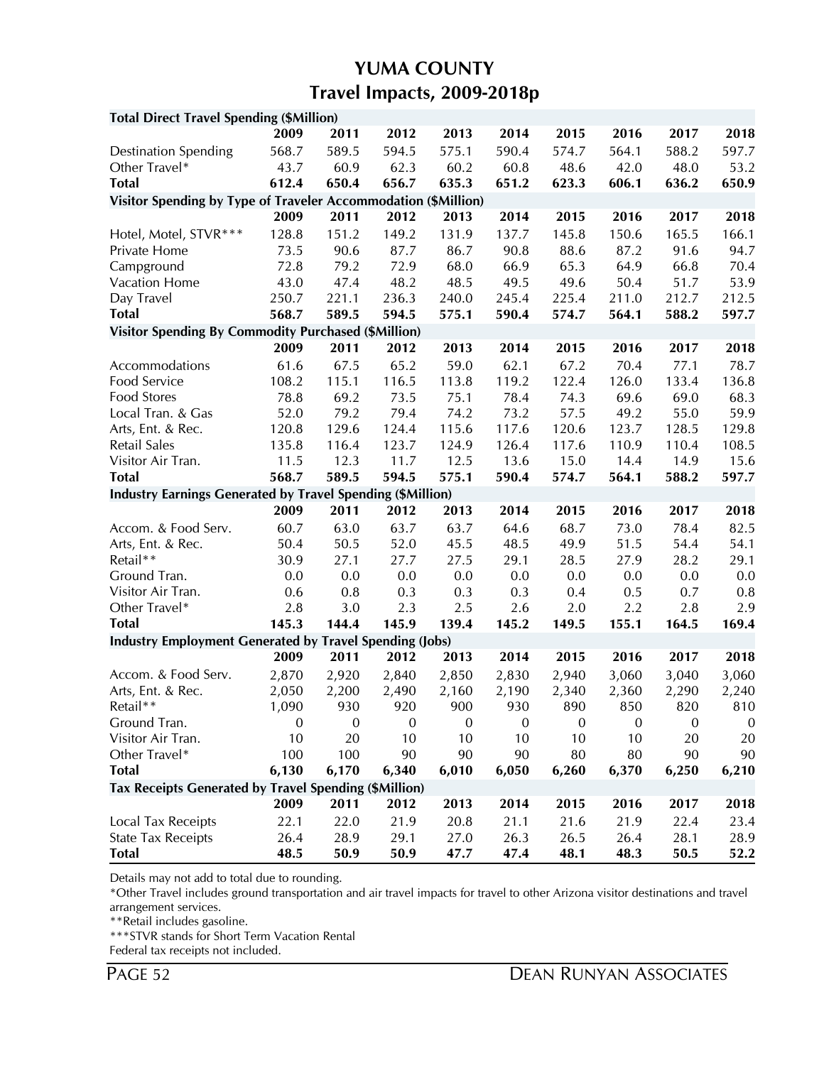# YUMA COUNTY

## Travel Impacts, 2009-2018p

| Total Direct Travel Spending ($Million) | | | | | | | | | |
|---|---|---|---|---|---|---|---|---|---|
| | **2009** | **2011** | **2012** | **2013** | **2014** | **2015** | **2016** | **2017** | **2018** |
| Destination Spending | 568.7 | 589.5 | 594.5 | 575.1 | 590.4 | 574.7 | 564.1 | 588.2 | 597.7 |
| Other Travel* | 43.7 | 60.9 | 62.3 | 60.2 | 60.8 | 48.6 | 42.0 | 48.0 | 53.2 |
| **Total** | **612.4** | **650.4** | **656.7** | **635.3** | **651.2** | **623.3** | **606.1** | **636.2** | **650.9** |
| **Visitor Spending by Type of Traveler Accommodation ($Million)** | | | | | | | | | |
| | **2009** | **2011** | **2012** | **2013** | **2014** | **2015** | **2016** | **2017** | **2018** |
| Hotel, Motel, STVR*** | 128.8 | 151.2 | 149.2 | 131.9 | 137.7 | 145.8 | 150.6 | 165.5 | 166.1 |
| Private Home | 73.5 | 90.6 | 87.7 | 86.7 | 90.8 | 88.6 | 87.2 | 91.6 | 94.7 |
| Campground | 72.8 | 79.2 | 72.9 | 68.0 | 66.9 | 65.3 | 64.9 | 66.8 | 70.4 |
| Vacation Home | 43.0 | 47.4 | 48.2 | 48.5 | 49.5 | 49.6 | 50.4 | 51.7 | 53.9 |
| Day Travel | 250.7 | 221.1 | 236.3 | 240.0 | 245.4 | 225.4 | 211.0 | 212.7 | 212.5 |
| **Total** | **568.7** | **589.5** | **594.5** | **575.1** | **590.4** | **574.7** | **564.1** | **588.2** | **597.7** |
| **Visitor Spending By Commodity Purchased ($Million)** | | | | | | | | | |
| | **2009** | **2011** | **2012** | **2013** | **2014** | **2015** | **2016** | **2017** | **2018** |
| Accommodations | 61.6 | 67.5 | 65.2 | 59.0 | 62.1 | 67.2 | 70.4 | 77.1 | 78.7 |
| Food Service | 108.2 | 115.1 | 116.5 | 113.8 | 119.2 | 122.4 | 126.0 | 133.4 | 136.8 |
| Food Stores | 78.8 | 69.2 | 73.5 | 75.1 | 78.4 | 74.3 | 69.6 | 69.0 | 68.3 |
| Local Tran. & Gas | 52.0 | 79.2 | 79.4 | 74.2 | 73.2 | 57.5 | 49.2 | 55.0 | 59.9 |
| Arts, Ent. & Rec. | 120.8 | 129.6 | 124.4 | 115.6 | 117.6 | 120.6 | 123.7 | 128.5 | 129.8 |
| Retail Sales | 135.8 | 116.4 | 123.7 | 124.9 | 126.4 | 117.6 | 110.9 | 110.4 | 108.5 |
| Visitor Air Tran. | 11.5 | 12.3 | 11.7 | 12.5 | 13.6 | 15.0 | 14.4 | 14.9 | 15.6 |
| **Total** | **568.7** | **589.5** | **594.5** | **575.1** | **590.4** | **574.7** | **564.1** | **588.2** | **597.7** |
| **Industry Earnings Generated by Travel Spending ($Million)** | | | | | | | | | |
| | **2009** | **2011** | **2012** | **2013** | **2014** | **2015** | **2016** | **2017** | **2018** |
| Accom. & Food Serv. | 60.7 | 63.0 | 63.7 | 63.7 | 64.6 | 68.7 | 73.0 | 78.4 | 82.5 |
| Arts, Ent. & Rec. | 50.4 | 50.5 | 52.0 | 45.5 | 48.5 | 49.9 | 51.5 | 54.4 | 54.1 |
| Retail** | 30.9 | 27.1 | 27.7 | 27.5 | 29.1 | 28.5 | 27.9 | 28.2 | 29.1 |
| Ground Tran. | 0.0 | 0.0 | 0.0 | 0.0 | 0.0 | 0.0 | 0.0 | 0.0 | 0.0 |
| Visitor Air Tran. | 0.6 | 0.8 | 0.3 | 0.3 | 0.3 | 0.4 | 0.5 | 0.7 | 0.8 |
| Other Travel* | 2.8 | 3.0 | 2.3 | 2.5 | 2.6 | 2.0 | 2.2 | 2.8 | 2.9 |
| **Total** | **145.3** | **144.4** | **145.9** | **139.4** | **145.2** | **149.5** | **155.1** | **164.5** | **169.4** |
| **Industry Employment Generated by Travel Spending (Jobs)** | | | | | | | | | |
| | **2009** | **2011** | **2012** | **2013** | **2014** | **2015** | **2016** | **2017** | **2018** |
| Accom. & Food Serv. | 2,870 | 2,920 | 2,840 | 2,850 | 2,830 | 2,940 | 3,060 | 3,040 | 3,060 |
| Arts, Ent. & Rec. | 2,050 | 2,200 | 2,490 | 2,160 | 2,190 | 2,340 | 2,360 | 2,290 | 2,240 |
| Retail** | 1,090 | 930 | 920 | 900 | 930 | 890 | 850 | 820 | 810 |
| Ground Tran. | 0 | 0 | 0 | 0 | 0 | 0 | 0 | 0 | 0 |
| Visitor Air Tran. | 10 | 20 | 10 | 10 | 10 | 10 | 10 | 20 | 20 |
| Other Travel* | 100 | 100 | 90 | 90 | 90 | 80 | 80 | 90 | 90 |
| **Total** | **6,130** | **6,170** | **6,340** | **6,010** | **6,050** | **6,260** | **6,370** | **6,250** | **6,210** |
| **Tax Receipts Generated by Travel Spending ($Million)** | | | | | | | | | |
| | **2009** | **2011** | **2012** | **2013** | **2014** | **2015** | **2016** | **2017** | **2018** |
| Local Tax Receipts | 22.1 | 22.0 | 21.9 | 20.8 | 21.1 | 21.6 | 21.9 | 22.4 | 23.4 |
| State Tax Receipts | 26.4 | 28.9 | 29.1 | 27.0 | 26.3 | 26.5 | 26.4 | 28.1 | 28.9 |
| **Total** | **48.5** | **50.9** | **50.9** | **47.7** | **47.4** | **48.1** | **48.3** | **50.5** | **52.2** |

Details may not add to total due to rounding.

*Other Travel includes ground transportation and air travel impacts for travel to other Arizona visitor destinations and travel arrangement services.

**Retail includes gasoline.

***STVR stands for Short Term Vacation Rental

Federal tax receipts not included.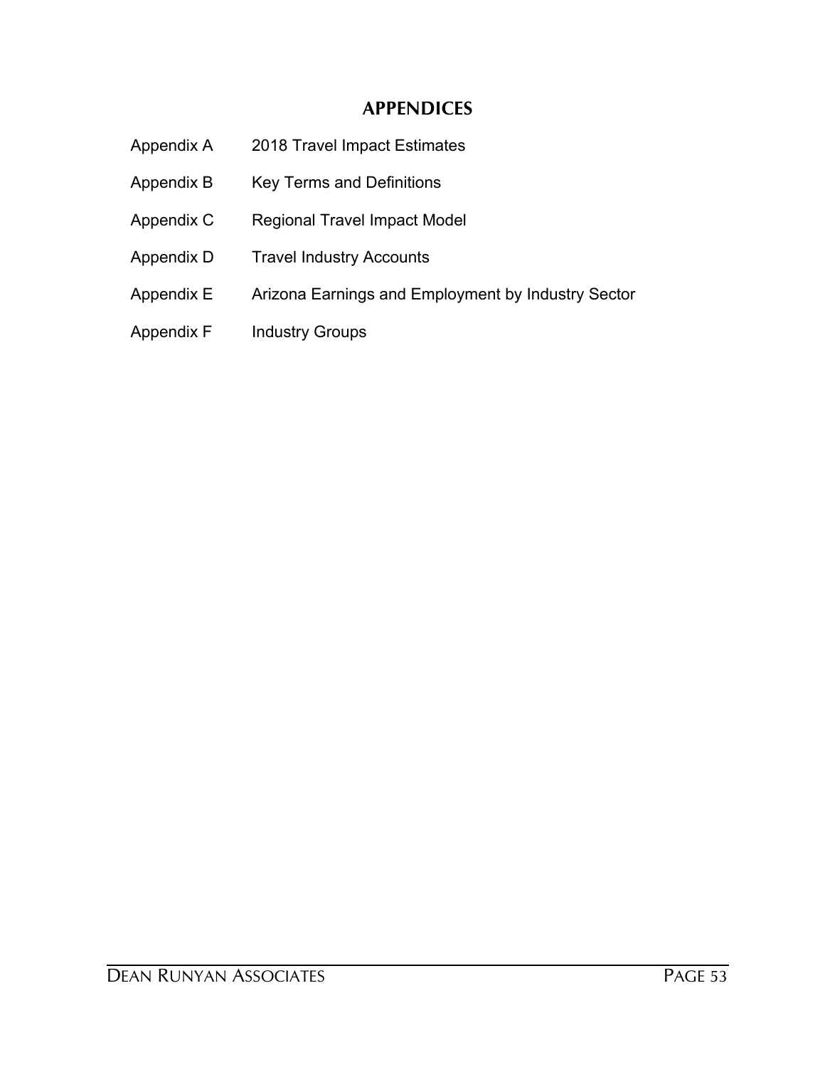# APPENDICES

| | |
|---|---|
| Appendix A | 2018 Travel Impact Estimates |
| Appendix B | Key Terms and Definitions |
| Appendix C | Regional Travel Impact Model |
| Appendix D | Travel Industry Accounts |
| Appendix E | Arizona Earnings and Employment by Industry Sector |
| Appendix F | Industry Groups |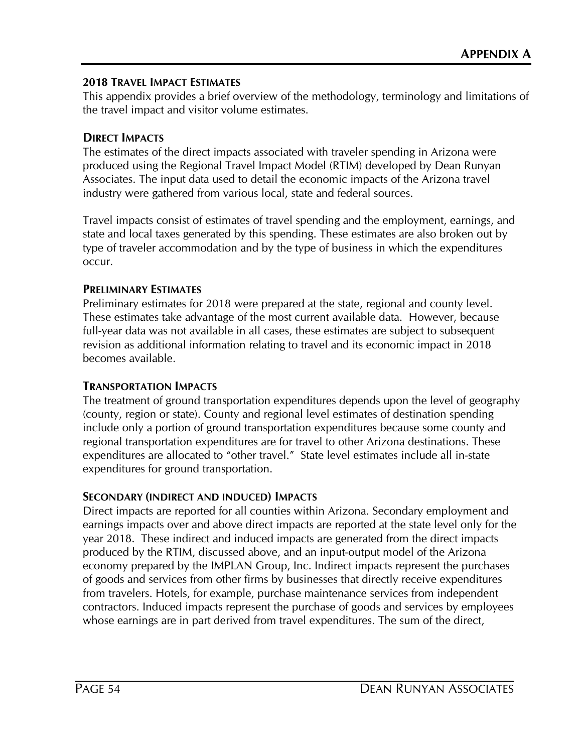# APPENDIX A

## 2018 TRAVEL IMPACT ESTIMATES

This appendix provides a brief overview of the methodology, terminology and limitations of the travel impact and visitor volume estimates.

### DIRECT IMPACTS

The estimates of the direct impacts associated with traveler spending in Arizona were produced using the Regional Travel Impact Model (RTIM) developed by Dean Runyan Associates. The input data used to detail the economic impacts of the Arizona travel industry were gathered from various local, state and federal sources.

Travel impacts consist of estimates of travel spending and the employment, earnings, and state and local taxes generated by this spending. These estimates are also broken out by type of traveler accommodation and by the type of business in which the expenditures occur.

### PRELIMINARY ESTIMATES

Preliminary estimates for 2018 were prepared at the state, regional and county level. These estimates take advantage of the most current available data. However, because full-year data was not available in all cases, these estimates are subject to subsequent revision as additional information relating to travel and its economic impact in 2018 becomes available.

### TRANSPORTATION IMPACTS

The treatment of ground transportation expenditures depends upon the level of geography (county, region or state). County and regional level estimates of destination spending include only a portion of ground transportation expenditures because some county and regional transportation expenditures are for travel to other Arizona destinations. These expenditures are allocated to "other travel." State level estimates include all in-state expenditures for ground transportation.

### SECONDARY (INDIRECT AND INDUCED) IMPACTS

Direct impacts are reported for all counties within Arizona. Secondary employment and earnings impacts over and above direct impacts are reported at the state level only for the year 2018. These indirect and induced impacts are generated from the direct impacts produced by the RTIM, discussed above, and an input-output model of the Arizona economy prepared by the IMPLAN Group, Inc. Indirect impacts represent the purchases of goods and services from other firms by businesses that directly receive expenditures from travelers. Hotels, for example, purchase maintenance services from independent contractors. Induced impacts represent the purchase of goods and services by employees whose earnings are in part derived from travel expenditures. The sum of the direct,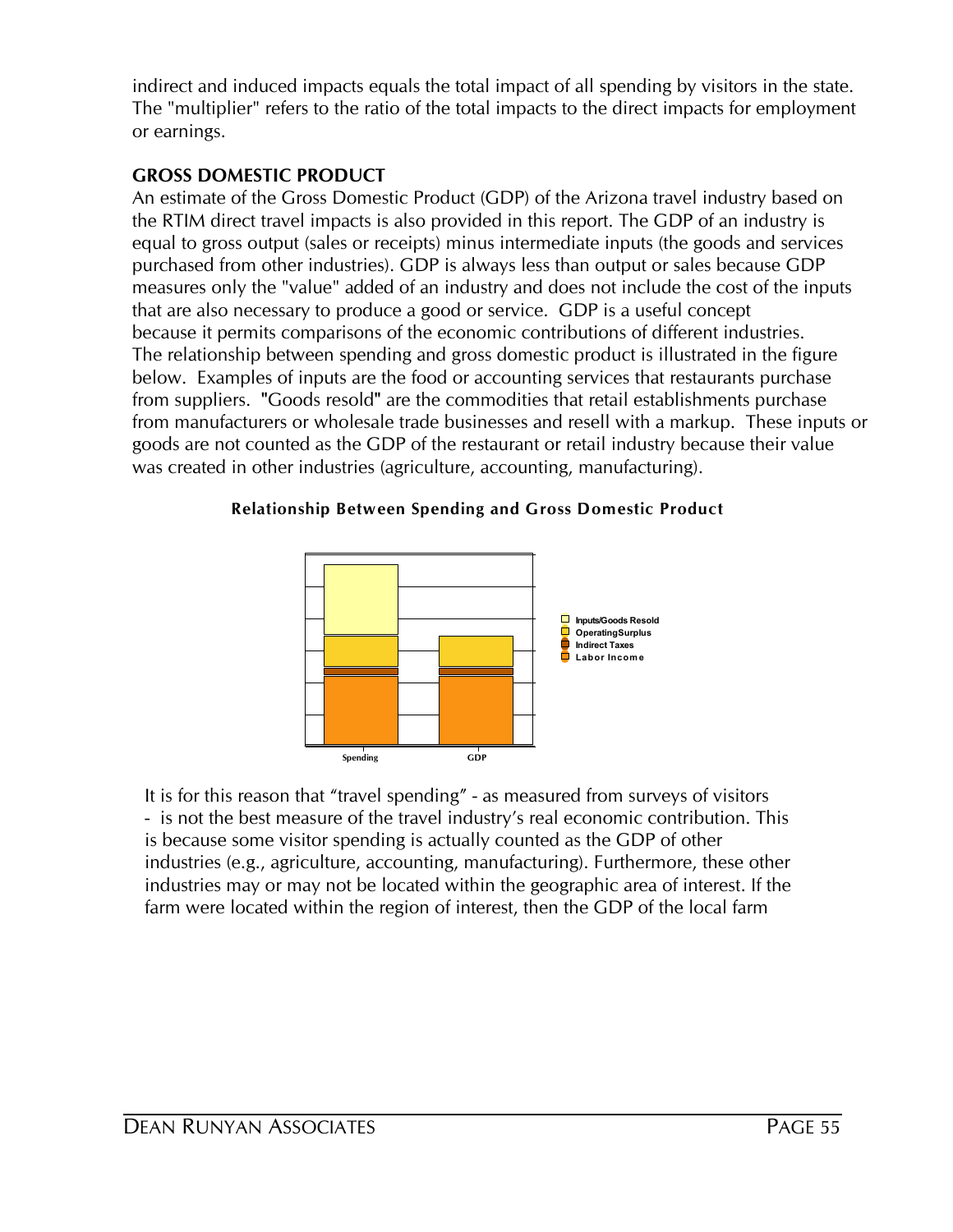indirect and induced impacts equals the total impact of all spending by visitors in the state. The "multiplier" refers to the ratio of the total impacts to the direct impacts for employment or earnings.

## GROSS DOMESTIC PRODUCT

An estimate of the Gross Domestic Product (GDP) of the Arizona travel industry based on the RTIM direct travel impacts is also provided in this report. The GDP of an industry is equal to gross output (sales or receipts) minus intermediate inputs (the goods and services purchased from other industries). GDP is always less than output or sales because GDP measures only the "value" added of an industry and does not include the cost of the inputs that are also necessary to produce a good or service. GDP is a useful concept because it permits comparisons of the economic contributions of different industries. The relationship between spending and gross domestic product is illustrated in the figure below. Examples of inputs are the food or accounting services that restaurants purchase from suppliers. "Goods resold" are the commodities that retail establishments purchase from manufacturers or wholesale trade businesses and resell with a markup. These inputs or goods are not counted as the GDP of the restaurant or retail industry because their value was created in other industries (agriculture, accounting, manufacturing).

**Relationship Between Spending and Gross Domestic Product**

Inputs/Goods Resold
OperatingSurplus
Indirect Taxes
Labor Income

Spending GDP

It is for this reason that "travel spending" - as measured from surveys of visitors - is not the best measure of the travel industry's real economic contribution. This is because some visitor spending is actually counted as the GDP of other industries (e.g., agriculture, accounting, manufacturing). Furthermore, these other industries may or may not be located within the geographic area of interest. If the farm were located within the region of interest, then the GDP of the local farm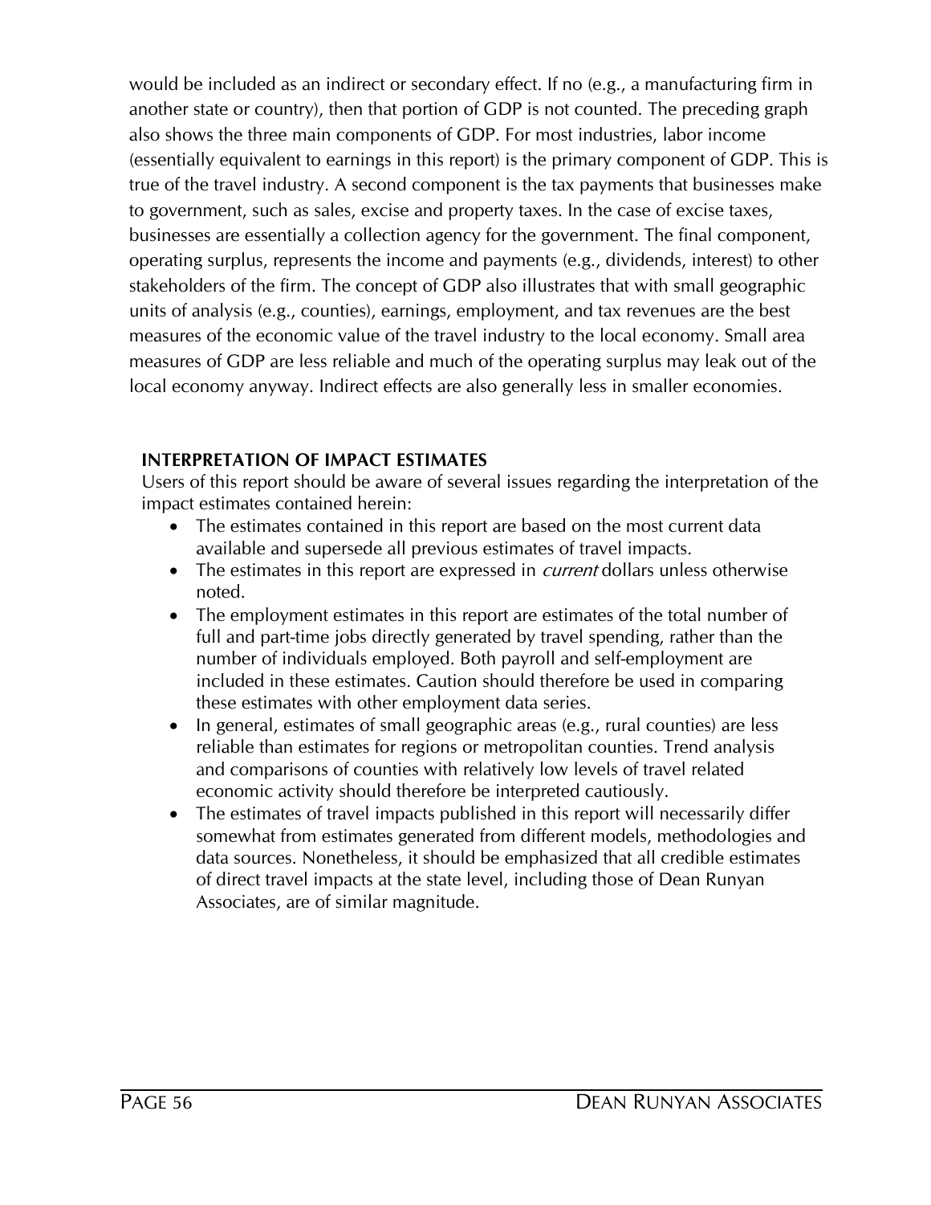would be included as an indirect or secondary effect. If no (e.g., a manufacturing firm in another state or country), then that portion of GDP is not counted. The preceding graph also shows the three main components of GDP. For most industries, labor income (essentially equivalent to earnings in this report) is the primary component of GDP. This is true of the travel industry. A second component is the tax payments that businesses make to government, such as sales, excise and property taxes. In the case of excise taxes, businesses are essentially a collection agency for the government. The final component, operating surplus, represents the income and payments (e.g., dividends, interest) to other stakeholders of the firm. The concept of GDP also illustrates that with small geographic units of analysis (e.g., counties), earnings, employment, and tax revenues are the best measures of the economic value of the travel industry to the local economy. Small area measures of GDP are less reliable and much of the operating surplus may leak out of the local economy anyway. Indirect effects are also generally less in smaller economies.

### INTERPRETATION OF IMPACT ESTIMATES

Users of this report should be aware of several issues regarding the interpretation of the impact estimates contained herein:

- The estimates contained in this report are based on the most current data available and supersede all previous estimates of travel impacts.
- The estimates in this report are expressed in *current* dollars unless otherwise noted.
- The employment estimates in this report are estimates of the total number of full and part-time jobs directly generated by travel spending, rather than the number of individuals employed. Both payroll and self-employment are included in these estimates. Caution should therefore be used in comparing these estimates with other employment data series.
- In general, estimates of small geographic areas (e.g., rural counties) are less reliable than estimates for regions or metropolitan counties. Trend analysis and comparisons of counties with relatively low levels of travel related economic activity should therefore be interpreted cautiously.
- The estimates of travel impacts published in this report will necessarily differ somewhat from estimates generated from different models, methodologies and data sources. Nonetheless, it should be emphasized that all credible estimates of direct travel impacts at the state level, including those of Dean Runyan Associates, are of similar magnitude.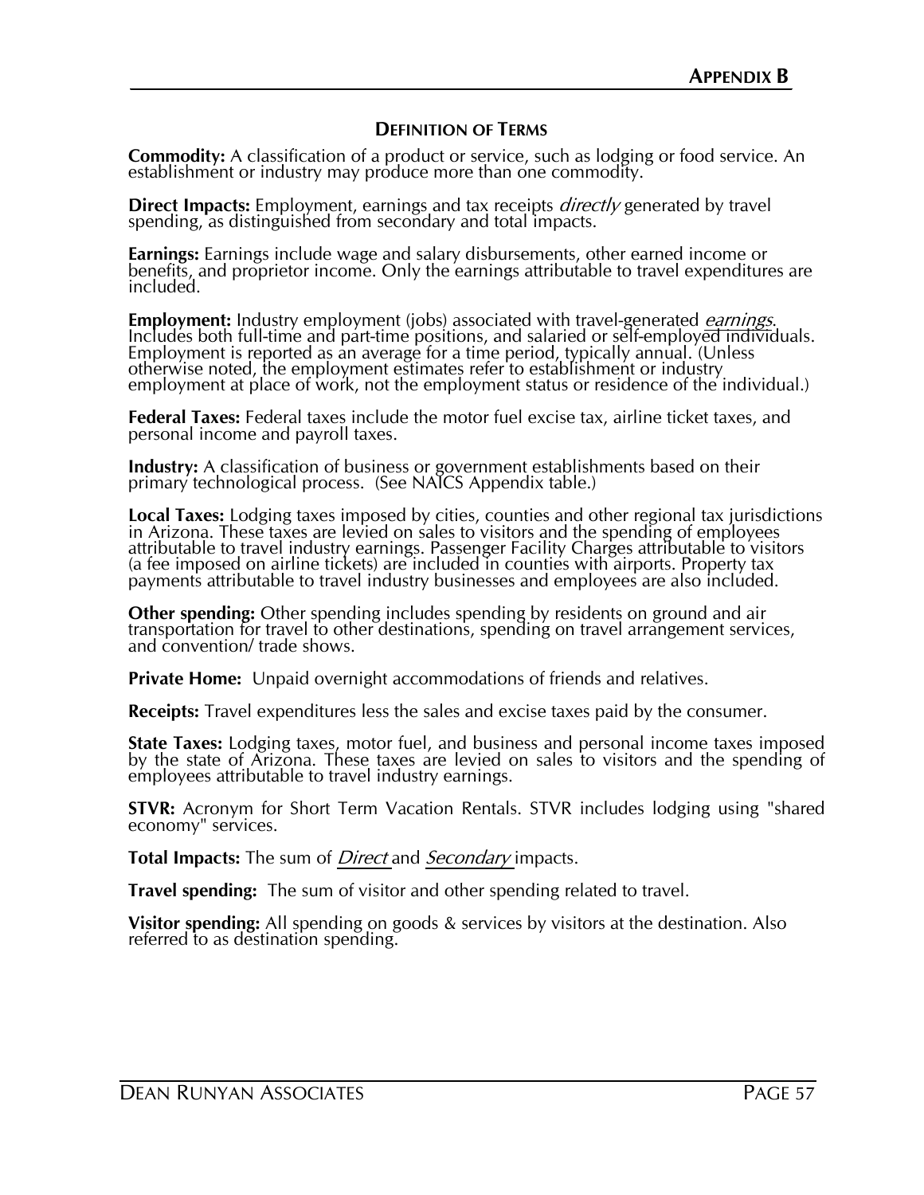# APPENDIX B

## DEFINITION OF TERMS

**Commodity:** A classification of a product or service, such as lodging or food service. An establishment or industry may produce more than one commodity.

**Direct Impacts:** Employment, earnings and tax receipts *directly* generated by travel spending, as distinguished from secondary and total impacts.

**Earnings:** Earnings include wage and salary disbursements, other earned income or benefits, and proprietor income. Only the earnings attributable to travel expenditures are included.

**Employment:** Industry employment (jobs) associated with travel-generated *earnings*. Includes both full-time and part-time positions, and salaried or self-employed individuals. Employment is reported as an average for a time period, typically annual. (Unless otherwise noted, the employment estimates refer to establishment or industry employment at place of work, not the employment status or residence of the individual.)

**Federal Taxes:** Federal taxes include the motor fuel excise tax, airline ticket taxes, and personal income and payroll taxes.

**Industry:** A classification of business or government establishments based on their primary technological process. (See NAICS Appendix table.)

**Local Taxes:** Lodging taxes imposed by cities, counties and other regional tax jurisdictions in Arizona. These taxes are levied on sales to visitors and the spending of employees attributable to travel industry earnings. Passenger Facility Charges attributable to visitors (a fee imposed on airline tickets) are included in counties with airports. Property tax payments attributable to travel industry businesses and employees are also included.

**Other spending:** Other spending includes spending by residents on ground and air transportation for travel to other destinations, spending on travel arrangement services, and convention/ trade shows.

**Private Home:** Unpaid overnight accommodations of friends and relatives.

**Receipts:** Travel expenditures less the sales and excise taxes paid by the consumer.

**State Taxes:** Lodging taxes, motor fuel, and business and personal income taxes imposed by the state of Arizona. These taxes are levied on sales to visitors and the spending of employees attributable to travel industry earnings.

**STVR:** Acronym for Short Term Vacation Rentals. STVR includes lodging using "shared economy" services.

**Total Impacts:** The sum of *Direct* and *Secondary* impacts.

**Travel spending:** The sum of visitor and other spending related to travel.

**Visitor spending:** All spending on goods & services by visitors at the destination. Also referred to as destination spending.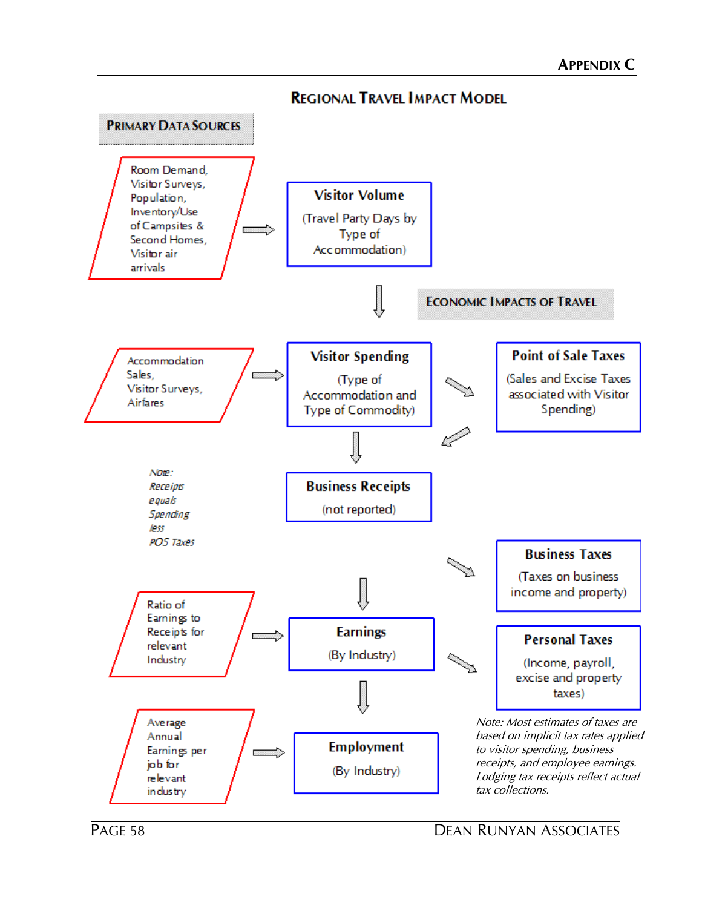# REGIONAL TRAVEL IMPACT MODEL

**PRIMARY DATA SOURCES**

Room Demand, Visitor Surveys, Population, Inventory/Use of Campsites & Second Homes, Visitor air arrivals

**Visitor Volume**

(Travel Party Days by Type of Accommodation)

**ECONOMIC IMPACTS OF TRAVEL**

Accommodation Sales, Visitor Surveys, Airfares

**Visitor Spending**

(Type of Accommodation and Type of Commodity)

**Point of Sale Taxes**

(Sales and Excise Taxes associated with Visitor Spending)

*Note: Receipts equals Spending less POS Taxes*

**Business Receipts**

(not reported)

**Business Taxes**

(Taxes on business income and property)

Ratio of Earnings to Receipts for relevant Industry

**Earnings**

(By Industry)

**Personal Taxes**

(Income, payroll, excise and property taxes)

Average Annual Earnings per job for relevant industry

**Employment**

(By Industry)

*Note: Most estimates of taxes are based on implicit tax rates applied to visitor spending, business receipts, and employee earnings. Lodging tax receipts reflect actual tax collections.*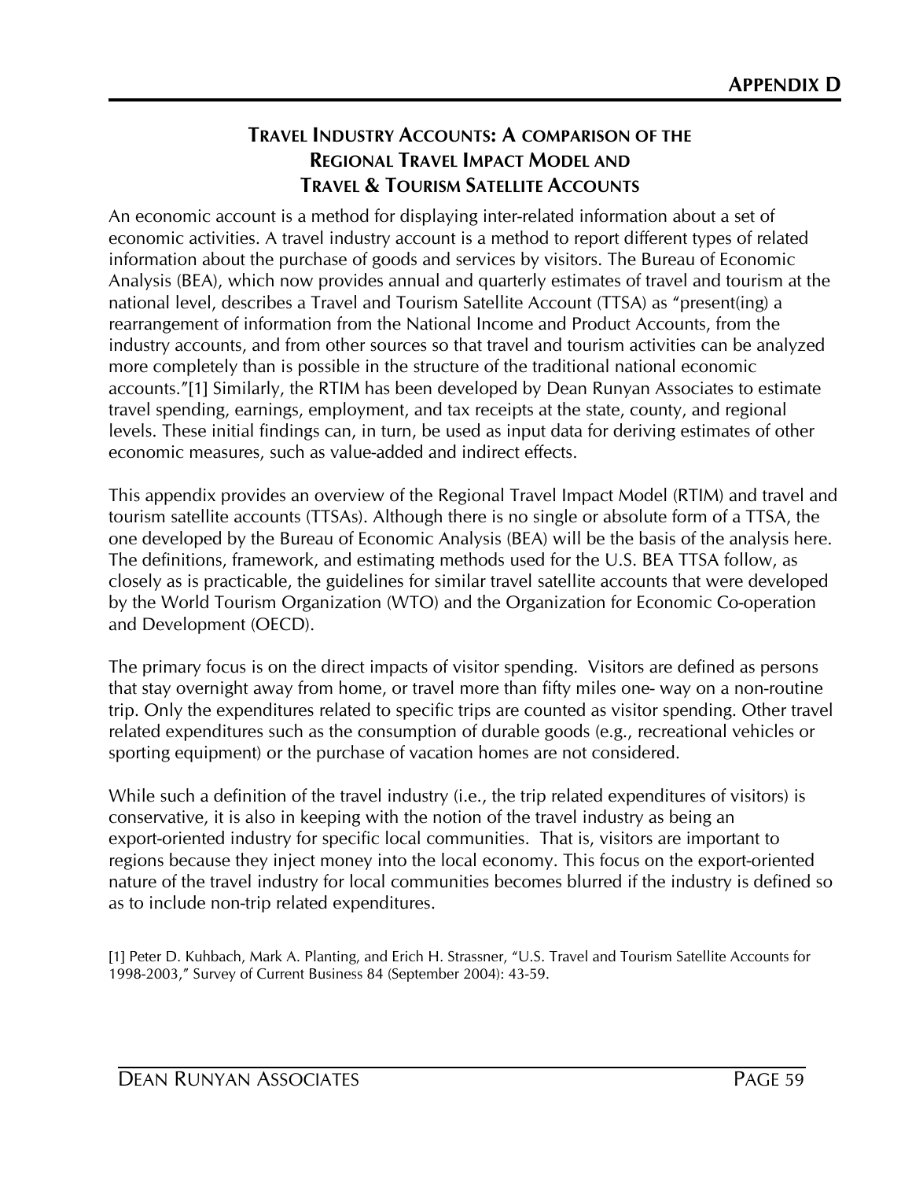# APPENDIX D

## TRAVEL INDUSTRY ACCOUNTS: A COMPARISON OF THE REGIONAL TRAVEL IMPACT MODEL AND TRAVEL & TOURISM SATELLITE ACCOUNTS

An economic account is a method for displaying inter-related information about a set of economic activities. A travel industry account is a method to report different types of related information about the purchase of goods and services by visitors. The Bureau of Economic Analysis (BEA), which now provides annual and quarterly estimates of travel and tourism at the national level, describes a Travel and Tourism Satellite Account (TTSA) as "present(ing) a rearrangement of information from the National Income and Product Accounts, from the industry accounts, and from other sources so that travel and tourism activities can be analyzed more completely than is possible in the structure of the traditional national economic accounts."[1] Similarly, the RTIM has been developed by Dean Runyan Associates to estimate travel spending, earnings, employment, and tax receipts at the state, county, and regional levels. These initial findings can, in turn, be used as input data for deriving estimates of other economic measures, such as value-added and indirect effects.

This appendix provides an overview of the Regional Travel Impact Model (RTIM) and travel and tourism satellite accounts (TTSAs). Although there is no single or absolute form of a TTSA, the one developed by the Bureau of Economic Analysis (BEA) will be the basis of the analysis here. The definitions, framework, and estimating methods used for the U.S. BEA TTSA follow, as closely as is practicable, the guidelines for similar travel satellite accounts that were developed by the World Tourism Organization (WTO) and the Organization for Economic Co-operation and Development (OECD).

The primary focus is on the direct impacts of visitor spending. Visitors are defined as persons that stay overnight away from home, or travel more than fifty miles one- way on a non-routine trip. Only the expenditures related to specific trips are counted as visitor spending. Other travel related expenditures such as the consumption of durable goods (e.g., recreational vehicles or sporting equipment) or the purchase of vacation homes are not considered.

While such a definition of the travel industry (i.e., the trip related expenditures of visitors) is conservative, it is also in keeping with the notion of the travel industry as being an export-oriented industry for specific local communities. That is, visitors are important to regions because they inject money into the local economy. This focus on the export-oriented nature of the travel industry for local communities becomes blurred if the industry is defined so as to include non-trip related expenditures.

[1] Peter D. Kuhbach, Mark A. Planting, and Erich H. Strassner, "U.S. Travel and Tourism Satellite Accounts for 1998-2003," Survey of Current Business 84 (September 2004): 43-59.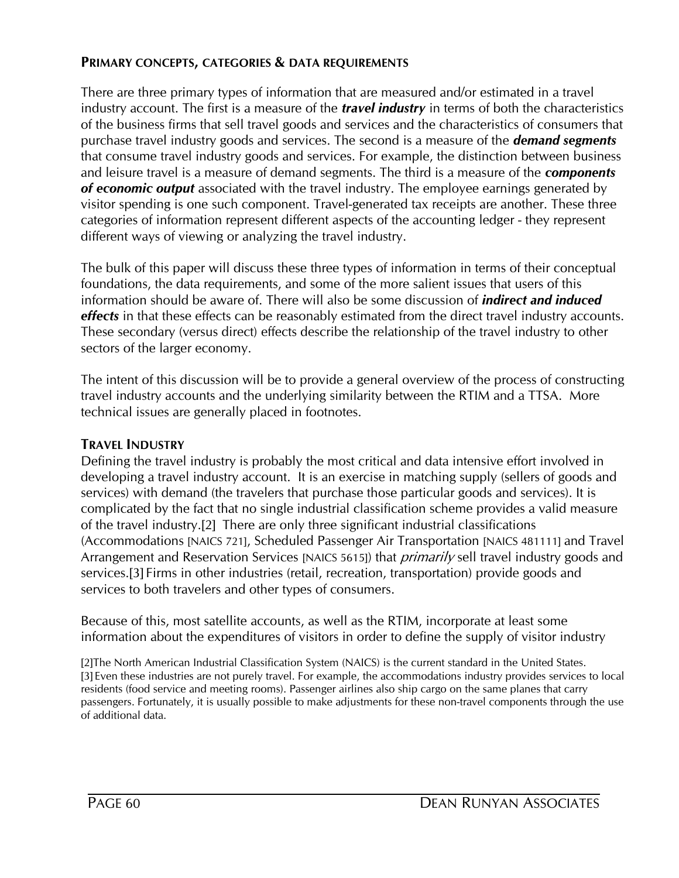## PRIMARY CONCEPTS, CATEGORIES & DATA REQUIREMENTS

There are three primary types of information that are measured and/or estimated in a travel industry account. The first is a measure of the ***travel industry*** in terms of both the characteristics of the business firms that sell travel goods and services and the characteristics of consumers that purchase travel industry goods and services. The second is a measure of the ***demand segments*** that consume travel industry goods and services. For example, the distinction between business and leisure travel is a measure of demand segments. The third is a measure of the ***components of economic output*** associated with the travel industry. The employee earnings generated by visitor spending is one such component. Travel-generated tax receipts are another. These three categories of information represent different aspects of the accounting ledger - they represent different ways of viewing or analyzing the travel industry.

The bulk of this paper will discuss these three types of information in terms of their conceptual foundations, the data requirements, and some of the more salient issues that users of this information should be aware of. There will also be some discussion of ***indirect and induced effects*** in that these effects can be reasonably estimated from the direct travel industry accounts. These secondary (versus direct) effects describe the relationship of the travel industry to other sectors of the larger economy.

The intent of this discussion will be to provide a general overview of the process of constructing travel industry accounts and the underlying similarity between the RTIM and a TTSA. More technical issues are generally placed in footnotes.

## TRAVEL INDUSTRY

Defining the travel industry is probably the most critical and data intensive effort involved in developing a travel industry account. It is an exercise in matching supply (sellers of goods and services) with demand (the travelers that purchase those particular goods and services). It is complicated by the fact that no single industrial classification scheme provides a valid measure of the travel industry.[2] There are only three significant industrial classifications (Accommodations [NAICS 721], Scheduled Passenger Air Transportation [NAICS 481111] and Travel Arrangement and Reservation Services [NAICS 5615]) that *primarily* sell travel industry goods and services.[3] Firms in other industries (retail, recreation, transportation) provide goods and services to both travelers and other types of consumers.

Because of this, most satellite accounts, as well as the RTIM, incorporate at least some information about the expenditures of visitors in order to define the supply of visitor industry

[2]The North American Industrial Classification System (NAICS) is the current standard in the United States.
[3] Even these industries are not purely travel. For example, the accommodations industry provides services to local residents (food service and meeting rooms). Passenger airlines also ship cargo on the same planes that carry passengers. Fortunately, it is usually possible to make adjustments for these non-travel components through the use of additional data.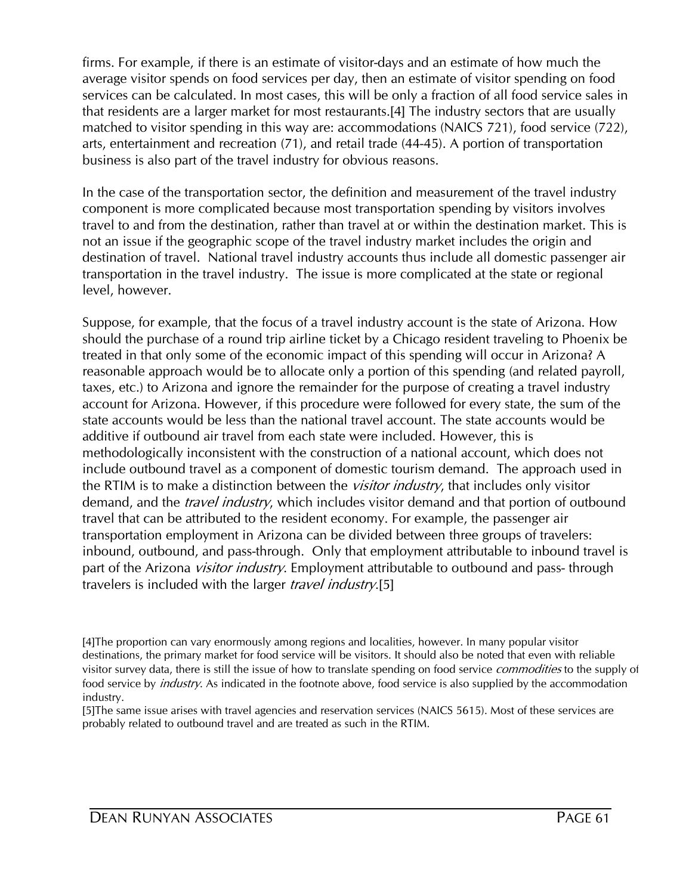firms. For example, if there is an estimate of visitor-days and an estimate of how much the average visitor spends on food services per day, then an estimate of visitor spending on food services can be calculated. In most cases, this will be only a fraction of all food service sales in that residents are a larger market for most restaurants.[4] The industry sectors that are usually matched to visitor spending in this way are: accommodations (NAICS 721), food service (722), arts, entertainment and recreation (71), and retail trade (44-45). A portion of transportation business is also part of the travel industry for obvious reasons.

In the case of the transportation sector, the definition and measurement of the travel industry component is more complicated because most transportation spending by visitors involves travel to and from the destination, rather than travel at or within the destination market. This is not an issue if the geographic scope of the travel industry market includes the origin and destination of travel. National travel industry accounts thus include all domestic passenger air transportation in the travel industry. The issue is more complicated at the state or regional level, however.

Suppose, for example, that the focus of a travel industry account is the state of Arizona. How should the purchase of a round trip airline ticket by a Chicago resident traveling to Phoenix be treated in that only some of the economic impact of this spending will occur in Arizona? A reasonable approach would be to allocate only a portion of this spending (and related payroll, taxes, etc.) to Arizona and ignore the remainder for the purpose of creating a travel industry account for Arizona. However, if this procedure were followed for every state, the sum of the state accounts would be less than the national travel account. The state accounts would be additive if outbound air travel from each state were included. However, this is methodologically inconsistent with the construction of a national account, which does not include outbound travel as a component of domestic tourism demand. The approach used in the RTIM is to make a distinction between the *visitor industry*, that includes only visitor demand, and the *travel industry*, which includes visitor demand and that portion of outbound travel that can be attributed to the resident economy. For example, the passenger air transportation employment in Arizona can be divided between three groups of travelers: inbound, outbound, and pass-through. Only that employment attributable to inbound travel is part of the Arizona *visitor industry*. Employment attributable to outbound and pass- through travelers is included with the larger *travel industry*.[5]

[4]The proportion can vary enormously among regions and localities, however. In many popular visitor destinations, the primary market for food service will be visitors. It should also be noted that even with reliable visitor survey data, there is still the issue of how to translate spending on food service *commodities* to the supply of food service by *industry*. As indicated in the footnote above, food service is also supplied by the accommodation industry.

[5]The same issue arises with travel agencies and reservation services (NAICS 5615). Most of these services are probably related to outbound travel and are treated as such in the RTIM.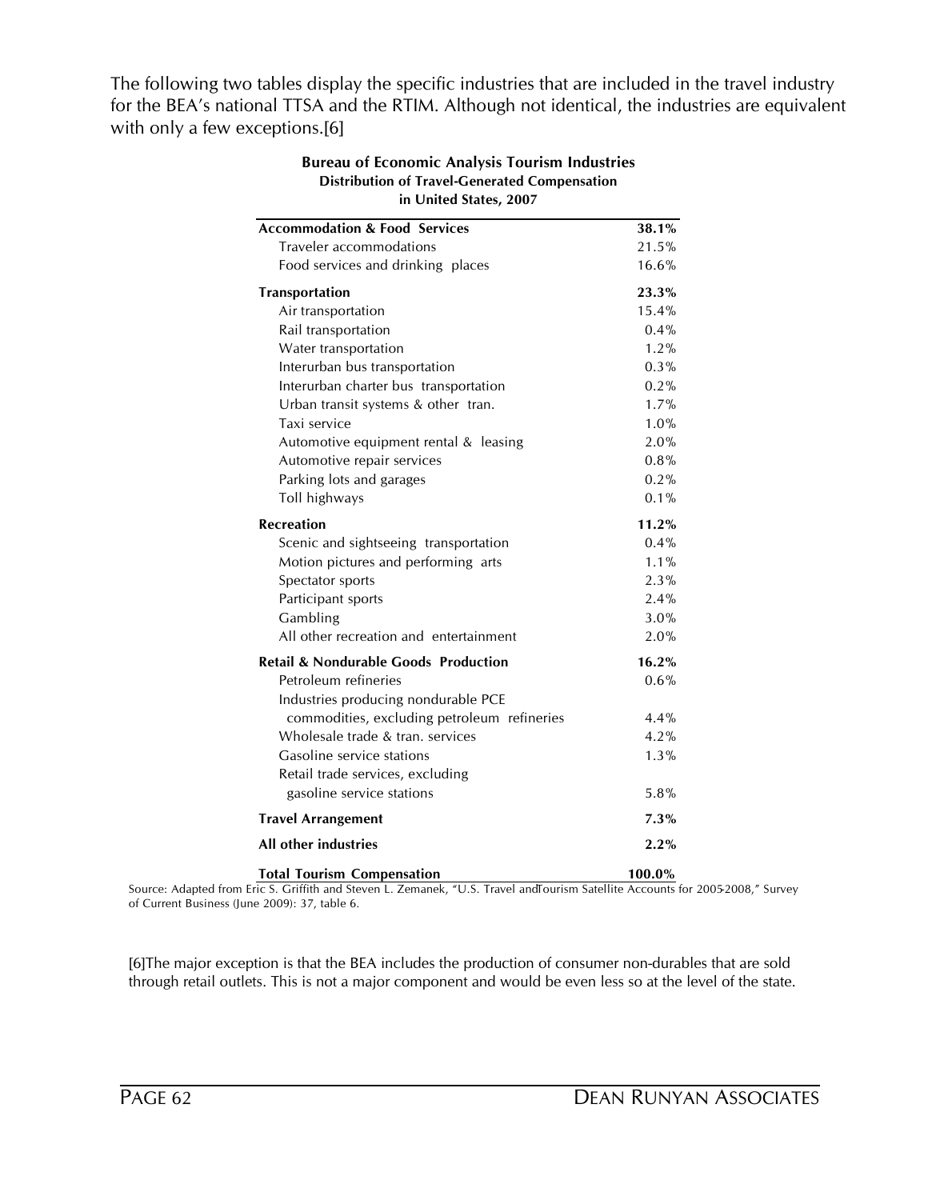The following two tables display the specific industries that are included in the travel industry for the BEA's national TTSA and the RTIM. Although not identical, the industries are equivalent with only a few exceptions.[6]

**Bureau of Economic Analysis Tourism Industries**
**Distribution of Travel-Generated Compensation**
**in United States, 2007**

| | |
|---|---|
| **Accommodation & Food Services** | **38.1%** |
| Traveler accommodations | 21.5% |
| Food services and drinking places | 16.6% |
| **Transportation** | **23.3%** |
| Air transportation | 15.4% |
| Rail transportation | 0.4% |
| Water transportation | 1.2% |
| Interurban bus transportation | 0.3% |
| Interurban charter bus transportation | 0.2% |
| Urban transit systems & other tran. | 1.7% |
| Taxi service | 1.0% |
| Automotive equipment rental & leasing | 2.0% |
| Automotive repair services | 0.8% |
| Parking lots and garages | 0.2% |
| Toll highways | 0.1% |
| **Recreation** | **11.2%** |
| Scenic and sightseeing transportation | 0.4% |
| Motion pictures and performing arts | 1.1% |
| Spectator sports | 2.3% |
| Participant sports | 2.4% |
| Gambling | 3.0% |
| All other recreation and entertainment | 2.0% |
| **Retail & Nondurable Goods Production** | **16.2%** |
| Petroleum refineries | 0.6% |
| Industries producing nondurable PCE commodities, excluding petroleum refineries | 4.4% |
| Wholesale trade & tran. services | 4.2% |
| Gasoline service stations | 1.3% |
| Retail trade services, excluding gasoline service stations | 5.8% |
| **Travel Arrangement** | **7.3%** |
| **All other industries** | **2.2%** |
| **Total Tourism Compensation** | **100.0%** |

Source: Adapted from Eric S. Griffith and Steven L. Zemanek, "U.S. Travel and Tourism Satellite Accounts for 2005-2008," Survey of Current Business (June 2009): 37, table 6.

[6]The major exception is that the BEA includes the production of consumer non-durables that are sold through retail outlets. This is not a major component and would be even less so at the level of the state.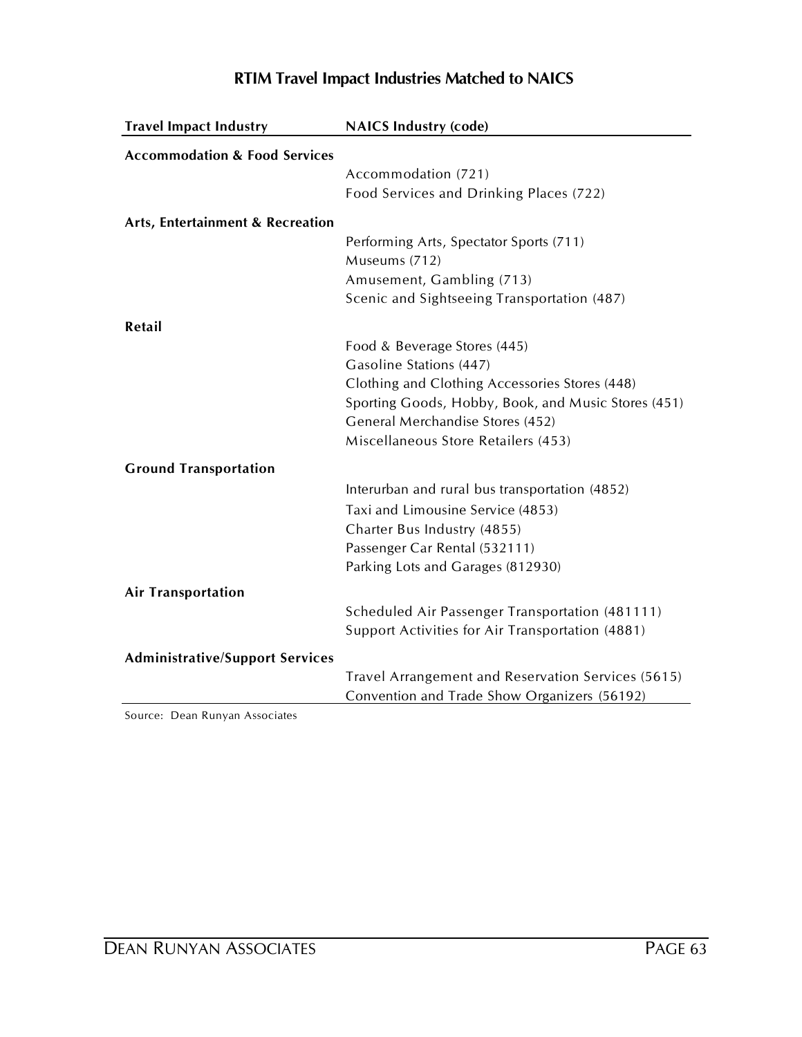## RTIM Travel Impact Industries Matched to NAICS

| Travel Impact Industry | NAICS Industry (code) |
|---|---|
| **Accommodation & Food Services** | |
| | Accommodation (721) |
| | Food Services and Drinking Places (722) |
| **Arts, Entertainment & Recreation** | |
| | Performing Arts, Spectator Sports (711) |
| | Museums (712) |
| | Amusement, Gambling (713) |
| | Scenic and Sightseeing Transportation (487) |
| **Retail** | |
| | Food & Beverage Stores (445) |
| | Gasoline Stations (447) |
| | Clothing and Clothing Accessories Stores (448) |
| | Sporting Goods, Hobby, Book, and Music Stores (451) |
| | General Merchandise Stores (452) |
| | Miscellaneous Store Retailers (453) |
| **Ground Transportation** | |
| | Interurban and rural bus transportation (4852) |
| | Taxi and Limousine Service (4853) |
| | Charter Bus Industry (4855) |
| | Passenger Car Rental (532111) |
| | Parking Lots and Garages (812930) |
| **Air Transportation** | |
| | Scheduled Air Passenger Transportation (481111) |
| | Support Activities for Air Transportation (4881) |
| **Administrative/Support Services** | |
| | Travel Arrangement and Reservation Services (5615) |
| | Convention and Trade Show Organizers (56192) |

Source: Dean Runyan Associates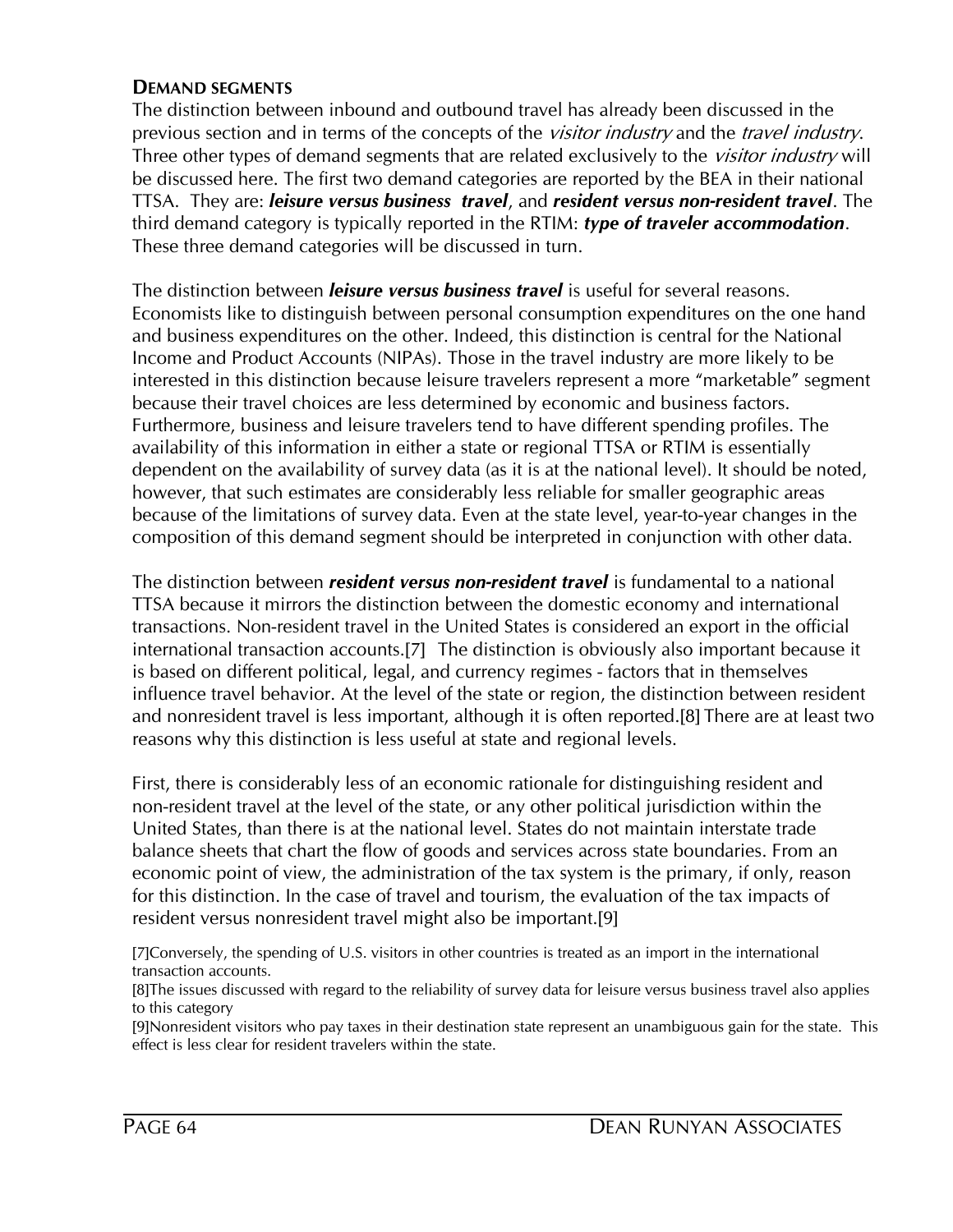### Demand segments

The distinction between inbound and outbound travel has already been discussed in the previous section and in terms of the concepts of the *visitor industry* and the *travel industry*. Three other types of demand segments that are related exclusively to the *visitor industry* will be discussed here. The first two demand categories are reported by the BEA in their national TTSA. They are: ***leisure versus business travel***, and ***resident versus non-resident travel***. The third demand category is typically reported in the RTIM: ***type of traveler accommodation***. These three demand categories will be discussed in turn.

The distinction between ***leisure versus business travel*** is useful for several reasons. Economists like to distinguish between personal consumption expenditures on the one hand and business expenditures on the other. Indeed, this distinction is central for the National Income and Product Accounts (NIPAs). Those in the travel industry are more likely to be interested in this distinction because leisure travelers represent a more "marketable" segment because their travel choices are less determined by economic and business factors. Furthermore, business and leisure travelers tend to have different spending profiles. The availability of this information in either a state or regional TTSA or RTIM is essentially dependent on the availability of survey data (as it is at the national level). It should be noted, however, that such estimates are considerably less reliable for smaller geographic areas because of the limitations of survey data. Even at the state level, year-to-year changes in the composition of this demand segment should be interpreted in conjunction with other data.

The distinction between ***resident versus non-resident travel*** is fundamental to a national TTSA because it mirrors the distinction between the domestic economy and international transactions. Non-resident travel in the United States is considered an export in the official international transaction accounts.[7] The distinction is obviously also important because it is based on different political, legal, and currency regimes - factors that in themselves influence travel behavior. At the level of the state or region, the distinction between resident and nonresident travel is less important, although it is often reported.[8] There are at least two reasons why this distinction is less useful at state and regional levels.

First, there is considerably less of an economic rationale for distinguishing resident and non-resident travel at the level of the state, or any other political jurisdiction within the United States, than there is at the national level. States do not maintain interstate trade balance sheets that chart the flow of goods and services across state boundaries. From an economic point of view, the administration of the tax system is the primary, if only, reason for this distinction. In the case of travel and tourism, the evaluation of the tax impacts of resident versus nonresident travel might also be important.[9]

[7]Conversely, the spending of U.S. visitors in other countries is treated as an import in the international transaction accounts.

[8]The issues discussed with regard to the reliability of survey data for leisure versus business travel also applies to this category

[9]Nonresident visitors who pay taxes in their destination state represent an unambiguous gain for the state. This effect is less clear for resident travelers within the state.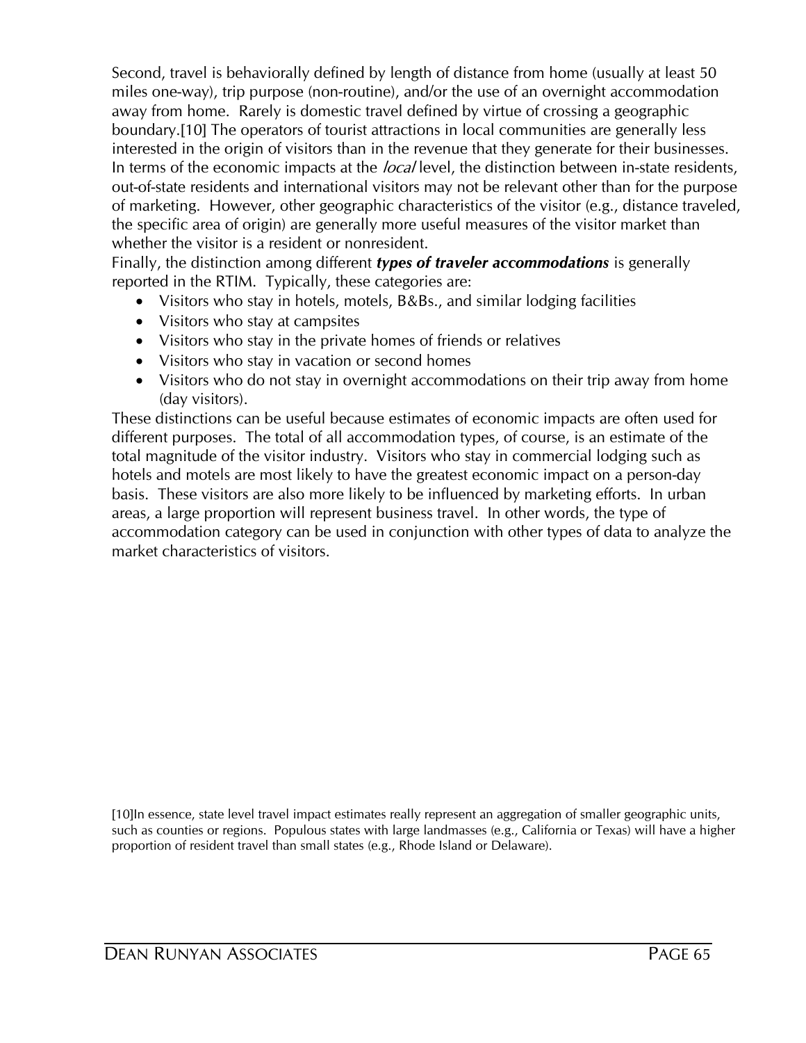Second, travel is behaviorally defined by length of distance from home (usually at least 50 miles one-way), trip purpose (non-routine), and/or the use of an overnight accommodation away from home. Rarely is domestic travel defined by virtue of crossing a geographic boundary.[10] The operators of tourist attractions in local communities are generally less interested in the origin of visitors than in the revenue that they generate for their businesses. In terms of the economic impacts at the *local* level, the distinction between in-state residents, out-of-state residents and international visitors may not be relevant other than for the purpose of marketing. However, other geographic characteristics of the visitor (e.g., distance traveled, the specific area of origin) are generally more useful measures of the visitor market than whether the visitor is a resident or nonresident.

Finally, the distinction among different ***types of traveler accommodations*** is generally reported in the RTIM. Typically, these categories are:

- Visitors who stay in hotels, motels, B&Bs., and similar lodging facilities
- Visitors who stay at campsites
- Visitors who stay in the private homes of friends or relatives
- Visitors who stay in vacation or second homes
- Visitors who do not stay in overnight accommodations on their trip away from home (day visitors).

These distinctions can be useful because estimates of economic impacts are often used for different purposes. The total of all accommodation types, of course, is an estimate of the total magnitude of the visitor industry. Visitors who stay in commercial lodging such as hotels and motels are most likely to have the greatest economic impact on a person-day basis. These visitors are also more likely to be influenced by marketing efforts. In urban areas, a large proportion will represent business travel. In other words, the type of accommodation category can be used in conjunction with other types of data to analyze the market characteristics of visitors.

[10]In essence, state level travel impact estimates really represent an aggregation of smaller geographic units, such as counties or regions. Populous states with large landmasses (e.g., California or Texas) will have a higher proportion of resident travel than small states (e.g., Rhode Island or Delaware).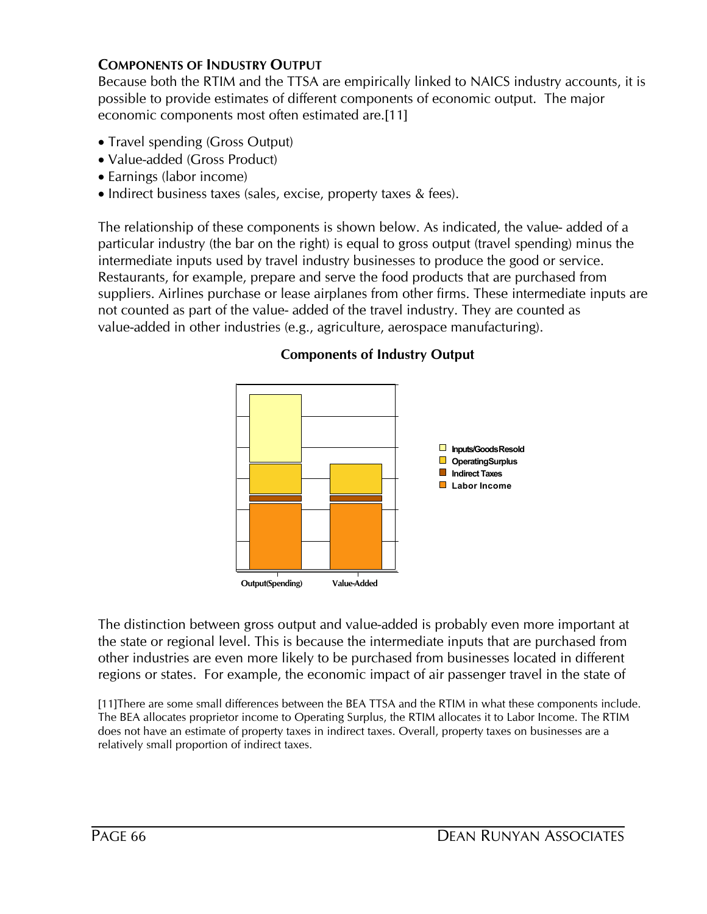### COMPONENTS OF INDUSTRY OUTPUT

Because both the RTIM and the TTSA are empirically linked to NAICS industry accounts, it is possible to provide estimates of different components of economic output. The major economic components most often estimated are.[11]

- Travel spending (Gross Output)
- Value-added (Gross Product)
- Earnings (labor income)
- Indirect business taxes (sales, excise, property taxes & fees).

The relationship of these components is shown below. As indicated, the value- added of a particular industry (the bar on the right) is equal to gross output (travel spending) minus the intermediate inputs used by travel industry businesses to produce the good or service. Restaurants, for example, prepare and serve the food products that are purchased from suppliers. Airlines purchase or lease airplanes from other firms. These intermediate inputs are not counted as part of the value- added of the travel industry. They are counted as value-added in other industries (e.g., agriculture, aerospace manufacturing).

**Components of Industry Output**

Inputs/Goods Resold
Operating Surplus
Indirect Taxes
Labor Income

Output(Spending) Value-Added

The distinction between gross output and value-added is probably even more important at the state or regional level. This is because the intermediate inputs that are purchased from other industries are even more likely to be purchased from businesses located in different regions or states. For example, the economic impact of air passenger travel in the state of

[11]There are some small differences between the BEA TTSA and the RTIM in what these components include. The BEA allocates proprietor income to Operating Surplus, the RTIM allocates it to Labor Income. The RTIM does not have an estimate of property taxes in indirect taxes. Overall, property taxes on businesses are a relatively small proportion of indirect taxes.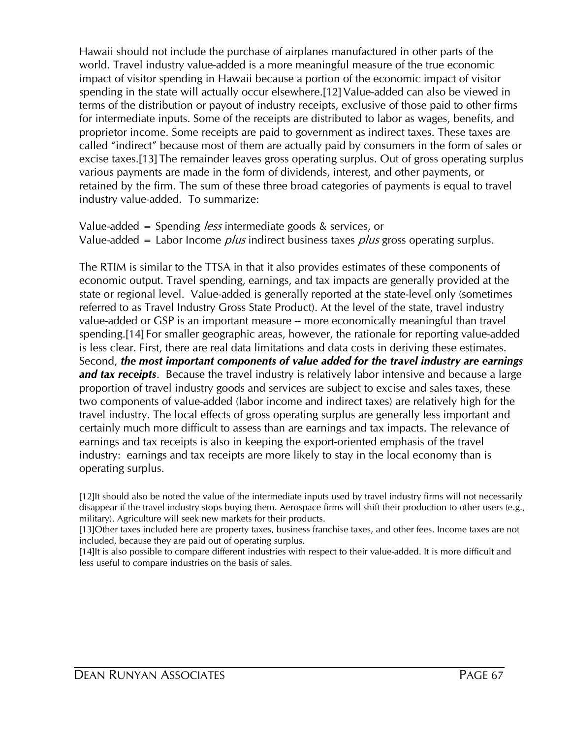Hawaii should not include the purchase of airplanes manufactured in other parts of the world. Travel industry value-added is a more meaningful measure of the true economic impact of visitor spending in Hawaii because a portion of the economic impact of visitor spending in the state will actually occur elsewhere.[12] Value-added can also be viewed in terms of the distribution or payout of industry receipts, exclusive of those paid to other firms for intermediate inputs. Some of the receipts are distributed to labor as wages, benefits, and proprietor income. Some receipts are paid to government as indirect taxes. These taxes are called "indirect" because most of them are actually paid by consumers in the form of sales or excise taxes.[13] The remainder leaves gross operating surplus. Out of gross operating surplus various payments are made in the form of dividends, interest, and other payments, or retained by the firm. The sum of these three broad categories of payments is equal to travel industry value-added. To summarize:

Value-added = Spending *less* intermediate goods & services, or
Value-added = Labor Income *plus* indirect business taxes *plus* gross operating surplus.

The RTIM is similar to the TTSA in that it also provides estimates of these components of economic output. Travel spending, earnings, and tax impacts are generally provided at the state or regional level. Value-added is generally reported at the state-level only (sometimes referred to as Travel Industry Gross State Product). At the level of the state, travel industry value-added or GSP is an important measure -- more economically meaningful than travel spending.[14] For smaller geographic areas, however, the rationale for reporting value-added is less clear. First, there are real data limitations and data costs in deriving these estimates. Second, ***the most important components of value added for the travel industry are earnings and tax receipts***. Because the travel industry is relatively labor intensive and because a large proportion of travel industry goods and services are subject to excise and sales taxes, these two components of value-added (labor income and indirect taxes) are relatively high for the travel industry. The local effects of gross operating surplus are generally less important and certainly much more difficult to assess than are earnings and tax impacts. The relevance of earnings and tax receipts is also in keeping the export-oriented emphasis of the travel industry: earnings and tax receipts are more likely to stay in the local economy than is operating surplus.

[12]It should also be noted the value of the intermediate inputs used by travel industry firms will not necessarily disappear if the travel industry stops buying them. Aerospace firms will shift their production to other users (e.g., military). Agriculture will seek new markets for their products.

[13]Other taxes included here are property taxes, business franchise taxes, and other fees. Income taxes are not included, because they are paid out of operating surplus.

[14]It is also possible to compare different industries with respect to their value-added. It is more difficult and less useful to compare industries on the basis of sales.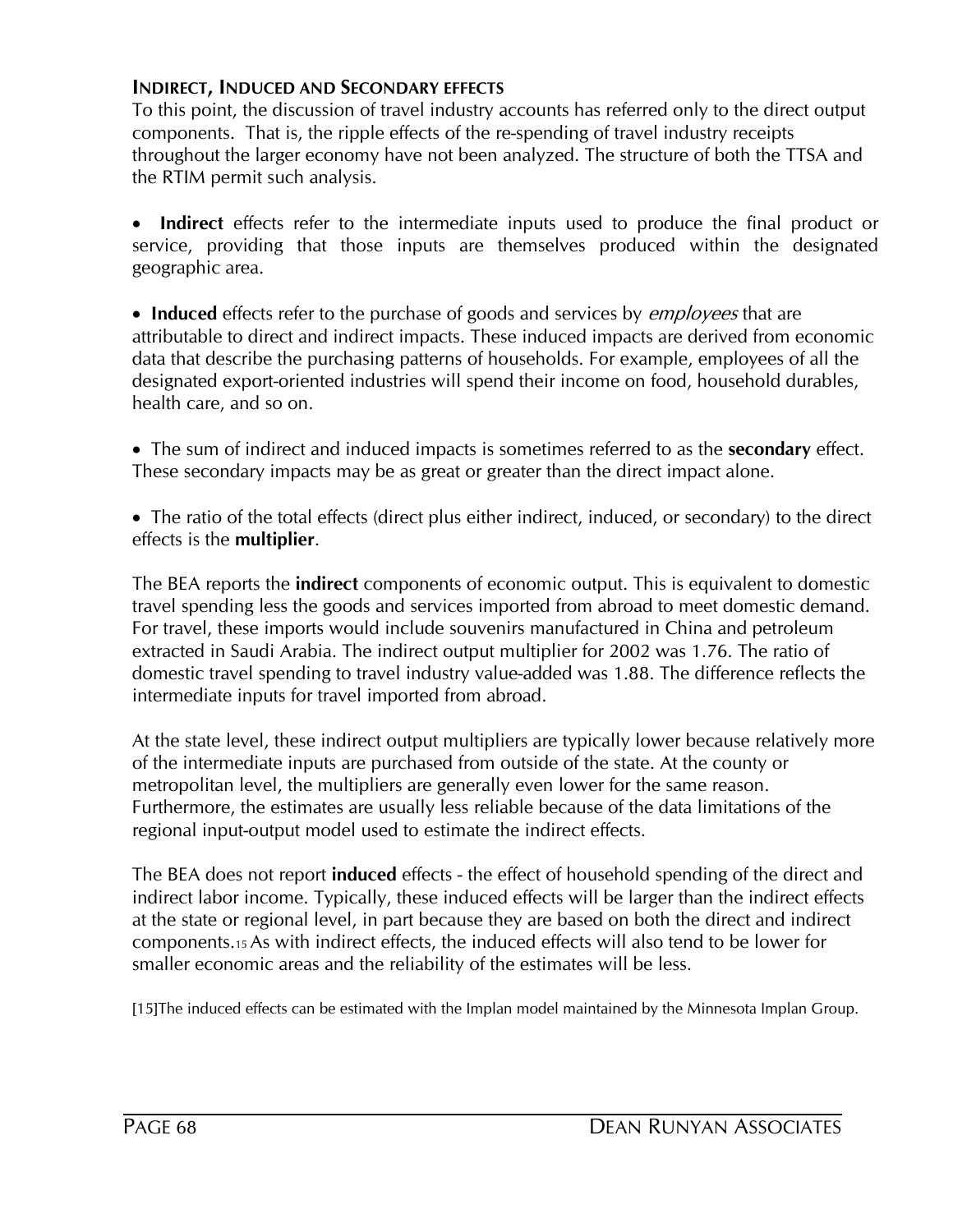### INDIRECT, INDUCED AND SECONDARY EFFECTS

To this point, the discussion of travel industry accounts has referred only to the direct output components. That is, the ripple effects of the re-spending of travel industry receipts throughout the larger economy have not been analyzed. The structure of both the TTSA and the RTIM permit such analysis.

- **Indirect** effects refer to the intermediate inputs used to produce the final product or service, providing that those inputs are themselves produced within the designated geographic area.

- **Induced** effects refer to the purchase of goods and services by *employees* that are attributable to direct and indirect impacts. These induced impacts are derived from economic data that describe the purchasing patterns of households. For example, employees of all the designated export-oriented industries will spend their income on food, household durables, health care, and so on.

- The sum of indirect and induced impacts is sometimes referred to as the **secondary** effect. These secondary impacts may be as great or greater than the direct impact alone.

- The ratio of the total effects (direct plus either indirect, induced, or secondary) to the direct effects is the **multiplier**.

The BEA reports the **indirect** components of economic output. This is equivalent to domestic travel spending less the goods and services imported from abroad to meet domestic demand. For travel, these imports would include souvenirs manufactured in China and petroleum extracted in Saudi Arabia. The indirect output multiplier for 2002 was 1.76. The ratio of domestic travel spending to travel industry value-added was 1.88. The difference reflects the intermediate inputs for travel imported from abroad.

At the state level, these indirect output multipliers are typically lower because relatively more of the intermediate inputs are purchased from outside of the state. At the county or metropolitan level, the multipliers are generally even lower for the same reason. Furthermore, the estimates are usually less reliable because of the data limitations of the regional input-output model used to estimate the indirect effects.

The BEA does not report **induced** effects - the effect of household spending of the direct and indirect labor income. Typically, these induced effects will be larger than the indirect effects at the state or regional level, in part because they are based on both the direct and indirect components.[15] As with indirect effects, the induced effects will also tend to be lower for smaller economic areas and the reliability of the estimates will be less.

[15]The induced effects can be estimated with the Implan model maintained by the Minnesota Implan Group.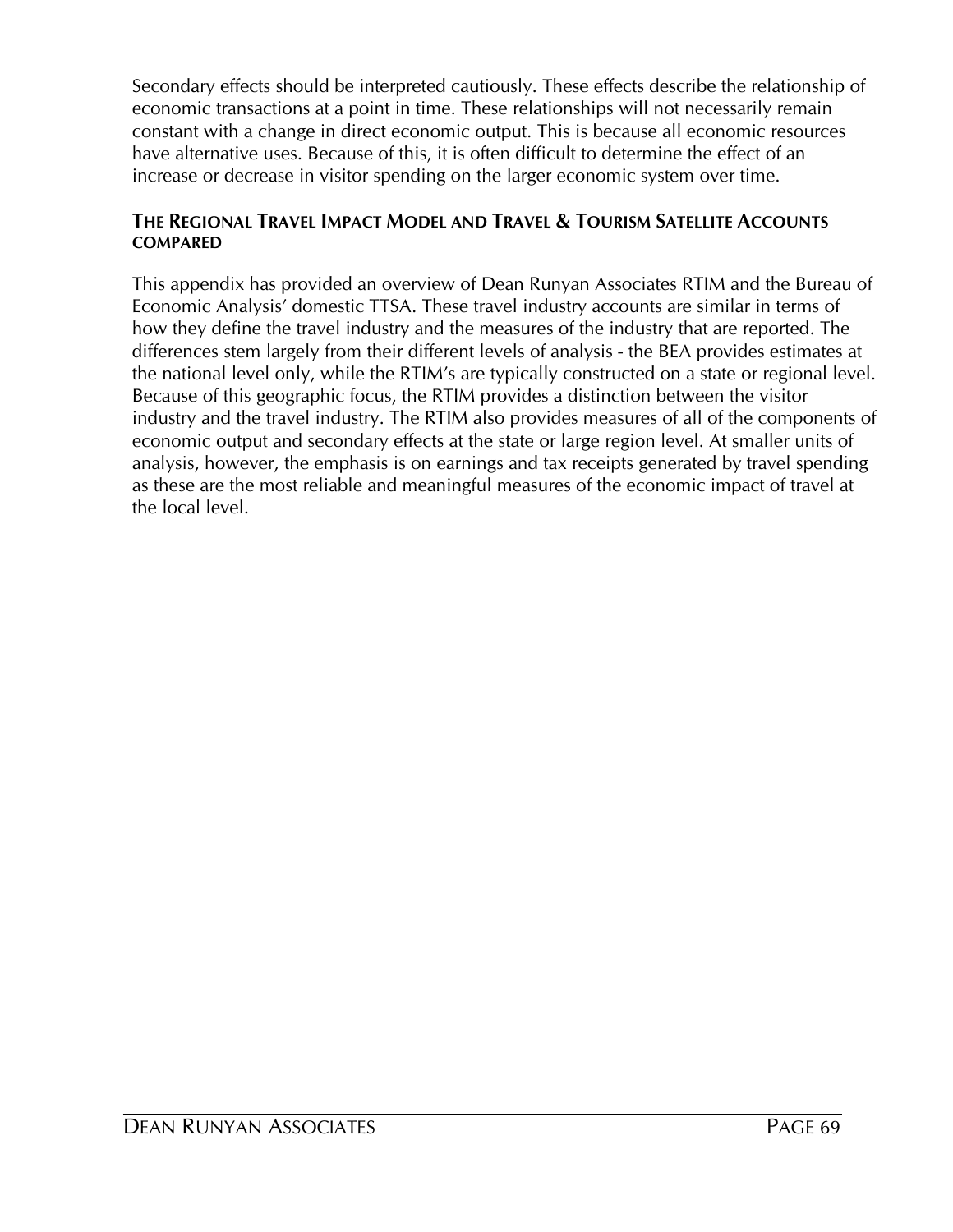Secondary effects should be interpreted cautiously. These effects describe the relationship of economic transactions at a point in time. These relationships will not necessarily remain constant with a change in direct economic output. This is because all economic resources have alternative uses. Because of this, it is often difficult to determine the effect of an increase or decrease in visitor spending on the larger economic system over time.

### THE REGIONAL TRAVEL IMPACT MODEL AND TRAVEL & TOURISM SATELLITE ACCOUNTS COMPARED

This appendix has provided an overview of Dean Runyan Associates RTIM and the Bureau of Economic Analysis' domestic TTSA. These travel industry accounts are similar in terms of how they define the travel industry and the measures of the industry that are reported. The differences stem largely from their different levels of analysis - the BEA provides estimates at the national level only, while the RTIM's are typically constructed on a state or regional level. Because of this geographic focus, the RTIM provides a distinction between the visitor industry and the travel industry. The RTIM also provides measures of all of the components of economic output and secondary effects at the state or large region level. At smaller units of analysis, however, the emphasis is on earnings and tax receipts generated by travel spending as these are the most reliable and meaningful measures of the economic impact of travel at the local level.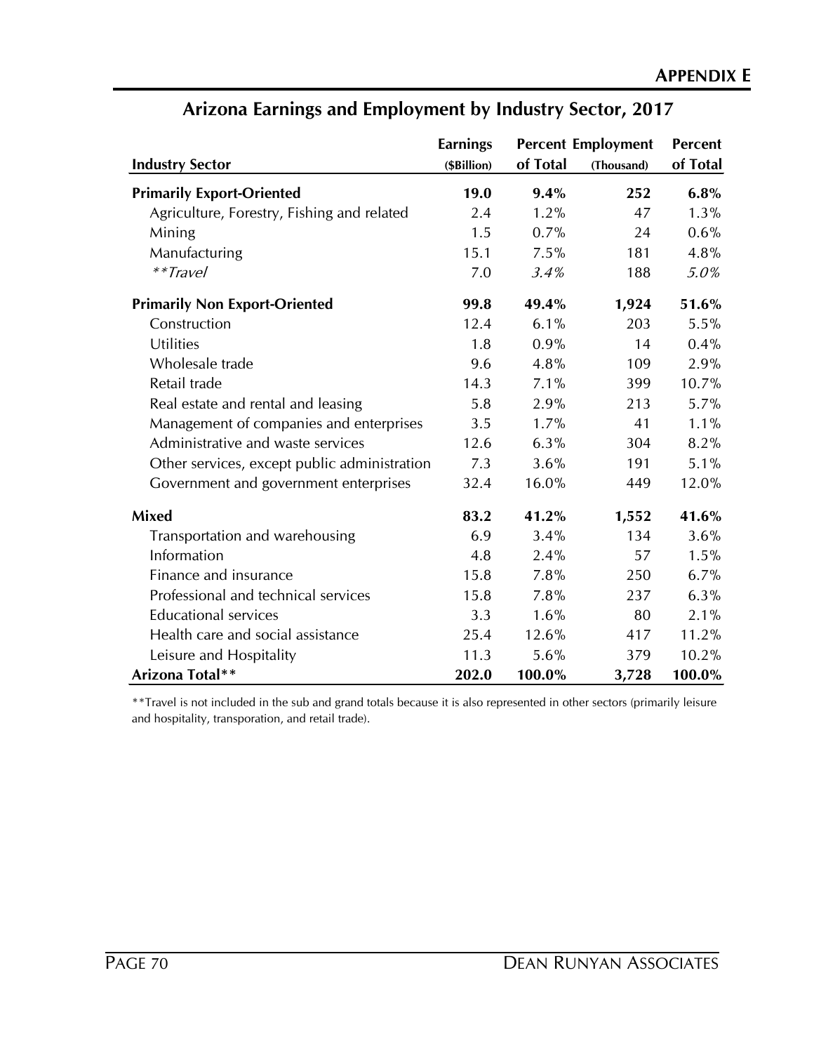## Arizona Earnings and Employment by Industry Sector, 2017

| Industry Sector | Earnings ($Billion) | Percent of Total | Employment (Thousand) | Percent of Total |
|---|---|---|---|---|
| **Primarily Export-Oriented** | **19.0** | **9.4%** | **252** | **6.8%** |
| Agriculture, Forestry, Fishing and related | 2.4 | 1.2% | 47 | 1.3% |
| Mining | 1.5 | 0.7% | 24 | 0.6% |
| Manufacturing | 15.1 | 7.5% | 181 | 4.8% |
| *\*\*Travel* | 7.0 | *3.4%* | 188 | *5.0%* |
| **Primarily Non Export-Oriented** | **99.8** | **49.4%** | **1,924** | **51.6%** |
| Construction | 12.4 | 6.1% | 203 | 5.5% |
| Utilities | 1.8 | 0.9% | 14 | 0.4% |
| Wholesale trade | 9.6 | 4.8% | 109 | 2.9% |
| Retail trade | 14.3 | 7.1% | 399 | 10.7% |
| Real estate and rental and leasing | 5.8 | 2.9% | 213 | 5.7% |
| Management of companies and enterprises | 3.5 | 1.7% | 41 | 1.1% |
| Administrative and waste services | 12.6 | 6.3% | 304 | 8.2% |
| Other services, except public administration | 7.3 | 3.6% | 191 | 5.1% |
| Government and government enterprises | 32.4 | 16.0% | 449 | 12.0% |
| **Mixed** | **83.2** | **41.2%** | **1,552** | **41.6%** |
| Transportation and warehousing | 6.9 | 3.4% | 134 | 3.6% |
| Information | 4.8 | 2.4% | 57 | 1.5% |
| Finance and insurance | 15.8 | 7.8% | 250 | 6.7% |
| Professional and technical services | 15.8 | 7.8% | 237 | 6.3% |
| Educational services | 3.3 | 1.6% | 80 | 2.1% |
| Health care and social assistance | 25.4 | 12.6% | 417 | 11.2% |
| Leisure and Hospitality | 11.3 | 5.6% | 379 | 10.2% |
| **Arizona Total\*\*** | **202.0** | **100.0%** | **3,728** | **100.0%** |

**Travel is not included in the sub and grand totals because it is also represented in other sectors (primarily leisure and hospitality, transporation, and retail trade).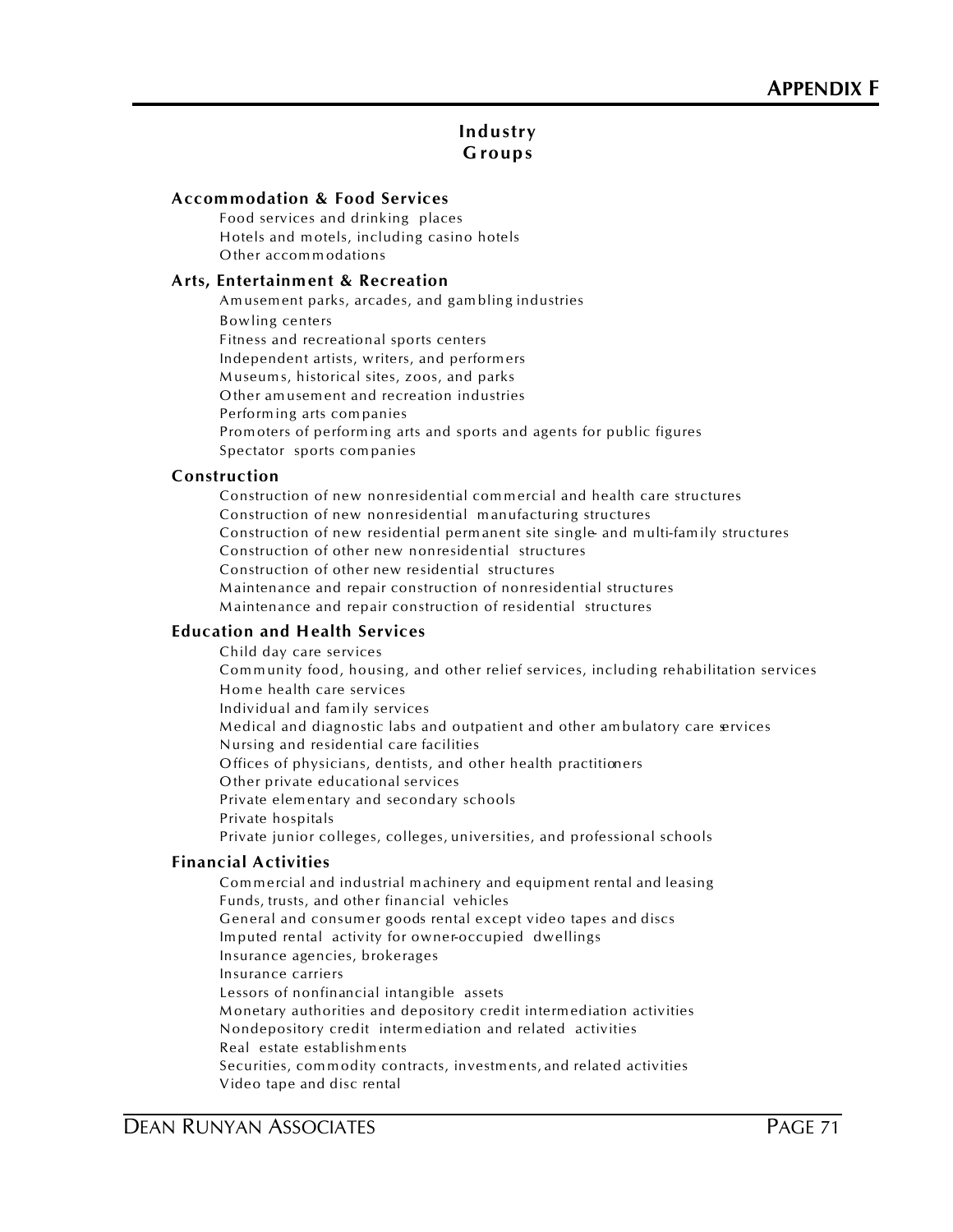## APPENDIX F

# Industry Groups

### Accommodation & Food Services

- Food services and drinking places
- Hotels and motels, including casino hotels
- Other accommodations

### Arts, Entertainment & Recreation

- Amusement parks, arcades, and gambling industries
- Bowling centers
- Fitness and recreational sports centers
- Independent artists, writers, and performers
- Museums, historical sites, zoos, and parks
- Other amusement and recreation industries
- Performing arts companies
- Promoters of performing arts and sports and agents for public figures
- Spectator sports companies

### Construction

- Construction of new nonresidential commercial and health care structures
- Construction of new nonresidential manufacturing structures
- Construction of new residential permanent site single- and multi-family structures
- Construction of other new nonresidential structures
- Construction of other new residential structures
- Maintenance and repair construction of nonresidential structures
- Maintenance and repair construction of residential structures

### Education and Health Services

- Child day care services
- Community food, housing, and other relief services, including rehabilitation services
- Home health care services
- Individual and family services
- Medical and diagnostic labs and outpatient and other ambulatory care services
- Nursing and residential care facilities
- Offices of physicians, dentists, and other health practitioners
- Other private educational services
- Private elementary and secondary schools
- Private hospitals
- Private junior colleges, colleges, universities, and professional schools

### Financial Activities

- Commercial and industrial machinery and equipment rental and leasing
- Funds, trusts, and other financial vehicles
- General and consumer goods rental except video tapes and discs
- Imputed rental activity for owner-occupied dwellings
- Insurance agencies, brokerages
- Insurance carriers
- Lessors of nonfinancial intangible assets
- Monetary authorities and depository credit intermediation activities
- Nondepository credit intermediation and related activities
- Real estate establishments
- Securities, commodity contracts, investments, and related activities
- Video tape and disc rental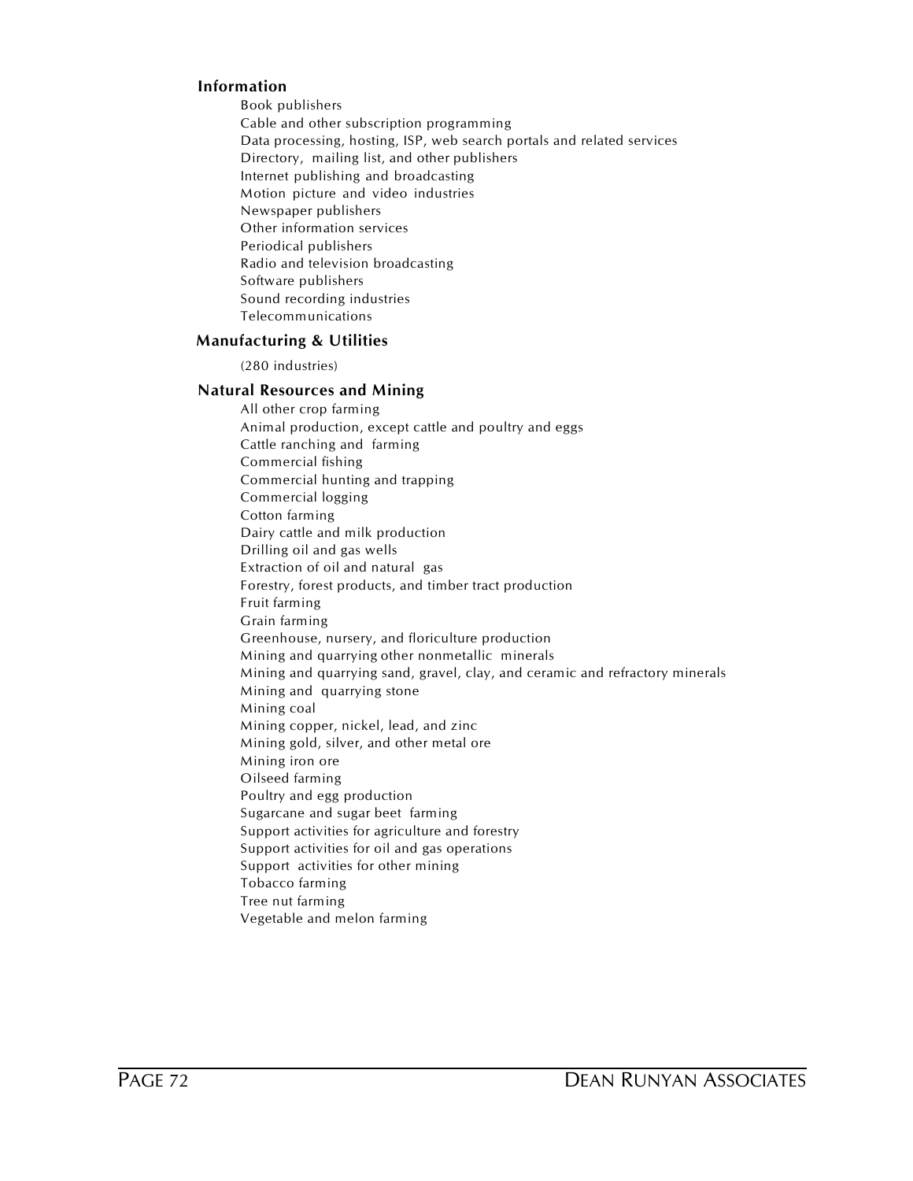**Information**

- Book publishers
- Cable and other subscription programming
- Data processing, hosting, ISP, web search portals and related services
- Directory, mailing list, and other publishers
- Internet publishing and broadcasting
- Motion picture and video industries
- Newspaper publishers
- Other information services
- Periodical publishers
- Radio and television broadcasting
- Software publishers
- Sound recording industries
- Telecommunications

**Manufacturing & Utilities**

(280 industries)

**Natural Resources and Mining**

- All other crop farming
- Animal production, except cattle and poultry and eggs
- Cattle ranching and farming
- Commercial fishing
- Commercial hunting and trapping
- Commercial logging
- Cotton farming
- Dairy cattle and milk production
- Drilling oil and gas wells
- Extraction of oil and natural gas
- Forestry, forest products, and timber tract production
- Fruit farming
- Grain farming
- Greenhouse, nursery, and floriculture production
- Mining and quarrying other nonmetallic minerals
- Mining and quarrying sand, gravel, clay, and ceramic and refractory minerals
- Mining and quarrying stone
- Mining coal
- Mining copper, nickel, lead, and zinc
- Mining gold, silver, and other metal ore
- Mining iron ore
- Oilseed farming
- Poultry and egg production
- Sugarcane and sugar beet farming
- Support activities for agriculture and forestry
- Support activities for oil and gas operations
- Support activities for other mining
- Tobacco farming
- Tree nut farming
- Vegetable and melon farming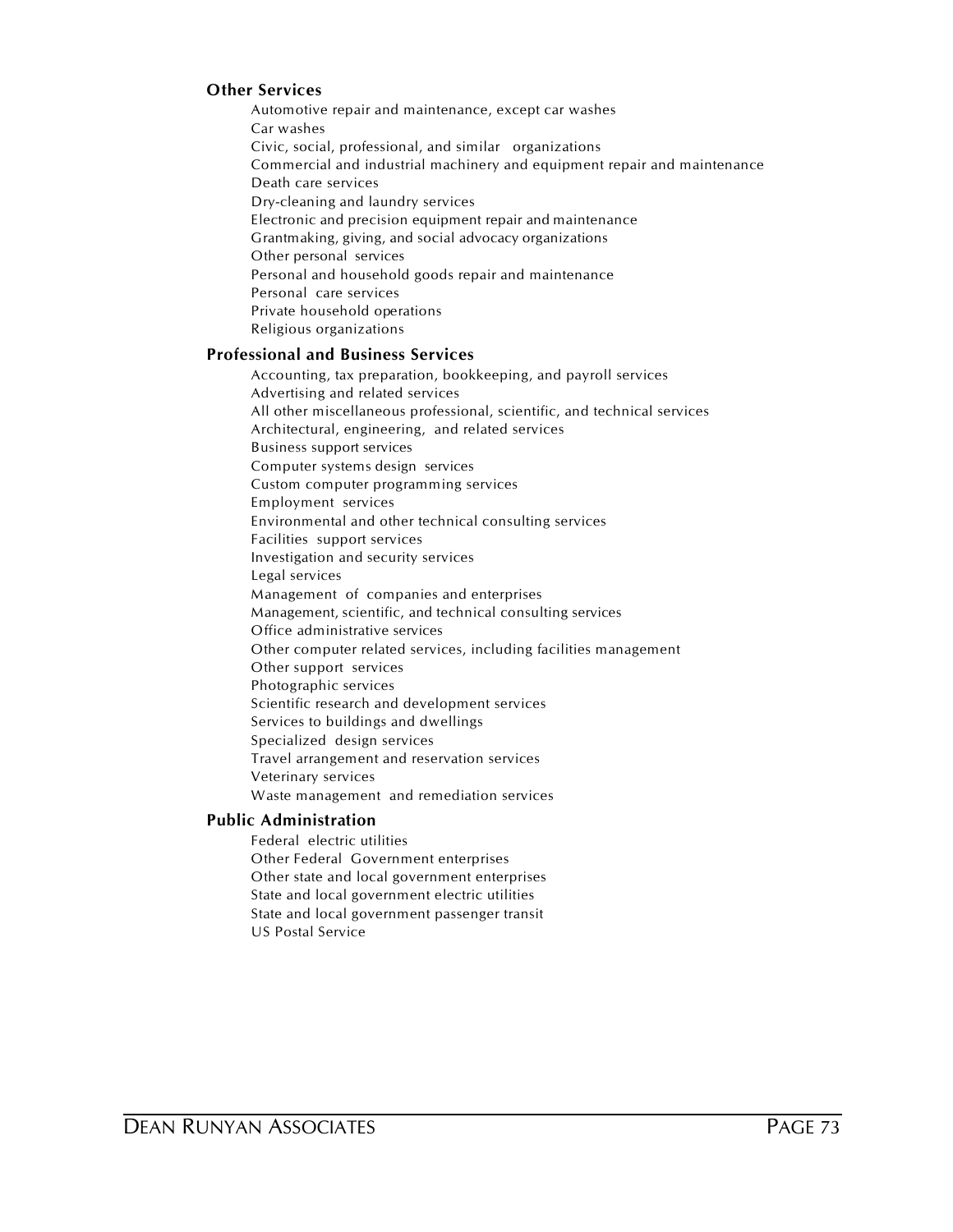## Other Services

- Automotive repair and maintenance, except car washes
- Car washes
- Civic, social, professional, and similar organizations
- Commercial and industrial machinery and equipment repair and maintenance
- Death care services
- Dry-cleaning and laundry services
- Electronic and precision equipment repair and maintenance
- Grantmaking, giving, and social advocacy organizations
- Other personal services
- Personal and household goods repair and maintenance
- Personal care services
- Private household operations
- Religious organizations

## Professional and Business Services

- Accounting, tax preparation, bookkeeping, and payroll services
- Advertising and related services
- All other miscellaneous professional, scientific, and technical services
- Architectural, engineering, and related services
- Business support services
- Computer systems design services
- Custom computer programming services
- Employment services
- Environmental and other technical consulting services
- Facilities support services
- Investigation and security services
- Legal services
- Management of companies and enterprises
- Management, scientific, and technical consulting services
- Office administrative services
- Other computer related services, including facilities management
- Other support services
- Photographic services
- Scientific research and development services
- Services to buildings and dwellings
- Specialized design services
- Travel arrangement and reservation services
- Veterinary services
- Waste management and remediation services

## Public Administration

- Federal electric utilities
- Other Federal Government enterprises
- Other state and local government enterprises
- State and local government electric utilities
- State and local government passenger transit
- US Postal Service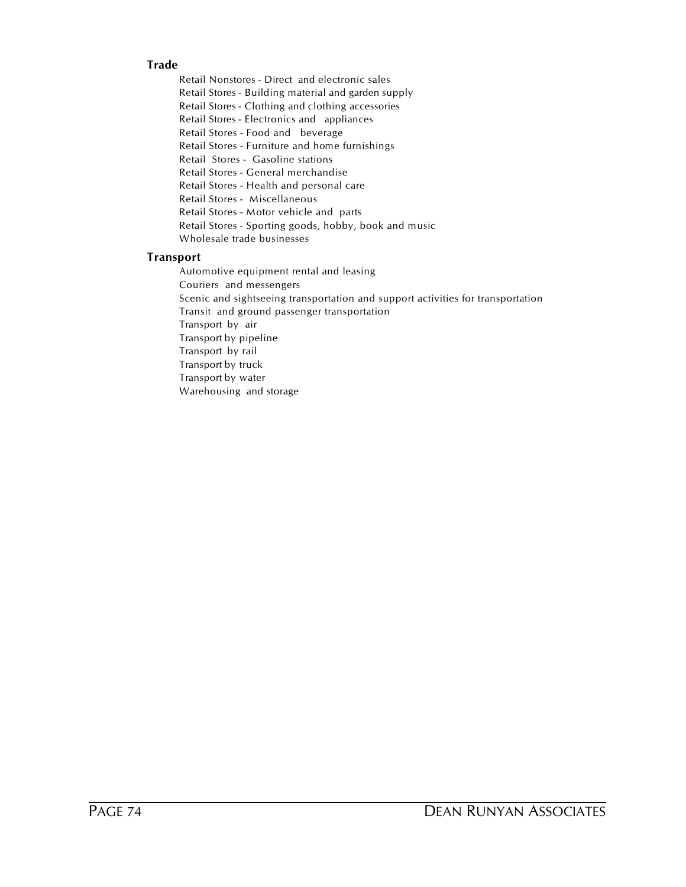**Trade**

- Retail Nonstores - Direct and electronic sales
- Retail Stores - Building material and garden supply
- Retail Stores - Clothing and clothing accessories
- Retail Stores - Electronics and appliances
- Retail Stores - Food and beverage
- Retail Stores - Furniture and home furnishings
- Retail Stores - Gasoline stations
- Retail Stores - General merchandise
- Retail Stores - Health and personal care
- Retail Stores - Miscellaneous
- Retail Stores - Motor vehicle and parts
- Retail Stores - Sporting goods, hobby, book and music
- Wholesale trade businesses

**Transport**

- Automotive equipment rental and leasing
- Couriers and messengers
- Scenic and sightseeing transportation and support activities for transportation
- Transit and ground passenger transportation
- Transport by air
- Transport by pipeline
- Transport by rail
- Transport by truck
- Transport by water
- Warehousing and storage